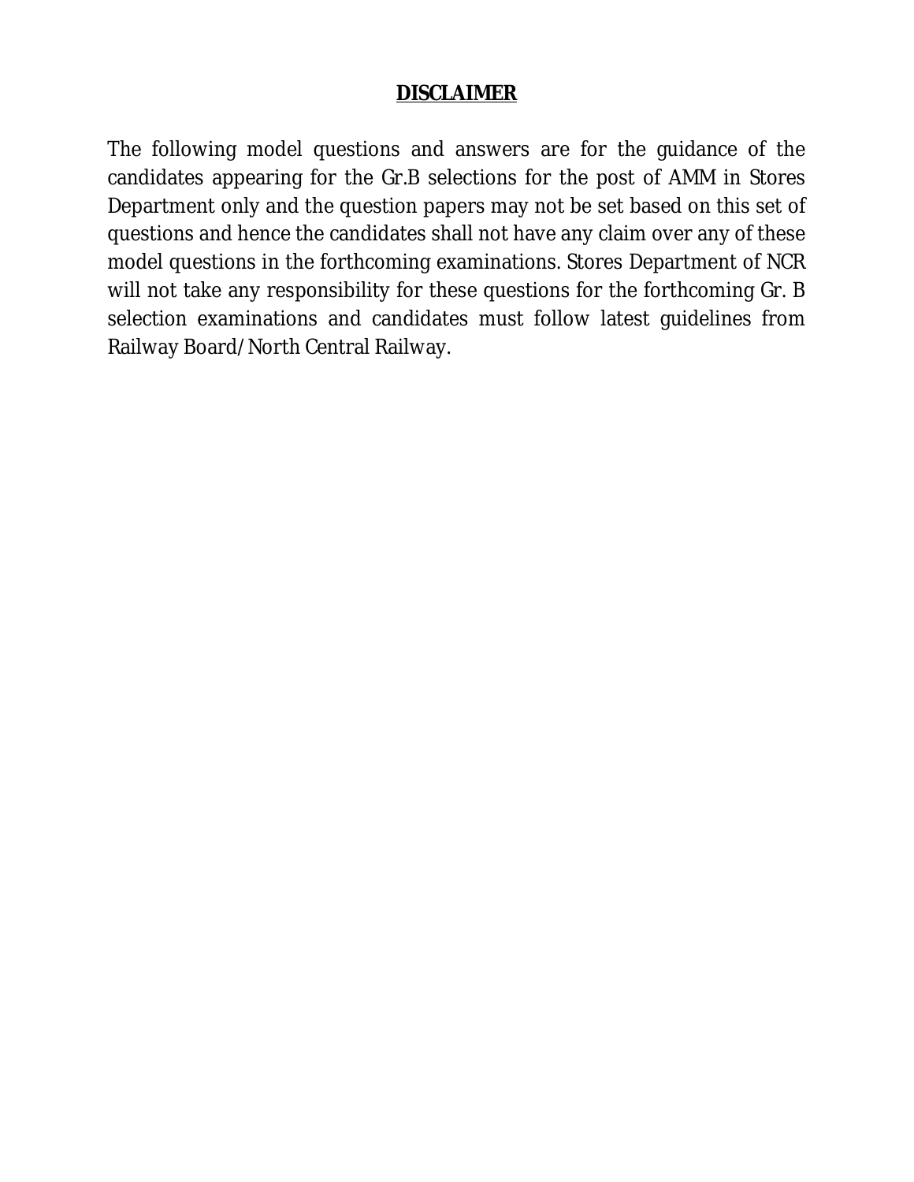# **DISCLAIMER**

The following model questions and answers are for the guidance of the candidates appearing for the Gr.B selections for the post of AMM in Stores Department only and the question papers may not be set based on this set of questions and hence the candidates shall not have any claim over any of these model questions in the forthcoming examinations. Stores Department of NCR will not take any responsibility for these questions for the forthcoming Gr. B selection examinations and candidates must follow latest guidelines from Railway Board/North Central Railway.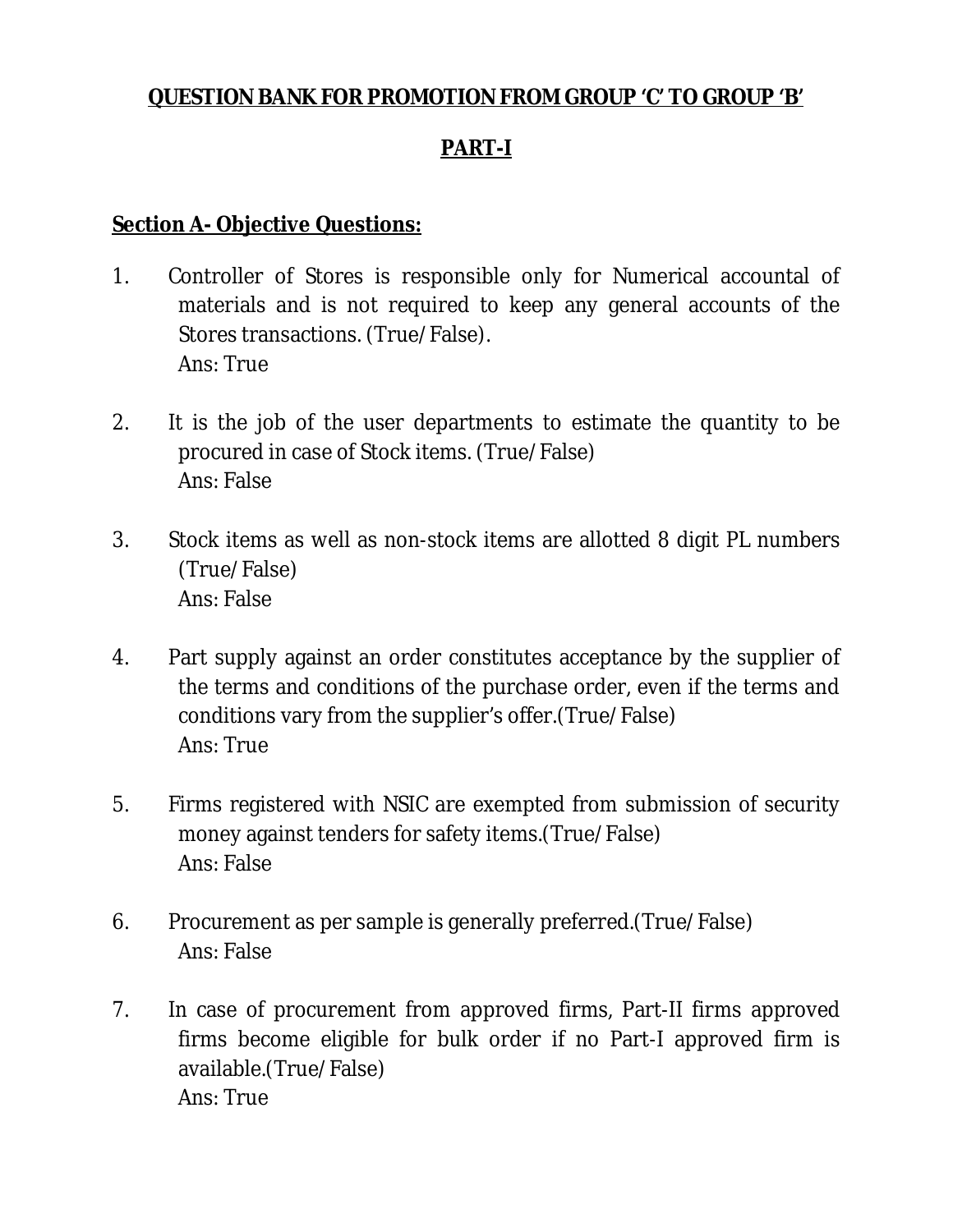# QUESTION BANK FOR PROMOTION FROM GROUP 'C' TO GROUP 'B'

## PART-I

### Section A- Objective Questions:

1. Controller of Stores is responsible only for Numerical accountal of materials and is not required to keep any general accounts of the Stores transactions. (True/False).
   Ans: True

2. It is the job of the user departments to estimate the quantity to be procured in case of Stock items. (True/False)
   Ans: False

3. Stock items as well as non-stock items are allotted 8 digit PL numbers (True/False)
   Ans: False

4. Part supply against an order constitutes acceptance by the supplier of the terms and conditions of the purchase order, even if the terms and conditions vary from the supplier's offer.(True/False)
   Ans: True

5. Firms registered with NSIC are exempted from submission of security money against tenders for safety items.(True/False)
   Ans: False

6. Procurement as per sample is generally preferred.(True/False)
   Ans: False

7. In case of procurement from approved firms, Part-II firms approved firms become eligible for bulk order if no Part-I approved firm is available.(True/False)
   Ans: True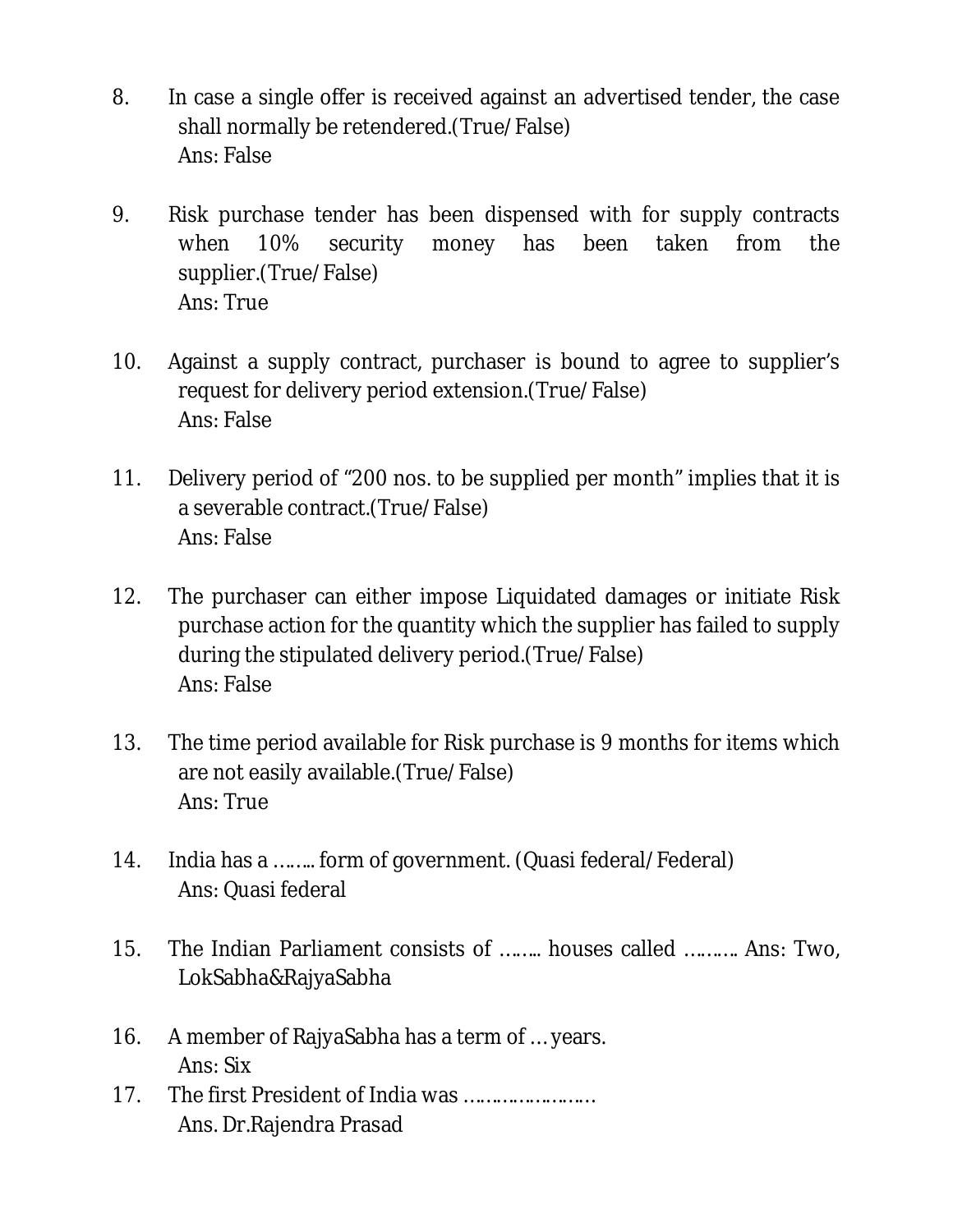8. In case a single offer is received against an advertised tender, the case shall normally be retendered.(True/False)
   Ans: False

9. Risk purchase tender has been dispensed with for supply contracts when 10% security money has been taken from the supplier.(True/False)
   Ans: True

10. Against a supply contract, purchaser is bound to agree to supplier's request for delivery period extension.(True/False)
    Ans: False

11. Delivery period of "200 nos. to be supplied per month" implies that it is a severable contract.(True/False)
    Ans: False

12. The purchaser can either impose Liquidated damages or initiate Risk purchase action for the quantity which the supplier has failed to supply during the stipulated delivery period.(True/False)
    Ans: False

13. The time period available for Risk purchase is 9 months for items which are not easily available.(True/False)
    Ans: True

14. India has a …….. form of government. (Quasi federal/Federal)
    Ans: Quasi federal

15. The Indian Parliament consists of …….. houses called ………. Ans: Two, LokSabha&RajyaSabha

16. A member of RajyaSabha has a term of … years.
    Ans: Six

17. The first President of India was ……………………
    Ans. Dr.Rajendra Prasad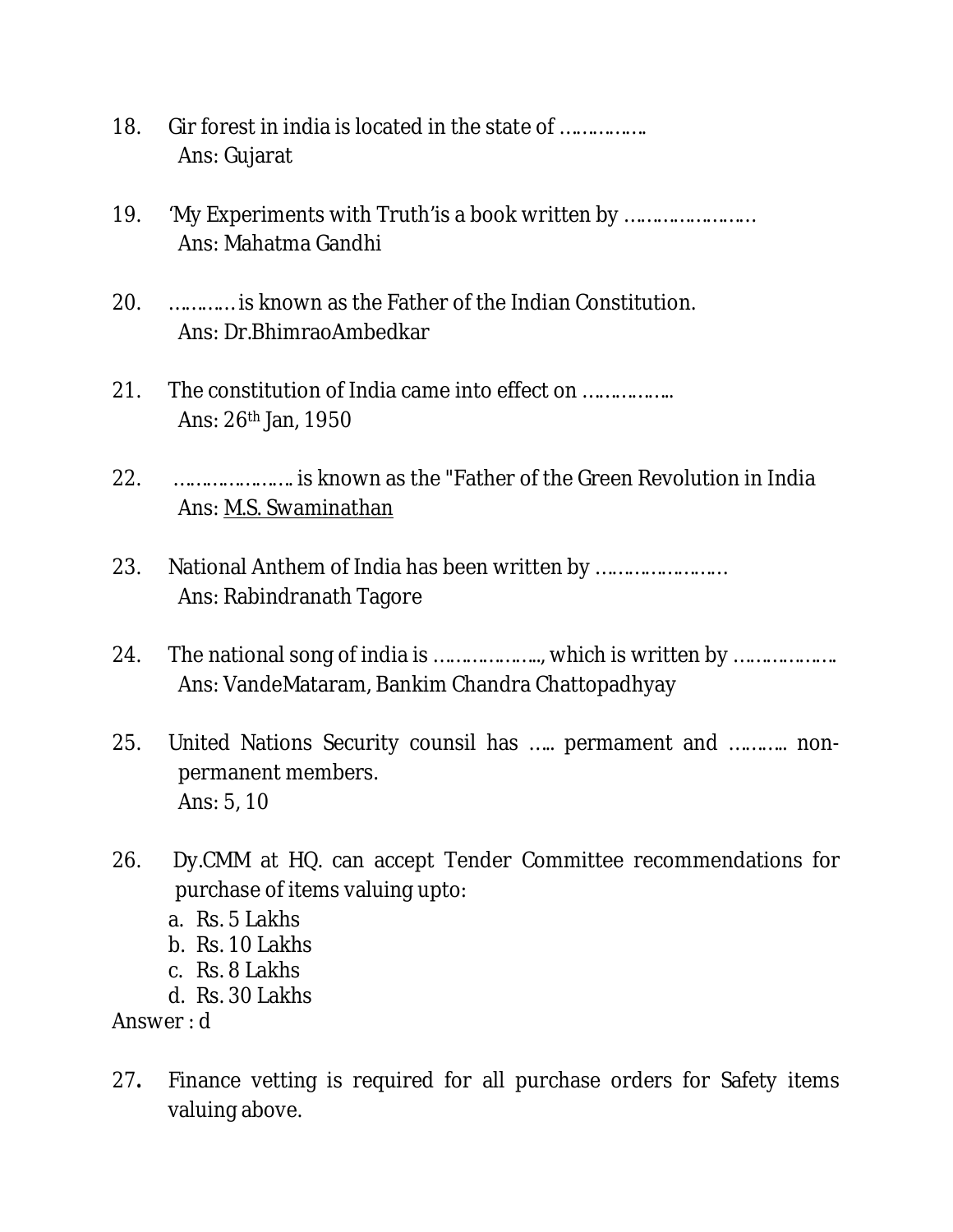18. Gir forest in india is located in the state of …………….
    Ans: Gujarat

19. 'My Experiments with Truth'is a book written by ……………………
    Ans: Mahatma Gandhi

20. ………… is known as the Father of the Indian Constitution.
    Ans: Dr.BhimraoAmbedkar

21. The constitution of India came into effect on ……………..
    Ans: 26th Jan, 1950

22. ………………… is known as the "Father of the Green Revolution in India
    Ans: M.S. Swaminathan

23. National Anthem of India has been written by ……………………
    Ans: Rabindranath Tagore

24. The national song of india is ………………., which is written by ……………….
    Ans: VandeMataram, Bankim Chandra Chattopadhyay

25. United Nations Security counsil has ….. permament and ………. non-permanent members.
    Ans: 5, 10

26. Dy.CMM at HQ. can accept Tender Committee recommendations for purchase of items valuing upto:
    a. Rs. 5 Lakhs
    b. Rs. 10 Lakhs
    c. Rs. 8 Lakhs
    d. Rs. 30 Lakhs

Answer : d

27. Finance vetting is required for all purchase orders for Safety items valuing above.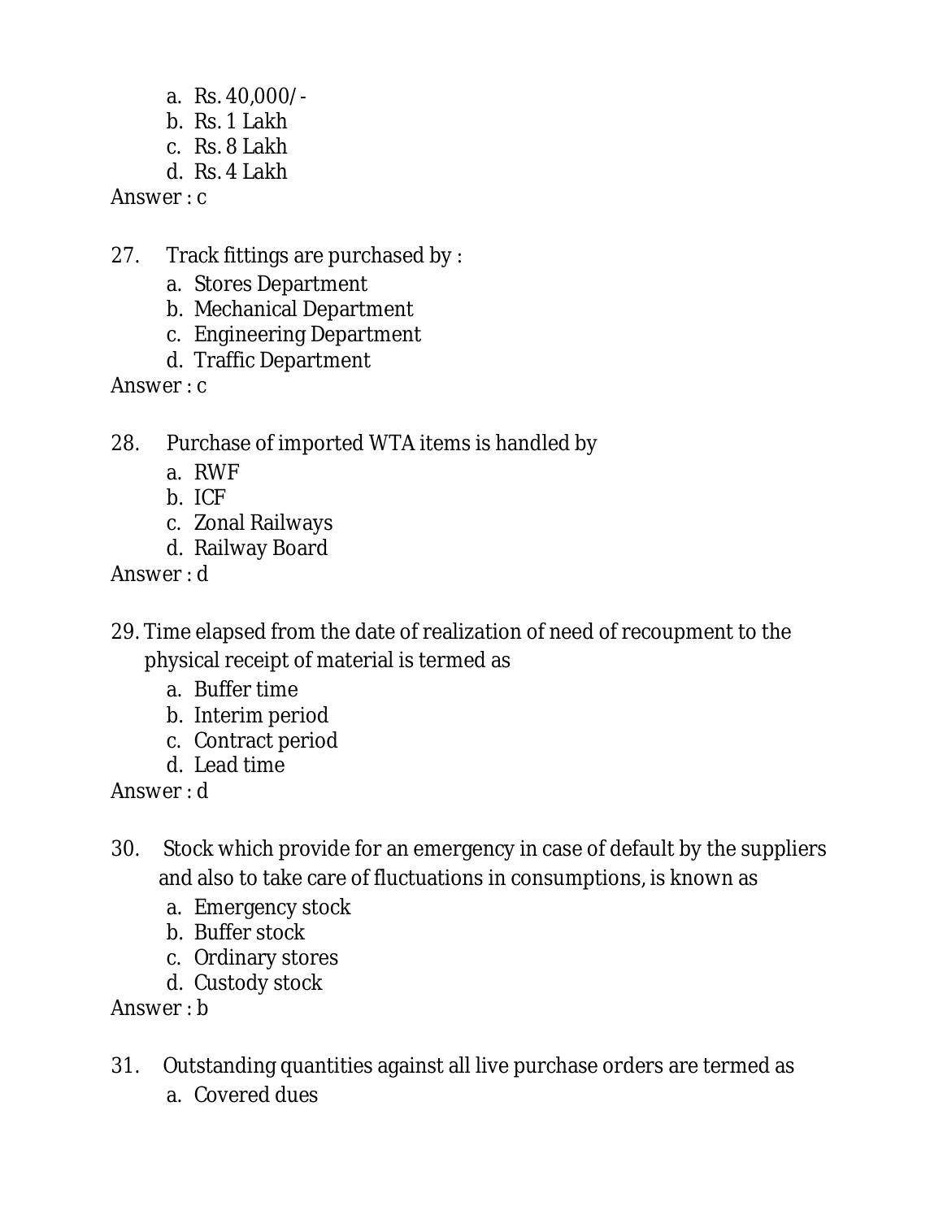a. Rs. 40,000/-
b. Rs. 1 Lakh
c. Rs. 8 Lakh
d. Rs. 4 Lakh

Answer : c

27. Track fittings are purchased by :
    a. Stores Department
    b. Mechanical Department
    c. Engineering Department
    d. Traffic Department

Answer : c

28. Purchase of imported WTA items is handled by
    a. RWF
    b. ICF
    c. Zonal Railways
    d. Railway Board

Answer : d

29. Time elapsed from the date of realization of need of recoupment to the physical receipt of material is termed as
    a. Buffer time
    b. Interim period
    c. Contract period
    d. Lead time

Answer : d

30. Stock which provide for an emergency in case of default by the suppliers and also to take care of fluctuations in consumptions, is known as
    a. Emergency stock
    b. Buffer stock
    c. Ordinary stores
    d. Custody stock

Answer : b

31. Outstanding quantities against all live purchase orders are termed as
    a. Covered dues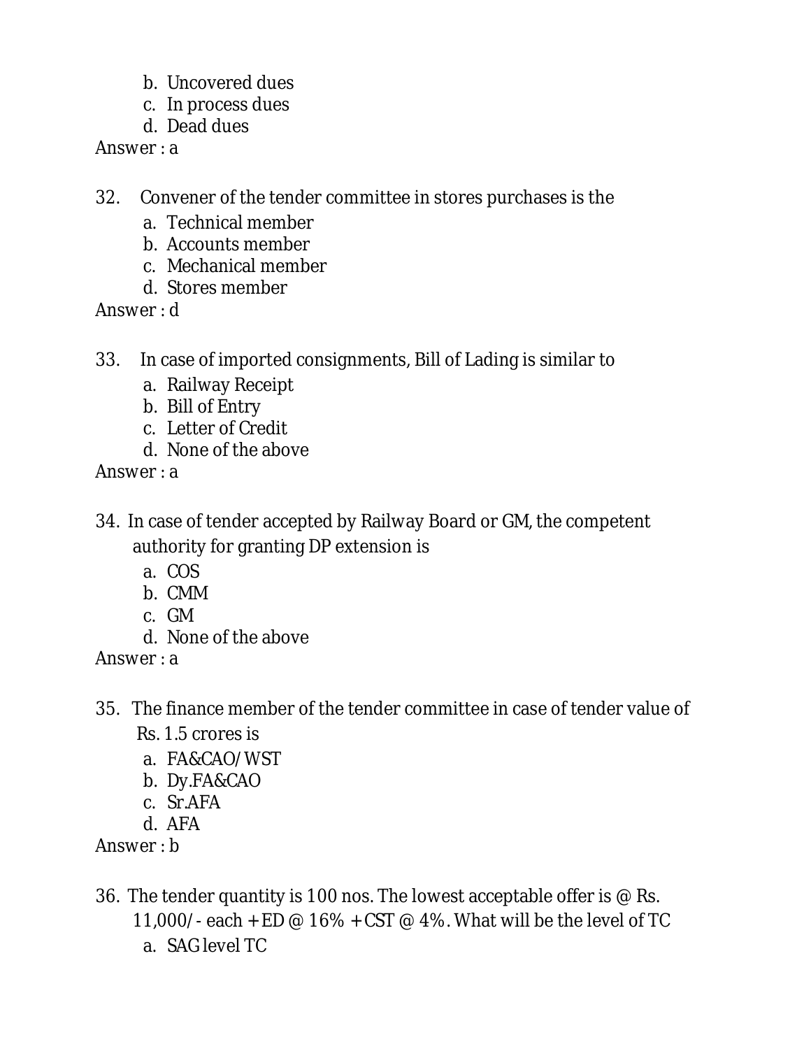b. Uncovered dues
c. In process dues
d. Dead dues

Answer : a

32. Convener of the tender committee in stores purchases is the
    a. Technical member
    b. Accounts member
    c. Mechanical member
    d. Stores member

Answer : d

33. In case of imported consignments, Bill of Lading is similar to
    a. Railway Receipt
    b. Bill of Entry
    c. Letter of Credit
    d. None of the above

Answer : a

34. In case of tender accepted by Railway Board or GM, the competent authority for granting DP extension is
    a. COS
    b. CMM
    c. GM
    d. None of the above

Answer : a

35. The finance member of the tender committee in case of tender value of Rs. 1.5 crores is
    a. FA&CAO/WST
    b. Dy.FA&CAO
    c. Sr.AFA
    d. AFA

Answer : b

36. The tender quantity is 100 nos. The lowest acceptable offer is @ Rs. 11,000/- each + ED @ 16% + CST @ 4%. What will be the level of TC
    a. SAG level TC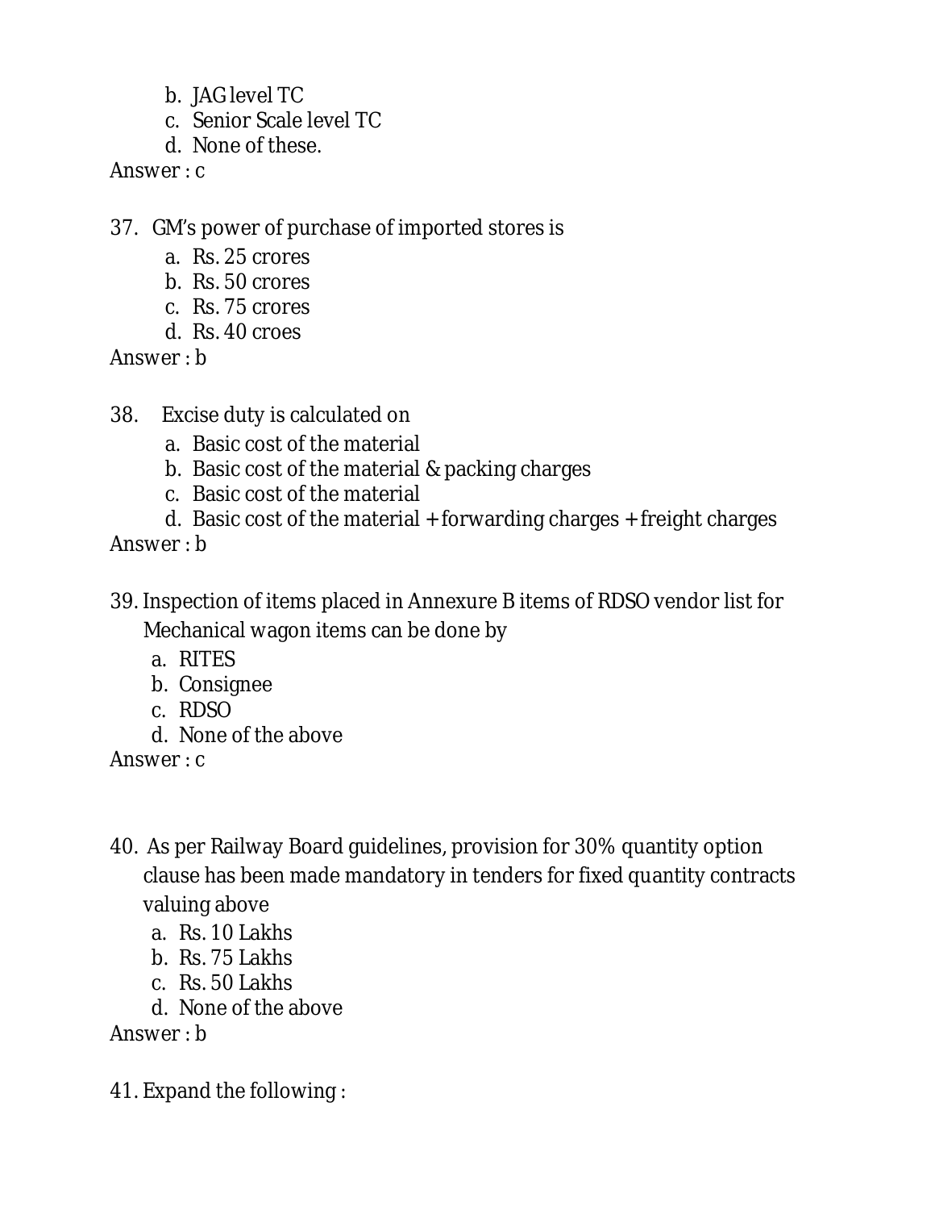b. JAG level TC
c. Senior Scale level TC
d. None of these.

Answer : c

37. GM's power of purchase of imported stores is
    a. Rs. 25 crores
    b. Rs. 50 crores
    c. Rs. 75 crores
    d. Rs. 40 croes

Answer : b

38. Excise duty is calculated on
    a. Basic cost of the material
    b. Basic cost of the material & packing charges
    c. Basic cost of the material
    d. Basic cost of the material + forwarding charges + freight charges

Answer : b

39. Inspection of items placed in Annexure B items of RDSO vendor list for Mechanical wagon items can be done by
    a. RITES
    b. Consignee
    c. RDSO
    d. None of the above

Answer : c

40. As per Railway Board guidelines, provision for 30% quantity option clause has been made mandatory in tenders for fixed quantity contracts valuing above
    a. Rs. 10 Lakhs
    b. Rs. 75 Lakhs
    c. Rs. 50 Lakhs
    d. None of the above

Answer : b

41. Expand the following :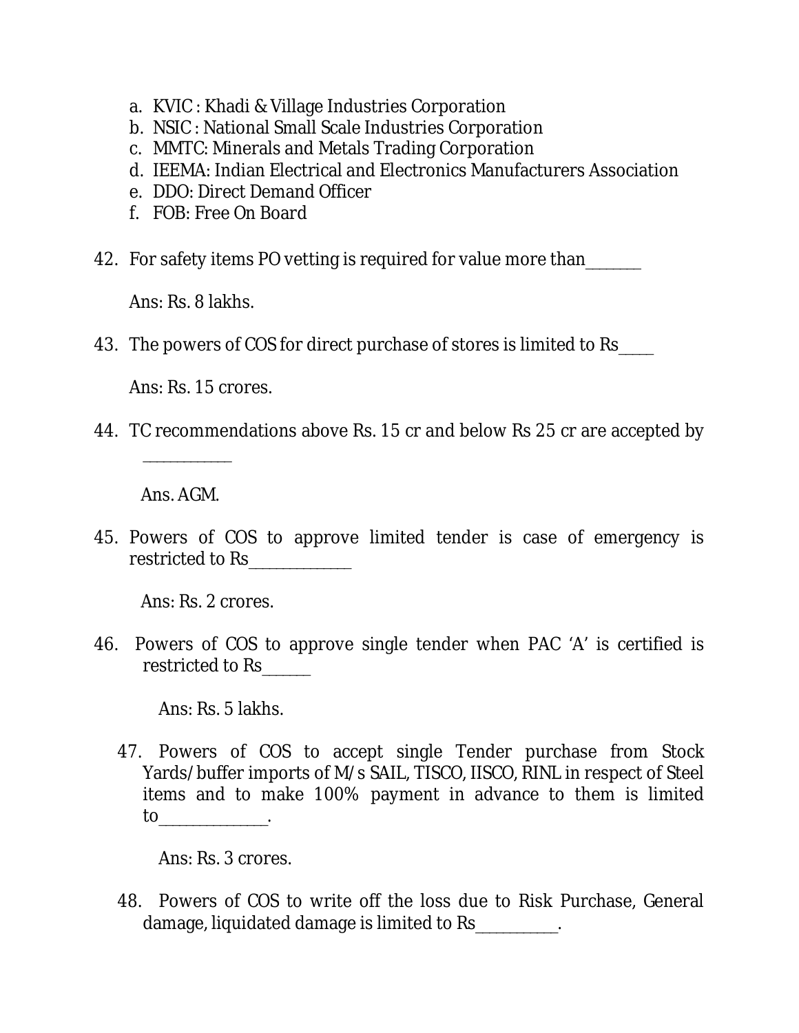a. KVIC : Khadi & Village Industries Corporation
b. NSIC : National Small Scale Industries Corporation
c. MMTC: Minerals and Metals Trading Corporation
d. IEEMA: Indian Electrical and Electronics Manufacturers Association
e. DDO: Direct Demand Officer
f. FOB: Free On Board

42. For safety items PO vetting is required for value more than_______

    Ans: Rs. 8 lakhs.

43. The powers of COS for direct purchase of stores is limited to Rs____

    Ans: Rs. 15 crores.

44. TC recommendations above Rs. 15 cr and below Rs 25 cr are accepted by ___________

    Ans. AGM.

45. Powers of COS to approve limited tender is case of emergency is restricted to Rs_____________

    Ans: Rs. 2 crores.

46. Powers of COS to approve single tender when PAC 'A' is certified is restricted to Rs______

    Ans: Rs. 5 lakhs.

47. Powers of COS to accept single Tender purchase from Stock Yards/buffer imports of M/s SAIL, TISCO, IISCO, RINL in respect of Steel items and to make 100% payment in advance to them is limited to_____________.

    Ans: Rs. 3 crores.

48. Powers of COS to write off the loss due to Risk Purchase, General damage, liquidated damage is limited to Rs__________.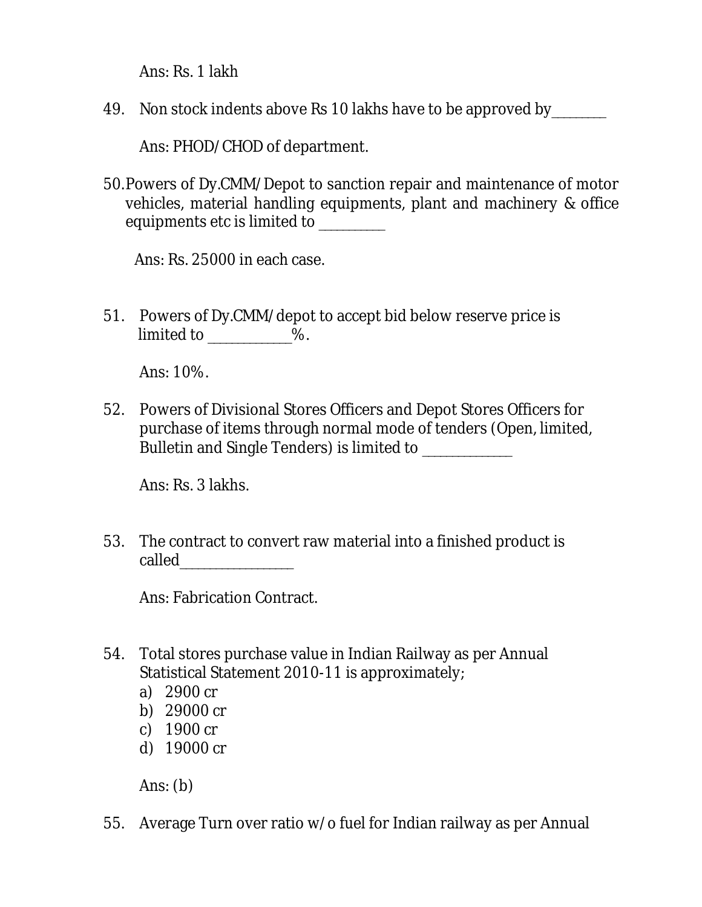Ans: Rs. 1 lakh

49. Non stock indents above Rs 10 lakhs have to be approved by________

    Ans: PHOD/CHOD of department.

50. Powers of Dy.CMM/Depot to sanction repair and maintenance of motor vehicles, material handling equipments, plant and machinery & office equipments etc is limited to __________

    Ans: Rs. 25000 in each case.

51. Powers of Dy.CMM/depot to accept bid below reserve price is limited to ____________%.

    Ans: 10%.

52. Powers of Divisional Stores Officers and Depot Stores Officers for purchase of items through normal mode of tenders (Open, limited, Bulletin and Single Tenders) is limited to ______________

    Ans: Rs. 3 lakhs.

53. The contract to convert raw material into a finished product is called_________________

    Ans: Fabrication Contract.

54. Total stores purchase value in Indian Railway as per Annual Statistical Statement 2010-11 is approximately;
    a) 2900 cr
    b) 29000 cr
    c) 1900 cr
    d) 19000 cr

    Ans: (b)

55. Average Turn over ratio w/o fuel for Indian railway as per Annual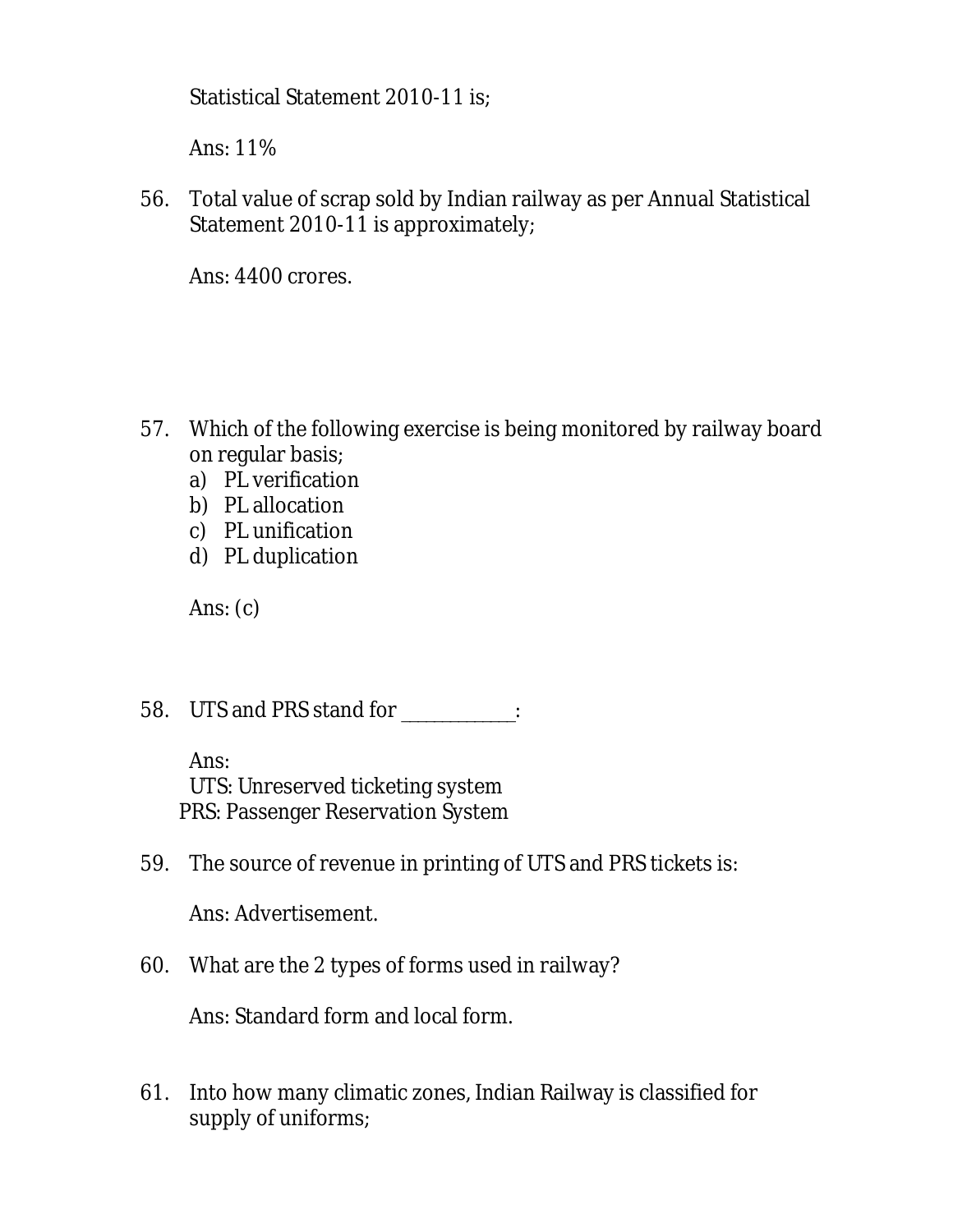Statistical Statement 2010-11 is;

Ans: 11%

56. Total value of scrap sold by Indian railway as per Annual Statistical Statement 2010-11 is approximately;

    Ans: 4400 crores.

57. Which of the following exercise is being monitored by railway board on regular basis;
    a) PL verification
    b) PL allocation
    c) PL unification
    d) PL duplication

    Ans: (c)

58. UTS and PRS stand for ___________:

    Ans:
    UTS: Unreserved ticketing system
    PRS: Passenger Reservation System

59. The source of revenue in printing of UTS and PRS tickets is:

    Ans: Advertisement.

60. What are the 2 types of forms used in railway?

    Ans: Standard form and local form.

61. Into how many climatic zones, Indian Railway is classified for supply of uniforms;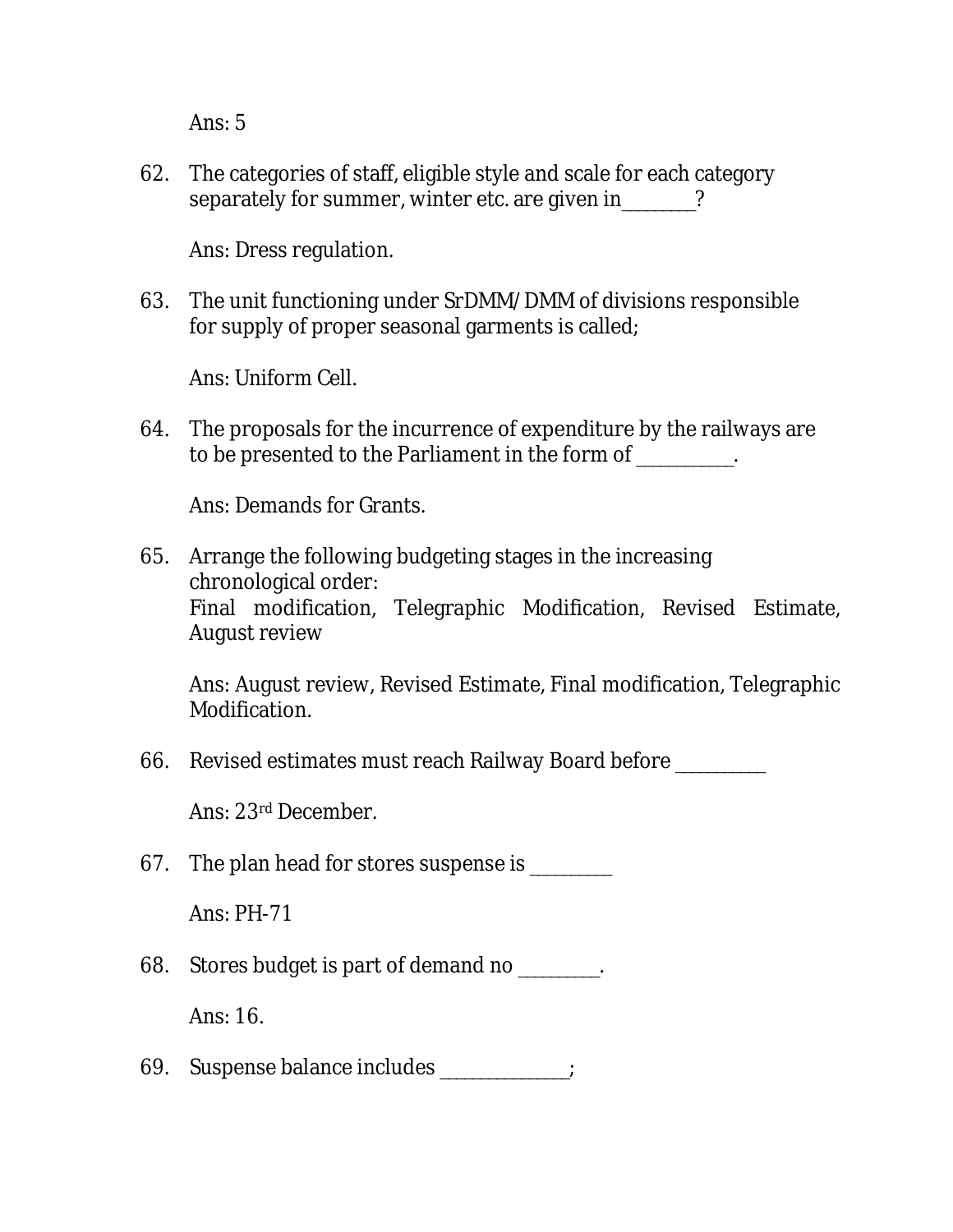Ans: 5

62. The categories of staff, eligible style and scale for each category separately for summer, winter etc. are given in________?

    Ans: Dress regulation.

63. The unit functioning under SrDMM/ DMM of divisions responsible for supply of proper seasonal garments is called;

    Ans: Uniform Cell.

64. The proposals for the incurrence of expenditure by the railways are to be presented to the Parliament in the form of ___________.

    Ans: Demands for Grants.

65. Arrange the following budgeting stages in the increasing chronological order:
    Final modification, Telegraphic Modification, Revised Estimate, August review

    Ans: August review, Revised Estimate, Final modification, Telegraphic Modification.

66. Revised estimates must reach Railway Board before __________

    Ans: 23rd December.

67. The plan head for stores suspense is _________

    Ans: PH-71

68. Stores budget is part of demand no _________.

    Ans: 16.

69. Suspense balance includes ______________;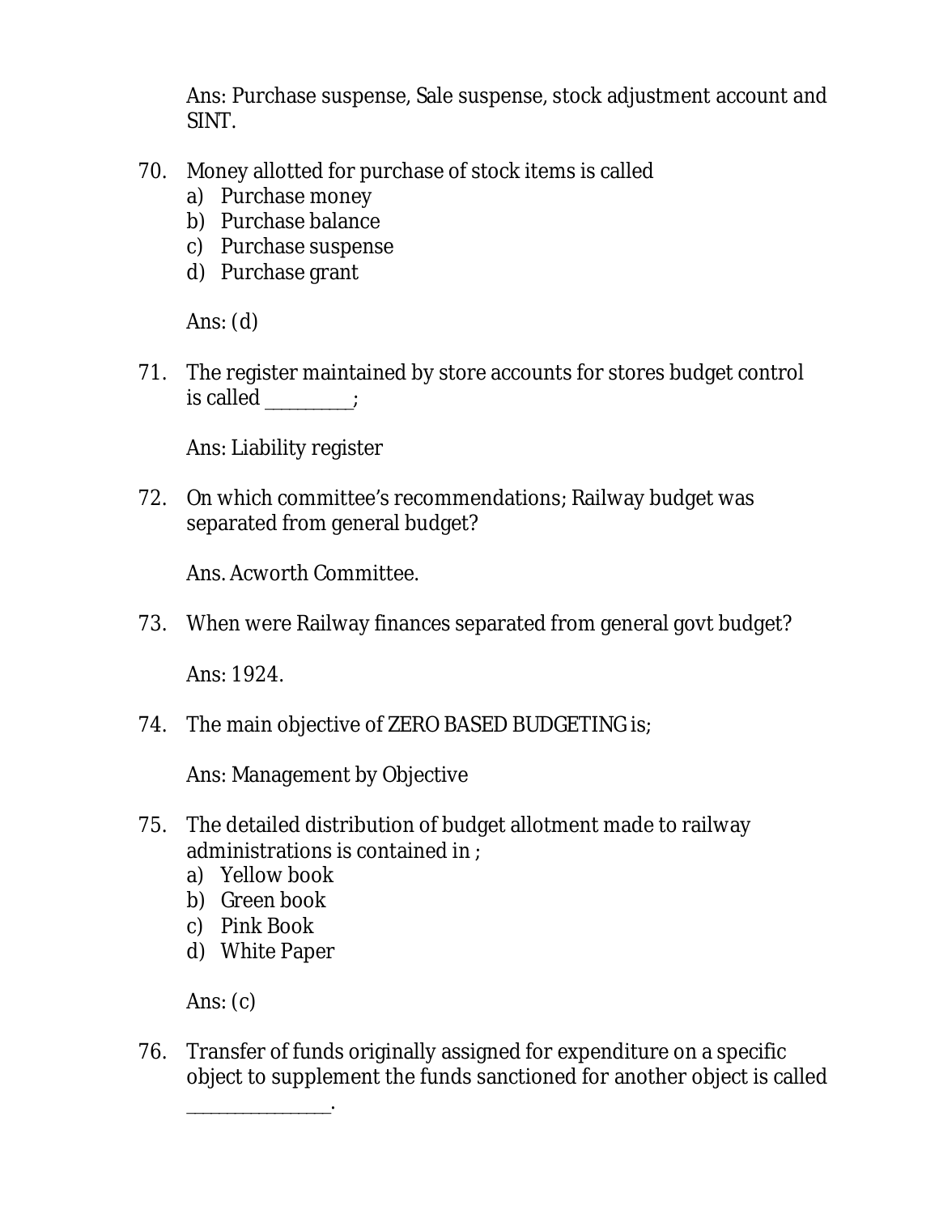Ans: Purchase suspense, Sale suspense, stock adjustment account and SINT.

70. Money allotted for purchase of stock items is called
    a) Purchase money
    b) Purchase balance
    c) Purchase suspense
    d) Purchase grant

    Ans: (d)

71. The register maintained by store accounts for stores budget control is called _________;

    Ans: Liability register

72. On which committee's recommendations; Railway budget was separated from general budget?

    Ans. Acworth Committee.

73. When were Railway finances separated from general govt budget?

    Ans: 1924.

74. The main objective of ZERO BASED BUDGETING is;

    Ans: Management by Objective

75. The detailed distribution of budget allotment made to railway administrations is contained in ;
    a) Yellow book
    b) Green book
    c) Pink Book
    d) White Paper

    Ans: (c)

76. Transfer of funds originally assigned for expenditure on a specific object to supplement the funds sanctioned for another object is called _______________.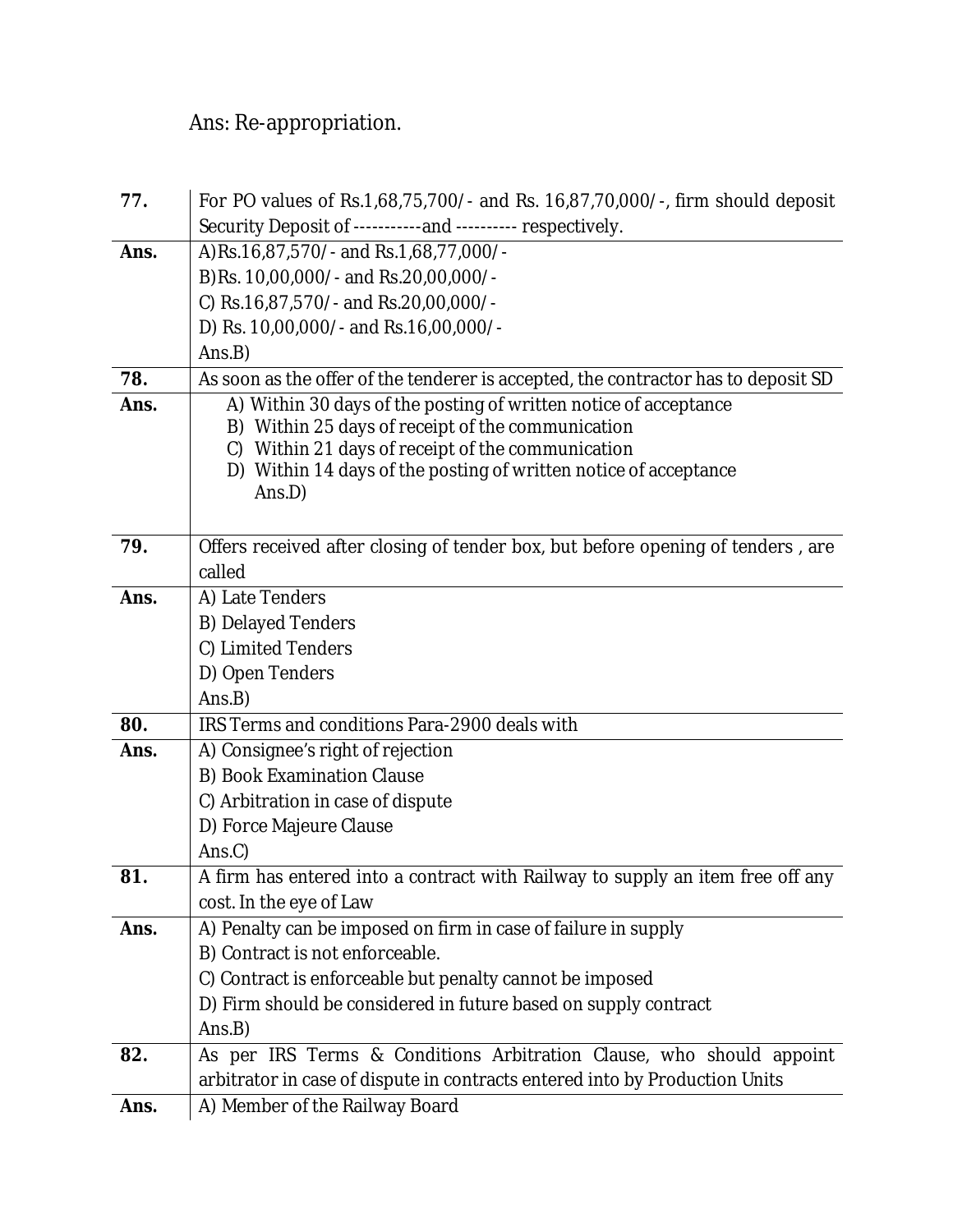Ans: Re-appropriation.

| | |
|---|---|
| **77.** | For PO values of Rs.1,68,75,700/- and Rs. 16,87,70,000/-, firm should deposit Security Deposit of -----------and ---------- respectively. |
| **Ans.** | A)Rs.16,87,570/- and Rs.1,68,77,000/-<br>B)Rs. 10,00,000/- and Rs.20,00,000/-<br>C) Rs.16,87,570/- and Rs.20,00,000/-<br>D) Rs. 10,00,000/- and Rs.16,00,000/-<br>Ans.B) |
| **78.** | As soon as the offer of the tenderer is accepted, the contractor has to deposit SD |
| **Ans.** | A) Within 30 days of the posting of written notice of acceptance<br>B) Within 25 days of receipt of the communication<br>C) Within 21 days of receipt of the communication<br>D) Within 14 days of the posting of written notice of acceptance<br>Ans.D) |
| **79.** | Offers received after closing of tender box, but before opening of tenders , are called |
| **Ans.** | A) Late Tenders<br>B) Delayed Tenders<br>C) Limited Tenders<br>D) Open Tenders<br>Ans.B) |
| **80.** | IRS Terms and conditions Para-2900 deals with |
| **Ans.** | A) Consignee's right of rejection<br>B) Book Examination Clause<br>C) Arbitration in case of dispute<br>D) Force Majeure Clause<br>Ans.C) |
| **81.** | A firm has entered into a contract with Railway to supply an item free off any cost. In the eye of Law |
| **Ans.** | A) Penalty can be imposed on firm in case of failure in supply<br>B) Contract is not enforceable.<br>C) Contract is enforceable but penalty cannot be imposed<br>D) Firm should be considered in future based on supply contract<br>Ans.B) |
| **82.** | As per IRS Terms & Conditions Arbitration Clause, who should appoint arbitrator in case of dispute in contracts entered into by Production Units |
| **Ans.** | A) Member of the Railway Board |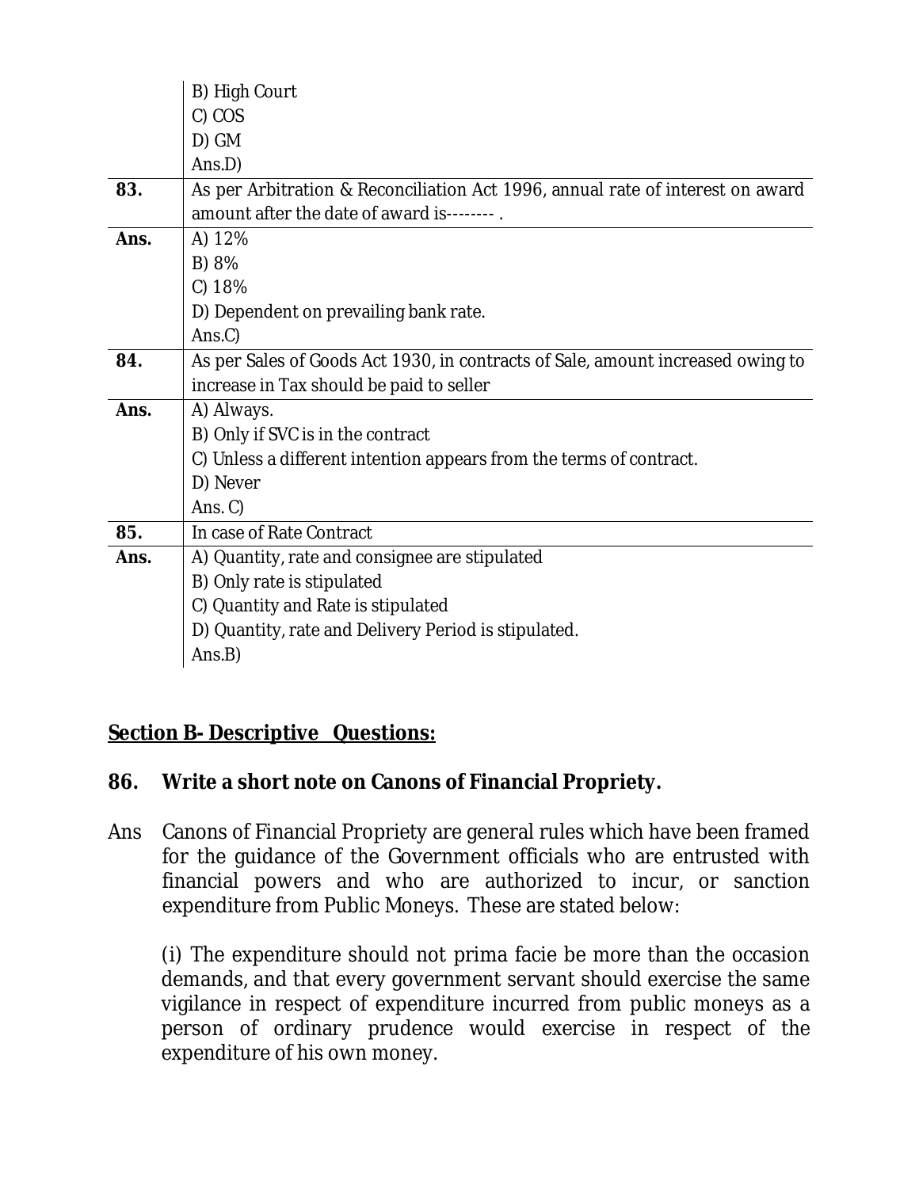| | |
|---|---|
| | B) High Court<br>C) COS<br>D) GM<br>Ans.D) |
| **83.** | As per Arbitration & Reconciliation Act 1996, annual rate of interest on award amount after the date of award is-------- . |
| **Ans.** | A) 12%<br>B) 8%<br>C) 18%<br>D) Dependent on prevailing bank rate.<br>Ans.C) |
| **84.** | As per Sales of Goods Act 1930, in contracts of Sale, amount increased owing to increase in Tax should be paid to seller |
| **Ans.** | A) Always.<br>B) Only if SVC is in the contract<br>C) Unless a different intention appears from the terms of contract.<br>D) Never<br>Ans. C) |
| **85.** | In case of Rate Contract |
| **Ans.** | A) Quantity, rate and consignee are stipulated<br>B) Only rate is stipulated<br>C) Quantity and Rate is stipulated<br>D) Quantity, rate and Delivery Period is stipulated.<br>Ans.B) |

## <u>Section B- Descriptive Questions:</u>

**86. Write a short note on Canons of Financial Propriety.**

Ans Canons of Financial Propriety are general rules which have been framed for the guidance of the Government officials who are entrusted with financial powers and who are authorized to incur, or sanction expenditure from Public Moneys. These are stated below:

(i) The expenditure should not prima facie be more than the occasion demands, and that every government servant should exercise the same vigilance in respect of expenditure incurred from public moneys as a person of ordinary prudence would exercise in respect of the expenditure of his own money.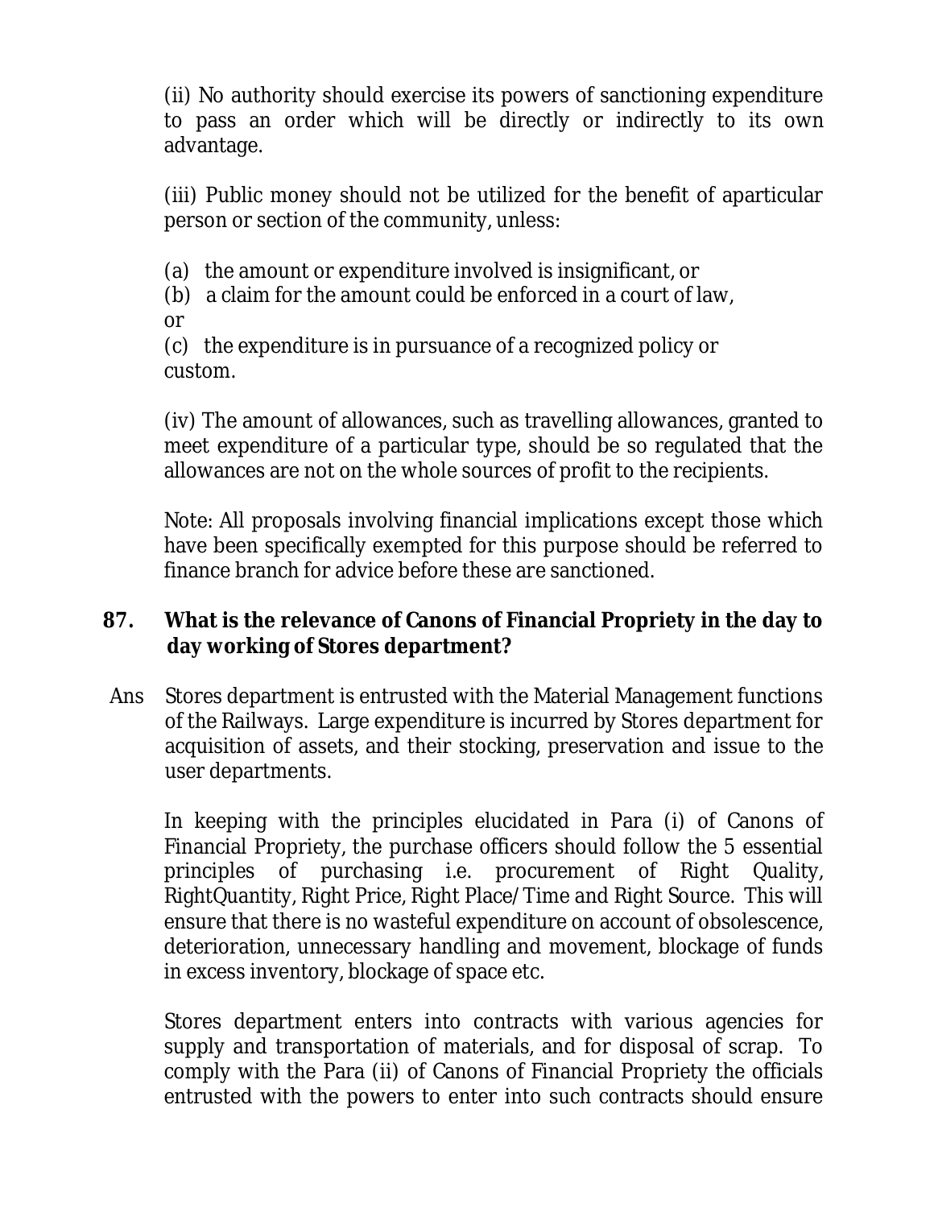(ii) No authority should exercise its powers of sanctioning expenditure to pass an order which will be directly or indirectly to its own advantage.

(iii) Public money should not be utilized for the benefit of aparticular person or section of the community, unless:

(a) the amount or expenditure involved is insignificant, or
(b) a claim for the amount could be enforced in a court of law, or
(c) the expenditure is in pursuance of a recognized policy or custom.

(iv) The amount of allowances, such as travelling allowances, granted to meet expenditure of a particular type, should be so regulated that the allowances are not on the whole sources of profit to the recipients.

Note: All proposals involving financial implications except those which have been specifically exempted for this purpose should be referred to finance branch for advice before these are sanctioned.

**87. What is the relevance of Canons of Financial Propriety in the day to day working of Stores department?**

Ans Stores department is entrusted with the Material Management functions of the Railways. Large expenditure is incurred by Stores department for acquisition of assets, and their stocking, preservation and issue to the user departments.

In keeping with the principles elucidated in Para (i) of Canons of Financial Propriety, the purchase officers should follow the 5 essential principles of purchasing i.e. procurement of Right Quality, RightQuantity, Right Price, Right Place/Time and Right Source. This will ensure that there is no wasteful expenditure on account of obsolescence, deterioration, unnecessary handling and movement, blockage of funds in excess inventory, blockage of space etc.

Stores department enters into contracts with various agencies for supply and transportation of materials, and for disposal of scrap. To comply with the Para (ii) of Canons of Financial Propriety the officials entrusted with the powers to enter into such contracts should ensure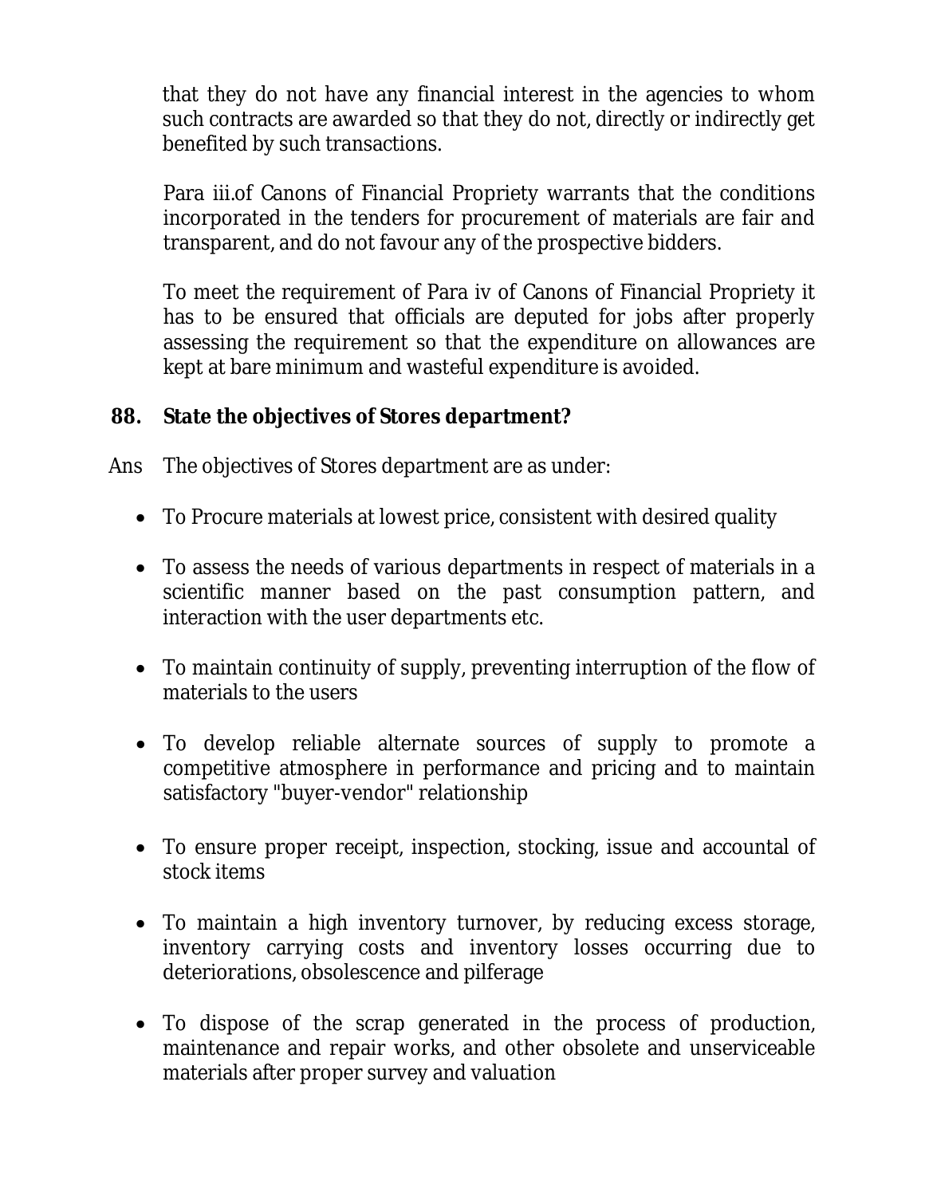that they do not have any financial interest in the agencies to whom such contracts are awarded so that they do not, directly or indirectly get benefited by such transactions.

Para iii.of Canons of Financial Propriety warrants that the conditions incorporated in the tenders for procurement of materials are fair and transparent, and do not favour any of the prospective bidders.

To meet the requirement of Para iv of Canons of Financial Propriety it has to be ensured that officials are deputed for jobs after properly assessing the requirement so that the expenditure on allowances are kept at bare minimum and wasteful expenditure is avoided.

**88. State the objectives of Stores department?**

Ans The objectives of Stores department are as under:

- To Procure materials at lowest price, consistent with desired quality
- To assess the needs of various departments in respect of materials in a scientific manner based on the past consumption pattern, and interaction with the user departments etc.
- To maintain continuity of supply, preventing interruption of the flow of materials to the users
- To develop reliable alternate sources of supply to promote a competitive atmosphere in performance and pricing and to maintain satisfactory "buyer-vendor" relationship
- To ensure proper receipt, inspection, stocking, issue and accountal of stock items
- To maintain a high inventory turnover, by reducing excess storage, inventory carrying costs and inventory losses occurring due to deteriorations, obsolescence and pilferage
- To dispose of the scrap generated in the process of production, maintenance and repair works, and other obsolete and unserviceable materials after proper survey and valuation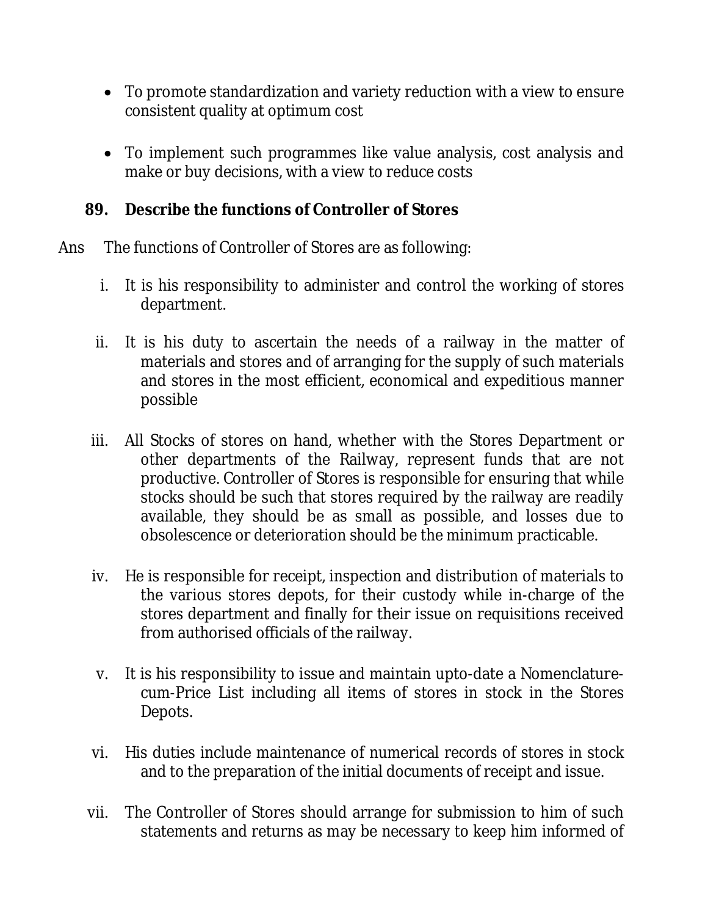- To promote standardization and variety reduction with a view to ensure consistent quality at optimum cost

- To implement such programmes like value analysis, cost analysis and make or buy decisions, with a view to reduce costs

**89. Describe the functions of Controller of Stores**

Ans The functions of Controller of Stores are as following:

i. It is his responsibility to administer and control the working of stores department.

ii. It is his duty to ascertain the needs of a railway in the matter of materials and stores and of arranging for the supply of such materials and stores in the most efficient, economical and expeditious manner possible

iii. All Stocks of stores on hand, whether with the Stores Department or other departments of the Railway, represent funds that are not productive. Controller of Stores is responsible for ensuring that while stocks should be such that stores required by the railway are readily available, they should be as small as possible, and losses due to obsolescence or deterioration should be the minimum practicable.

iv. He is responsible for receipt, inspection and distribution of materials to the various stores depots, for their custody while in-charge of the stores department and finally for their issue on requisitions received from authorised officials of the railway.

v. It is his responsibility to issue and maintain upto-date a Nomenclature-cum-Price List including all items of stores in stock in the Stores Depots.

vi. His duties include maintenance of numerical records of stores in stock and to the preparation of the initial documents of receipt and issue.

vii. The Controller of Stores should arrange for submission to him of such statements and returns as may be necessary to keep him informed of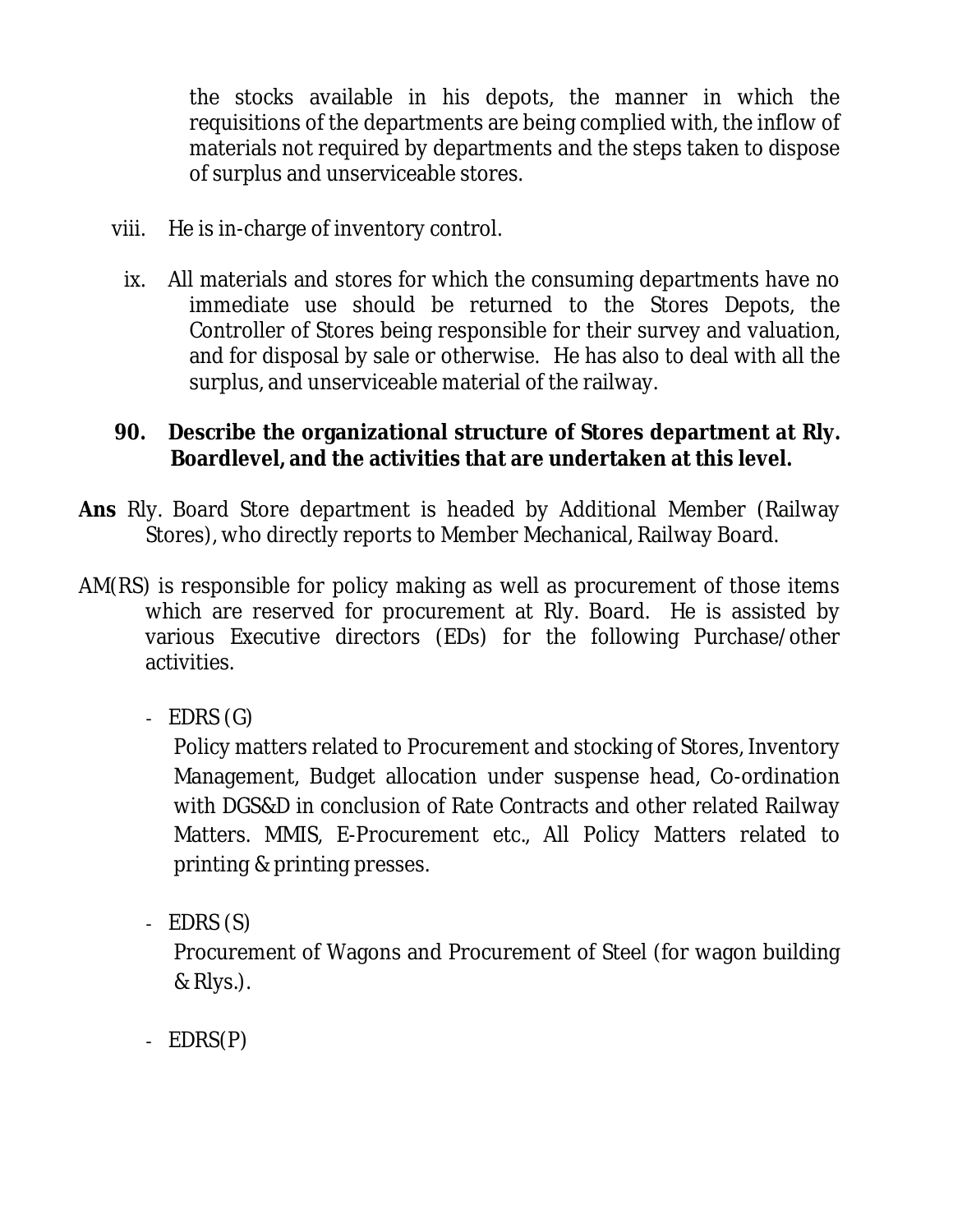the stocks available in his depots, the manner in which the requisitions of the departments are being complied with, the inflow of materials not required by departments and the steps taken to dispose of surplus and unserviceable stores.

viii. He is in-charge of inventory control.

ix. All materials and stores for which the consuming departments have no immediate use should be returned to the Stores Depots, the Controller of Stores being responsible for their survey and valuation, and for disposal by sale or otherwise. He has also to deal with all the surplus, and unserviceable material of the railway.

**90. Describe the organizational structure of Stores department at Rly. Boardlevel, and the activities that are undertaken at this level.**

**Ans** Rly. Board Store department is headed by Additional Member (Railway Stores), who directly reports to Member Mechanical, Railway Board.

AM(RS) is responsible for policy making as well as procurement of those items which are reserved for procurement at Rly. Board. He is assisted by various Executive directors (EDs) for the following Purchase/other activities.

- EDRS (G)

  Policy matters related to Procurement and stocking of Stores, Inventory Management, Budget allocation under suspense head, Co-ordination with DGS&D in conclusion of Rate Contracts and other related Railway Matters. MMIS, E-Procurement etc., All Policy Matters related to printing & printing presses.

- EDRS (S)

  Procurement of Wagons and Procurement of Steel (for wagon building & Rlys.).

- EDRS(P)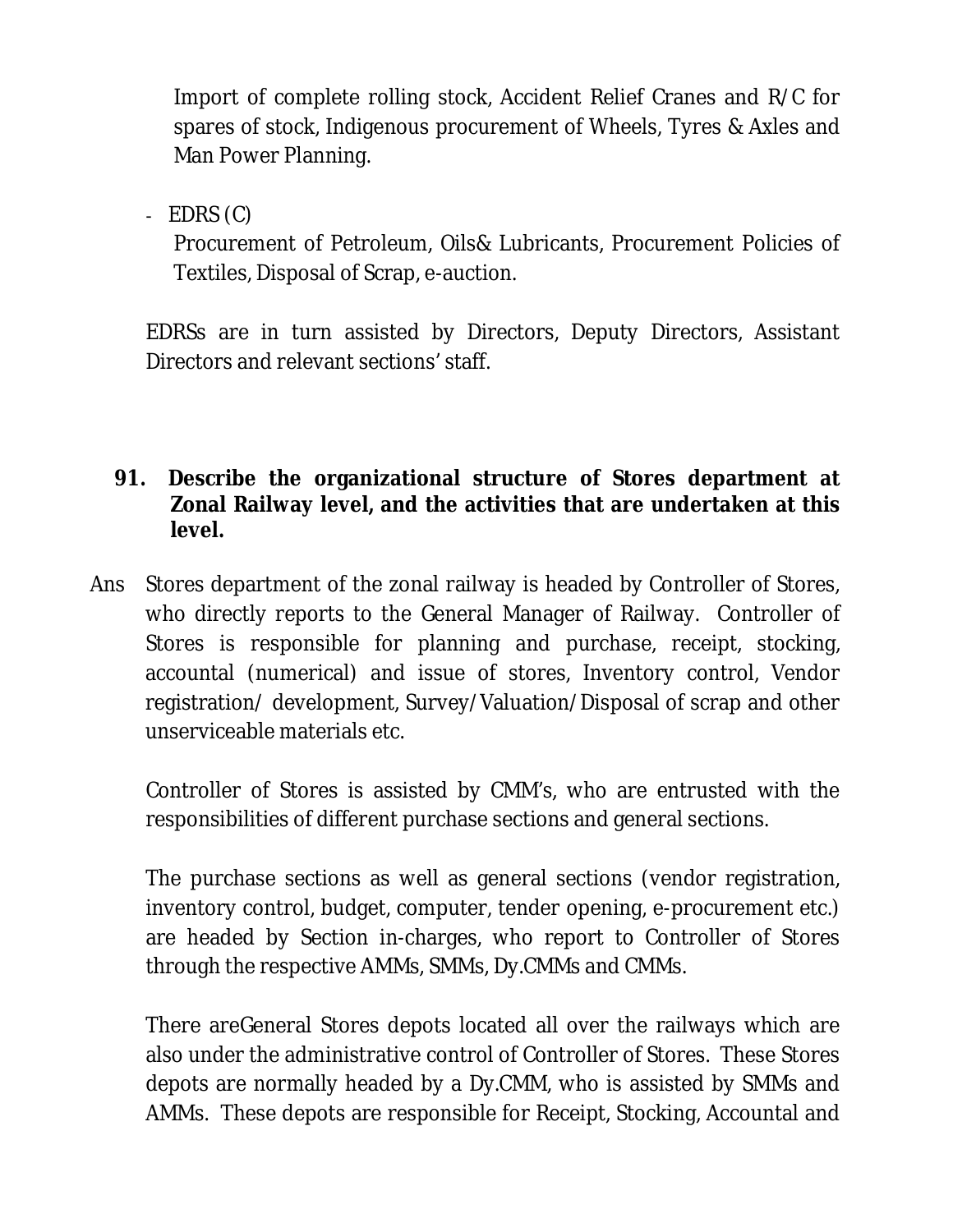Import of complete rolling stock, Accident Relief Cranes and R/C for spares of stock, Indigenous procurement of Wheels, Tyres & Axles and Man Power Planning.

- EDRS (C)
  Procurement of Petroleum, Oils& Lubricants, Procurement Policies of Textiles, Disposal of Scrap, e-auction.

EDRSs are in turn assisted by Directors, Deputy Directors, Assistant Directors and relevant sections' staff.

**91. Describe the organizational structure of Stores department at Zonal Railway level, and the activities that are undertaken at this level.**

Ans Stores department of the zonal railway is headed by Controller of Stores, who directly reports to the General Manager of Railway. Controller of Stores is responsible for planning and purchase, receipt, stocking, accountal (numerical) and issue of stores, Inventory control, Vendor registration/ development, Survey/Valuation/Disposal of scrap and other unserviceable materials etc.

Controller of Stores is assisted by CMM's, who are entrusted with the responsibilities of different purchase sections and general sections.

The purchase sections as well as general sections (vendor registration, inventory control, budget, computer, tender opening, e-procurement etc.) are headed by Section in-charges, who report to Controller of Stores through the respective AMMs, SMMs, Dy.CMMs and CMMs.

There areGeneral Stores depots located all over the railways which are also under the administrative control of Controller of Stores. These Stores depots are normally headed by a Dy.CMM, who is assisted by SMMs and AMMs. These depots are responsible for Receipt, Stocking, Accountal and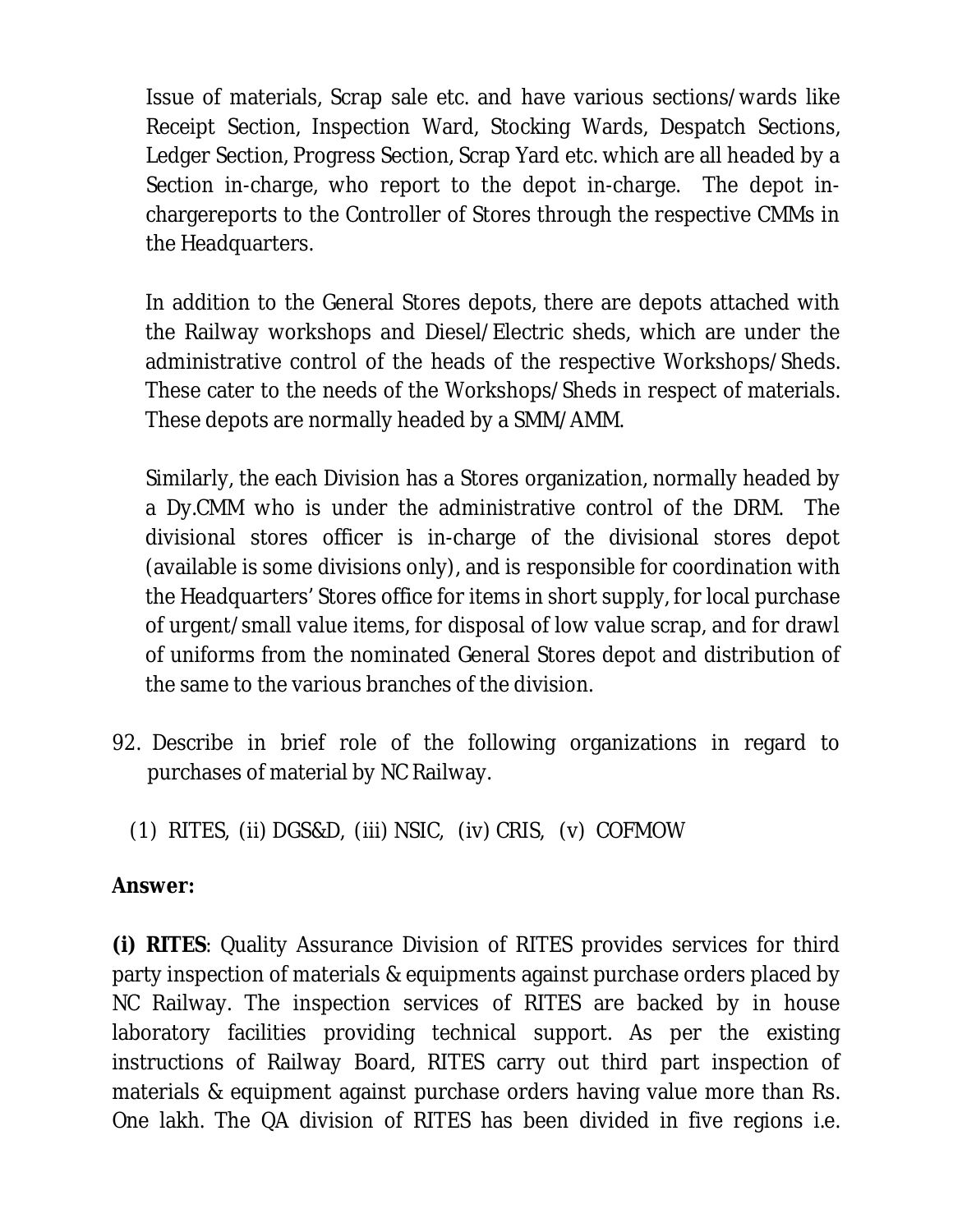Issue of materials, Scrap sale etc. and have various sections/wards like Receipt Section, Inspection Ward, Stocking Wards, Despatch Sections, Ledger Section, Progress Section, Scrap Yard etc. which are all headed by a Section in-charge, who report to the depot in-charge. The depot in-chargereports to the Controller of Stores through the respective CMMs in the Headquarters.

In addition to the General Stores depots, there are depots attached with the Railway workshops and Diesel/Electric sheds, which are under the administrative control of the heads of the respective Workshops/Sheds. These cater to the needs of the Workshops/Sheds in respect of materials. These depots are normally headed by a SMM/AMM.

Similarly, the each Division has a Stores organization, normally headed by a Dy.CMM who is under the administrative control of the DRM. The divisional stores officer is in-charge of the divisional stores depot (available is some divisions only), and is responsible for coordination with the Headquarters' Stores office for items in short supply, for local purchase of urgent/small value items, for disposal of low value scrap, and for drawl of uniforms from the nominated General Stores depot and distribution of the same to the various branches of the division.

92. Describe in brief role of the following organizations in regard to purchases of material by NC Railway.

   (1) RITES, (ii) DGS&D, (iii) NSIC, (iv) CRIS, (v) COFMOW

**Answer:**

**(i) RITES**: Quality Assurance Division of RITES provides services for third party inspection of materials & equipments against purchase orders placed by NC Railway. The inspection services of RITES are backed by in house laboratory facilities providing technical support. As per the existing instructions of Railway Board, RITES carry out third part inspection of materials & equipment against purchase orders having value more than Rs. One lakh. The QA division of RITES has been divided in five regions i.e.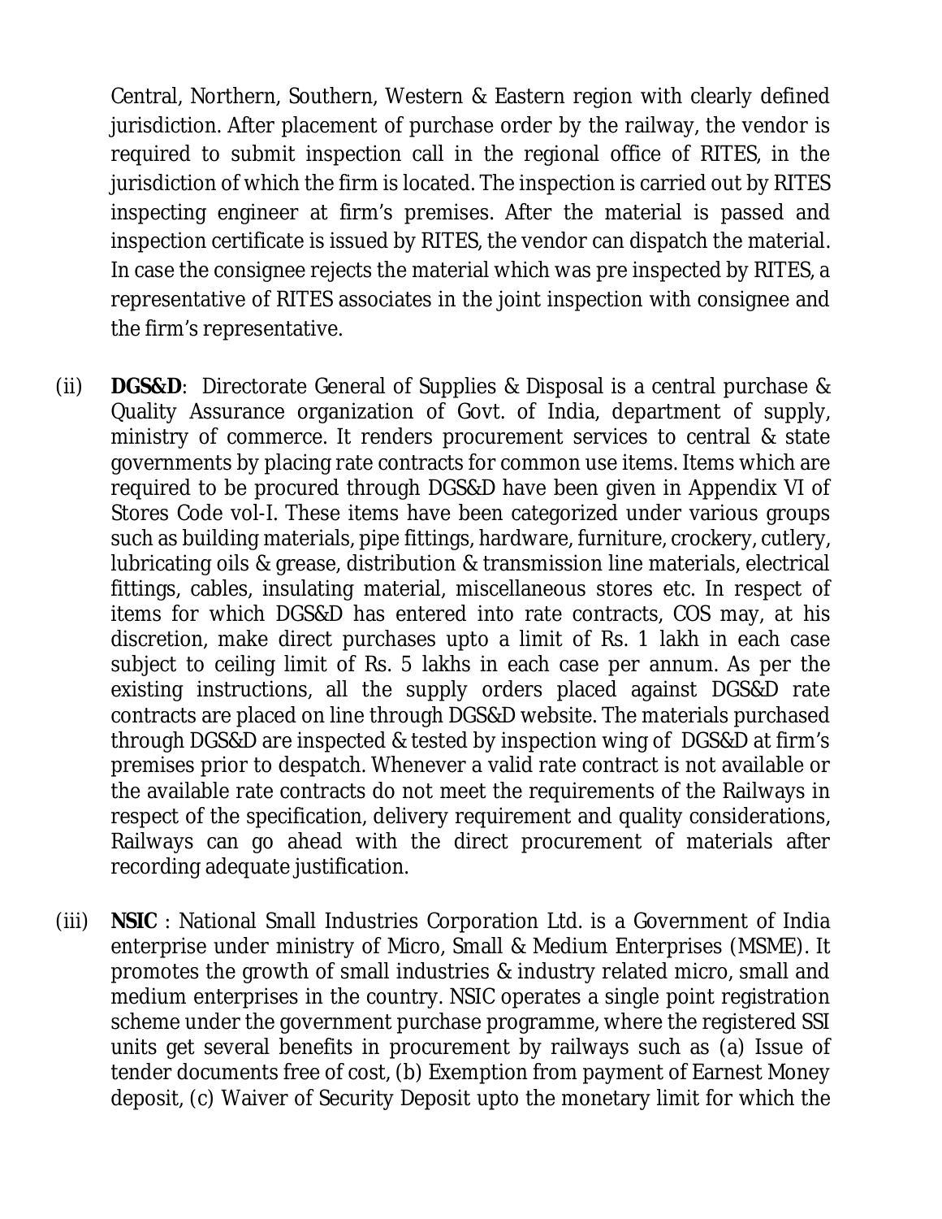Central, Northern, Southern, Western & Eastern region with clearly defined jurisdiction. After placement of purchase order by the railway, the vendor is required to submit inspection call in the regional office of RITES, in the jurisdiction of which the firm is located. The inspection is carried out by RITES inspecting engineer at firm's premises. After the material is passed and inspection certificate is issued by RITES, the vendor can dispatch the material. In case the consignee rejects the material which was pre inspected by RITES, a representative of RITES associates in the joint inspection with consignee and the firm's representative.

(ii) **DGS&D**: Directorate General of Supplies & Disposal is a central purchase & Quality Assurance organization of Govt. of India, department of supply, ministry of commerce. It renders procurement services to central & state governments by placing rate contracts for common use items. Items which are required to be procured through DGS&D have been given in Appendix VI of Stores Code vol-I. These items have been categorized under various groups such as building materials, pipe fittings, hardware, furniture, crockery, cutlery, lubricating oils & grease, distribution & transmission line materials, electrical fittings, cables, insulating material, miscellaneous stores etc. In respect of items for which DGS&D has entered into rate contracts, COS may, at his discretion, make direct purchases upto a limit of Rs. 1 lakh in each case subject to ceiling limit of Rs. 5 lakhs in each case per annum. As per the existing instructions, all the supply orders placed against DGS&D rate contracts are placed on line through DGS&D website. The materials purchased through DGS&D are inspected & tested by inspection wing of DGS&D at firm's premises prior to despatch. Whenever a valid rate contract is not available or the available rate contracts do not meet the requirements of the Railways in respect of the specification, delivery requirement and quality considerations, Railways can go ahead with the direct procurement of materials after recording adequate justification.

(iii) **NSIC** : National Small Industries Corporation Ltd. is a Government of India enterprise under ministry of Micro, Small & Medium Enterprises (MSME). It promotes the growth of small industries & industry related micro, small and medium enterprises in the country. NSIC operates a single point registration scheme under the government purchase programme, where the registered SSI units get several benefits in procurement by railways such as (a) Issue of tender documents free of cost, (b) Exemption from payment of Earnest Money deposit, (c) Waiver of Security Deposit upto the monetary limit for which the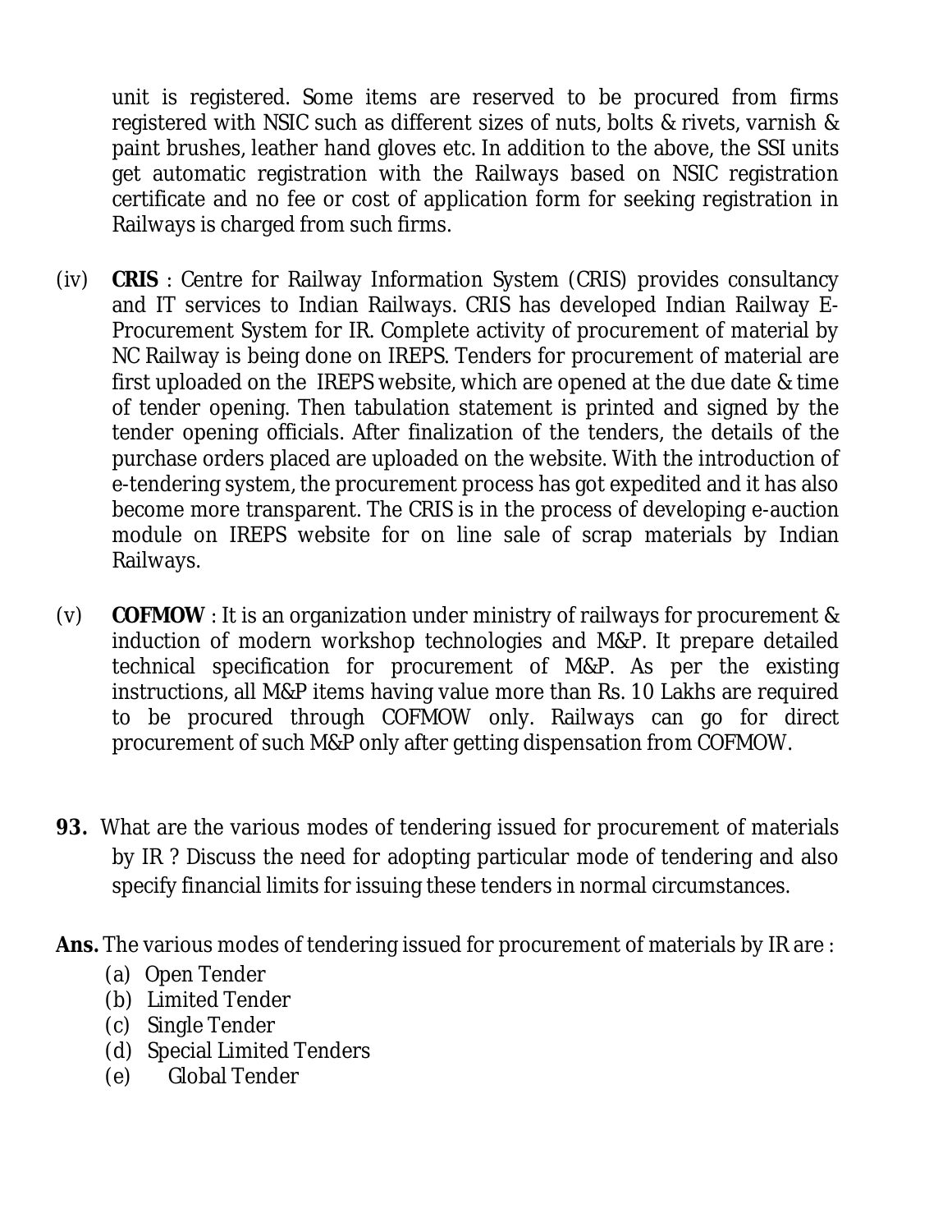unit is registered. Some items are reserved to be procured from firms registered with NSIC such as different sizes of nuts, bolts & rivets, varnish & paint brushes, leather hand gloves etc. In addition to the above, the SSI units get automatic registration with the Railways based on NSIC registration certificate and no fee or cost of application form for seeking registration in Railways is charged from such firms.

(iv) **CRIS** : Centre for Railway Information System (CRIS) provides consultancy and IT services to Indian Railways. CRIS has developed Indian Railway E-Procurement System for IR. Complete activity of procurement of material by NC Railway is being done on IREPS. Tenders for procurement of material are first uploaded on the IREPS website, which are opened at the due date & time of tender opening. Then tabulation statement is printed and signed by the tender opening officials. After finalization of the tenders, the details of the purchase orders placed are uploaded on the website. With the introduction of e-tendering system, the procurement process has got expedited and it has also become more transparent. The CRIS is in the process of developing e-auction module on IREPS website for on line sale of scrap materials by Indian Railways.

(v) **COFMOW** : It is an organization under ministry of railways for procurement & induction of modern workshop technologies and M&P. It prepare detailed technical specification for procurement of M&P. As per the existing instructions, all M&P items having value more than Rs. 10 Lakhs are required to be procured through COFMOW only. Railways can go for direct procurement of such M&P only after getting dispensation from COFMOW.

**93.** What are the various modes of tendering issued for procurement of materials by IR ? Discuss the need for adopting particular mode of tendering and also specify financial limits for issuing these tenders in normal circumstances.

**Ans.** The various modes of tendering issued for procurement of materials by IR are :

(a) Open Tender
(b) Limited Tender
(c) Single Tender
(d) Special Limited Tenders
(e) Global Tender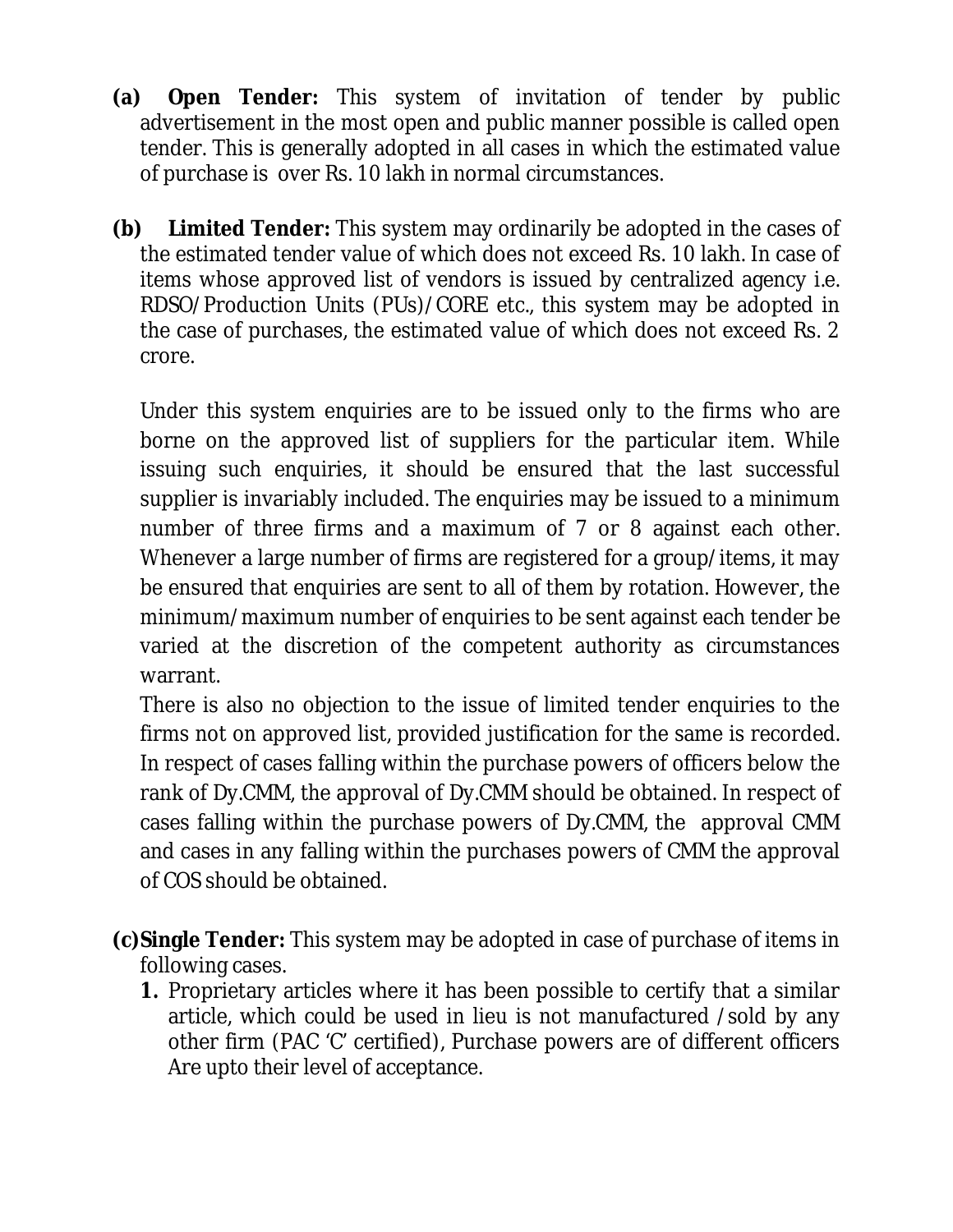**(a) Open Tender:** This system of invitation of tender by public advertisement in the most open and public manner possible is called open tender. This is generally adopted in all cases in which the estimated value of purchase is over Rs. 10 lakh in normal circumstances.

**(b) Limited Tender:** This system may ordinarily be adopted in the cases of the estimated tender value of which does not exceed Rs. 10 lakh. In case of items whose approved list of vendors is issued by centralized agency i.e. RDSO/Production Units (PUs)/CORE etc., this system may be adopted in the case of purchases, the estimated value of which does not exceed Rs. 2 crore.

Under this system enquiries are to be issued only to the firms who are borne on the approved list of suppliers for the particular item. While issuing such enquiries, it should be ensured that the last successful supplier is invariably included. The enquiries may be issued to a minimum number of three firms and a maximum of 7 or 8 against each other. Whenever a large number of firms are registered for a group/items, it may be ensured that enquiries are sent to all of them by rotation. However, the minimum/maximum number of enquiries to be sent against each tender be varied at the discretion of the competent authority as circumstances warrant.

There is also no objection to the issue of limited tender enquiries to the firms not on approved list, provided justification for the same is recorded. In respect of cases falling within the purchase powers of officers below the rank of Dy.CMM, the approval of Dy.CMM should be obtained. In respect of cases falling within the purchase powers of Dy.CMM, the approval CMM and cases in any falling within the purchases powers of CMM the approval of COS should be obtained.

**(c) Single Tender:** This system may be adopted in case of purchase of items in following cases.

1. Proprietary articles where it has been possible to certify that a similar article, which could be used in lieu is not manufactured /sold by any other firm (PAC 'C' certified), Purchase powers are of different officers Are upto their level of acceptance.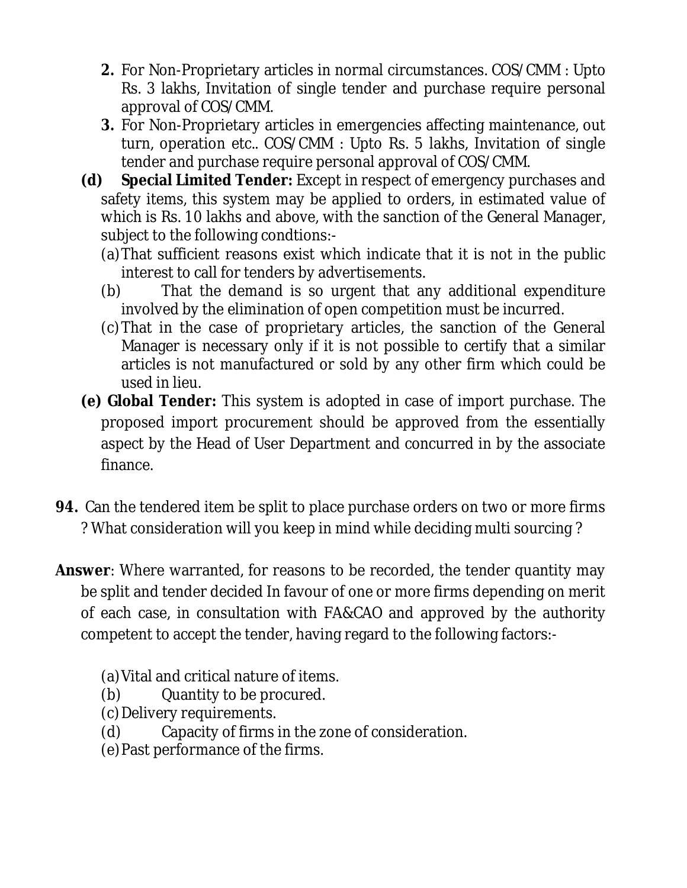2. For Non-Proprietary articles in normal circumstances. COS/CMM : Upto Rs. 3 lakhs, Invitation of single tender and purchase require personal approval of COS/CMM.
3. For Non-Proprietary articles in emergencies affecting maintenance, out turn, operation etc.. COS/CMM : Upto Rs. 5 lakhs, Invitation of single tender and purchase require personal approval of COS/CMM.

**(d) Special Limited Tender:** Except in respect of emergency purchases and safety items, this system may be applied to orders, in estimated value of which is Rs. 10 lakhs and above, with the sanction of the General Manager, subject to the following condtions:-

(a) That sufficient reasons exist which indicate that it is not in the public interest to call for tenders by advertisements.
(b) That the demand is so urgent that any additional expenditure involved by the elimination of open competition must be incurred.
(c) That in the case of proprietary articles, the sanction of the General Manager is necessary only if it is not possible to certify that a similar articles is not manufactured or sold by any other firm which could be used in lieu.

**(e) Global Tender:** This system is adopted in case of import purchase. The proposed import procurement should be approved from the essentially aspect by the Head of User Department and concurred in by the associate finance.

**94.** Can the tendered item be split to place purchase orders on two or more firms ? What consideration will you keep in mind while deciding multi sourcing ?

**Answer**: Where warranted, for reasons to be recorded, the tender quantity may be split and tender decided In favour of one or more firms depending on merit of each case, in consultation with FA&CAO and approved by the authority competent to accept the tender, having regard to the following factors:-

(a) Vital and critical nature of items.
(b) Quantity to be procured.
(c) Delivery requirements.
(d) Capacity of firms in the zone of consideration.
(e) Past performance of the firms.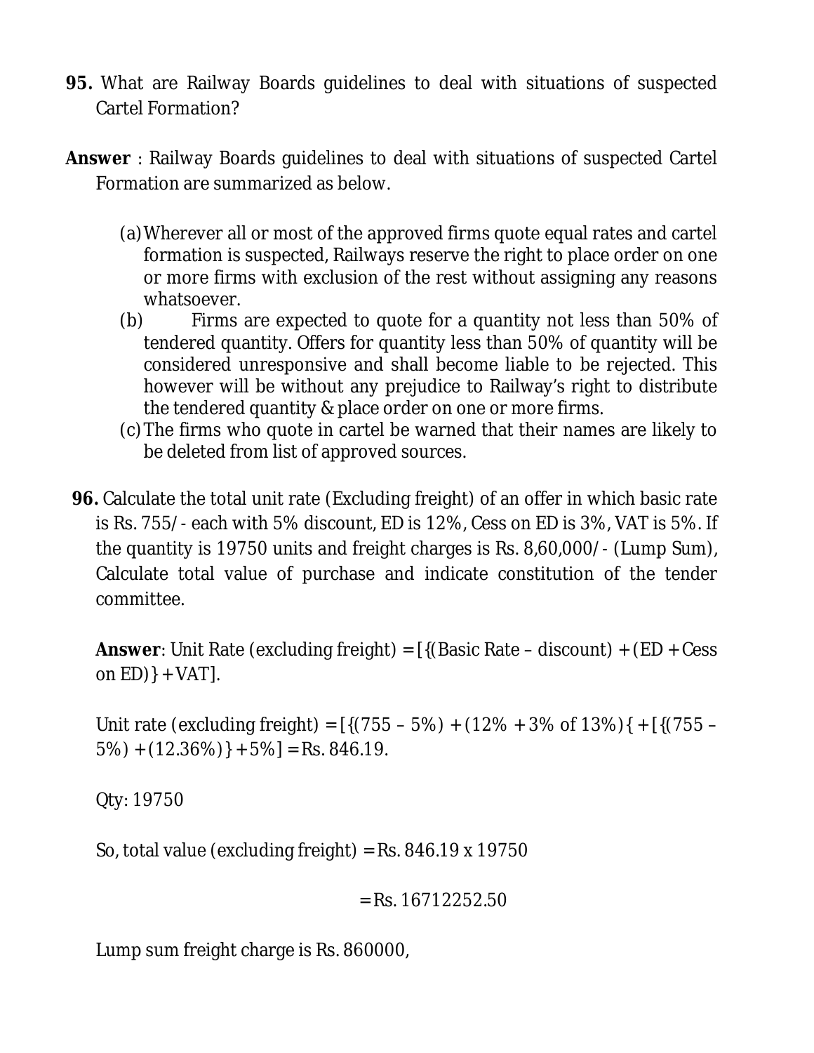**95.** What are Railway Boards guidelines to deal with situations of suspected Cartel Formation?

**Answer** : Railway Boards guidelines to deal with situations of suspected Cartel Formation are summarized as below.

(a) Wherever all or most of the approved firms quote equal rates and cartel formation is suspected, Railways reserve the right to place order on one or more firms with exclusion of the rest without assigning any reasons whatsoever.

(b) Firms are expected to quote for a quantity not less than 50% of tendered quantity. Offers for quantity less than 50% of quantity will be considered unresponsive and shall become liable to be rejected. This however will be without any prejudice to Railway's right to distribute the tendered quantity & place order on one or more firms.

(c) The firms who quote in cartel be warned that their names are likely to be deleted from list of approved sources.

**96.** Calculate the total unit rate (Excluding freight) of an offer in which basic rate is Rs. 755/- each with 5% discount, ED is 12%, Cess on ED is 3%, VAT is 5%. If the quantity is 19750 units and freight charges is Rs. 8,60,000/- (Lump Sum), Calculate total value of purchase and indicate constitution of the tender committee.

**Answer**: Unit Rate (excluding freight) = [{(Basic Rate – discount) + (ED + Cess on ED)} + VAT].

Unit rate (excluding freight) = [{(755 – 5%) + (12% + 3% of 13%){ + [{(755 – 5%) + (12.36%)} + 5%] = Rs. 846.19.

Qty: 19750

So, total value (excluding freight) = Rs. 846.19 x 19750

= Rs. 16712252.50

Lump sum freight charge is Rs. 860000,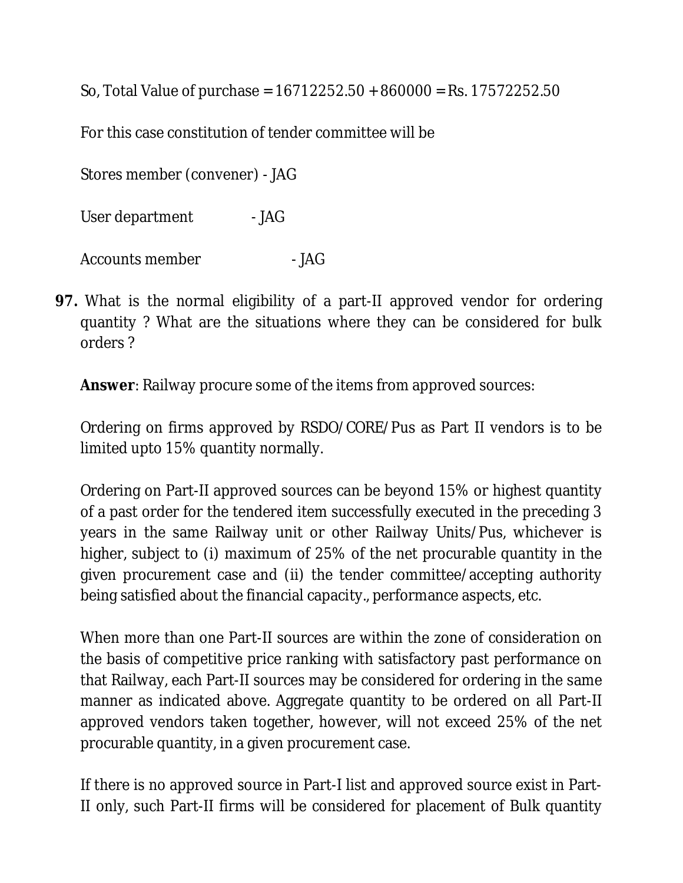So, Total Value of purchase = 16712252.50 + 860000 = Rs. 17572252.50

For this case constitution of tender committee will be

Stores member (convener) - JAG

User department - JAG

Accounts member - JAG

**97.** What is the normal eligibility of a part-II approved vendor for ordering quantity ? What are the situations where they can be considered for bulk orders ?

**Answer**: Railway procure some of the items from approved sources:

Ordering on firms approved by RSDO/CORE/Pus as Part II vendors is to be limited upto 15% quantity normally.

Ordering on Part-II approved sources can be beyond 15% or highest quantity of a past order for the tendered item successfully executed in the preceding 3 years in the same Railway unit or other Railway Units/Pus, whichever is higher, subject to (i) maximum of 25% of the net procurable quantity in the given procurement case and (ii) the tender committee/accepting authority being satisfied about the financial capacity., performance aspects, etc.

When more than one Part-II sources are within the zone of consideration on the basis of competitive price ranking with satisfactory past performance on that Railway, each Part-II sources may be considered for ordering in the same manner as indicated above. Aggregate quantity to be ordered on all Part-II approved vendors taken together, however, will not exceed 25% of the net procurable quantity, in a given procurement case.

If there is no approved source in Part-I list and approved source exist in Part-II only, such Part-II firms will be considered for placement of Bulk quantity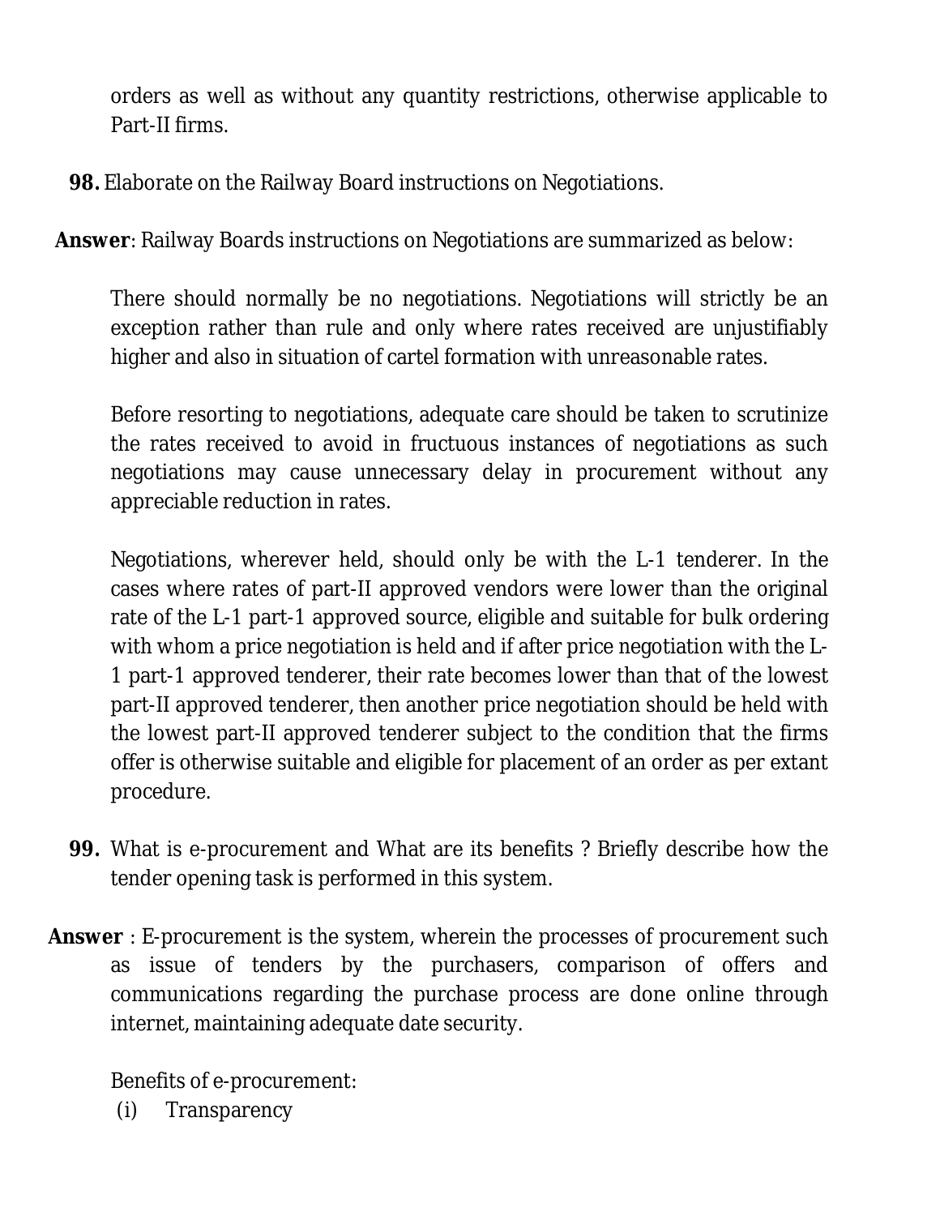orders as well as without any quantity restrictions, otherwise applicable to Part-II firms.

**98.** Elaborate on the Railway Board instructions on Negotiations.

**Answer**: Railway Boards instructions on Negotiations are summarized as below:

There should normally be no negotiations. Negotiations will strictly be an exception rather than rule and only where rates received are unjustifiably higher and also in situation of cartel formation with unreasonable rates.

Before resorting to negotiations, adequate care should be taken to scrutinize the rates received to avoid in fructuous instances of negotiations as such negotiations may cause unnecessary delay in procurement without any appreciable reduction in rates.

Negotiations, wherever held, should only be with the L-1 tenderer. In the cases where rates of part-II approved vendors were lower than the original rate of the L-1 part-1 approved source, eligible and suitable for bulk ordering with whom a price negotiation is held and if after price negotiation with the L-1 part-1 approved tenderer, their rate becomes lower than that of the lowest part-II approved tenderer, then another price negotiation should be held with the lowest part-II approved tenderer subject to the condition that the firms offer is otherwise suitable and eligible for placement of an order as per extant procedure.

**99.** What is e-procurement and What are its benefits ? Briefly describe how the tender opening task is performed in this system.

**Answer** : E-procurement is the system, wherein the processes of procurement such as issue of tenders by the purchasers, comparison of offers and communications regarding the purchase process are done online through internet, maintaining adequate date security.

Benefits of e-procurement:

(i) Transparency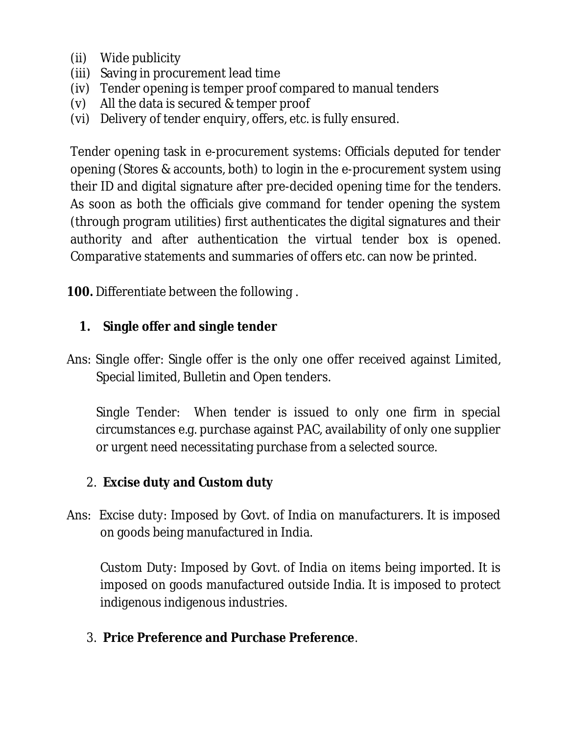(ii) Wide publicity
(iii) Saving in procurement lead time
(iv) Tender opening is temper proof compared to manual tenders
(v) All the data is secured & temper proof
(vi) Delivery of tender enquiry, offers, etc. is fully ensured.

Tender opening task in e-procurement systems: Officials deputed for tender opening (Stores & accounts, both) to login in the e-procurement system using their ID and digital signature after pre-decided opening time for the tenders. As soon as both the officials give command for tender opening the system (through program utilities) first authenticates the digital signatures and their authority and after authentication the virtual tender box is opened. Comparative statements and summaries of offers etc. can now be printed.

**100.** Differentiate between the following .

1. **Single offer and single tender**

Ans: Single offer: Single offer is the only one offer received against Limited, Special limited, Bulletin and Open tenders.

Single Tender: When tender is issued to only one firm in special circumstances e.g. purchase against PAC, availability of only one supplier or urgent need necessitating purchase from a selected source.

2. **Excise duty and Custom duty**

Ans: Excise duty: Imposed by Govt. of India on manufacturers. It is imposed on goods being manufactured in India.

Custom Duty: Imposed by Govt. of India on items being imported. It is imposed on goods manufactured outside India. It is imposed to protect indigenous indigenous industries.

3. **Price Preference and Purchase Preference**.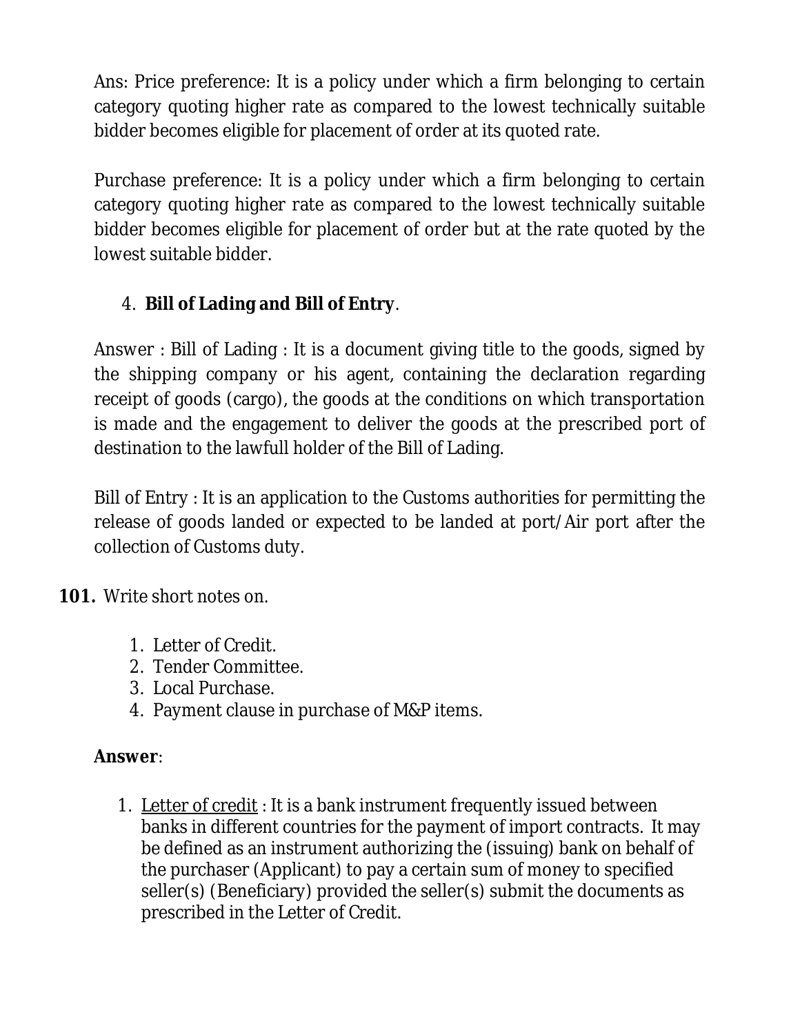Ans: Price preference: It is a policy under which a firm belonging to certain category quoting higher rate as compared to the lowest technically suitable bidder becomes eligible for placement of order at its quoted rate.

Purchase preference: It is a policy under which a firm belonging to certain category quoting higher rate as compared to the lowest technically suitable bidder becomes eligible for placement of order but at the rate quoted by the lowest suitable bidder.

4. **Bill of Lading and Bill of Entry**.

Answer : Bill of Lading : It is a document giving title to the goods, signed by the shipping company or his agent, containing the declaration regarding receipt of goods (cargo), the goods at the conditions on which transportation is made and the engagement to deliver the goods at the prescribed port of destination to the lawfull holder of the Bill of Lading.

Bill of Entry : It is an application to the Customs authorities for permitting the release of goods landed or expected to be landed at port/Air port after the collection of Customs duty.

**101.** Write short notes on.

1. Letter of Credit.
2. Tender Committee.
3. Local Purchase.
4. Payment clause in purchase of M&P items.

**Answer**:

1. Letter of credit : It is a bank instrument frequently issued between banks in different countries for the payment of import contracts. It may be defined as an instrument authorizing the (issuing) bank on behalf of the purchaser (Applicant) to pay a certain sum of money to specified seller(s) (Beneficiary) provided the seller(s) submit the documents as prescribed in the Letter of Credit.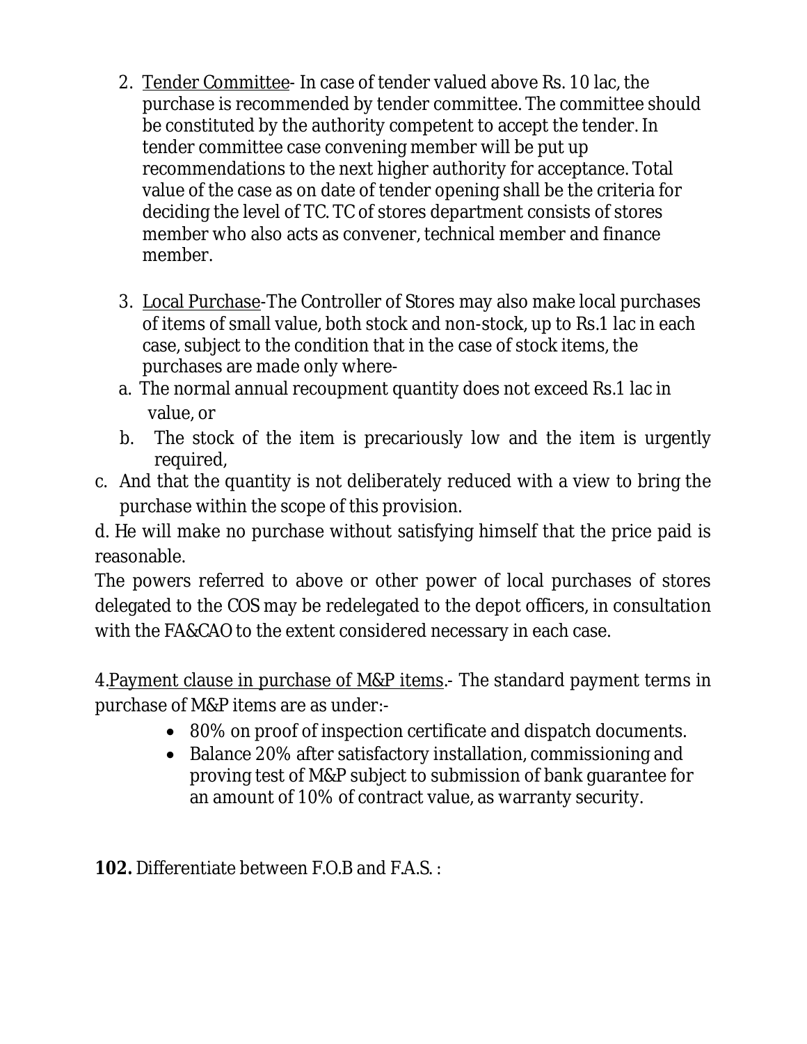2. <u>Tender Committee</u>- In case of tender valued above Rs. 10 lac, the purchase is recommended by tender committee. The committee should be constituted by the authority competent to accept the tender. In tender committee case convening member will be put up recommendations to the next higher authority for acceptance. Total value of the case as on date of tender opening shall be the criteria for deciding the level of TC. TC of stores department consists of stores member who also acts as convener, technical member and finance member.

3. <u>Local Purchase</u>-The Controller of Stores may also make local purchases of items of small value, both stock and non-stock, up to Rs.1 lac in each case, subject to the condition that in the case of stock items, the purchases are made only where-

a. The normal annual recoupment quantity does not exceed Rs.1 lac in value, or

b. The stock of the item is precariously low and the item is urgently required,

c. And that the quantity is not deliberately reduced with a view to bring the purchase within the scope of this provision.

d. He will make no purchase without satisfying himself that the price paid is reasonable.

The powers referred to above or other power of local purchases of stores delegated to the COS may be redelegated to the depot officers, in consultation with the FA&CAO to the extent considered necessary in each case.

4.<u>Payment clause in purchase of M&P items</u>.- The standard payment terms in purchase of M&P items are as under:-

- 80% on proof of inspection certificate and dispatch documents.
- Balance 20% after satisfactory installation, commissioning and proving test of M&P subject to submission of bank guarantee for an amount of 10% of contract value, as warranty security.

**102.** Differentiate between F.O.B and F.A.S. :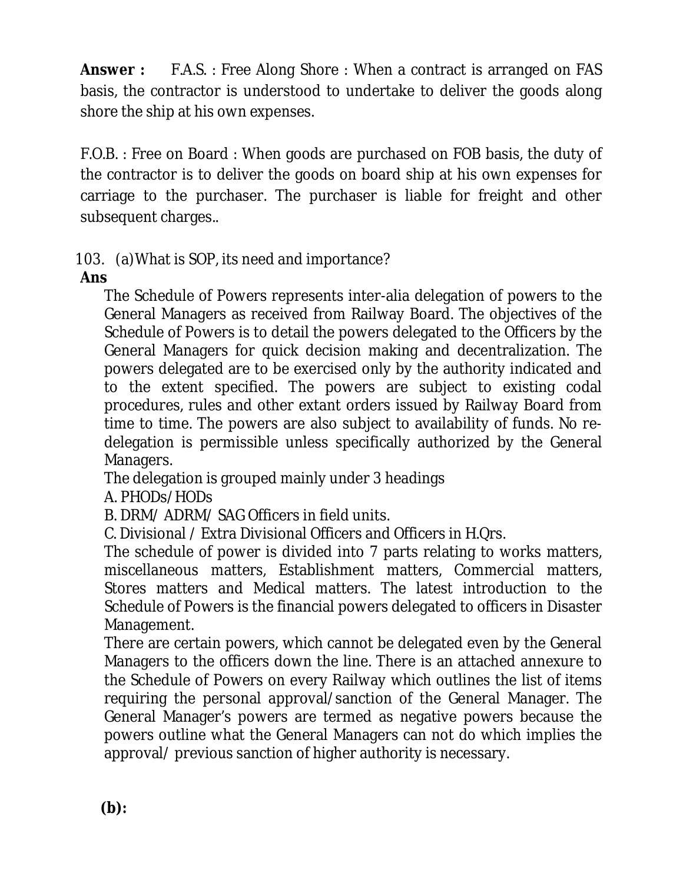**Answer :** F.A.S. : Free Along Shore : When a contract is arranged on FAS basis, the contractor is understood to undertake to deliver the goods along shore the ship at his own expenses.

F.O.B. : Free on Board : When goods are purchased on FOB basis, the duty of the contractor is to deliver the goods on board ship at his own expenses for carriage to the purchaser. The purchaser is liable for freight and other subsequent charges..

103. (a) What is SOP, its need and importance?

**Ans**

The Schedule of Powers represents inter-alia delegation of powers to the General Managers as received from Railway Board. The objectives of the Schedule of Powers is to detail the powers delegated to the Officers by the General Managers for quick decision making and decentralization. The powers delegated are to be exercised only by the authority indicated and to the extent specified. The powers are subject to existing codal procedures, rules and other extant orders issued by Railway Board from time to time. The powers are also subject to availability of funds. No re-delegation is permissible unless specifically authorized by the General Managers.

The delegation is grouped mainly under 3 headings

A. PHODs/ HODs

B. DRM/ ADRM/ SAG Officers in field units.

C. Divisional / Extra Divisional Officers and Officers in H.Qrs.

The schedule of power is divided into 7 parts relating to works matters, miscellaneous matters, Establishment matters, Commercial matters, Stores matters and Medical matters. The latest introduction to the Schedule of Powers is the financial powers delegated to officers in Disaster Management.

There are certain powers, which cannot be delegated even by the General Managers to the officers down the line. There is an attached annexure to the Schedule of Powers on every Railway which outlines the list of items requiring the personal approval/sanction of the General Manager. The General Manager's powers are termed as negative powers because the powers outline what the General Managers can not do which implies the approval/ previous sanction of higher authority is necessary.

**(b):**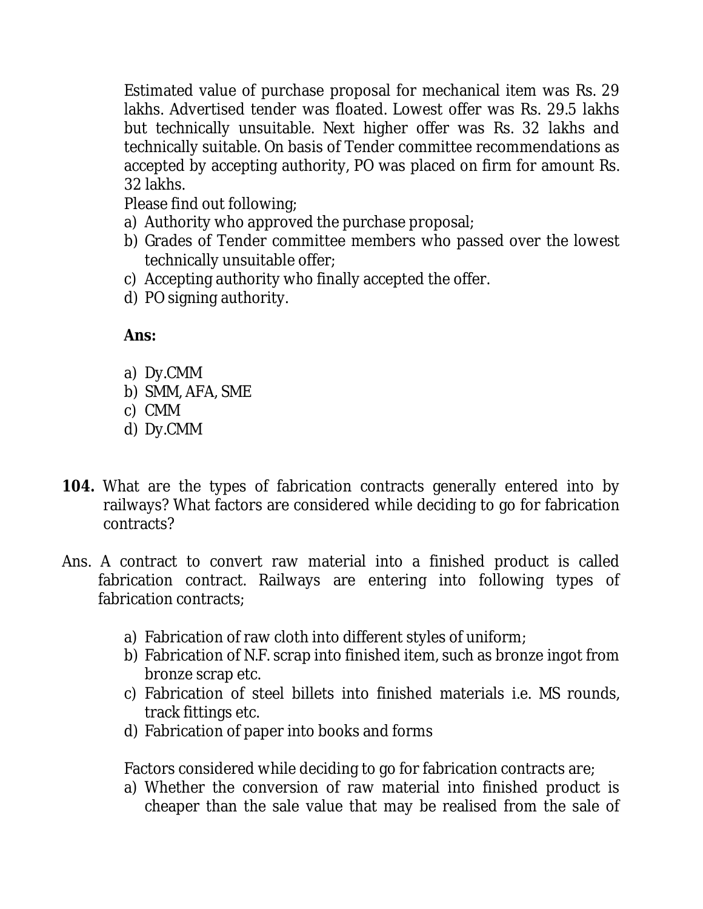Estimated value of purchase proposal for mechanical item was Rs. 29 lakhs. Advertised tender was floated. Lowest offer was Rs. 29.5 lakhs but technically unsuitable. Next higher offer was Rs. 32 lakhs and technically suitable. On basis of Tender committee recommendations as accepted by accepting authority, PO was placed on firm for amount Rs. 32 lakhs.

Please find out following;

a) Authority who approved the purchase proposal;
b) Grades of Tender committee members who passed over the lowest technically unsuitable offer;
c) Accepting authority who finally accepted the offer.
d) PO signing authority.

**Ans:**

a) Dy.CMM
b) SMM, AFA, SME
c) CMM
d) Dy.CMM

**104.** What are the types of fabrication contracts generally entered into by railways? What factors are considered while deciding to go for fabrication contracts?

Ans. A contract to convert raw material into a finished product is called fabrication contract. Railways are entering into following types of fabrication contracts;

a) Fabrication of raw cloth into different styles of uniform;
b) Fabrication of N.F. scrap into finished item, such as bronze ingot from bronze scrap etc.
c) Fabrication of steel billets into finished materials i.e. MS rounds, track fittings etc.
d) Fabrication of paper into books and forms

Factors considered while deciding to go for fabrication contracts are;

a) Whether the conversion of raw material into finished product is cheaper than the sale value that may be realised from the sale of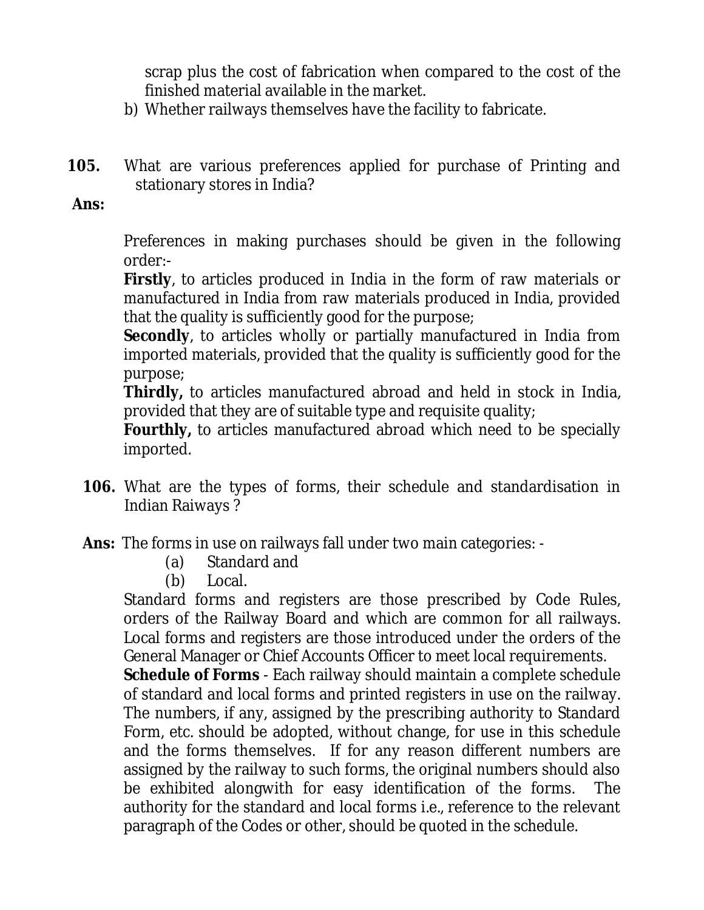scrap plus the cost of fabrication when compared to the cost of the finished material available in the market.

b) Whether railways themselves have the facility to fabricate.

**105.** What are various preferences applied for purchase of Printing and stationary stores in India?

**Ans:**

Preferences in making purchases should be given in the following order:-

**Firstly**, to articles produced in India in the form of raw materials or manufactured in India from raw materials produced in India, provided that the quality is sufficiently good for the purpose;

**Secondly**, to articles wholly or partially manufactured in India from imported materials, provided that the quality is sufficiently good for the purpose;

**Thirdly,** to articles manufactured abroad and held in stock in India, provided that they are of suitable type and requisite quality;

**Fourthly,** to articles manufactured abroad which need to be specially imported.

**106.** What are the types of forms, their schedule and standardisation in Indian Raiways ?

**Ans:** The forms in use on railways fall under two main categories: -

(a) Standard and

(b) Local.

Standard forms and registers are those prescribed by Code Rules, orders of the Railway Board and which are common for all railways. Local forms and registers are those introduced under the orders of the General Manager or Chief Accounts Officer to meet local requirements.

**Schedule of Forms** - Each railway should maintain a complete schedule of standard and local forms and printed registers in use on the railway. The numbers, if any, assigned by the prescribing authority to Standard Form, etc. should be adopted, without change, for use in this schedule and the forms themselves. If for any reason different numbers are assigned by the railway to such forms, the original numbers should also be exhibited alongwith for easy identification of the forms. The authority for the standard and local forms i.e., reference to the relevant paragraph of the Codes or other, should be quoted in the schedule.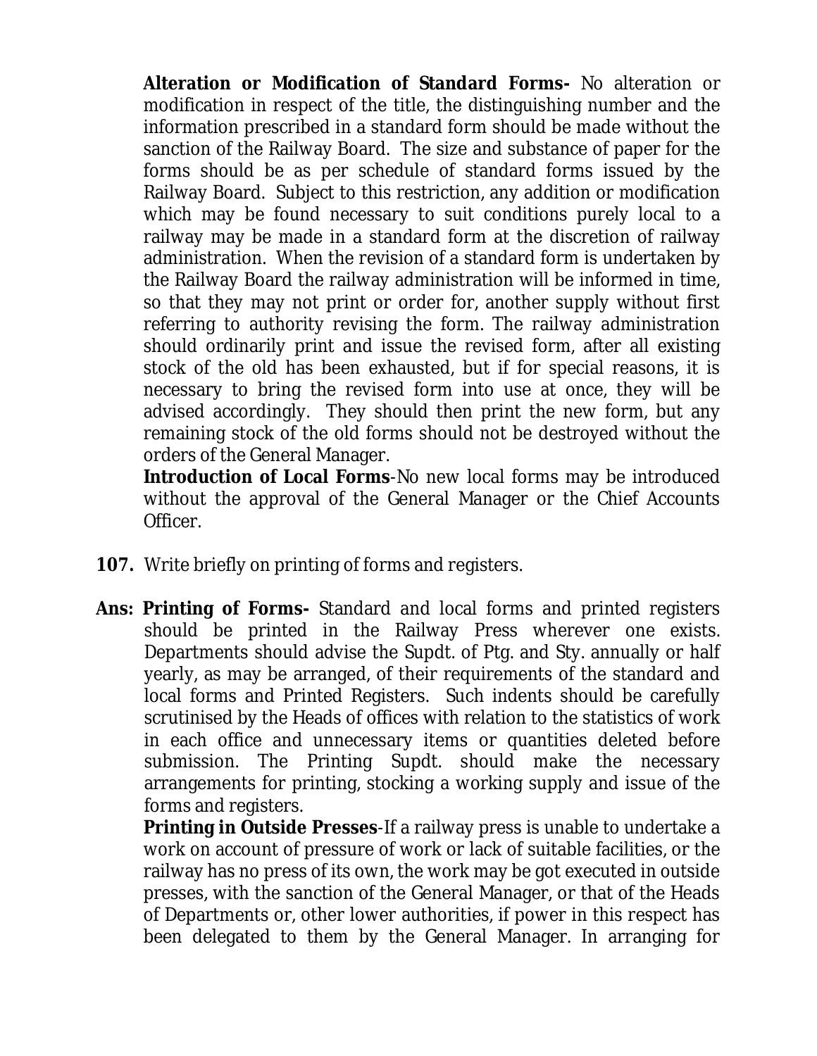**Alteration or Modification of Standard Forms-** No alteration or modification in respect of the title, the distinguishing number and the information prescribed in a standard form should be made without the sanction of the Railway Board. The size and substance of paper for the forms should be as per schedule of standard forms issued by the Railway Board. Subject to this restriction, any addition or modification which may be found necessary to suit conditions purely local to a railway may be made in a standard form at the discretion of railway administration. When the revision of a standard form is undertaken by the Railway Board the railway administration will be informed in time, so that they may not print or order for, another supply without first referring to authority revising the form. The railway administration should ordinarily print and issue the revised form, after all existing stock of the old has been exhausted, but if for special reasons, it is necessary to bring the revised form into use at once, they will be advised accordingly. They should then print the new form, but any remaining stock of the old forms should not be destroyed without the orders of the General Manager.

**Introduction of Local Forms**-No new local forms may be introduced without the approval of the General Manager or the Chief Accounts Officer.

**107.** Write briefly on printing of forms and registers.

**Ans: Printing of Forms-** Standard and local forms and printed registers should be printed in the Railway Press wherever one exists. Departments should advise the Supdt. of Ptg. and Sty. annually or half yearly, as may be arranged, of their requirements of the standard and local forms and Printed Registers. Such indents should be carefully scrutinised by the Heads of offices with relation to the statistics of work in each office and unnecessary items or quantities deleted before submission. The Printing Supdt. should make the necessary arrangements for printing, stocking a working supply and issue of the forms and registers.

**Printing in Outside Presses**-If a railway press is unable to undertake a work on account of pressure of work or lack of suitable facilities, or the railway has no press of its own, the work may be got executed in outside presses, with the sanction of the General Manager, or that of the Heads of Departments or, other lower authorities, if power in this respect has been delegated to them by the General Manager. In arranging for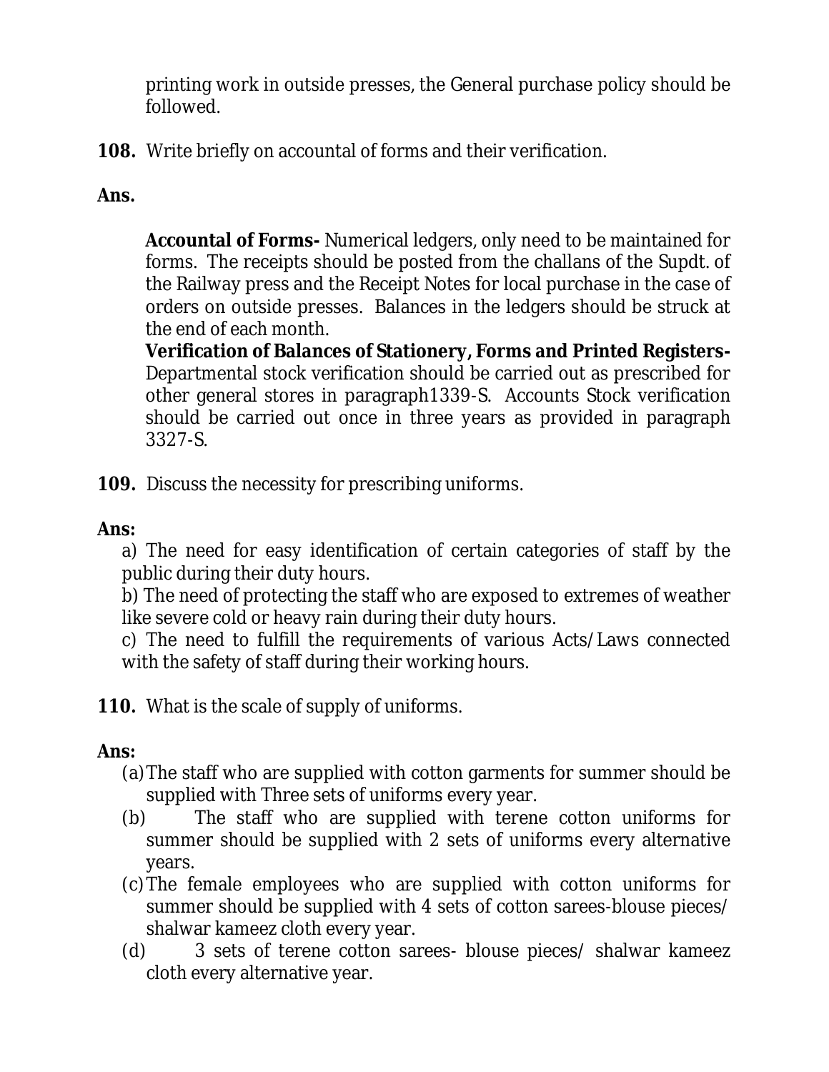printing work in outside presses, the General purchase policy should be followed.

**108.** Write briefly on accountal of forms and their verification.

**Ans.**

**Accountal of Forms-** Numerical ledgers, only need to be maintained for forms. The receipts should be posted from the challans of the Supdt. of the Railway press and the Receipt Notes for local purchase in the case of orders on outside presses. Balances in the ledgers should be struck at the end of each month.

**Verification of Balances of Stationery, Forms and Printed Registers-** Departmental stock verification should be carried out as prescribed for other general stores in paragraph1339-S. Accounts Stock verification should be carried out once in three years as provided in paragraph 3327-S.

**109.** Discuss the necessity for prescribing uniforms.

**Ans:**

a) The need for easy identification of certain categories of staff by the public during their duty hours.

b) The need of protecting the staff who are exposed to extremes of weather like severe cold or heavy rain during their duty hours.

c) The need to fulfill the requirements of various Acts/Laws connected with the safety of staff during their working hours.

**110.** What is the scale of supply of uniforms.

**Ans:**

(a) The staff who are supplied with cotton garments for summer should be supplied with Three sets of uniforms every year.

(b) The staff who are supplied with terene cotton uniforms for summer should be supplied with 2 sets of uniforms every alternative years.

(c) The female employees who are supplied with cotton uniforms for summer should be supplied with 4 sets of cotton sarees-blouse pieces/ shalwar kameez cloth every year.

(d) 3 sets of terene cotton sarees- blouse pieces/ shalwar kameez cloth every alternative year.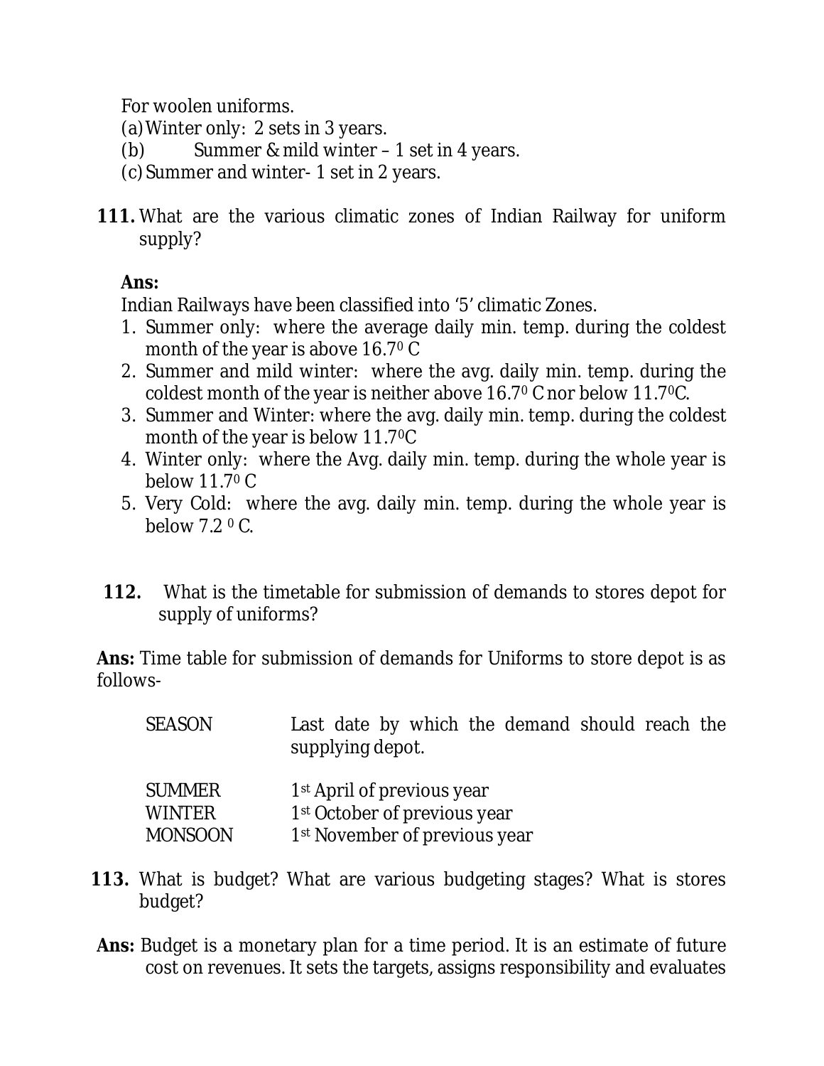For woolen uniforms.

(a) Winter only: 2 sets in 3 years.

(b) Summer & mild winter – 1 set in 4 years.

(c) Summer and winter- 1 set in 2 years.

**111.** What are the various climatic zones of Indian Railway for uniform supply?

**Ans:**

Indian Railways have been classified into ‘5’ climatic Zones.

1. Summer only: where the average daily min. temp. during the coldest month of the year is above 16.7$^0$ C
2. Summer and mild winter: where the avg. daily min. temp. during the coldest month of the year is neither above 16.7$^0$ C nor below 11.7$^0$C.
3. Summer and Winter: where the avg. daily min. temp. during the coldest month of the year is below 11.7$^0$C
4. Winter only: where the Avg. daily min. temp. during the whole year is below 11.7$^0$ C
5. Very Cold: where the avg. daily min. temp. during the whole year is below 7.2 $^0$ C.

**112.** What is the timetable for submission of demands to stores depot for supply of uniforms?

**Ans:** Time table for submission of demands for Uniforms to store depot is as follows-

| SEASON | Last date by which the demand should reach the supplying depot. |
|---|---|
| SUMMER | 1st April of previous year |
| WINTER | 1st October of previous year |
| MONSOON | 1st November of previous year |

**113.** What is budget? What are various budgeting stages? What is stores budget?

**Ans:** Budget is a monetary plan for a time period. It is an estimate of future cost on revenues. It sets the targets, assigns responsibility and evaluates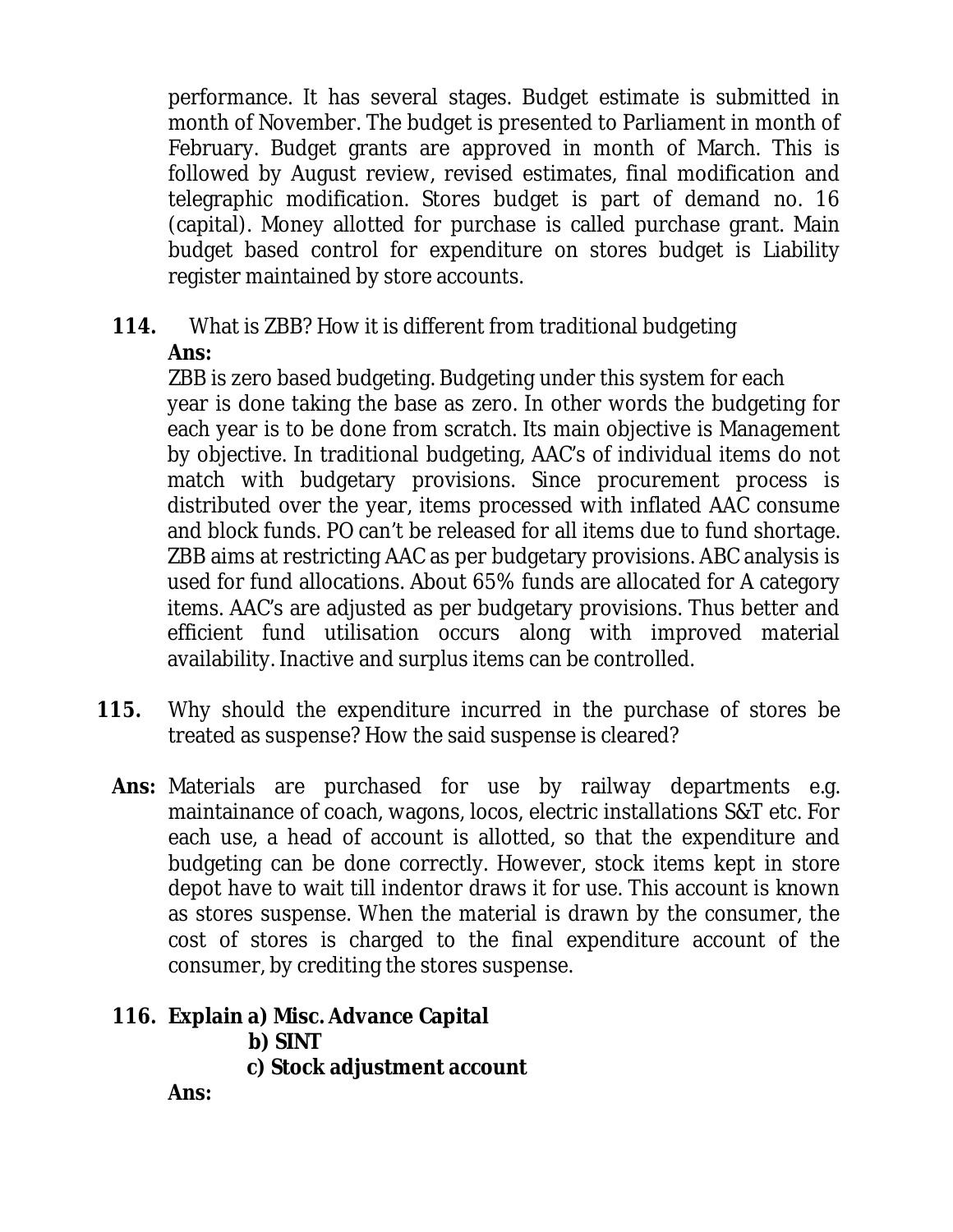performance. It has several stages. Budget estimate is submitted in month of November. The budget is presented to Parliament in month of February. Budget grants are approved in month of March. This is followed by August review, revised estimates, final modification and telegraphic modification. Stores budget is part of demand no. 16 (capital). Money allotted for purchase is called purchase grant. Main budget based control for expenditure on stores budget is Liability register maintained by store accounts.

**114.** What is ZBB? How it is different from traditional budgeting

**Ans:**

ZBB is zero based budgeting. Budgeting under this system for each year is done taking the base as zero. In other words the budgeting for each year is to be done from scratch. Its main objective is Management by objective. In traditional budgeting, AAC's of individual items do not match with budgetary provisions. Since procurement process is distributed over the year, items processed with inflated AAC consume and block funds. PO can't be released for all items due to fund shortage. ZBB aims at restricting AAC as per budgetary provisions. ABC analysis is used for fund allocations. About 65% funds are allocated for A category items. AAC's are adjusted as per budgetary provisions. Thus better and efficient fund utilisation occurs along with improved material availability. Inactive and surplus items can be controlled.

**115.** Why should the expenditure incurred in the purchase of stores be treated as suspense? How the said suspense is cleared?

**Ans:** Materials are purchased for use by railway departments e.g. maintainance of coach, wagons, locos, electric installations S&T etc. For each use, a head of account is allotted, so that the expenditure and budgeting can be done correctly. However, stock items kept in store depot have to wait till indentor draws it for use. This account is known as stores suspense. When the material is drawn by the consumer, the cost of stores is charged to the final expenditure account of the consumer, by crediting the stores suspense.

**116. Explain a) Misc. Advance Capital**

**b) SINT**

**c) Stock adjustment account**

**Ans:**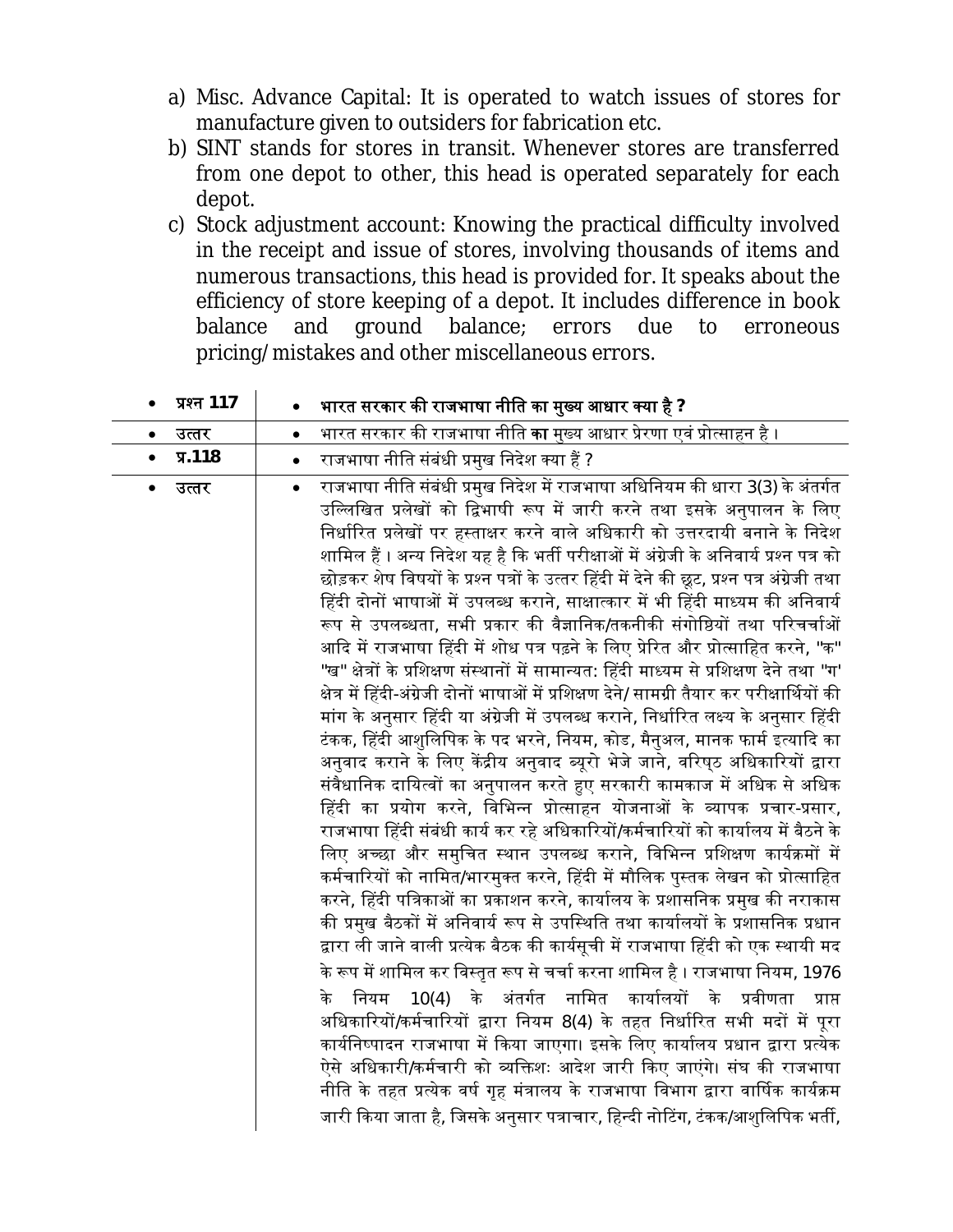a) Misc. Advance Capital: It is operated to watch issues of stores for manufacture given to outsiders for fabrication etc.

b) SINT stands for stores in transit. Whenever stores are transferred from one depot to other, this head is operated separately for each depot.

c) Stock adjustment account: Knowing the practical difficulty involved in the receipt and issue of stores, involving thousands of items and numerous transactions, this head is provided for. It speaks about the efficiency of store keeping of a depot. It includes difference in book balance and ground balance; errors due to erroneous pricing/mistakes and other miscellaneous errors.

| | |
|---|---|
| • **प्रश्न 117** | • **भारत सरकार की राजभाषा नीति का मुख्य आधार क्या है ?** |
| • उत्तर | • भारत सरकार की राजभाषा नीति **का** मुख्य आधार प्रेरणा एवं प्रोत्साहन है । |
| • **प्र.118** | • राजभाषा नीति संबंधी प्रमुख निदेश क्या हैं ? |
| • उत्तर | • राजभाषा नीति संबंधी प्रमुख निदेश में राजभाषा अधिनियम की धारा 3(3) के अंतर्गत उल्लिखित प्रलेखों को द्विभाषी रूप में जारी करने तथा इसके अनुपालन के लिए निर्धारित प्रलेखों पर हस्ताक्षर करने वाले अधिकारी को उत्तरदायी बनाने के निदेश शामिल हैं । अन्य निदेश यह है कि भर्ती परीक्षाओं में अंग्रेजी के अनिवार्य प्रश्न पत्र को छोड़कर शेष विषयों के प्रश्न पत्रों के उत्तर हिंदी में देने की छूट, प्रश्न पत्र अंग्रेजी तथा हिंदी दोनों भाषाओं में उपलब्ध कराने, साक्षात्कार में भी हिंदी माध्यम की अनिवार्य रूप से उपलब्धता, सभी प्रकार की वैज्ञानिक/तकनीकी संगोष्ठियों तथा परिचर्चाओं आदि में राजभाषा हिंदी में शोध पत्र पढ़ने के लिए प्रेरित और प्रोत्साहित करने, "क" "ख" क्षेत्रों के प्रशिक्षण संस्थानों में सामान्यत: हिंदी माध्यम से प्रशिक्षण देने तथा "ग" क्षेत्र में हिंदी-अंग्रेजी दोनों भाषाओं में प्रशिक्षण देने/ सामग्री तैयार कर परीक्षार्थियों की मांग के अनुसार हिंदी या अंग्रेजी में उपलब्ध कराने, निर्धारित लक्ष्य के अनुसार हिंदी टंकक, हिंदी आशुलिपिक के पद भरने, नियम, कोड, मैनुअल, मानक फार्म इत्यादि का अनुवाद कराने के लिए केंद्रीय अनुवाद ब्यूरो भेजे जाने, वरिष्ठ अधिकारियों द्वारा संवैधानिक दायित्वों का अनुपालन करते हुए सरकारी कामकाज में अधिक से अधिक हिंदी का प्रयोग करने, विभिन्न प्रोत्साहन योजनाओं के व्यापक प्रचार-प्रसार, राजभाषा हिंदी संबंधी कार्य कर रहे अधिकारियों/कर्मचारियों को कार्यालय में बैठने के लिए अच्छा और समुचित स्थान उपलब्ध कराने, विभिन्न प्रशिक्षण कार्यक्रमों में कर्मचारियों को नामित/भारमुक्त करने, हिंदी में मौलिक पुस्तक लेखन को प्रोत्साहित करने, हिंदी पत्रिकाओं का प्रकाशन करने, कार्यालय के प्रशासनिक प्रमुख की नराकास की प्रमुख बैठकों में अनिवार्य रूप से उपस्थिति तथा कार्यालयों के प्रशासनिक प्रधान द्वारा ली जाने वाली प्रत्येक बैठक की कार्यसूची में राजभाषा हिंदी को एक स्थायी मद के रूप में शामिल कर विस्तृत रूप से चर्चा करना शामिल है । राजभाषा नियम, 1976 के नियम 10(4) के अंतर्गत नामित कार्यालयों के प्रवीणता प्राप्त अधिकारियों/कर्मचारियों द्वारा नियम 8(4) के तहत निर्धारित सभी मदों में पूरा कार्यनिष्पादन राजभाषा में किया जाएगा। इसके लिए कार्यालय प्रधान द्वारा प्रत्येक ऐसे अधिकारी/कर्मचारी को व्यक्तिशः आदेश जारी किए जाएंगे। संघ की राजभाषा नीति के तहत प्रत्येक वर्ष गृह मंत्रालय के राजभाषा विभाग द्वारा वार्षिक कार्यक्रम जारी किया जाता है, जिसके अनुसार पत्राचार, हिन्दी नोटिंग, टंकक/आशुलिपिक भर्ती, |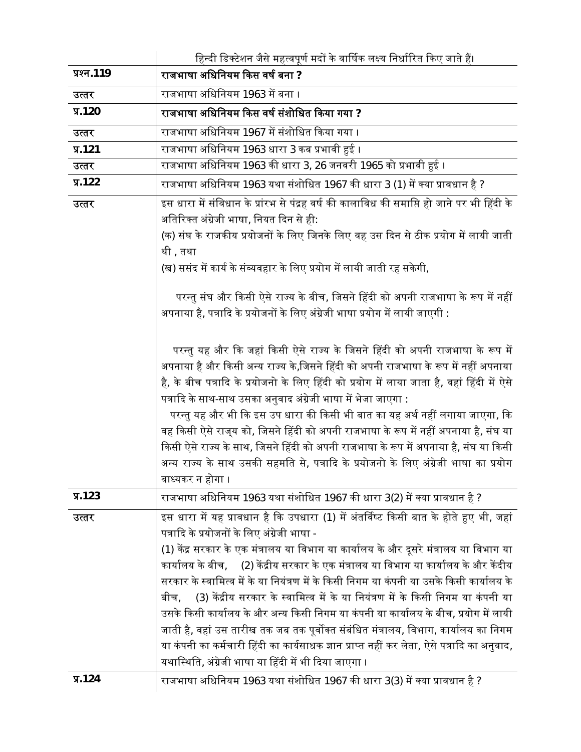| | हिन्दी डिक्टेशन जैसे महत्वपूर्ण मदों के वार्षिक लक्ष्य निर्धारित किए जाते हैं। |
|---|---|
| **प्रश्न.119** | **राजभाषा अधिनियम किस वर्ष बना ?** |
| उत्तर | राजभाषा अधिनियम 1963 में बना । |
| **प्र.120** | **राजभाषा अधिनियम किस वर्ष संशोधित किया गया ?** |
| उत्तर | राजभाषा अधिनियम 1967 में संशोधित किया गया । |
| **प्र.121** | राजभाषा अधिनियम 1963 धारा 3 कब प्रभावी हुई । |
| उत्तर | राजभाषा अधिनियम 1963 की धारा 3, 26 जनवरी 1965 को प्रभावी हुई । |
| **प्र.122** | राजभाषा अधिनियम 1963 यथा संशोधित 1967 की धारा 3 (1) में क्या प्रावधान है ? |
| उत्तर | इस धारा में संविधान के प्रारंभ से पंद्रह वर्ष की कालावधि की समाप्ति हो जाने पर भी हिंदी के अतिरिक्त अंग्रेजी भाषा, नियत दिन से ही:<br>(क) संघ के राजकीय प्रयोजनों के लिए जिनके लिए वह उस दिन से ठीक प्रयोग में लायी जाती थी , तथा<br>(ख) ससंद में कार्य के संव्यवहार के लिए प्रयोग में लायी जाती रह सकेगी,<br><br>परन्तु संघ और किसी ऐसे राज्य के बीच, जिसने हिंदी को अपनी राजभाषा के रूप में नहीं अपनाया है, पत्रादि के प्रयोजनों के लिए अंग्रेजी भाषा प्रयोग में लायी जाएगी :<br><br>परन्तु यह और कि जहां किसी ऐसे राज्य के जिसने हिंदी को अपनी राजभाषा के रूप में अपनाया है और किसी अन्य राज्य के,जिसने हिंदी को अपनी राजभाषा के रूप में नहीं अपनाया है, के बीच पत्रादि के प्रयोजनो के लिए हिंदी को प्रयोग में लाया जाता है, वहां हिंदी में ऐसे पत्रादि के साथ-साथ उसका अनुवाद अंग्रेजी भाषा में भेजा जाएगा :<br>परन्तु यह और भी कि इस उप धारा की किसी भी बात का यह अर्थ नहीं लगाया जाएगा, कि वह किसी ऐसे राज्य को, जिसने हिंदी को अपनी राजभाषा के रूप में नहीं अपनाया है, संघ या किसी ऐसे राज्य के साथ, जिसने हिंदी को अपनी राजभाषा के रूप में अपनाया है, संघ या किसी अन्य राज्य के साथ उसकी सहमति से, पत्रादि के प्रयोजनो के लिए अंग्रेजी भाषा का प्रयोग बाध्यकर न होगा । |
| **प्र.123** | राजभाषा अधिनियम 1963 यथा संशोधित 1967 की धारा 3(2) में क्या प्रावधान है ? |
| उत्तर | इस धारा में यह प्रावधान है कि उपधारा (1) में अंतर्विष्ट किसी बात के होते हुए भी, जहां पत्रादि के प्रयोजनों के लिए अंग्रेजी भाषा -<br>(1) केंद्र सरकार के एक मंत्रालय या विभाग या कार्यालय के और दूसरे मंत्रालय या विभाग या कार्यालय के बीच, (2) केंद्रीय सरकार के एक मंत्रालय या विभाग या कार्यालय के और केंदीय सरकार के स्वामित्व में के या नियंत्रण में के किसी निगम या कंपनी या उसके किसी कार्यालय के बीच, (3) केंद्रीय सरकार के स्वामित्व में के या नियंत्रण में के किसी निगम या कंपनी या उसके किसी कार्यालय के और अन्य किसी निगम या कंपनी या कार्यालय के बीच, प्रयोग में लायी जाती है, वहां उस तारीख तक जब तक पूर्वोक्त संबंधित मंत्रालय, विभाग, कार्यालय का निगम या कंपनी का कर्मचारी हिंदी का कार्यसाधक ज्ञान प्राप्त नहीं कर लेता, ऐसे पत्रादि का अनुवाद, यथास्थिति, अंग्रेजी भाषा या हिंदी में भी दिया जाएगा । |
| **प्र.124** | राजभाषा अधिनियम 1963 यथा संशोधित 1967 की धारा 3(3) में क्या प्रावधान है ? |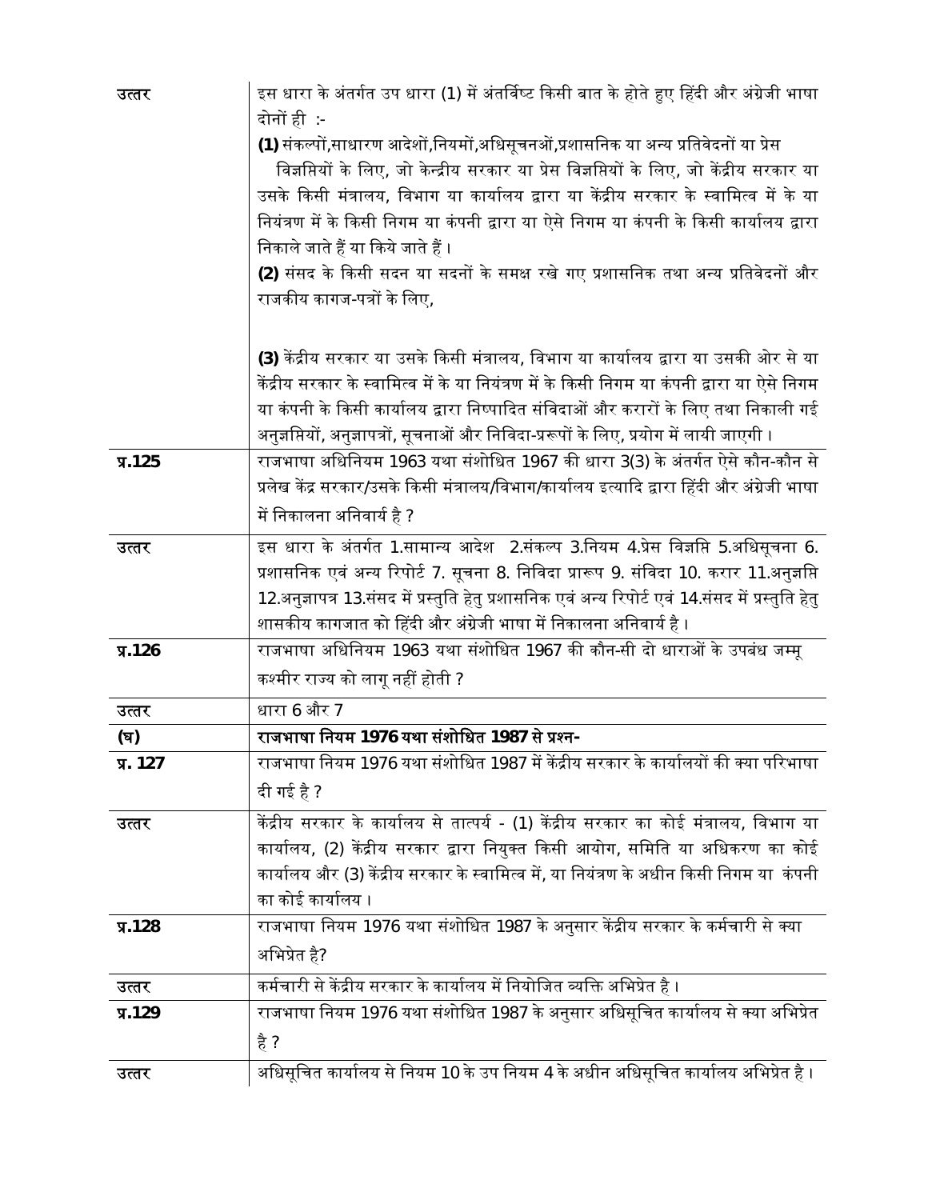| | |
|---|---|
| उत्तर | इस धारा के अंतर्गत उप धारा (1) में अंतर्विष्ट किसी बात के होते हुए हिंदी और अंग्रेजी भाषा दोनों ही :-<br>**(1)** संकल्पों,साधारण आदेशों,नियमों,अधिसूचनओं,प्रशासनिक या अन्य प्रतिवेदनों या प्रेस विज्ञप्तियों के लिए, जो केन्द्रीय सरकार या प्रेस विज्ञप्तियों के लिए, जो केंद्रीय सरकार या उसके किसी मंत्रालय, विभाग या कार्यालय द्वारा या केंद्रीय सरकार के स्वामित्व में के या नियंत्रण में के किसी निगम या कंपनी द्वारा या ऐसे निगम या कंपनी के किसी कार्यालय द्वारा निकाले जाते हैं या किये जाते हैं ।<br>**(2)** संसद के किसी सदन या सदनों के समक्ष रखे गए प्रशासनिक तथा अन्य प्रतिवेदनों और राजकीय कागज-पत्रों के लिए,<br><br>**(3)** केंद्रीय सरकार या उसके किसी मंत्रालय, विभाग या कार्यालय द्वारा या उसकी ओर से या केंद्रीय सरकार के स्वामित्व में के या नियंत्रण में के किसी निगम या कंपनी द्वारा या ऐसे निगम या कंपनी के किसी कार्यालय द्वारा निष्पादित संविदाओं और करारों के लिए तथा निकाली गई अनुज्ञप्तियों, अनुज्ञापत्रों, सूचनाओं और निविदा-प्ररूपों के लिए, प्रयोग में लायी जाएगी । |
| **प्र.125** | राजभाषा अधिनियम 1963 यथा संशोधित 1967 की धारा 3(3) के अंतर्गत ऐसे कौन-कौन से प्रलेख केंद्र सरकार/उसके किसी मंत्रालय/विभाग/कार्यालय इत्यादि द्वारा हिंदी और अंग्रेजी भाषा में निकालना अनिवार्य है ? |
| उत्तर | इस धारा के अंतर्गत 1.सामान्य आदेश 2.संकल्प 3.नियम 4.प्रेस विज्ञप्ति 5.अधिसूचना 6. प्रशासनिक एवं अन्य रिपोर्ट 7. सूचना 8. निविदा प्रारूप 9. संविदा 10. करार 11.अनुज्ञप्ति 12.अनुज्ञापत्र 13.संसद में प्रस्तुति हेतु प्रशासनिक एवं अन्य रिपोर्ट एवं 14.संसद में प्रस्तुति हेतु शासकीय कागजात को हिंदी और अंग्रेजी भाषा में निकालना अनिवार्य है । |
| **प्र.126** | राजभाषा अधिनियम 1963 यथा संशोधित 1967 की कौन-सी दो धाराओं के उपबंध जम्मू कश्मीर राज्य को लागू नहीं होती ? |
| उत्तर | धारा 6 और 7 |
| **(घ)** | **राजभाषा नियम 1976 यथा संशोधित 1987 से प्रश्न-** |
| **प्र. 127** | राजभाषा नियम 1976 यथा संशोधित 1987 में केंद्रीय सरकार के कार्यालयों की क्या परिभाषा दी गई है ? |
| उत्तर | केंद्रीय सरकार के कार्यालय से तात्पर्य - (1) केंद्रीय सरकार का कोई मंत्रालय, विभाग या कार्यालय, (2) केंद्रीय सरकार द्वारा नियुक्त किसी आयोग, समिति या अधिकरण का कोई कार्यालय और (3) केंद्रीय सरकार के स्वामित्व में, या नियंत्रण के अधीन किसी निगम या कंपनी का कोई कार्यालय । |
| **प्र.128** | राजभाषा नियम 1976 यथा संशोधित 1987 के अनुसार केंद्रीय सरकार के कर्मचारी से क्या अभिप्रेत है? |
| उत्तर | कर्मचारी से केंद्रीय सरकार के कार्यालय में नियोजित व्यक्ति अभिप्रेत है । |
| **प्र.129** | राजभाषा नियम 1976 यथा संशोधित 1987 के अनुसार अधिसूचित कार्यालय से क्या अभिप्रेत है ? |
| उत्तर | अधिसूचित कार्यालय से नियम 10 के उप नियम 4 के अधीन अधिसूचित कार्यालय अभिप्रेत है । |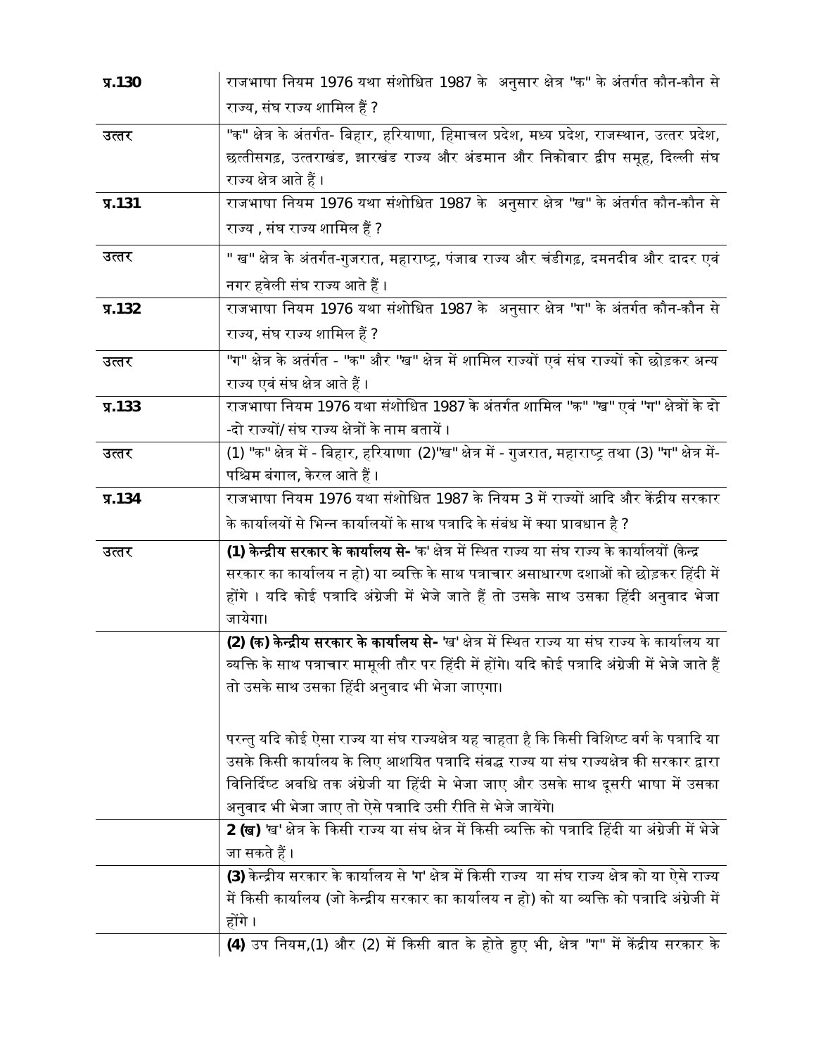| | |
|---|---|
| **प्र.130** | राजभाषा नियम 1976 यथा संशोधित 1987 के अनुसार क्षेत्र "क" के अंतर्गत कौन-कौन से राज्य, संघ राज्य शामिल हैं ? |
| उत्तर | "क" क्षेत्र के अंतर्गत- बिहार, हरियाणा, हिमाचल प्रदेश, मध्य प्रदेश, राजस्थान, उत्तर प्रदेश, छत्तीसगढ़, उत्तराखंड, झारखंड राज्य और अंडमान और निकोबार द्वीप समूह, दिल्ली संघ राज्य क्षेत्र आते हैं । |
| **प्र.131** | राजभाषा नियम 1976 यथा संशोधित 1987 के अनुसार क्षेत्र "ख" के अंतर्गत कौन-कौन से राज्य , संघ राज्य शामिल हैं ? |
| उत्तर | " ख" क्षेत्र के अंतर्गत-गुजरात, महाराष्ट्र, पंजाब राज्य और चंडीगढ़, दमनदीव और दादर एवं नगर हवेली संघ राज्य आते हैं । |
| **प्र.132** | राजभाषा नियम 1976 यथा संशोधित 1987 के अनुसार क्षेत्र "ग" के अंतर्गत कौन-कौन से राज्य, संघ राज्य शामिल हैं ? |
| उत्तर | "ग" क्षेत्र के अतंर्गत - "क" और "ख" क्षेत्र में शामिल राज्यों एवं संघ राज्यों को छोड़कर अन्य राज्य एवं संघ क्षेत्र आते हैं । |
| **प्र.133** | राजभाषा नियम 1976 यथा संशोधित 1987 के अंतर्गत शामिल "क" "ख" एवं "ग" क्षेत्रों के दो -दो राज्यों/ संघ राज्य क्षेत्रों के नाम बतायें । |
| उत्तर | (1) "क" क्षेत्र में - बिहार, हरियाणा (2)"ख" क्षेत्र में - गुजरात, महाराष्ट्र तथा (3) "ग" क्षेत्र में- पश्चिम बंगाल, केरल आते हैं । |
| **प्र.134** | राजभाषा नियम 1976 यथा संशोधित 1987 के नियम 3 में राज्यों आदि और केंद्रीय सरकार के कार्यालयों से भिन्न कार्यालयों के साथ पत्रादि के संबंध में क्या प्रावधान है ? |
| उत्तर | **(1) केन्द्रीय सरकार के कार्यालय से-** 'क' क्षेत्र में स्थित राज्य या संघ राज्य के कार्यालयों (केन्द्र सरकार का कार्यालय न हो) या व्यक्ति के साथ पत्राचार असाधारण दशाओं को छोड़कर हिंदी में होंगे । यदि कोई पत्रादि अंग्रेजी में भेजे जाते हैं तो उसके साथ उसका हिंदी अनुवाद भेजा जायेगा। |
| | **(2) (क) केन्द्रीय सरकार के कार्यालय से-** 'ख' क्षेत्र में स्थित राज्य या संघ राज्य के कार्यालय या व्यक्ति के साथ पत्राचार मामूली तौर पर हिंदी में होंगे। यदि कोई पत्रादि अंग्रेजी में भेजे जाते हैं तो उसके साथ उसका हिंदी अनुवाद भी भेजा जाएगा।<br><br>परन्तु यदि कोई ऐसा राज्य या संघ राज्यक्षेत्र यह चाहता है कि किसी विशिष्ट वर्ग के पत्रादि या उसके किसी कार्यालय के लिए आशयित पत्रादि संबद्ध राज्य या संघ राज्यक्षेत्र की सरकार द्वारा विनिर्दिष्ट अवधि तक अंग्रेजी या हिंदी मे भेजा जाए और उसके साथ दूसरी भाषा में उसका अनुवाद भी भेजा जाए तो ऐसे पत्रादि उसी रीति से भेजे जायेंगे। |
| | **2 (ख)** 'ख' क्षेत्र के किसी राज्य या संघ क्षेत्र में किसी व्यक्ति को पत्रादि हिंदी या अंग्रेजी में भेजे जा सकते हैं । |
| | **(3)** केन्द्रीय सरकार के कार्यालय से 'ग' क्षेत्र में किसी राज्य या संघ राज्य क्षेत्र को या ऐसे राज्य में किसी कार्यालय (जो केन्द्रीय सरकार का कार्यालय न हो) को या व्यक्ति को पत्रादि अंग्रेजी में होंगे । |
| | **(4)** उप नियम,(1) और (2) में किसी बात के होते हुए भी, क्षेत्र "ग" में केंद्रीय सरकार के |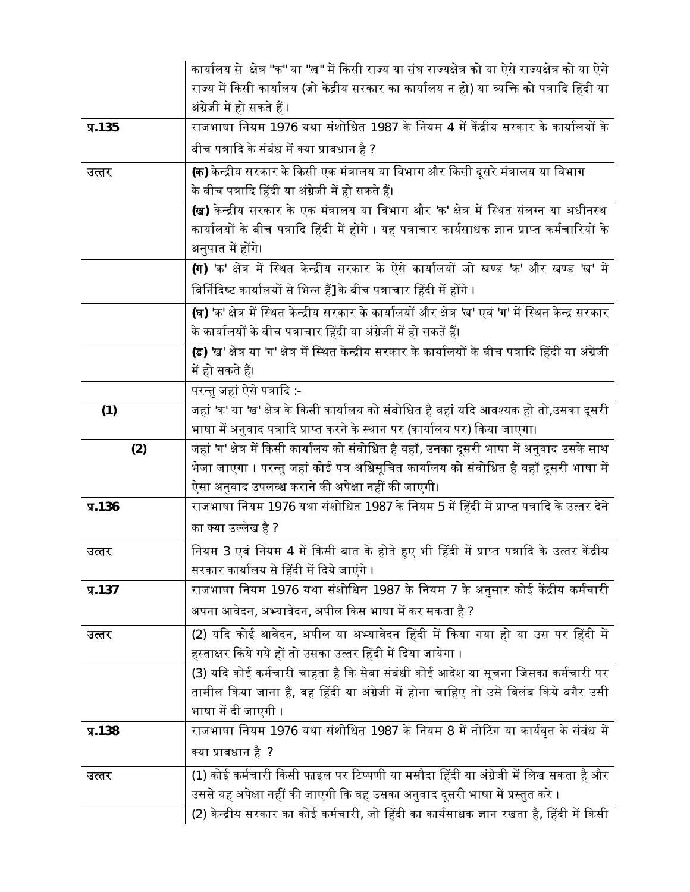| | |
|---|---|
| | कार्यालय से क्षेत्र "क" या "ख" में किसी राज्य या संघ राज्यक्षेत्र को या ऐसे राज्यक्षेत्र को या ऐसे राज्य में किसी कार्यालय (जो केंद्रीय सरकार का कार्यालय न हो) या व्यक्ति को पत्रादि हिंदी या अंग्रेजी में हो सकते हैं । |
| **प्र.135** | राजभाषा नियम 1976 यथा संशोधित 1987 के नियम 4 में केंद्रीय सरकार के कार्यालयों के बीच पत्रादि के संबंध में क्या प्रावधान है ? |
| **उत्तर** | **(क)** केन्द्रीय सरकार के किसी एक मंत्रालय या विभाग और किसी दूसरे मंत्रालय या विभाग के बीच पत्रादि हिंदी या अंग्रेजी में हो सकते हैं। |
| | **(ख)** केन्द्रीय सरकार के एक मंत्रालय या विभाग और 'क' क्षेत्र में स्थित संलग्न या अधीनस्थ कार्यालयों के बीच पत्रादि हिंदी में होंगे । यह पत्राचार कार्यसाधक ज्ञान प्राप्त कर्मचारियों के अनुपात में होंगे। |
| | **(ग)** 'क' क्षेत्र में स्थित केन्द्रीय सरकार के ऐसे कार्यालयों जो खण्ड 'क' और खण्ड 'ख' में विर्निदिष्ट कार्यालयों से भिन्न हैं**]** के बीच पत्राचार हिंदी में होंगे । |
| | **(घ)** 'क' क्षेत्र में स्थित केन्द्रीय सरकार के कार्यालयों और क्षेत्र 'ख' एवं 'ग' में स्थित केन्द्र सरकार के कार्यालयों के बीच पत्राचार हिंदी या अंग्रेजी में हो सकतें हैं। |
| | **(ड)** 'ख' क्षेत्र या 'ग' क्षेत्र में स्थित केन्द्रीय सरकार के कार्यालयों के बीच पत्रादि हिंदी या अंग्रेजी में हो सकते हैं। |
| | परन्तु जहां ऐसे पत्रादि :- |
| **(1)** | जहां 'क' या 'ख' क्षेत्र के किसी कार्यालय को संबोधित है वहां यदि आवश्यक हो तो,उसका दूसरी भाषा में अनुवाद पत्रादि प्राप्त करने के स्थान पर (कार्यालय पर) किया जाएगा। |
| **(2)** | जहां 'ग' क्षेत्र में किसी कार्यालय को संबोधित है वहाँ, उनका दूसरी भाषा में अनुवाद उसके साथ भेजा जाएगा । परन्तु जहां कोई पत्र अधिसूचित कार्यालय को संबोधित है वहाँ दूसरी भाषा में ऐसा अनुवाद उपलब्ध कराने की अपेक्षा नहीं की जाएगी। |
| **प्र.136** | राजभाषा नियम 1976 यथा संशोधित 1987 के नियम 5 में हिंदी में प्राप्त पत्रादि के उत्तर देने का क्या उल्लेख है ? |
| **उत्तर** | नियम 3 एवं नियम 4 में किसी बात के होते हुए भी हिंदी में प्राप्त पत्रादि के उत्तर केंद्रीय सरकार कार्यालय से हिंदी में दिये जाएंगे । |
| **प्र.137** | राजभाषा नियम 1976 यथा संशोधित 1987 के नियम 7 के अनुसार कोई केंद्रीय कर्मचारी अपना आवेदन, अभ्यावेदन, अपील किस भाषा में कर सकता है ? |
| **उत्तर** | (2) यदि कोई आवेदन, अपील या अभ्यावेदन हिंदी में किया गया हो या उस पर हिंदी में हस्ताक्षर किये गये हों तो उसका उत्तर हिंदी में दिया जायेगा । |
| | (3) यदि कोई कर्मचारी चाहता है कि सेवा संबंधी कोई आदेश या सूचना जिसका कर्मचारी पर तामील किया जाना है, वह हिंदी या अंग्रेजी में होना चाहिए तो उसे विलंब किये बगैर उसी भाषा में दी जाएगी । |
| **प्र.138** | राजभाषा नियम 1976 यथा संशोधित 1987 के नियम 8 में नोटिंग या कार्यवृत के संबंध में क्या प्रावधान है ? |
| **उत्तर** | (1) कोई कर्मचारी किसी फाइल पर टिप्पणी या मसौदा हिंदी या अंग्रेजी में लिख सकता है और उससे यह अपेक्षा नहीं की जाएगी कि वह उसका अनुवाद दूसरी भाषा में प्रस्तुत करे । |
| | (2) केन्द्रीय सरकार का कोई कर्मचारी, जो हिंदी का कार्यसाधक ज्ञान रखता है, हिंदी में किसी |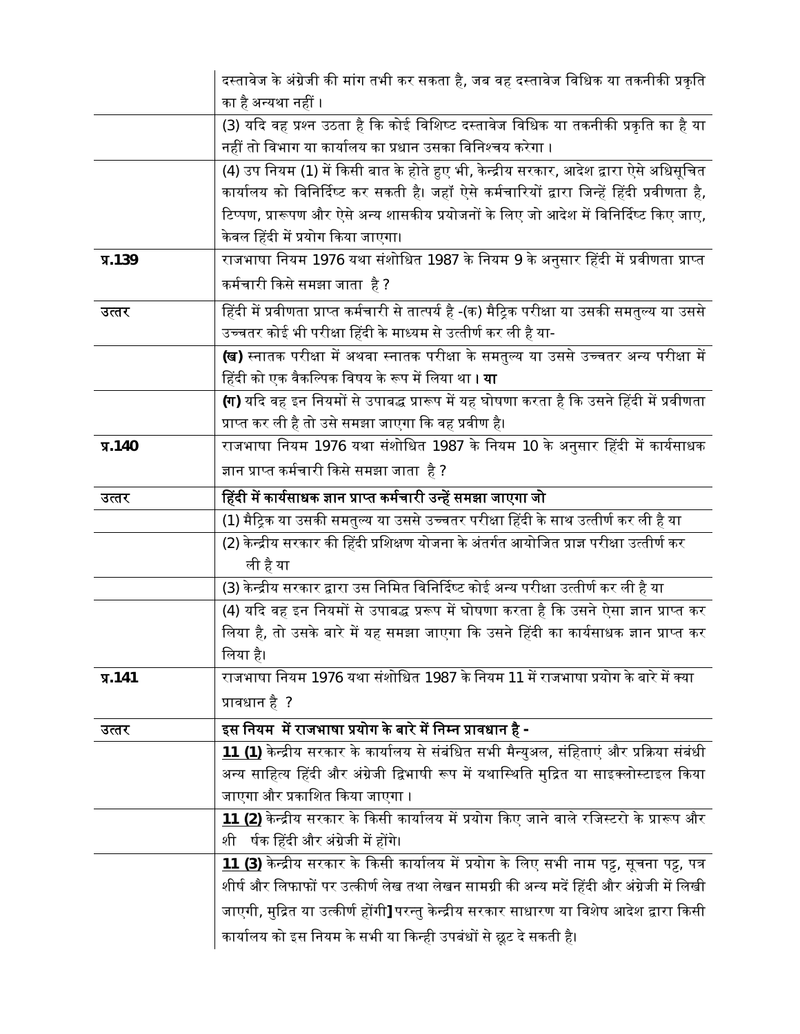| | |
|---|---|
| | दस्तावेज के अंग्रेजी की मांग तभी कर सकता है, जब वह दस्तावेज विधिक या तकनीकी प्रकृति का है अन्यथा नहीं । |
| | (3) यदि वह प्रश्न उठता है कि कोई विशिष्ट दस्तावेज विधिक या तकनीकी प्रकृति का है या नहीं तो विभाग या कार्यालय का प्रधान उसका विनिश्चय करेगा । |
| | (4) उप नियम (1) में किसी बात के होते हुए भी, केन्द्रीय सरकार, आदेश द्वारा ऐसे अधिसूचित कार्यालय को विनिर्दिष्ट कर सकती है। जहाँ ऐसे कर्मचारियों द्वारा जिन्हें हिंदी प्रवीणता है, टिप्पण, प्रारूपण और ऐसे अन्य शासकीय प्रयोजनों के लिए जो आदेश में विनिर्दिष्ट किए जाए, केवल हिंदी में प्रयोग किया जाएगा। |
| **प्र.139** | राजभाषा नियम 1976 यथा संशोधित 1987 के नियम 9 के अनुसार हिंदी में प्रवीणता प्राप्त कर्मचारी किसे समझा जाता है ? |
| उत्तर | हिंदी में प्रवीणता प्राप्त कर्मचारी से तात्पर्य है -(क) मैट्रिक परीक्षा या उसकी समतुल्य या उससे उच्चतर कोई भी परीक्षा हिंदी के माध्यम से उत्तीर्ण कर ली है या- |
| | **(ख)** स्नातक परीक्षा में अथवा स्नातक परीक्षा के समतुल्य या उससे उच्चतर अन्य परीक्षा में हिंदी को एक वैकल्पिक विषय के रूप में लिया था । **या** |
| | **(ग)** यदि वह इन नियमों से उपाबद्ध प्रारूप में यह घोषणा करता है कि उसने हिंदी में प्रवीणता प्राप्त कर ली है तो उसे समझा जाएगा कि वह प्रवीण है। |
| **प्र.140** | राजभाषा नियम 1976 यथा संशोधित 1987 के नियम 10 के अनुसार हिंदी में कार्यसाधक ज्ञान प्राप्त कर्मचारी किसे समझा जाता है ? |
| उत्तर | **हिंदी में कार्यसाधक ज्ञान प्राप्त कर्मचारी उन्हें समझा जाएगा जो** |
| | (1) मैट्रिक या उसकी समतुल्य या उससे उच्चतर परीक्षा हिंदी के साथ उत्तीर्ण कर ली है या |
| | (2) केन्द्रीय सरकार की हिंदी प्रशिक्षण योजना के अंतर्गत आयोजित प्राज्ञ परीक्षा उत्तीर्ण कर ली है या |
| | (3) केन्द्रीय सरकार द्वारा उस निमित विनिर्दिष्ट कोई अन्य परीक्षा उत्तीर्ण कर ली है या |
| | (4) यदि वह इन नियमों से उपाबद्ध प्ररूप में घोषणा करता है कि उसने ऐसा ज्ञान प्राप्त कर लिया है, तो उसके बारे में यह समझा जाएगा कि उसने हिंदी का कार्यसाधक ज्ञान प्राप्त कर लिया है। |
| **प्र.141** | राजभाषा नियम 1976 यथा संशोधित 1987 के नियम 11 में राजभाषा प्रयोग के बारे में क्या प्रावधान है ? |
| उत्तर | **इस नियम में राजभाषा प्रयोग के बारे में निम्न प्रावधान है -** |
| | **11 (1)** केन्द्रीय सरकार के कार्यालय से संबंधित सभी मैन्युअल, संहिताएं और प्रक्रिया संबंधी अन्य साहित्य हिंदी और अंग्रेजी द्विभाषी रूप में यथास्थिति मुद्रित या साइक्लोस्टाइल किया जाएगा और प्रकाशित किया जाएगा । |
| | **11 (2)** केन्द्रीय सरकार के किसी कार्यालय में प्रयोग किए जाने वाले रजिस्टरो के प्रारूप और शीर्षक हिंदी और अंग्रेजी में होंगे। |
| | **11 (3)** केन्द्रीय सरकार के किसी कार्यालय में प्रयोग के लिए सभी नाम पट्ट, सूचना पट्ट, पत्र शीर्ष और लिफाफ़ों पर उत्कीर्ण लेख तथा लेखन सामग्री की अन्य मदें हिंदी और अंग्रेजी में लिखी जाएगी, मुद्रित या उत्कीर्ण होंगी] परन्तु केन्द्रीय सरकार साधारण या विशेष आदेश द्वारा किसी कार्यालय को इस नियम के सभी या किन्ही उपबंधों से छूट दे सकती है। |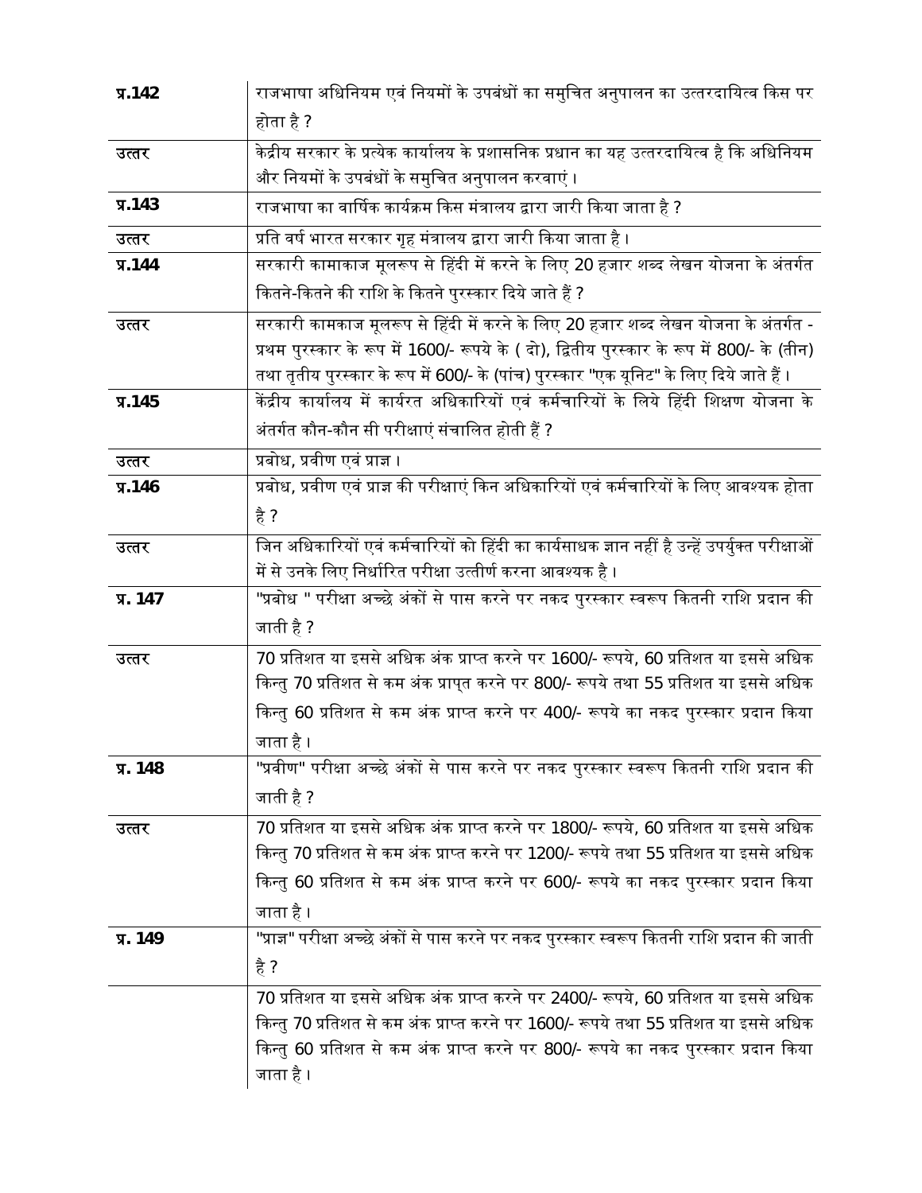| | |
|---|---|
| प्र.142 | राजभाषा अधिनियम एवं नियमों के उपबंधों का समुचित अनुपालन का उत्तरदायित्व किस पर होता है ? |
| उत्तर | केंद्रीय सरकार के प्रत्येक कार्यालय के प्रशासनिक प्रधान का यह उत्तरदायित्व है कि अधिनियम और नियमों के उपबंधों के समुचित अनुपालन करवाएं । |
| प्र.143 | राजभाषा का वार्षिक कार्यक्रम किस मंत्रालय द्वारा जारी किया जाता है ? |
| उत्तर | प्रति वर्ष भारत सरकार गृह मंत्रालय द्वारा जारी किया जाता है । |
| प्र.144 | सरकारी कामाकाज मूलरूप से हिंदी में करने के लिए 20 हजार शब्द लेखन योजना के अंतर्गत कितने-कितने की राशि के कितने पुरस्कार दिये जाते हैं ? |
| उत्तर | सरकारी कामकाज मूलरूप से हिंदी में करने के लिए 20 हजार शब्द लेखन योजना के अंतर्गत - प्रथम पुरस्कार के रूप में 1600/- रूपये के ( दो), द्वितीय पुरस्कार के रूप में 800/- के (तीन) तथा तृतीय पुरस्कार के रूप में 600/- के (पांच) पुरस्कार "एक यूनिट" के लिए दिये जाते हैं । |
| प्र.145 | केंद्रीय कार्यालय में कार्यरत अधिकारियों एवं कर्मचारियों के लिये हिंदी शिक्षण योजना के अंतर्गत कौन-कौन सी परीक्षाएं संचालित होती हैं ? |
| उत्तर | प्रबोध, प्रवीण एवं प्राज्ञ । |
| प्र.146 | प्रबोध, प्रवीण एवं प्राज्ञ की परीक्षाएं किन अधिकारियों एवं कर्मचारियों के लिए आवश्यक होता है ? |
| उत्तर | जिन अधिकारियों एवं कर्मचारियों को हिंदी का कार्यसाधक ज्ञान नहीं है उन्हें उपर्युक्त परीक्षाओं में से उनके लिए निर्धारित परीक्षा उत्तीर्ण करना आवश्यक है । |
| प्र. 147 | "प्रबोध " परीक्षा अच्छे अंकों से पास करने पर नकद पुरस्कार स्वरूप कितनी राशि प्रदान की जाती है ? |
| उत्तर | 70 प्रतिशत या इससे अधिक अंक प्राप्त करने पर 1600/- रूपये, 60 प्रतिशत या इससे अधिक किन्तु 70 प्रतिशत से कम अंक प्रापत करने पर 800/- रूपये तथा 55 प्रतिशत या इससे अधिक किन्तु 60 प्रतिशत से कम अंक प्राप्त करने पर 400/- रूपये का नकद पुरस्कार प्रदान किया जाता है । |
| प्र. 148 | "प्रवीण" परीक्षा अच्छे अंकों से पास करने पर नकद पुरस्कार स्वरूप कितनी राशि प्रदान की जाती है ? |
| उत्तर | 70 प्रतिशत या इससे अधिक अंक प्राप्त करने पर 1800/- रूपये, 60 प्रतिशत या इससे अधिक किन्तु 70 प्रतिशत से कम अंक प्राप्त करने पर 1200/- रूपये तथा 55 प्रतिशत या इससे अधिक किन्तु 60 प्रतिशत से कम अंक प्राप्त करने पर 600/- रूपये का नकद पुरस्कार प्रदान किया जाता है । |
| प्र. 149 | "प्राज्ञ" परीक्षा अच्छे अंकों से पास करने पर नकद पुरस्कार स्वरूप कितनी राशि प्रदान की जाती है ? |
| | 70 प्रतिशत या इससे अधिक अंक प्राप्त करने पर 2400/- रूपये, 60 प्रतिशत या इससे अधिक किन्तु 70 प्रतिशत से कम अंक प्राप्त करने पर 1600/- रूपये तथा 55 प्रतिशत या इससे अधिक किन्तु 60 प्रतिशत से कम अंक प्राप्त करने पर 800/- रूपये का नकद पुरस्कार प्रदान किया जाता है । |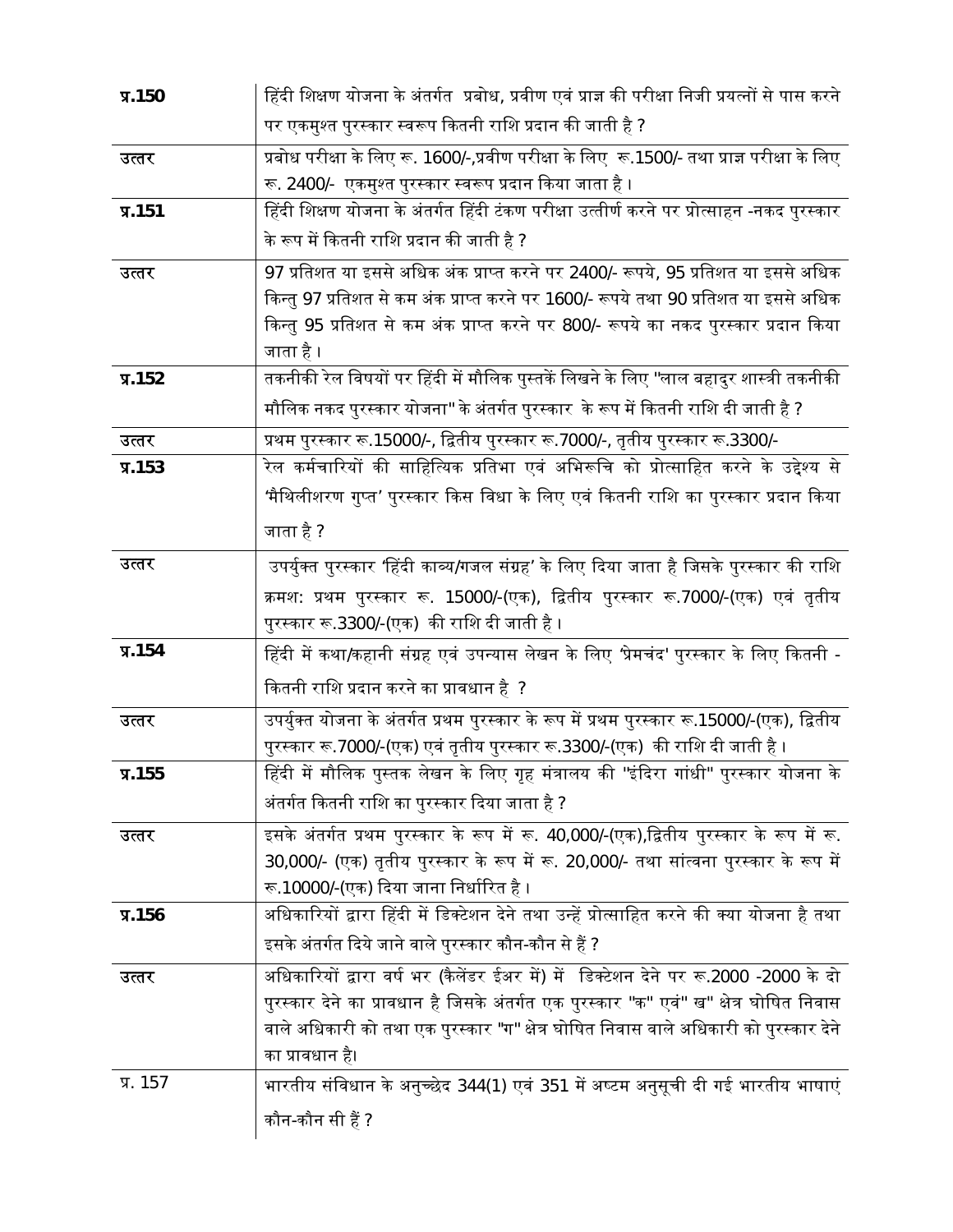| | |
|---|---|
| **प्र.150** | हिंदी शिक्षण योजना के अंतर्गत प्रबोध, प्रवीण एवं प्राज्ञ की परीक्षा निजी प्रयत्नों से पास करने पर एकमुश्त पुरस्कार स्वरूप कितनी राशि प्रदान की जाती है ? |
| उत्तर | प्रबोध परीक्षा के लिए रू. 1600/-,प्रवीण परीक्षा के लिए रू.1500/- तथा प्राज्ञ परीक्षा के लिए रू. 2400/- एकमुश्त पुरस्कार स्वरूप प्रदान किया जाता है । |
| **प्र.151** | हिंदी शिक्षण योजना के अंतर्गत हिंदी टंकण परीक्षा उत्तीर्ण करने पर प्रोत्साहन -नकद पुरस्कार के रूप में कितनी राशि प्रदान की जाती है ? |
| उत्तर | 97 प्रतिशत या इससे अधिक अंक प्राप्त करने पर 2400/- रूपये, 95 प्रतिशत या इससे अधिक किन्तु 97 प्रतिशत से कम अंक प्राप्त करने पर 1600/- रूपये तथा 90 प्रतिशत या इससे अधिक किन्तु 95 प्रतिशत से कम अंक प्राप्त करने पर 800/- रूपये का नकद पुरस्कार प्रदान किया जाता है । |
| **प्र.152** | तकनीकी रेल विषयों पर हिंदी में मौलिक पुस्तकें लिखने के लिए "लाल बहादुर शास्त्री तकनीकी मौलिक नकद पुरस्कार योजना" के अंतर्गत पुरस्कार के रूप में कितनी राशि दी जाती है ? |
| उत्तर | प्रथम पुरस्कार रू.15000/-, द्वितीय पुरस्कार रू.7000/-, तृतीय पुरस्कार रू.3300/- |
| **प्र.153** | रेल कर्मचारियों की साहित्यिक प्रतिभा एवं अभिरूचि को प्रोत्साहित करने के उद्देश्य से 'मैथिलीशरण गुप्त' पुरस्कार किस विधा के लिए एवं कितनी राशि का पुरस्कार प्रदान किया जाता है ? |
| उत्तर | उपर्युक्त पुरस्कार 'हिंदी काव्य/गजल संग्रह' के लिए दिया जाता है जिसके पुरस्कार की राशि क्रमश: प्रथम पुरस्कार रू. 15000/-(एक), द्वितीय पुरस्कार रू.7000/-(एक) एवं तृतीय पुरस्कार रू.3300/-(एक) की राशि दी जाती है । |
| **प्र.154** | हिंदी में कथा/कहानी संग्रह एवं उपन्यास लेखन के लिए 'प्रेमचंद' पुरस्कार के लिए कितनी - कितनी राशि प्रदान करने का प्रावधान है ? |
| उत्तर | उपर्युक्त योजना के अंतर्गत प्रथम पुरस्कार के रूप में प्रथम पुरस्कार रू.15000/-(एक), द्वितीय पुरस्कार रू.7000/-(एक) एवं तृतीय पुरस्कार रू.3300/-(एक) की राशि दी जाती है । |
| **प्र.155** | हिंदी में मौलिक पुस्तक लेखन के लिए गृह मंत्रालय की "इंदिरा गांधी" पुरस्कार योजना के अंतर्गत कितनी राशि का पुरस्कार दिया जाता है ? |
| उत्तर | इसके अंतर्गत प्रथम पुरस्कार के रूप में रू. 40,000/-(एक),द्वितीय पुरस्कार के रूप में रू. 30,000/- (एक) तृतीय पुरस्कार के रूप में रू. 20,000/- तथा सांत्वना पुरस्कार के रूप में रू.10000/-(एक) दिया जाना निर्धारित है । |
| **प्र.156** | अधिकारियों द्वारा हिंदी में डिक्टेशन देने तथा उन्हें प्रोत्साहित करने की क्या योजना है तथा इसके अंतर्गत दिये जाने वाले पुरस्कार कौन-कौन से हैं ? |
| उत्तर | अधिकारियों द्वारा वर्ष भर (कैलेंडर ईअर में) में डिक्टेशन देने पर रू.2000 -2000 के दो पुरस्कार देने का प्रावधान है जिसके अंतर्गत एक पुरस्कार "क" एवं" ख" क्षेत्र घोषित निवास वाले अधिकारी को तथा एक पुरस्कार "ग" क्षेत्र घोषित निवास वाले अधिकारी को पुरस्कार देने का प्रावधान है। |
| प्र. 157 | भारतीय संविधान के अनुच्छेद 344(1) एवं 351 में अष्टम अनुसूची दी गई भारतीय भाषाएं कौन-कौन सी हैं ? |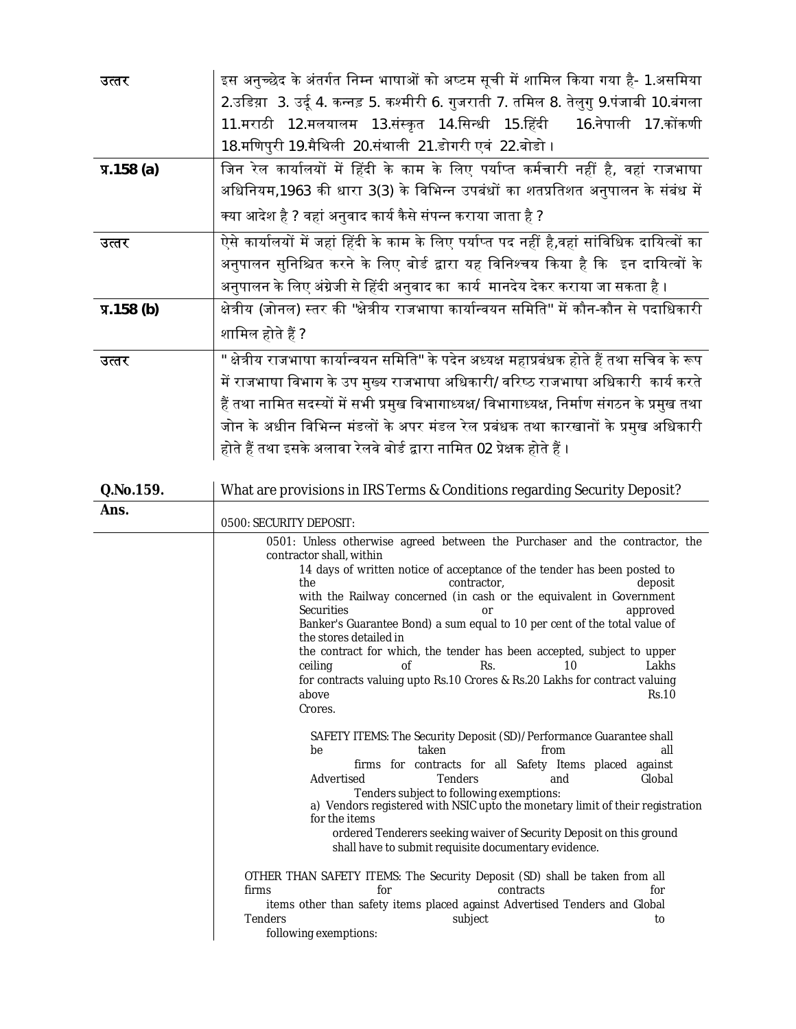| | |
|---|---|
| उत्तर | इस अनुच्छेद के अंतर्गत निम्न भाषाओं को अष्टम सूची में शामिल किया गया है- 1.असमिया 2.उड़िया 3. उर्दू 4. कन्नड़ 5. कश्मीरी 6. गुजराती 7. तमिल 8. तेलुगु 9.पंजाबी 10.बंगला 11.मराठी 12.मलयालम 13.संस्कृत 14.सिन्धी 15.हिंदी 16.नेपाली 17.कोंकणी 18.मणिपुरी 19.मैथिली 20.संथाली 21.डोगरी एवं 22.बोडो। |
| प्र.158 (a) | जिन रेल कार्यालयों में हिंदी के काम के लिए पर्याप्त कर्मचारी नहीं है, वहां राजभाषा अधिनियम,1963 की धारा 3(3) के विभिन्न उपबंधों का शतप्रतिशत अनुपालन के संबंध में क्या आदेश है ? वहां अनुवाद कार्य कैसे संपन्न कराया जाता है ? |
| उत्तर | ऐसे कार्यालयों में जहां हिंदी के काम के लिए पर्याप्त पद नहीं है,वहां सांविधिक दायित्वों का अनुपालन सुनिश्चित करने के लिए बोर्ड द्वारा यह विनिश्चय किया है कि इन दायित्वों के अनुपालन के लिए अंग्रेजी से हिंदी अनुवाद का कार्य मानदेय देकर कराया जा सकता है। |
| प्र.158 (b) | क्षेत्रीय (जोनल) स्तर की "क्षेत्रीय राजभाषा कार्यान्वियन समिति" में कौन-कौन से पदाधिकारी शामिल होते हैं ? |
| उत्तर | " क्षेत्रीय राजभाषा कार्यान्वियन समिति" के पदेन अध्यक्ष महाप्रबंधक होते हैं तथा सचिव के रूप में राजभाषा विभाग के उप मुख्य राजभाषा अधिकारी/ वरिष्ठ राजभाषा अधिकारी कार्य करते हैं तथा नामित सदस्यों में सभी प्रमुख विभागाध्यक्ष/ विभागाध्यक्ष, निर्माण संगठन के प्रमुख तथा जोन के अधीन विभिन्न मंडलों के अपर मंडल रेल प्रबंधक तथा कारखानों के प्रमुख अधिकारी होते हैं तथा इसके अलावा रेलवे बोर्ड द्वारा नामित 02 प्रेक्षक होते हैं। |

| | |
|---|---|
| **Q.No.159.** | What are provisions in IRS Terms & Conditions regarding Security Deposit? |
| **Ans.** | 0500: SECURITY DEPOSIT: |
| | 0501: Unless otherwise agreed between the Purchaser and the contractor, the contractor shall, within 14 days of written notice of acceptance of the tender has been posted to the contractor, deposit with the Railway concerned (in cash or the equivalent in Government Securities or approved Banker's Guarantee Bond) a sum equal to 10 per cent of the total value of the stores detailed in the contract for which, the tender has been accepted, subject to upper ceiling of Rs. 10 Lakhs for contracts valuing upto Rs.10 Crores & Rs.20 Lakhs for contract valuing above Rs.10 Crores.<br><br>SAFETY ITEMS: The Security Deposit (SD)/ Performance Guarantee shall be taken from all firms for contracts for all Safety Items placed against Advertised Tenders and Global Tenders subject to following exemptions:<br>a) Vendors registered with NSIC upto the monetary limit of their registration for the items ordered Tenderers seeking waiver of Security Deposit on this ground shall have to submit requisite documentary evidence.<br><br>OTHER THAN SAFETY ITEMS: The Security Deposit (SD) shall be taken from all firms for contracts for items other than safety items placed against Advertised Tenders and Global Tenders subject to following exemptions: |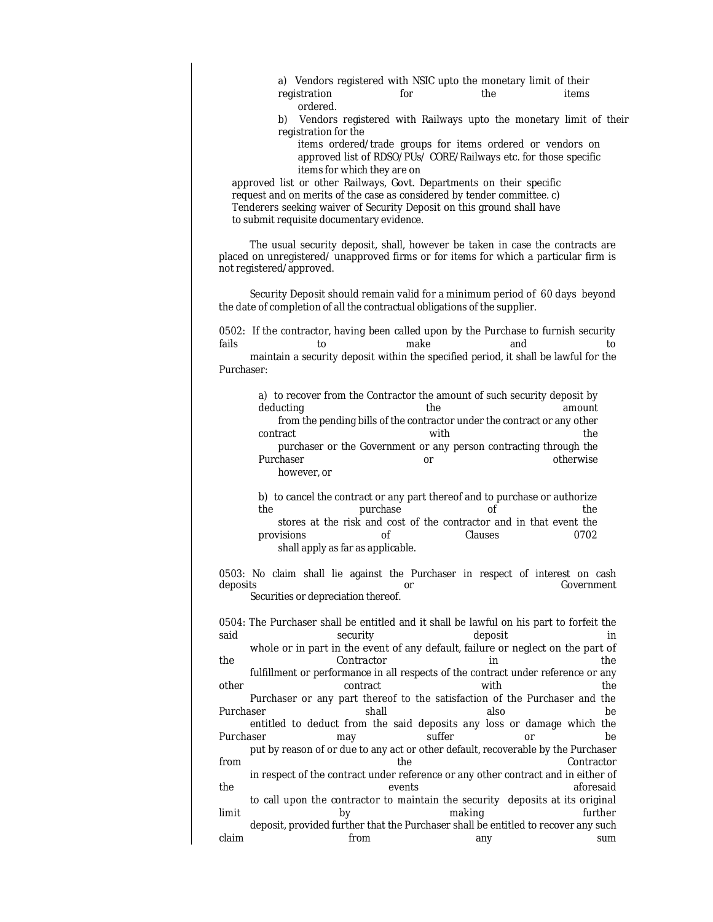a) Vendors registered with NSIC upto the monetary limit of their registration for the items ordered.

b) Vendors registered with Railways upto the monetary limit of their registration for the items ordered/trade groups for items ordered or vendors on approved list of RDSO/PUs/ CORE/Railways etc. for those specific items for which they are on approved list or other Railways, Govt. Departments on their specific request and on merits of the case as considered by tender committee. c) Tenderers seeking waiver of Security Deposit on this ground shall have to submit requisite documentary evidence.

The usual security deposit, shall, however be taken in case the contracts are placed on unregistered/ unapproved firms or for items for which a particular firm is not registered/approved.

Security Deposit should remain valid for a minimum period of 60 days beyond the date of completion of all the contractual obligations of the supplier.

0502: If the contractor, having been called upon by the Purchase to furnish security fails to make and to maintain a security deposit within the specified period, it shall be lawful for the Purchaser:

a) to recover from the Contractor the amount of such security deposit by deducting the amount from the pending bills of the contractor under the contract or any other contract with the purchaser or the Government or any person contracting through the Purchaser or otherwise however, or

b) to cancel the contract or any part thereof and to purchase or authorize the purchase of the stores at the risk and cost of the contractor and in that event the provisions of Clauses 0702 shall apply as far as applicable.

0503: No claim shall lie against the Purchaser in respect of interest on cash deposits or Government Securities or depreciation thereof.

0504: The Purchaser shall be entitled and it shall be lawful on his part to forfeit the said security deposit in whole or in part in the event of any default, failure or neglect on the part of the Contractor in the fulfillment or performance in all respects of the contract under reference or any other contract with the Purchaser or any part thereof to the satisfaction of the Purchaser and the Purchaser shall also be entitled to deduct from the said deposits any loss or damage which the Purchaser may suffer or be put by reason of or due to any act or other default, recoverable by the Purchaser from the Contractor in respect of the contract under reference or any other contract and in either of the events aforesaid to call upon the contractor to maintain the security deposits at its original limit by making further deposit, provided further that the Purchaser shall be entitled to recover any such claim from any sum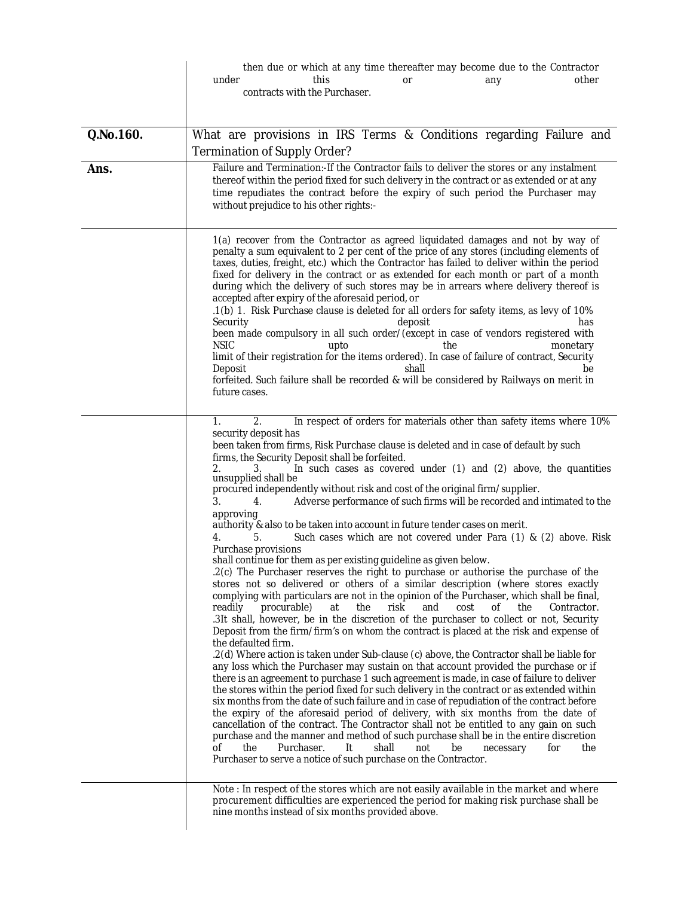then due or which at any time thereafter may become due to the Contractor under this or any other contracts with the Purchaser.

| | |
|---|---|
| **Q.No.160.** | What are provisions in IRS Terms & Conditions regarding Failure and Termination of Supply Order? |
| **Ans.** | Failure and Termination:-If the Contractor fails to deliver the stores or any instalment thereof within the period fixed for such delivery in the contract or as extended or at any time repudiates the contract before the expiry of such period the Purchaser may without prejudice to his other rights:- |
| | 1(a) recover from the Contractor as agreed liquidated damages and not by way of penalty a sum equivalent to 2 per cent of the price of any stores (including elements of taxes, duties, freight, etc.) which the Contractor has failed to deliver within the period fixed for delivery in the contract or as extended for each month or part of a month during which the delivery of such stores may be in arrears where delivery thereof is accepted after expiry of the aforesaid period, or<br>.1(b) 1. Risk Purchase clause is deleted for all orders for safety items, as levy of 10% Security deposit has been made compulsory in all such order/(except in case of vendors registered with NSIC upto the monetary limit of their registration for the items ordered). In case of failure of contract, Security Deposit shall be forfeited. Such failure shall be recorded & will be considered by Railways on merit in future cases. |
| | 1. 2. In respect of orders for materials other than safety items where 10% security deposit has been taken from firms, Risk Purchase clause is deleted and in case of default by such firms, the Security Deposit shall be forfeited.<br>2. 3. In such cases as covered under (1) and (2) above, the quantities unsupplied shall be procured independently without risk and cost of the original firm/supplier.<br>3. 4. Adverse performance of such firms will be recorded and intimated to the approving authority & also to be taken into account in future tender cases on merit.<br>4. 5. Such cases which are not covered under Para (1) & (2) above. Risk Purchase provisions shall continue for them as per existing guideline as given below.<br>.2(c) The Purchaser reserves the right to purchase or authorise the purchase of the stores not so delivered or others of a similar description (where stores exactly complying with particulars are not in the opinion of the Purchaser, which shall be final, readily procurable) at the risk and cost of the Contractor.<br>.3It shall, however, be in the discretion of the purchaser to collect or not, Security Deposit from the firm/firm's on whom the contract is placed at the risk and expense of the defaulted firm.<br>.2(d) Where action is taken under Sub-clause (c) above, the Contractor shall be liable for any loss which the Purchaser may sustain on that account provided the purchase or if there is an agreement to purchase 1 such agreement is made, in case of failure to deliver the stores within the period fixed for such delivery in the contract or as extended within six months from the date of such failure and in case of repudiation of the contract before the expiry of the aforesaid period of delivery, with six months from the date of cancellation of the contract. The Contractor shall not be entitled to any gain on such purchase and the manner and method of such purchase shall be in the entire discretion of the Purchaser. It shall not be necessary for the Purchaser to serve a notice of such purchase on the Contractor. |
| | Note : In respect of the stores which are not easily available in the market and where procurement difficulties are experienced the period for making risk purchase shall be nine months instead of six months provided above. |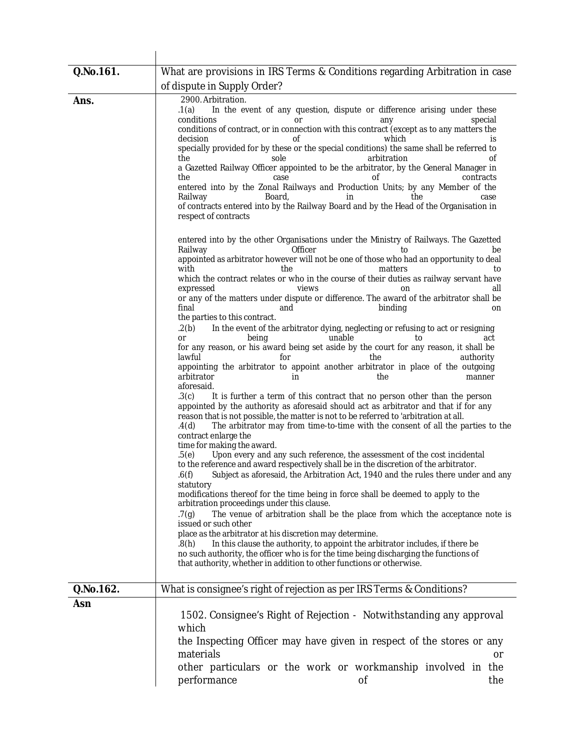| Q.No.161. | What are provisions in IRS Terms & Conditions regarding Arbitration in case of dispute in Supply Order? |
|---|---|
| **Ans.** | 2900. Arbitration.<br>.1(a) In the event of any question, dispute or difference arising under these conditions or any special conditions of contract, or in connection with this contract (except as to any matters the decision of which is specially provided for by these or the special conditions) the same shall be referred to the sole arbitration of a Gazetted Railway Officer appointed to be the arbitrator, by the General Manager in the case of contracts entered into by the Zonal Railways and Production Units; by any Member of the Railway Board, in the case of contracts entered into by the Railway Board and by the Head of the Organisation in respect of contracts entered into by the other Organisations under the Ministry of Railways. The Gazetted Railway Officer to be appointed as arbitrator however will not be one of those who had an opportunity to deal with the matters to which the contract relates or who in the course of their duties as railway servant have expressed views on all or any of the matters under dispute or difference. The award of the arbitrator shall be final and binding on the parties to this contract.<br>.2(b) In the event of the arbitrator dying, neglecting or refusing to act or resigning or being unable to act for any reason, or his award being set aside by the court for any reason, it shall be lawful for the authority appointing the arbitrator to appoint another arbitrator in place of the outgoing arbitrator in the manner aforesaid.<br>.3(c) It is further a term of this contract that no person other than the person appointed by the authority as aforesaid should act as arbitrator and that if for any reason that is not possible, the matter is not to be referred to 'arbitration at all.<br>.4(d) The arbitrator may from time-to-time with the consent of all the parties to the contract enlarge the time for making the award.<br>.5(e) Upon every and any such reference, the assessment of the cost incidental to the reference and award respectively shall be in the discretion of the arbitrator.<br>.6(f) Subject as aforesaid, the Arbitration Act, 1940 and the rules there under and any statutory modifications thereof for the time being in force shall be deemed to apply to the arbitration proceedings under this clause.<br>.7(g) The venue of arbitration shall be the place from which the acceptance note is issued or such other place as the arbitrator at his discretion may determine.<br>.8(h) In this clause the authority, to appoint the arbitrator includes, if there be no such authority, the officer who is for the time being discharging the functions of that authority, whether in addition to other functions or otherwise. |
| **Q.No.162.** | What is consignee's right of rejection as per IRS Terms & Conditions? |
| **Asn** | 1502. Consignee's Right of Rejection - Notwithstanding any approval which the Inspecting Officer may have given in respect of the stores or any materials or other particulars or the work or workmanship involved in the performance of the |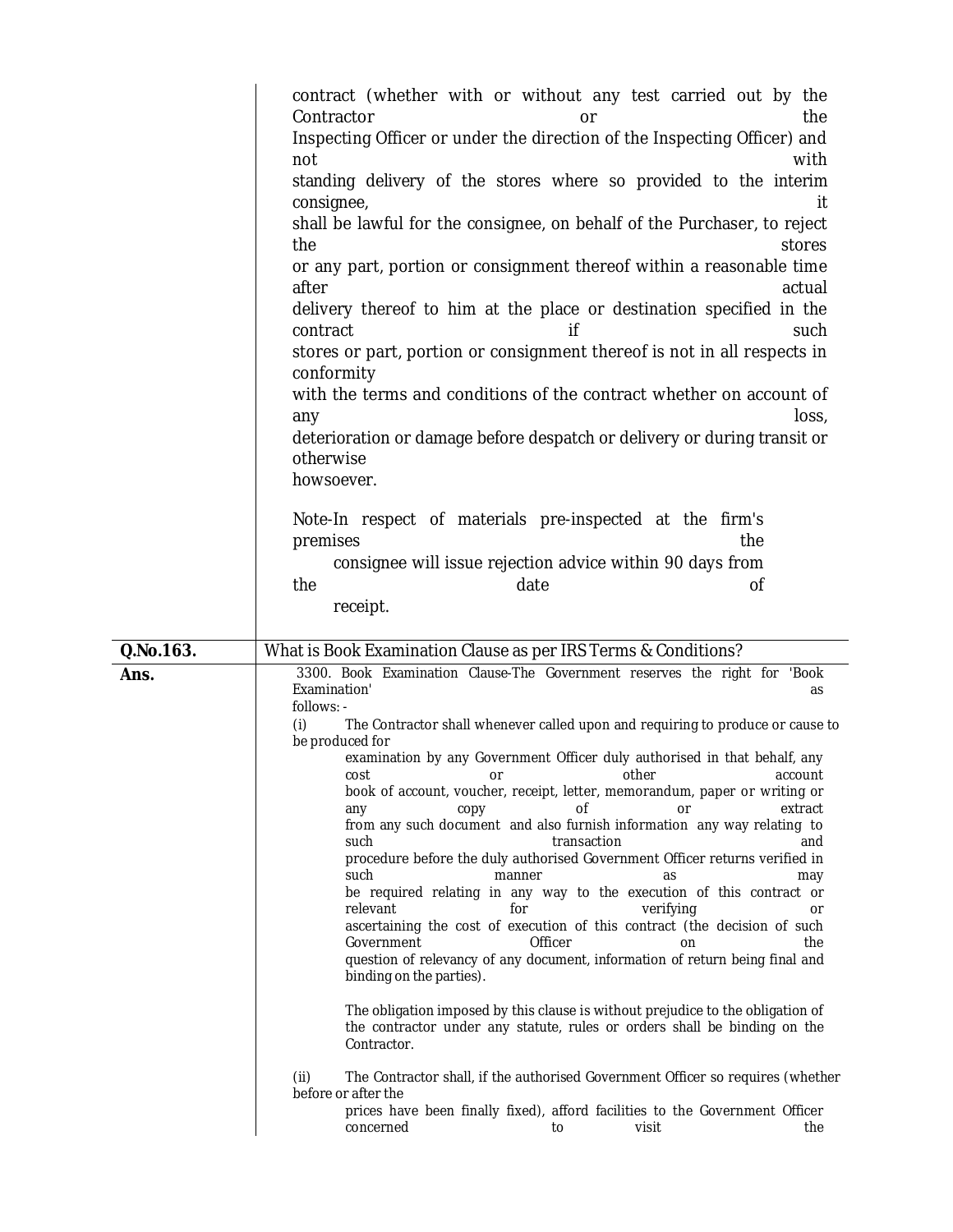contract (whether with or without any test carried out by the Contractor or the Inspecting Officer or under the direction of the Inspecting Officer) and not with standing delivery of the stores where so provided to the interim consignee, it shall be lawful for the consignee, on behalf of the Purchaser, to reject the stores or any part, portion or consignment thereof within a reasonable time after actual delivery thereof to him at the place or destination specified in the contract if such stores or part, portion or consignment thereof is not in all respects in conformity with the terms and conditions of the contract whether on account of any loss, deterioration or damage before despatch or delivery or during transit or otherwise howsoever.

Note-In respect of materials pre-inspected at the firm's premises the consignee will issue rejection advice within 90 days from the date of receipt.

| **Q.No.163.** | What is Book Examination Clause as per IRS Terms & Conditions? |
|---|---|

**Ans.**

3300. Book Examination Clause-The Government reserves the right for 'Book Examination' as follows: -

(i) The Contractor shall whenever called upon and requiring to produce or cause to be produced for examination by any Government Officer duly authorised in that behalf, any cost or other account book of account, voucher, receipt, letter, memorandum, paper or writing or any copy of or extract from any such document and also furnish information any way relating to such transaction and procedure before the duly authorised Government Officer returns verified in such manner as may be required relating in any way to the execution of this contract or relevant for verifying or ascertaining the cost of execution of this contract (the decision of such Government Officer on the question of relevancy of any document, information of return being final and binding on the parties).

The obligation imposed by this clause is without prejudice to the obligation of the contractor under any statute, rules or orders shall be binding on the Contractor.

(ii) The Contractor shall, if the authorised Government Officer so requires (whether before or after the prices have been finally fixed), afford facilities to the Government Officer concerned to visit the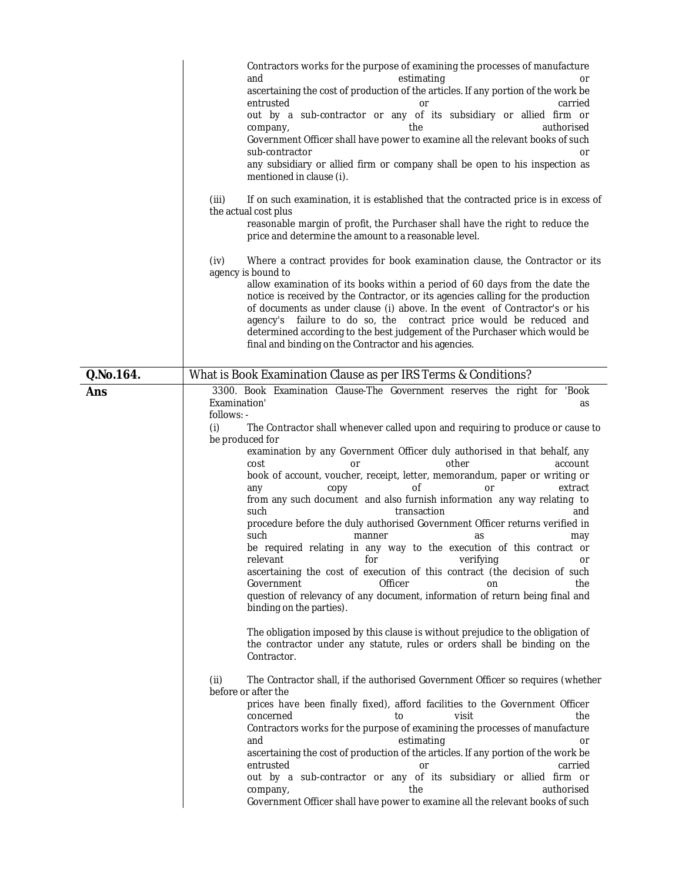Contractors works for the purpose of examining the processes of manufacture and estimating or ascertaining the cost of production of the articles. If any portion of the work be entrusted or carried out by a sub-contractor or any of its subsidiary or allied firm or company, the authorised Government Officer shall have power to examine all the relevant books of such sub-contractor or any subsidiary or allied firm or company shall be open to his inspection as mentioned in clause (i).

(iii) If on such examination, it is established that the contracted price is in excess of the actual cost plus reasonable margin of profit, the Purchaser shall have the right to reduce the price and determine the amount to a reasonable level.

(iv) Where a contract provides for book examination clause, the Contractor or its agency is bound to allow examination of its books within a period of 60 days from the date the notice is received by the Contractor, or its agencies calling for the production of documents as under clause (i) above. In the event of Contractor's or his agency's failure to do so, the contract price would be reduced and determined according to the best judgement of the Purchaser which would be final and binding on the Contractor and his agencies.

**Q.No.164.** What is Book Examination Clause as per IRS Terms & Conditions?

**Ans**

3300. Book Examination Clause-The Government reserves the right for 'Book Examination' as follows: -

(i) The Contractor shall whenever called upon and requiring to produce or cause to be produced for examination by any Government Officer duly authorised in that behalf, any cost or other account book of account, voucher, receipt, letter, memorandum, paper or writing or any copy of or extract from any such document and also furnish information any way relating to such transaction and procedure before the duly authorised Government Officer returns verified in such manner as may be required relating in any way to the execution of this contract or relevant for verifying or ascertaining the cost of execution of this contract (the decision of such Government Officer on the question of relevancy of any document, information of return being final and binding on the parties).

The obligation imposed by this clause is without prejudice to the obligation of the contractor under any statute, rules or orders shall be binding on the Contractor.

(ii) The Contractor shall, if the authorised Government Officer so requires (whether before or after the prices have been finally fixed), afford facilities to the Government Officer concerned to visit the Contractors works for the purpose of examining the processes of manufacture and estimating or ascertaining the cost of production of the articles. If any portion of the work be entrusted or carried out by a sub-contractor or any of its subsidiary or allied firm or company, the authorised Government Officer shall have power to examine all the relevant books of such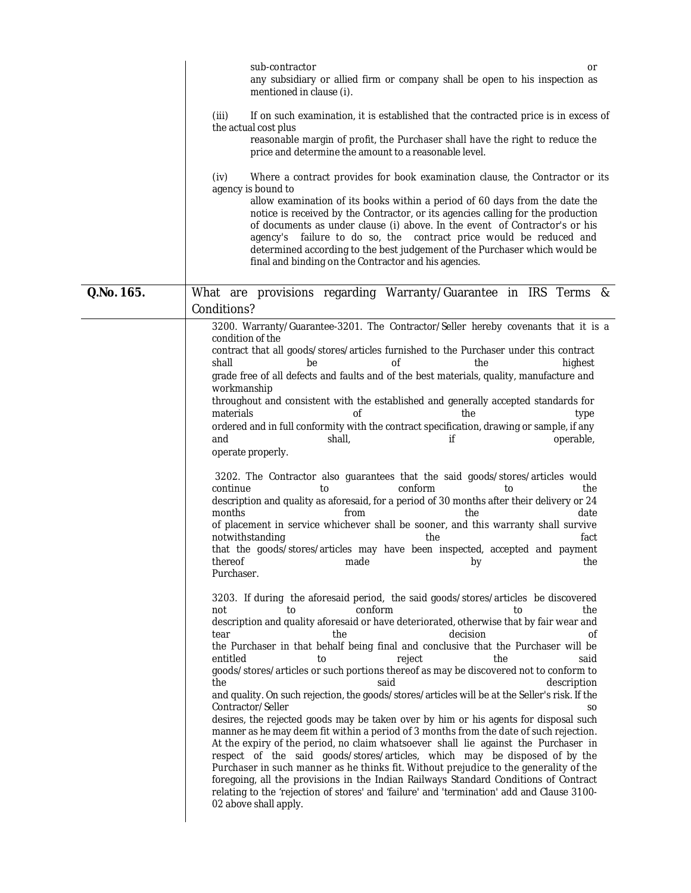sub-contractor or any subsidiary or allied firm or company shall be open to his inspection as mentioned in clause (i).

(iii) If on such examination, it is established that the contracted price is in excess of the actual cost plus reasonable margin of profit, the Purchaser shall have the right to reduce the price and determine the amount to a reasonable level.

(iv) Where a contract provides for book examination clause, the Contractor or its agency is bound to allow examination of its books within a period of 60 days from the date the notice is received by the Contractor, or its agencies calling for the production of documents as under clause (i) above. In the event of Contractor's or his agency's failure to do so, the contract price would be reduced and determined according to the best judgement of the Purchaser which would be final and binding on the Contractor and his agencies.

**Q.No. 165.** What are provisions regarding Warranty/Guarantee in IRS Terms & Conditions?

3200. Warranty/Guarantee-3201. The Contractor/Seller hereby covenants that it is a condition of the contract that all goods/stores/articles furnished to the Purchaser under this contract shall be of the highest grade free of all defects and faults and of the best materials, quality, manufacture and workmanship throughout and consistent with the established and generally accepted standards for materials of the type ordered and in full conformity with the contract specification, drawing or sample, if any and shall, if operable, operate properly.

3202. The Contractor also guarantees that the said goods/stores/articles would continue to conform to the description and quality as aforesaid, for a period of 30 months after their delivery or 24 months from the date of placement in service whichever shall be sooner, and this warranty shall survive notwithstanding the fact that the goods/stores/articles may have been inspected, accepted and payment thereof made by the Purchaser.

3203. If during the aforesaid period, the said goods/stores/articles be discovered not to conform to the description and quality aforesaid or have deteriorated, otherwise that by fair wear and tear the decision of the Purchaser in that behalf being final and conclusive that the Purchaser will be entitled to reject the said goods/stores/articles or such portions thereof as may be discovered not to conform to the said description and quality. On such rejection, the goods/stores/articles will be at the Seller's risk. If the Contractor/Seller so desires, the rejected goods may be taken over by him or his agents for disposal such manner as he may deem fit within a period of 3 months from the date of such rejection. At the expiry of the period, no claim whatsoever shall lie against the Purchaser in respect of the said goods/stores/articles, which may be disposed of by the Purchaser in such manner as he thinks fit. Without prejudice to the generality of the foregoing, all the provisions in the Indian Railways Standard Conditions of Contract relating to the 'rejection of stores' and 'failure' and 'termination' add and Clause 3100-02 above shall apply.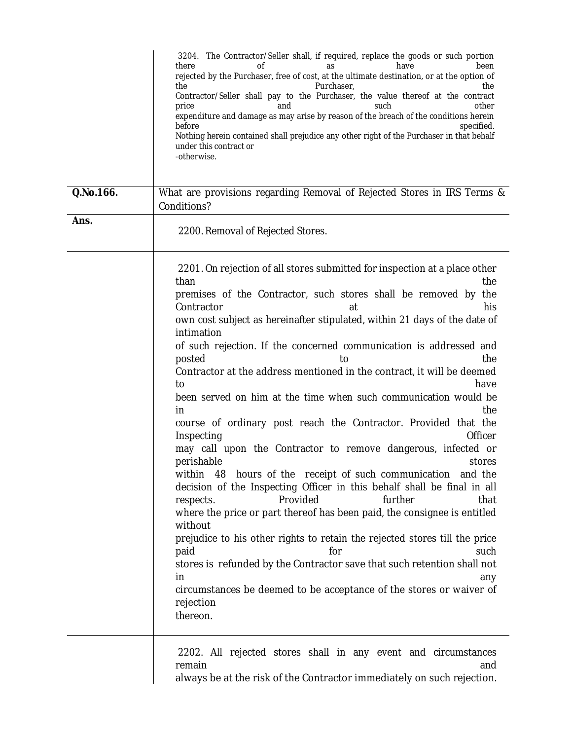| | |
|---|---|
| | 3204. The Contractor/Seller shall, if required, replace the goods or such portion there of as have been rejected by the Purchaser, free of cost, at the ultimate destination, or at the option of the Purchaser, the Contractor/Seller shall pay to the Purchaser, the value thereof at the contract price and such other expenditure and damage as may arise by reason of the breach of the conditions herein before specified. Nothing herein contained shall prejudice any other right of the Purchaser in that behalf under this contract or -otherwise. |
| **Q.No.166.** | What are provisions regarding Removal of Rejected Stores in IRS Terms & Conditions? |
| **Ans.** | 2200. Removal of Rejected Stores. |
| | 2201. On rejection of all stores submitted for inspection at a place other than the premises of the Contractor, such stores shall be removed by the Contractor at his own cost subject as hereinafter stipulated, within 21 days of the date of intimation of such rejection. If the concerned communication is addressed and posted to the Contractor at the address mentioned in the contract, it will be deemed to have been served on him at the time when such communication would be in the course of ordinary post reach the Contractor. Provided that the Inspecting Officer may call upon the Contractor to remove dangerous, infected or perishable stores within 48 hours of the receipt of such communication and the decision of the Inspecting Officer in this behalf shall be final in all respects. Provided further that where the price or part thereof has been paid, the consignee is entitled without prejudice to his other rights to retain the rejected stores till the price paid for such stores is refunded by the Contractor save that such retention shall not in any circumstances be deemed to be acceptance of the stores or waiver of rejection thereon. |
| | 2202. All rejected stores shall in any event and circumstances remain and always be at the risk of the Contractor immediately on such rejection. |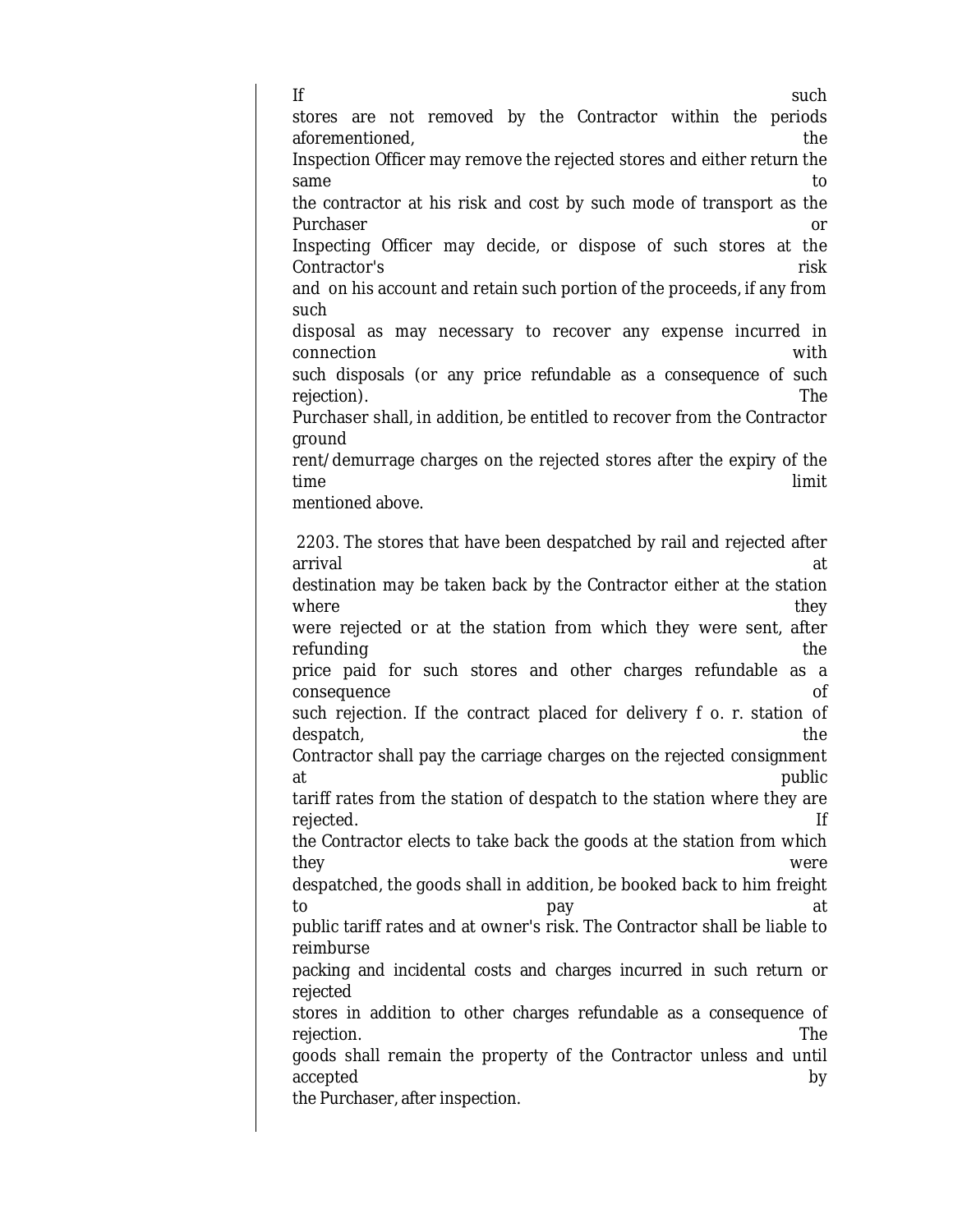If such stores are not removed by the Contractor within the periods aforementioned, the Inspection Officer may remove the rejected stores and either return the same to the contractor at his risk and cost by such mode of transport as the Purchaser or Inspecting Officer may decide, or dispose of such stores at the Contractor's risk and on his account and retain such portion of the proceeds, if any from such disposal as may necessary to recover any expense incurred in connection with such disposals (or any price refundable as a consequence of such rejection). The Purchaser shall, in addition, be entitled to recover from the Contractor ground rent/demurrage charges on the rejected stores after the expiry of the time limit mentioned above.

2203. The stores that have been despatched by rail and rejected after arrival at destination may be taken back by the Contractor either at the station where they were rejected or at the station from which they were sent, after refunding the price paid for such stores and other charges refundable as a consequence of such rejection. If the contract placed for delivery f o. r. station of despatch, the Contractor shall pay the carriage charges on the rejected consignment at public tariff rates from the station of despatch to the station where they are rejected. If the Contractor elects to take back the goods at the station from which they were despatched, the goods shall in addition, be booked back to him freight to pay at public tariff rates and at owner's risk. The Contractor shall be liable to reimburse packing and incidental costs and charges incurred in such return or rejected stores in addition to other charges refundable as a consequence of rejection. The goods shall remain the property of the Contractor unless and until accepted by the Purchaser, after inspection.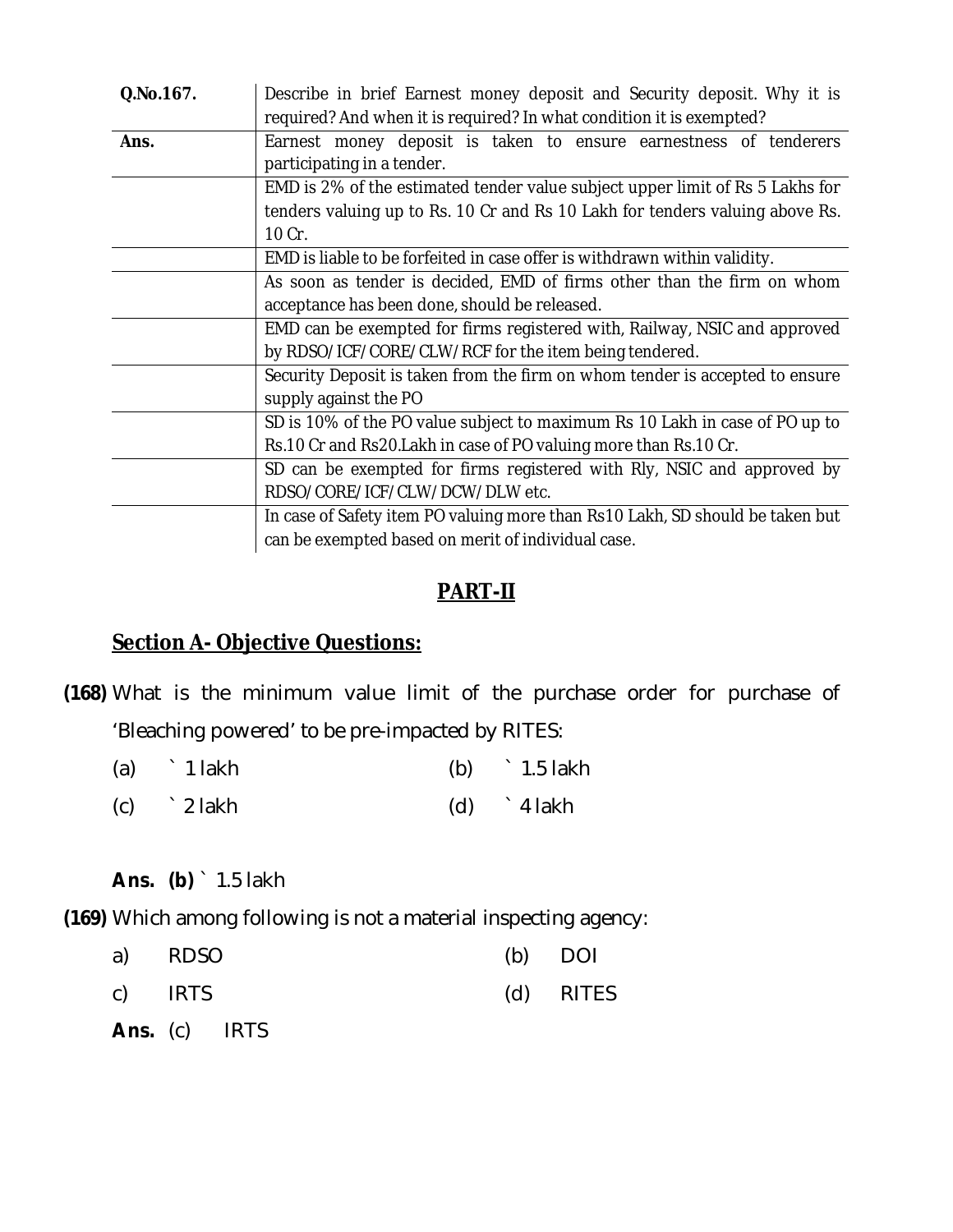| Q.No.167. | Describe in brief Earnest money deposit and Security deposit. Why it is required? And when it is required? In what condition it is exempted? |
|---|---|
| Ans. | Earnest money deposit is taken to ensure earnestness of tenderers participating in a tender. |
| | EMD is 2% of the estimated tender value subject upper limit of Rs 5 Lakhs for tenders valuing up to Rs. 10 Cr and Rs 10 Lakh for tenders valuing above Rs. 10 Cr. |
| | EMD is liable to be forfeited in case offer is withdrawn within validity. |
| | As soon as tender is decided, EMD of firms other than the firm on whom acceptance has been done, should be released. |
| | EMD can be exempted for firms registered with, Railway, NSIC and approved by RDSO/ICF/CORE/CLW/RCF for the item being tendered. |
| | Security Deposit is taken from the firm on whom tender is accepted to ensure supply against the PO |
| | SD is 10% of the PO value subject to maximum Rs 10 Lakh in case of PO up to Rs.10 Cr and Rs20.Lakh in case of PO valuing more than Rs.10 Cr. |
| | SD can be exempted for firms registered with Rly, NSIC and approved by RDSO/CORE/ICF/CLW/DCW/DLW etc. |
| | In case of Safety item PO valuing more than Rs10 Lakh, SD should be taken but can be exempted based on merit of individual case. |

## PART-II

### Section A- Objective Questions:

**(168)** What is the minimum value limit of the purchase order for purchase of 'Bleaching powered' to be pre-impacted by RITES:

(a) ` 1 lakh (b) ` 1.5 lakh

(c) ` 2 lakh (d) ` 4 lakh

**Ans. (b)** ` 1.5 lakh

**(169)** Which among following is not a material inspecting agency:

a) RDSO (b) DOI

c) IRTS (d) RITES

**Ans.** (c) IRTS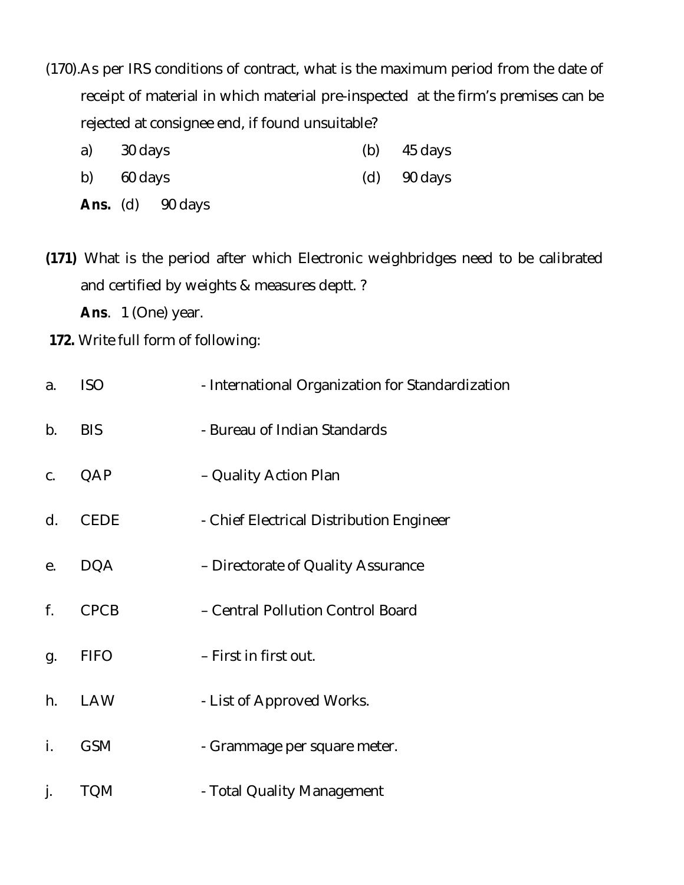(170).As per IRS conditions of contract, what is the maximum period from the date of receipt of material in which material pre-inspected at the firm's premises can be rejected at consignee end, if found unsuitable?

a) 30 days (b) 45 days

b) 60 days (d) 90 days

**Ans.** (d) 90 days

**(171)** What is the period after which Electronic weighbridges need to be calibrated and certified by weights & measures deptt. ?

**Ans**. 1 (One) year.

**172.** Write full form of following:

a. ISO - International Organization for Standardization

b. BIS - Bureau of Indian Standards

c. QAP – Quality Action Plan

d. CEDE - Chief Electrical Distribution Engineer

e. DQA – Directorate of Quality Assurance

f. CPCB – Central Pollution Control Board

g. FIFO – First in first out.

h. LAW - List of Approved Works.

i. GSM - Grammage per square meter.

j. TQM - Total Quality Management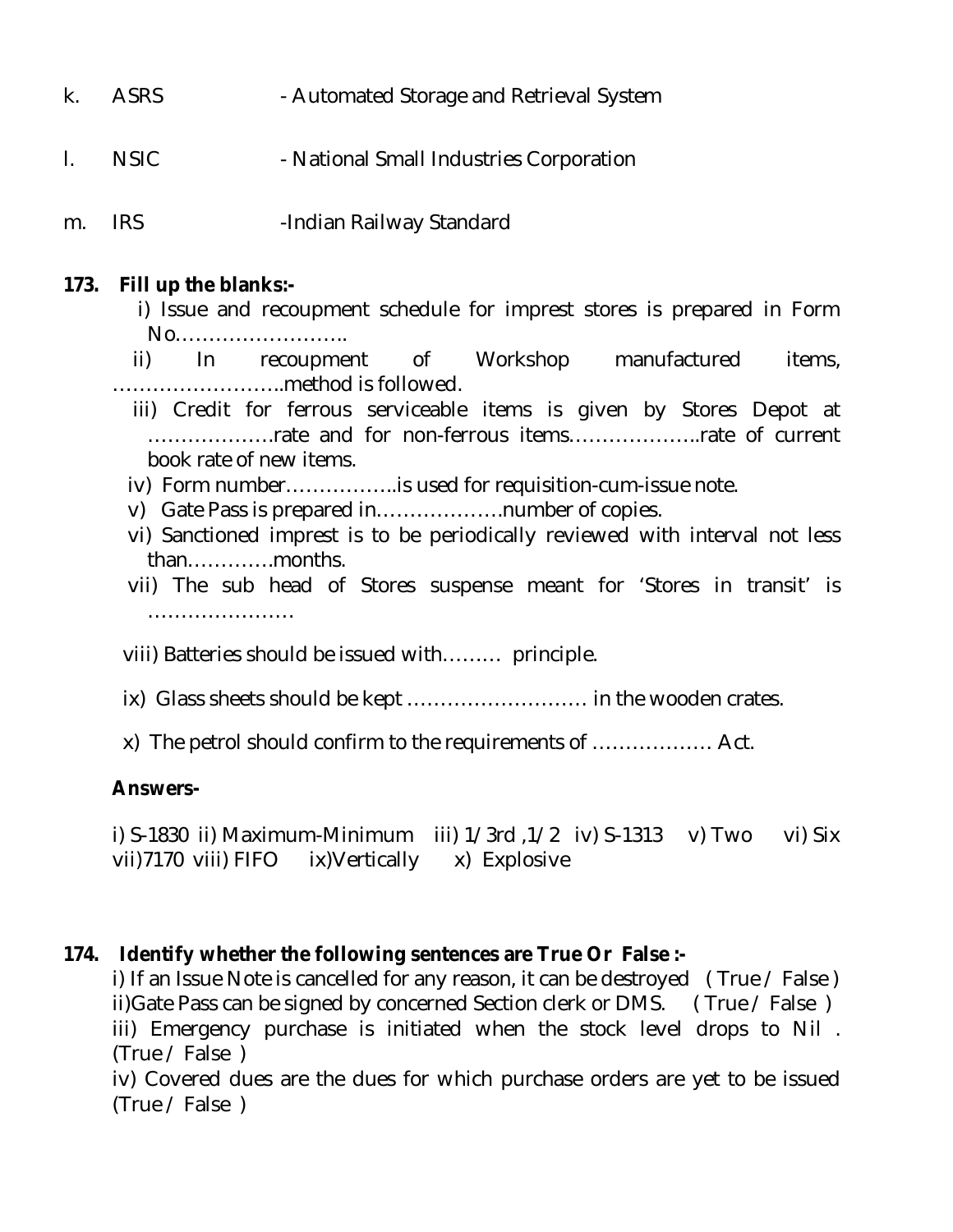k. ASRS - Automated Storage and Retrieval System

l. NSIC - National Small Industries Corporation

m. IRS -Indian Railway Standard

**173. Fill up the blanks:-**

i) Issue and recoupment schedule for imprest stores is prepared in Form No……………………..

ii) In recoupment of Workshop manufactured items, ……………………..method is followed.

iii) Credit for ferrous serviceable items is given by Stores Depot at ……………….rate and for non-ferrous items………………..rate of current book rate of new items.

iv) Form number……………..is used for requisition-cum-issue note.

v) Gate Pass is prepared in……………….number of copies.

vi) Sanctioned imprest is to be periodically reviewed with interval not less than………….months.

vii) The sub head of Stores suspense meant for 'Stores in transit' is ………………….

viii) Batteries should be issued with……… principle.

ix) Glass sheets should be kept ……………………… in the wooden crates.

x) The petrol should confirm to the requirements of ……………… Act.

**Answers-**

i) S-1830 ii) Maximum-Minimum iii) 1/3rd ,1/2 iv) S-1313 v) Two vi) Six vii)7170 viii) FIFO ix)Vertically x) Explosive

**174. Identify whether the following sentences are True Or False :-**

i) If an Issue Note is cancelled for any reason, it can be destroyed ( True / False )

ii)Gate Pass can be signed by concerned Section clerk or DMS. ( True / False )

iii) Emergency purchase is initiated when the stock level drops to Nil . (True / False )

iv) Covered dues are the dues for which purchase orders are yet to be issued (True / False )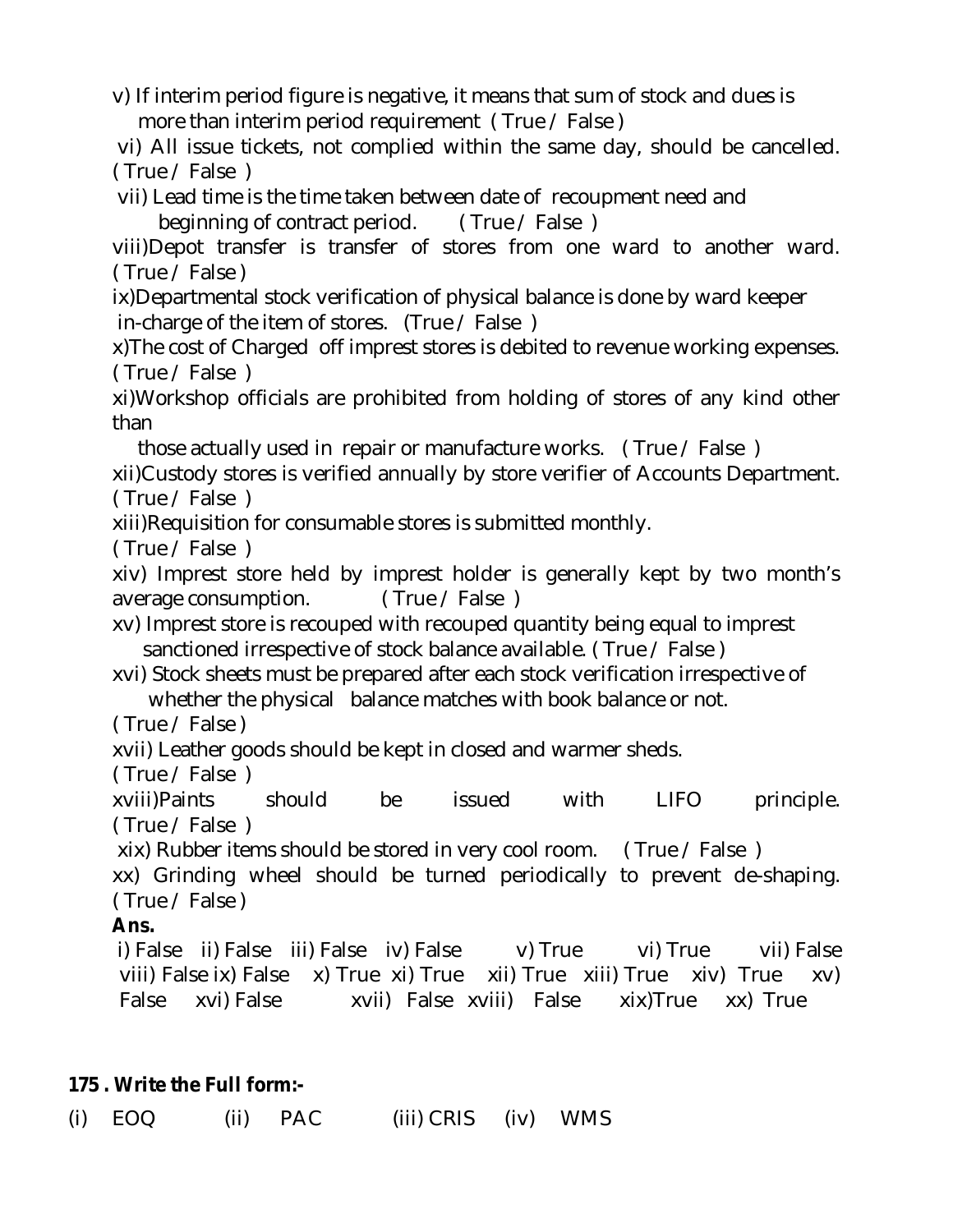v) If interim period figure is negative, it means that sum of stock and dues is more than interim period requirement ( True / False )

vi) All issue tickets, not complied within the same day, should be cancelled. ( True / False )

vii) Lead time is the time taken between date of recoupment need and beginning of contract period. ( True / False )

viii)Depot transfer is transfer of stores from one ward to another ward. ( True / False )

ix)Departmental stock verification of physical balance is done by ward keeper in-charge of the item of stores. (True / False )

x)The cost of Charged off imprest stores is debited to revenue working expenses. ( True / False )

xi)Workshop officials are prohibited from holding of stores of any kind other than those actually used in repair or manufacture works. ( True / False )

xii)Custody stores is verified annually by store verifier of Accounts Department. ( True / False )

xiii)Requisition for consumable stores is submitted monthly. ( True / False )

xiv) Imprest store held by imprest holder is generally kept by two month's average consumption. ( True / False )

xv) Imprest store is recouped with recouped quantity being equal to imprest sanctioned irrespective of stock balance available. ( True / False )

xvi) Stock sheets must be prepared after each stock verification irrespective of whether the physical balance matches with book balance or not. ( True / False )

xvii) Leather goods should be kept in closed and warmer sheds. ( True / False )

xviii)Paints should be issued with LIFO principle. ( True / False )

xix) Rubber items should be stored in very cool room. ( True / False )

xx) Grinding wheel should be turned periodically to prevent de-shaping. ( True / False )

**Ans.**

i) False ii) False iii) False iv) False v) True vi) True vii) False viii) False ix) False x) True xi) True xii) True xiii) True xiv) True xv) False xvi) False xvii) False xviii) False xix)True xx) True

**175 . Write the Full form:-**

(i) EOQ (ii) PAC (iii) CRIS (iv) WMS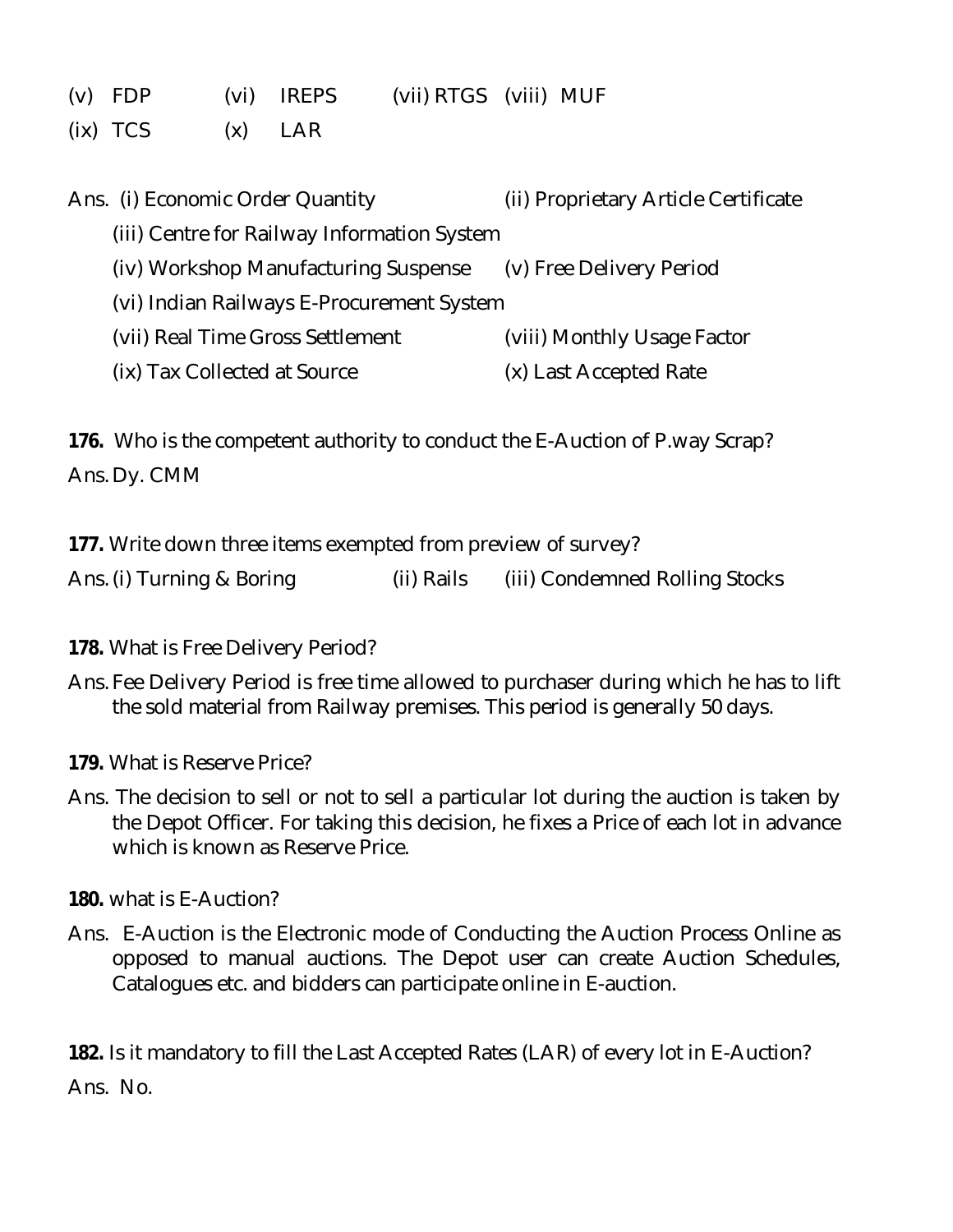(v) FDP (vi) IREPS (vii) RTGS (viii) MUF

(ix) TCS (x) LAR

Ans. (i) Economic Order Quantity (ii) Proprietary Article Certificate

(iii) Centre for Railway Information System

(iv) Workshop Manufacturing Suspense (v) Free Delivery Period

(vi) Indian Railways E-Procurement System

(vii) Real Time Gross Settlement (viii) Monthly Usage Factor

(ix) Tax Collected at Source (x) Last Accepted Rate

**176.** Who is the competent authority to conduct the E-Auction of P.way Scrap?

Ans. Dy. CMM

**177.** Write down three items exempted from preview of survey?

Ans. (i) Turning & Boring (ii) Rails (iii) Condemned Rolling Stocks

**178.** What is Free Delivery Period?

Ans. Fee Delivery Period is free time allowed to purchaser during which he has to lift the sold material from Railway premises. This period is generally 50 days.

**179.** What is Reserve Price?

Ans. The decision to sell or not to sell a particular lot during the auction is taken by the Depot Officer. For taking this decision, he fixes a Price of each lot in advance which is known as Reserve Price.

**180.** what is E-Auction?

Ans. E-Auction is the Electronic mode of Conducting the Auction Process Online as opposed to manual auctions. The Depot user can create Auction Schedules, Catalogues etc. and bidders can participate online in E-auction.

**182.** Is it mandatory to fill the Last Accepted Rates (LAR) of every lot in E-Auction?

Ans. No.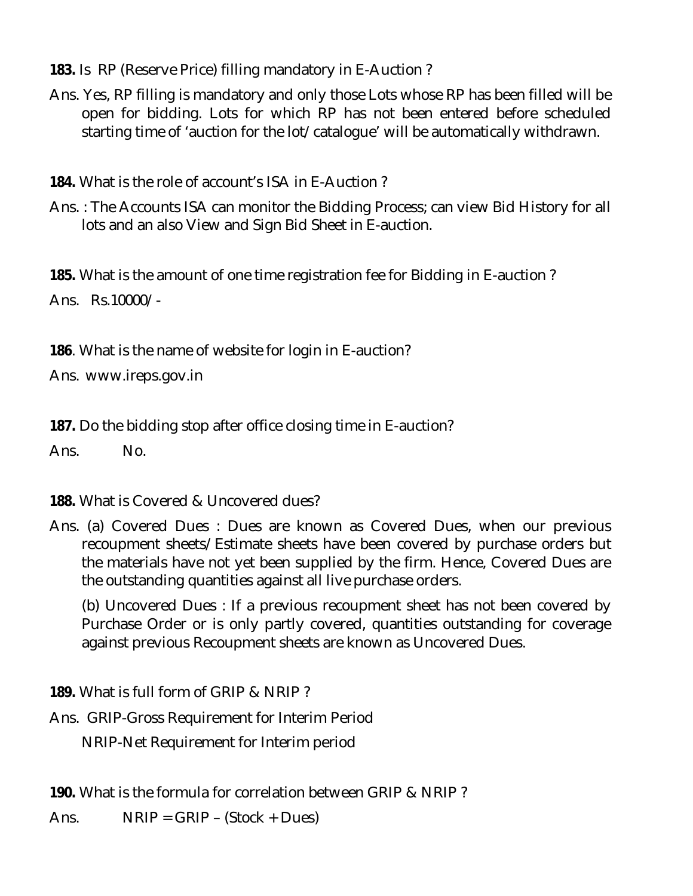**183.** Is RP (Reserve Price) filling mandatory in E-Auction ?

Ans. Yes, RP filling is mandatory and only those Lots whose RP has been filled will be open for bidding. Lots for which RP has not been entered before scheduled starting time of 'auction for the lot/catalogue' will be automatically withdrawn.

**184.** What is the role of account's ISA in E-Auction ?

Ans. : The Accounts ISA can monitor the Bidding Process; can view Bid History for all lots and an also View and Sign Bid Sheet in E-auction.

**185.** What is the amount of one time registration fee for Bidding in E-auction ?

Ans. Rs.10000/-

**186**. What is the name of website for login in E-auction?

Ans. www.ireps.gov.in

**187.** Do the bidding stop after office closing time in E-auction?

Ans. No.

**188.** What is Covered & Uncovered dues?

Ans. (a) Covered Dues : Dues are known as Covered Dues, when our previous recoupment sheets/Estimate sheets have been covered by purchase orders but the materials have not yet been supplied by the firm. Hence, Covered Dues are the outstanding quantities against all live purchase orders.

(b) Uncovered Dues : If a previous recoupment sheet has not been covered by Purchase Order or is only partly covered, quantities outstanding for coverage against previous Recoupment sheets are known as Uncovered Dues.

**189.** What is full form of GRIP & NRIP ?

Ans. GRIP-Gross Requirement for Interim Period

NRIP-Net Requirement for Interim period

**190.** What is the formula for correlation between GRIP & NRIP ?

Ans. NRIP = GRIP – (Stock + Dues)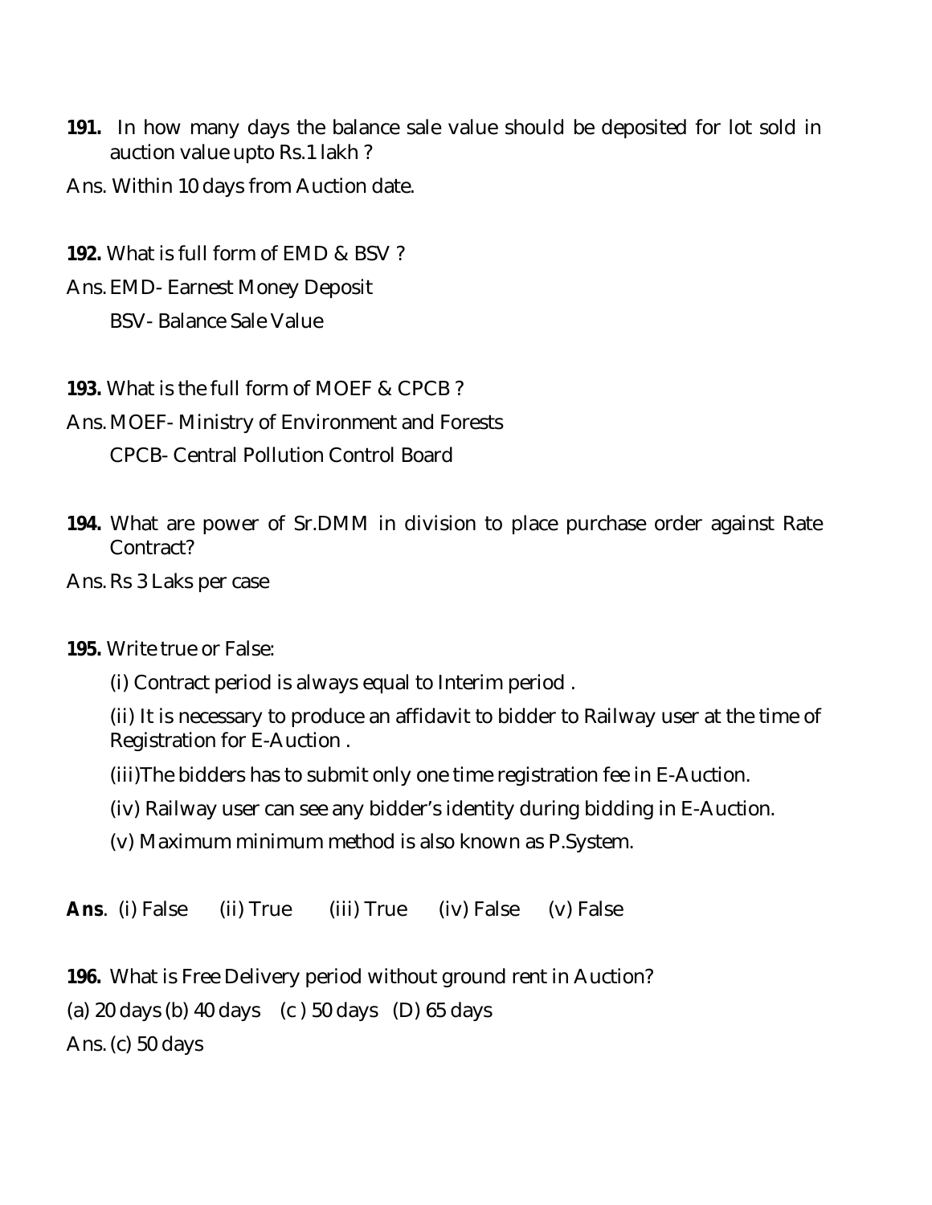**191.** In how many days the balance sale value should be deposited for lot sold in auction value upto Rs.1 lakh ?

Ans. Within 10 days from Auction date.

**192.** What is full form of EMD & BSV ?

Ans. EMD- Earnest Money Deposit

BSV- Balance Sale Value

**193.** What is the full form of MOEF & CPCB ?

Ans. MOEF- Ministry of Environment and Forests

CPCB- Central Pollution Control Board

**194.** What are power of Sr.DMM in division to place purchase order against Rate Contract?

Ans. Rs 3 Laks per case

**195.** Write true or False:

(i) Contract period is always equal to Interim period .

(ii) It is necessary to produce an affidavit to bidder to Railway user at the time of Registration for E-Auction .

(iii)The bidders has to submit only one time registration fee in E-Auction.

(iv) Railway user can see any bidder's identity during bidding in E-Auction.

(v) Maximum minimum method is also known as P.System.

***Ans***. (i) False (ii) True (iii) True (iv) False (v) False

**196.** What is Free Delivery period without ground rent in Auction?

(a) 20 days (b) 40 days (c ) 50 days (D) 65 days

Ans. (c) 50 days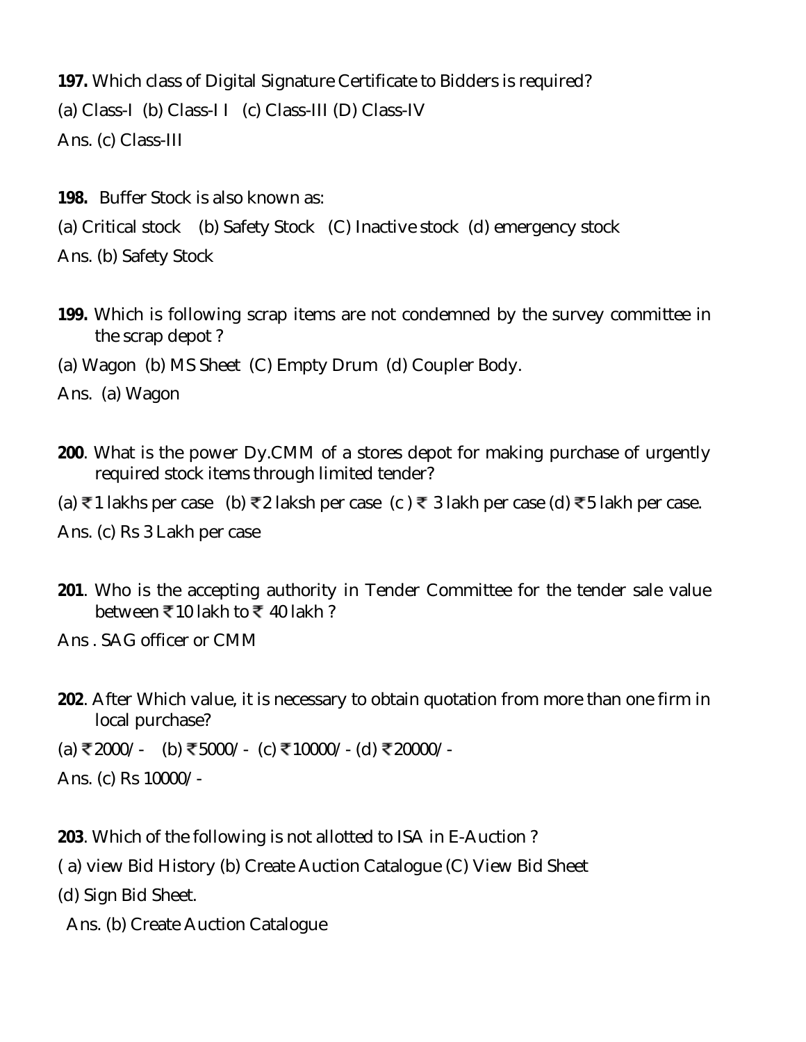**197.** Which class of Digital Signature Certificate to Bidders is required?

(a) Class-I (b) Class-I I (c) Class-III (D) Class-IV

Ans. (c) Class-III

**198.** Buffer Stock is also known as:

(a) Critical stock (b) Safety Stock (C) Inactive stock (d) emergency stock

Ans. (b) Safety Stock

**199.** Which is following scrap items are not condemned by the survey committee in the scrap depot ?

(a) Wagon (b) MS Sheet (C) Empty Drum (d) Coupler Body.

Ans. (a) Wagon

**200**. What is the power Dy.CMM of a stores depot for making purchase of urgently required stock items through limited tender?

(a) ₹1 lakhs per case (b) ₹2 laksh per case (c ) ₹ 3 lakh per case (d) ₹5 lakh per case.

Ans. (c) Rs 3 Lakh per case

**201**. Who is the accepting authority in Tender Committee for the tender sale value between ₹10 lakh to ₹ 40 lakh ?

Ans . SAG officer or CMM

**202**. After Which value, it is necessary to obtain quotation from more than one firm in local purchase?

(a) ₹2000/- (b) ₹5000/- (c) ₹10000/- (d) ₹20000/-

Ans. (c) Rs 10000/-

**203**. Which of the following is not allotted to ISA in E-Auction ?

( a) view Bid History (b) Create Auction Catalogue (C) View Bid Sheet

(d) Sign Bid Sheet.

Ans. (b) Create Auction Catalogue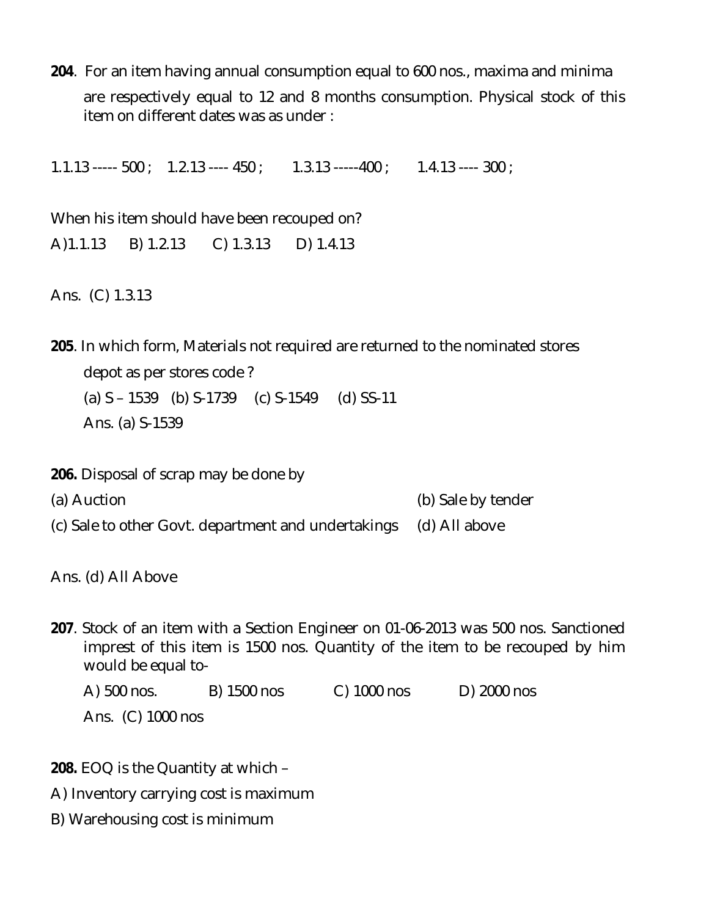**204**. For an item having annual consumption equal to 600 nos., maxima and minima are respectively equal to 12 and 8 months consumption. Physical stock of this item on different dates was as under :

1.1.13 ----- 500 ; 1.2.13 ---- 450 ; 1.3.13 -----400 ; 1.4.13 ---- 300 ;

When his item should have been recouped on?

A)1.1.13 B) 1.2.13 C) 1.3.13 D) 1.4.13

Ans. (C) 1.3.13

**205**. In which form, Materials not required are returned to the nominated stores depot as per stores code ?

(a) S – 1539 (b) S-1739 (c) S-1549 (d) SS-11

Ans. (a) S-1539

**206.** Disposal of scrap may be done by

(a) Auction (b) Sale by tender

(c) Sale to other Govt. department and undertakings (d) All above

Ans. (d) All Above

**207**. Stock of an item with a Section Engineer on 01-06-2013 was 500 nos. Sanctioned imprest of this item is 1500 nos. Quantity of the item to be recouped by him would be equal to-

A) 500 nos. B) 1500 nos C) 1000 nos D) 2000 nos

Ans. (C) 1000 nos

**208.** EOQ is the Quantity at which –

A) Inventory carrying cost is maximum

B) Warehousing cost is minimum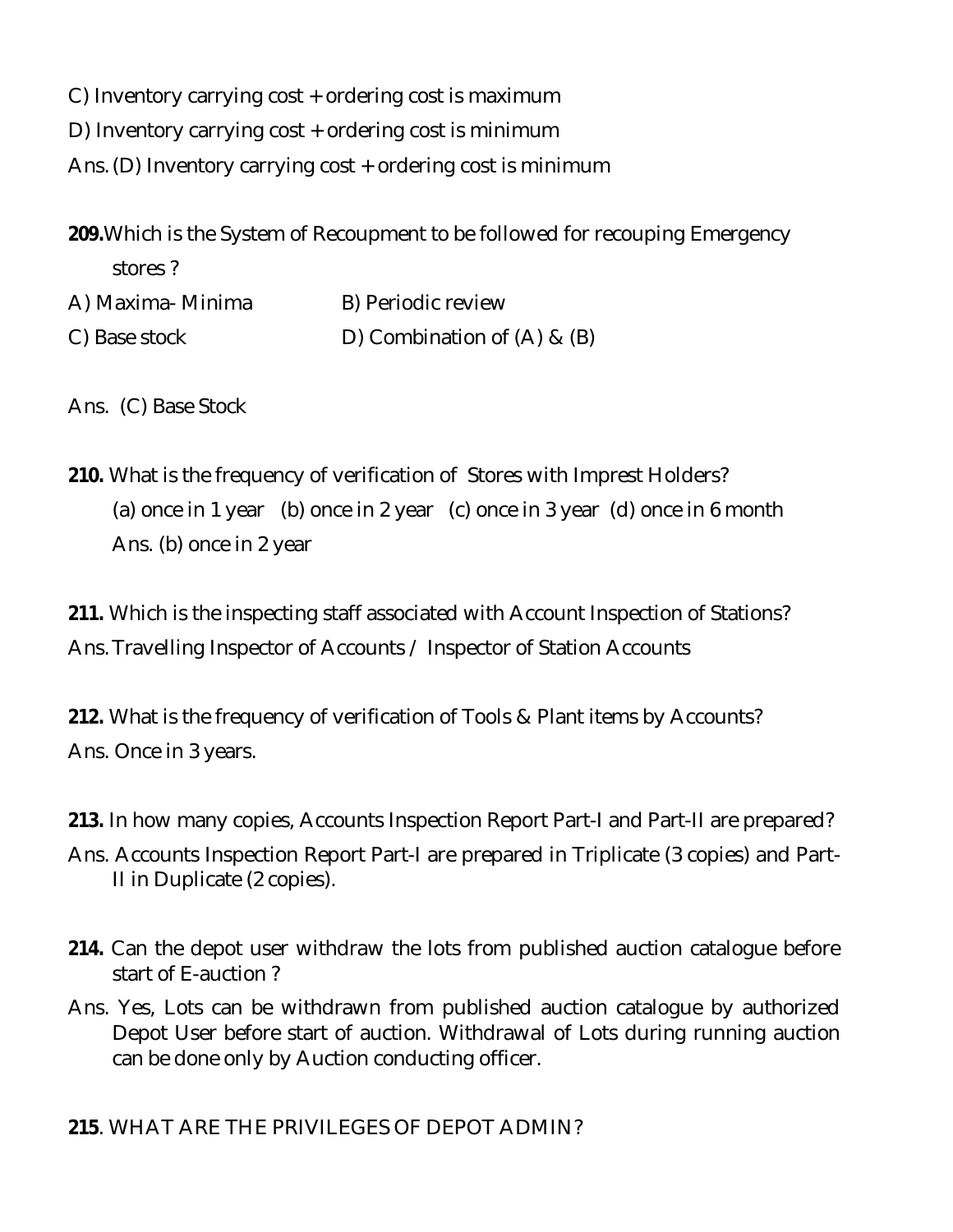C) Inventory carrying cost + ordering cost is maximum

D) Inventory carrying cost + ordering cost is minimum

Ans. (D) Inventory carrying cost + ordering cost is minimum

**209.** Which is the System of Recoupment to be followed for recouping Emergency stores ?

A) Maxima- Minima B) Periodic review

C) Base stock D) Combination of (A) & (B)

Ans. (C) Base Stock

**210.** What is the frequency of verification of Stores with Imprest Holders?

(a) once in 1 year (b) once in 2 year (c) once in 3 year (d) once in 6 month

Ans. (b) once in 2 year

**211.** Which is the inspecting staff associated with Account Inspection of Stations?

Ans. Travelling Inspector of Accounts / Inspector of Station Accounts

**212.** What is the frequency of verification of Tools & Plant items by Accounts?

Ans. Once in 3 years.

**213.** In how many copies, Accounts Inspection Report Part-I and Part-II are prepared?

Ans. Accounts Inspection Report Part-I are prepared in Triplicate (3 copies) and Part-II in Duplicate (2 copies).

**214.** Can the depot user withdraw the lots from published auction catalogue before start of E-auction ?

Ans. Yes, Lots can be withdrawn from published auction catalogue by authorized Depot User before start of auction. Withdrawal of Lots during running auction can be done only by Auction conducting officer.

**215**. WHAT ARE THE PRIVILEGES OF DEPOT ADMIN?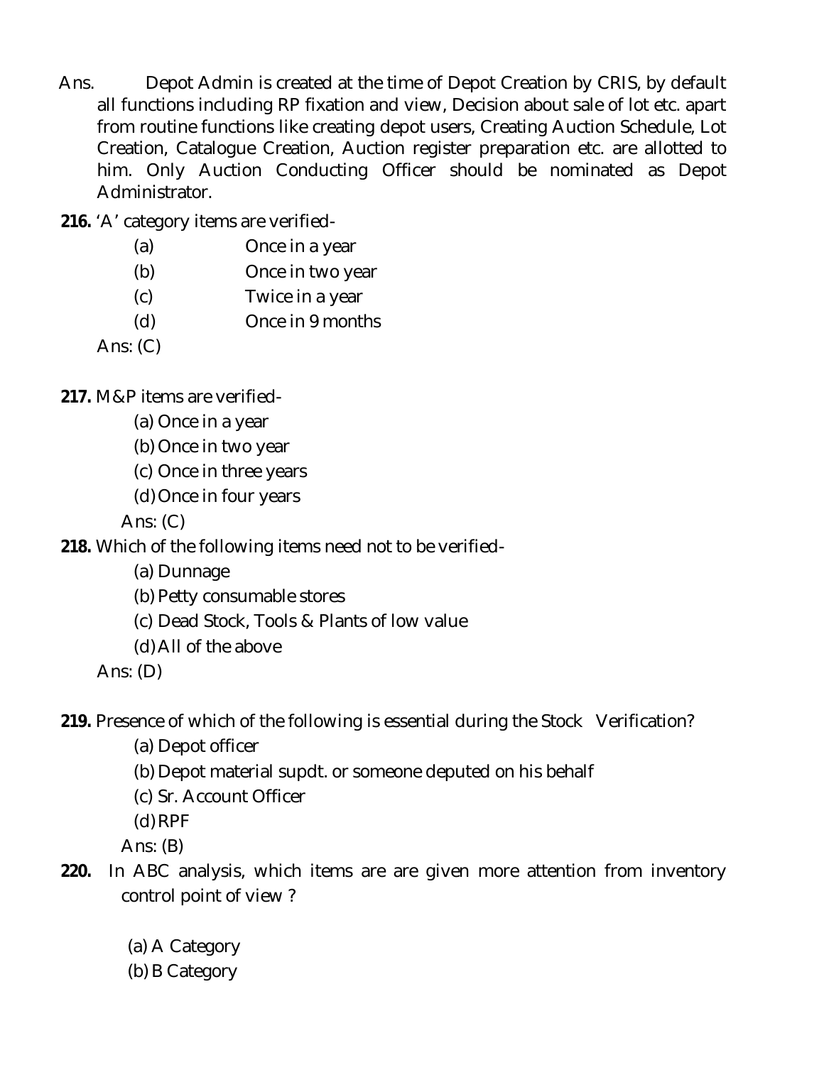Ans. Depot Admin is created at the time of Depot Creation by CRIS, by default all functions including RP fixation and view, Decision about sale of lot etc. apart from routine functions like creating depot users, Creating Auction Schedule, Lot Creation, Catalogue Creation, Auction register preparation etc. are allotted to him. Only Auction Conducting Officer should be nominated as Depot Administrator.

**216.** 'A' category items are verified-

(a) Once in a year
(b) Once in two year
(c) Twice in a year
(d) Once in 9 months

Ans: (C)

**217.** M&P items are verified-

(a) Once in a year
(b) Once in two year
(c) Once in three years
(d) Once in four years

Ans: (C)

**218.** Which of the following items need not to be verified-

(a) Dunnage
(b) Petty consumable stores
(c) Dead Stock, Tools & Plants of low value
(d) All of the above

Ans: (D)

**219.** Presence of which of the following is essential during the Stock Verification?

(a) Depot officer
(b) Depot material supdt. or someone deputed on his behalf
(c) Sr. Account Officer
(d) RPF

Ans: (B)

**220.** In ABC analysis, which items are are given more attention from inventory control point of view ?

(a) A Category
(b) B Category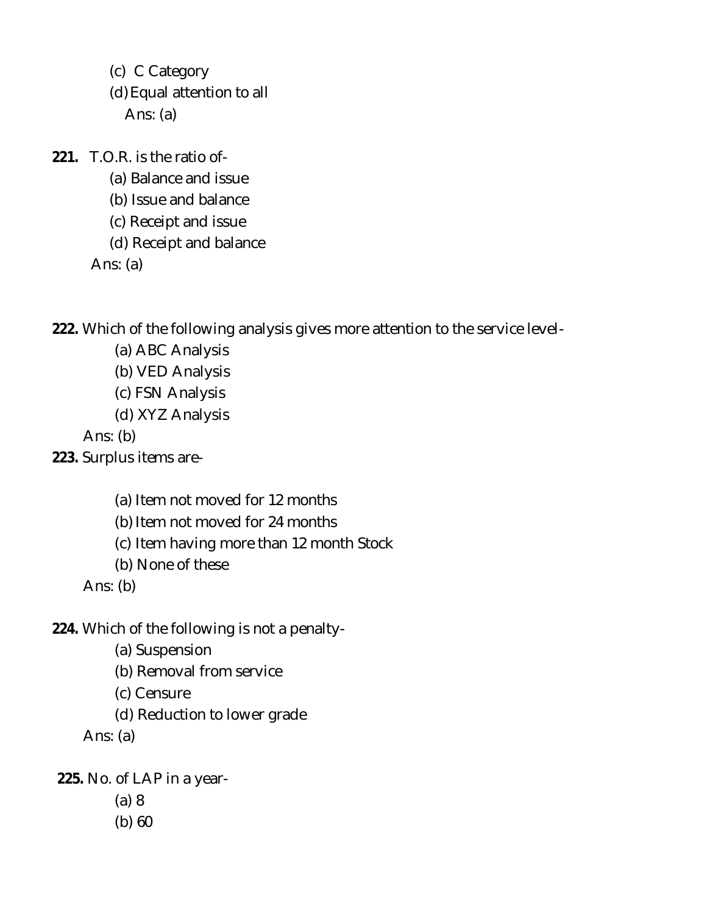(c) C Category

(d) Equal attention to all

Ans: (a)

**221.** T.O.R. is the ratio of-

(a) Balance and issue

(b) Issue and balance

(c) Receipt and issue

(d) Receipt and balance

Ans: (a)

**222.** Which of the following analysis gives more attention to the service level-

(a) ABC Analysis

(b) VED Analysis

(c) FSN Analysis

(d) XYZ Analysis

Ans: (b)

**223.** Surplus items are-

(a) Item not moved for 12 months

(b) Item not moved for 24 months

(c) Item having more than 12 month Stock

(b) None of these

Ans: (b)

**224.** Which of the following is not a penalty-

(a) Suspension

(b) Removal from service

(c) Censure

(d) Reduction to lower grade

Ans: (a)

**225.** No. of LAP in a year-

(a) 8

(b) 60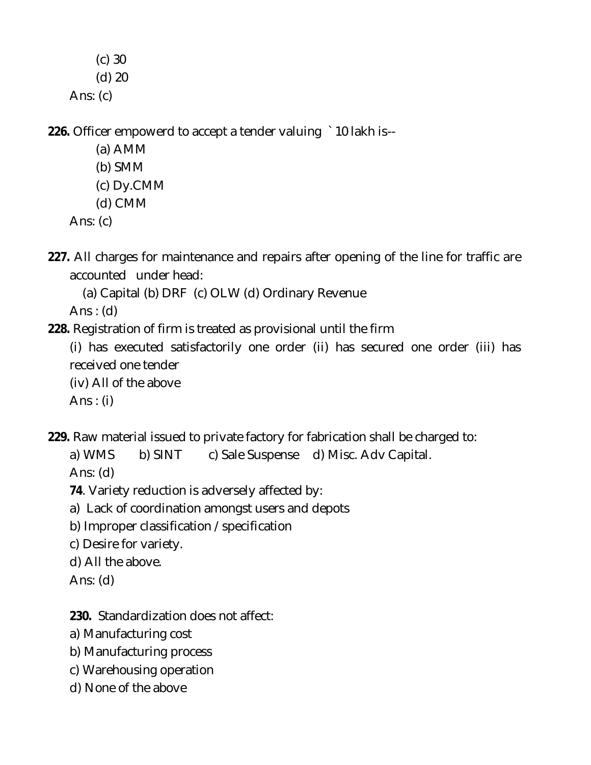(c) 30

(d) 20

Ans: (c)

**226.** Officer empowerd to accept a tender valuing ` 10 lakh is--

(a) AMM

(b) SMM

(c) Dy.CMM

(d) CMM

Ans: (c)

**227.** All charges for maintenance and repairs after opening of the line for traffic are accounted under head:

(a) Capital (b) DRF (c) OLW (d) Ordinary Revenue

Ans : (d)

**228.** Registration of firm is treated as provisional until the firm

(i) has executed satisfactorily one order (ii) has secured one order (iii) has received one tender

(iv) All of the above

Ans : (i)

**229.** Raw material issued to private factory for fabrication shall be charged to:

a) WMS b) SINT c) Sale Suspense d) Misc. Adv Capital.

Ans: (d)

**74**. Variety reduction is adversely affected by:

a) Lack of coordination amongst users and depots

b) Improper classification / specification

c) Desire for variety.

d) All the above.

Ans: (d)

**230.** Standardization does not affect:

a) Manufacturing cost

b) Manufacturing process

c) Warehousing operation

d) None of the above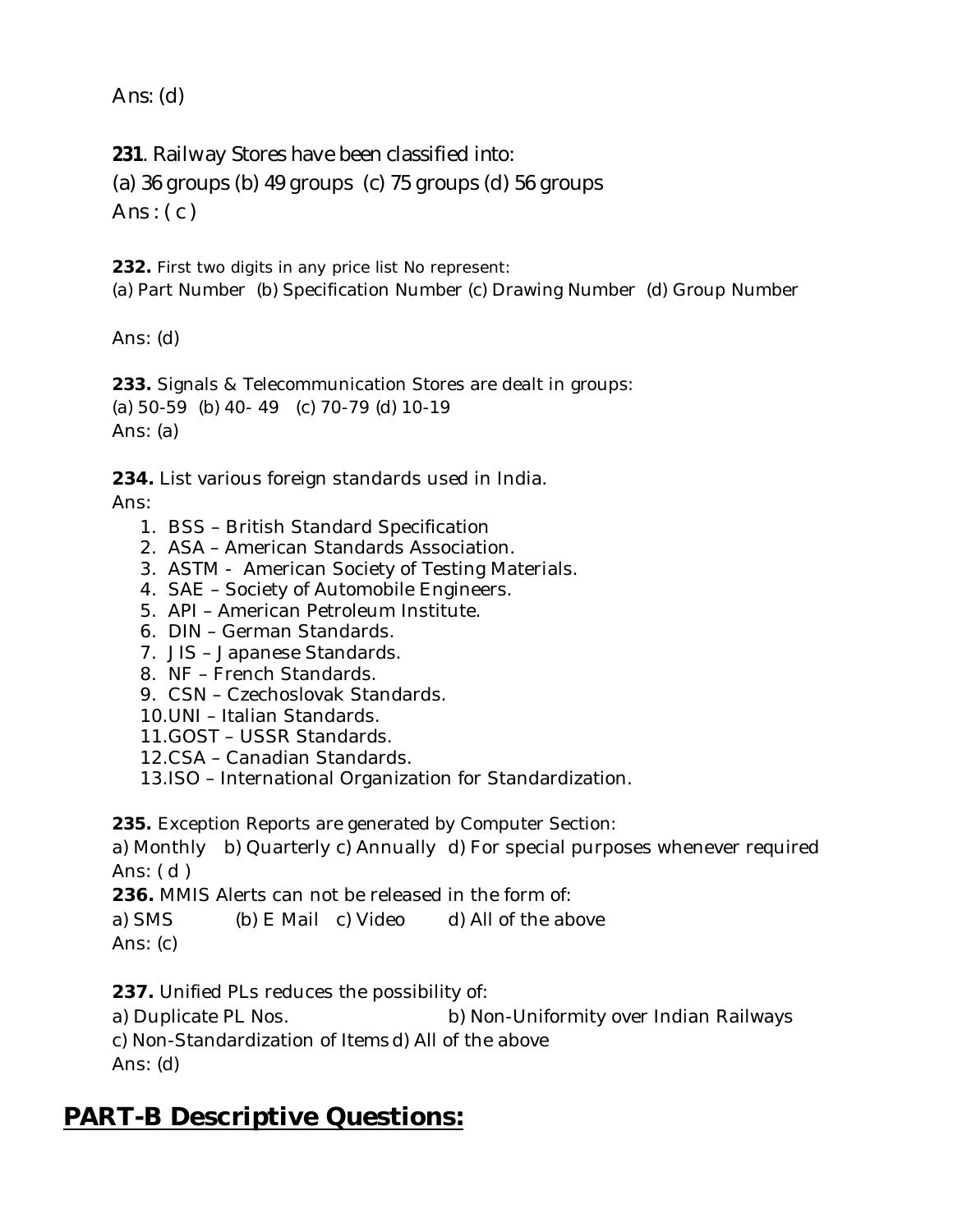Ans: (d)

**231**. Railway Stores have been classified into:
(a) 36 groups (b) 49 groups (c) 75 groups (d) 56 groups
Ans : ( c )

**232.** First two digits in any price list No represent:
(a) Part Number (b) Specification Number (c) Drawing Number (d) Group Number

Ans: (d)

**233.** Signals & Telecommunication Stores are dealt in groups:
(a) 50-59 (b) 40- 49 (c) 70-79 (d) 10-19
Ans: (a)

**234.** List various foreign standards used in India.
Ans:

1. BSS – British Standard Specification
2. ASA – American Standards Association.
3. ASTM - American Society of Testing Materials.
4. SAE – Society of Automobile Engineers.
5. API – American Petroleum Institute.
6. DIN – German Standards.
7. JIS – Japanese Standards.
8. NF – French Standards.
9. CSN – Czechoslovak Standards.
10. UNI – Italian Standards.
11. GOST – USSR Standards.
12. CSA – Canadian Standards.
13. ISO – International Organization for Standardization.

**235.** Exception Reports are generated by Computer Section:
a) Monthly b) Quarterly c) Annually d) For special purposes whenever required
Ans: ( d )
**236.** MMIS Alerts can not be released in the form of:
a) SMS (b) E Mail c) Video d) All of the above
Ans: (c)

**237.** Unified PLs reduces the possibility of:
a) Duplicate PL Nos. b) Non-Uniformity over Indian Railways
c) Non-Standardization of Items d) All of the above
Ans: (d)

## PART-B Descriptive Questions: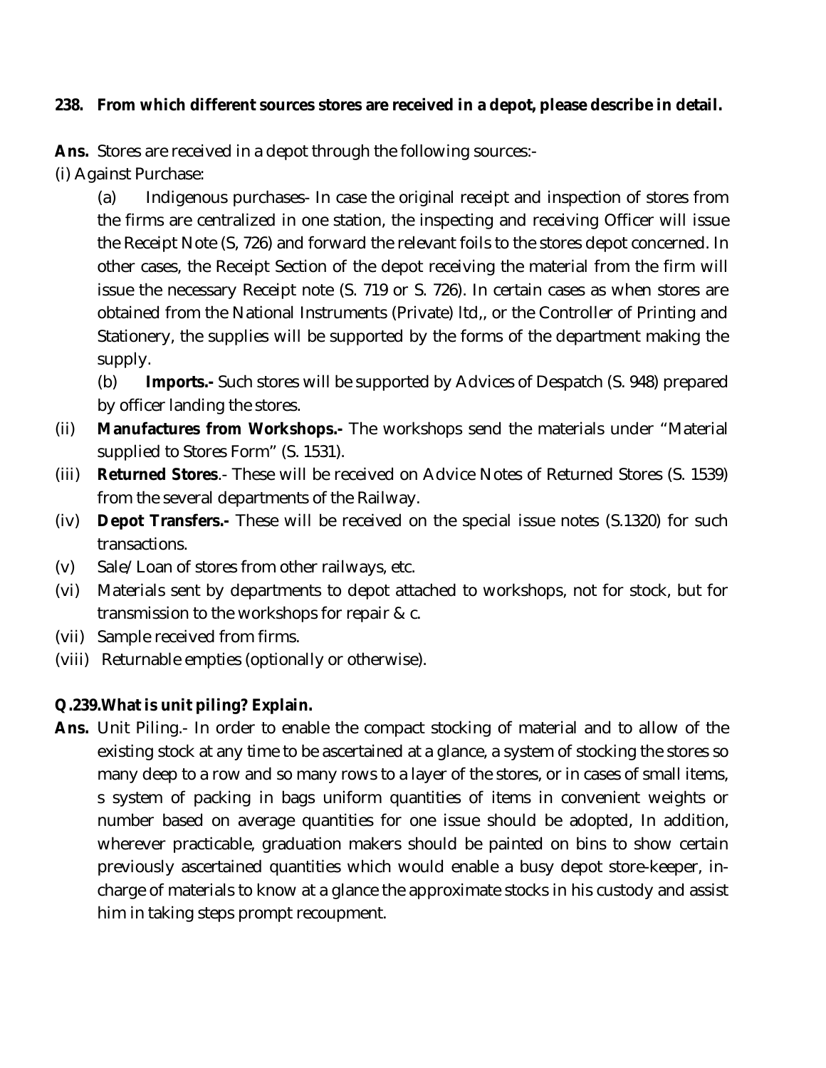**238. From which different sources stores are received in a depot, please describe in detail.**

**Ans.** Stores are received in a depot through the following sources:-

(i) Against Purchase:

(a) Indigenous purchases- In case the original receipt and inspection of stores from the firms are centralized in one station, the inspecting and receiving Officer will issue the Receipt Note (S, 726) and forward the relevant foils to the stores depot concerned. In other cases, the Receipt Section of the depot receiving the material from the firm will issue the necessary Receipt note (S. 719 or S. 726). In certain cases as when stores are obtained from the National Instruments (Private) ltd,, or the Controller of Printing and Stationery, the supplies will be supported by the forms of the department making the supply.

(b) **Imports.-** Such stores will be supported by Advices of Despatch (S. 948) prepared by officer landing the stores.

(ii) **Manufactures from Workshops.-** The workshops send the materials under "Material supplied to Stores Form" (S. 1531).

(iii) **Returned Stores**.- These will be received on Advice Notes of Returned Stores (S. 1539) from the several departments of the Railway.

(iv) **Depot Transfers.-** These will be received on the special issue notes (S.1320) for such transactions.

(v) Sale/Loan of stores from other railways, etc.

(vi) Materials sent by departments to depot attached to workshops, not for stock, but for transmission to the workshops for repair & c.

(vii) Sample received from firms.

(viii) Returnable empties (optionally or otherwise).

**Q.239.What is unit piling? Explain.**

**Ans.** Unit Piling.- In order to enable the compact stocking of material and to allow of the existing stock at any time to be ascertained at a glance, a system of stocking the stores so many deep to a row and so many rows to a layer of the stores, or in cases of small items, s system of packing in bags uniform quantities of items in convenient weights or number based on average quantities for one issue should be adopted, In addition, wherever practicable, graduation makers should be painted on bins to show certain previously ascertained quantities which would enable a busy depot store-keeper, in-charge of materials to know at a glance the approximate stocks in his custody and assist him in taking steps prompt recoupment.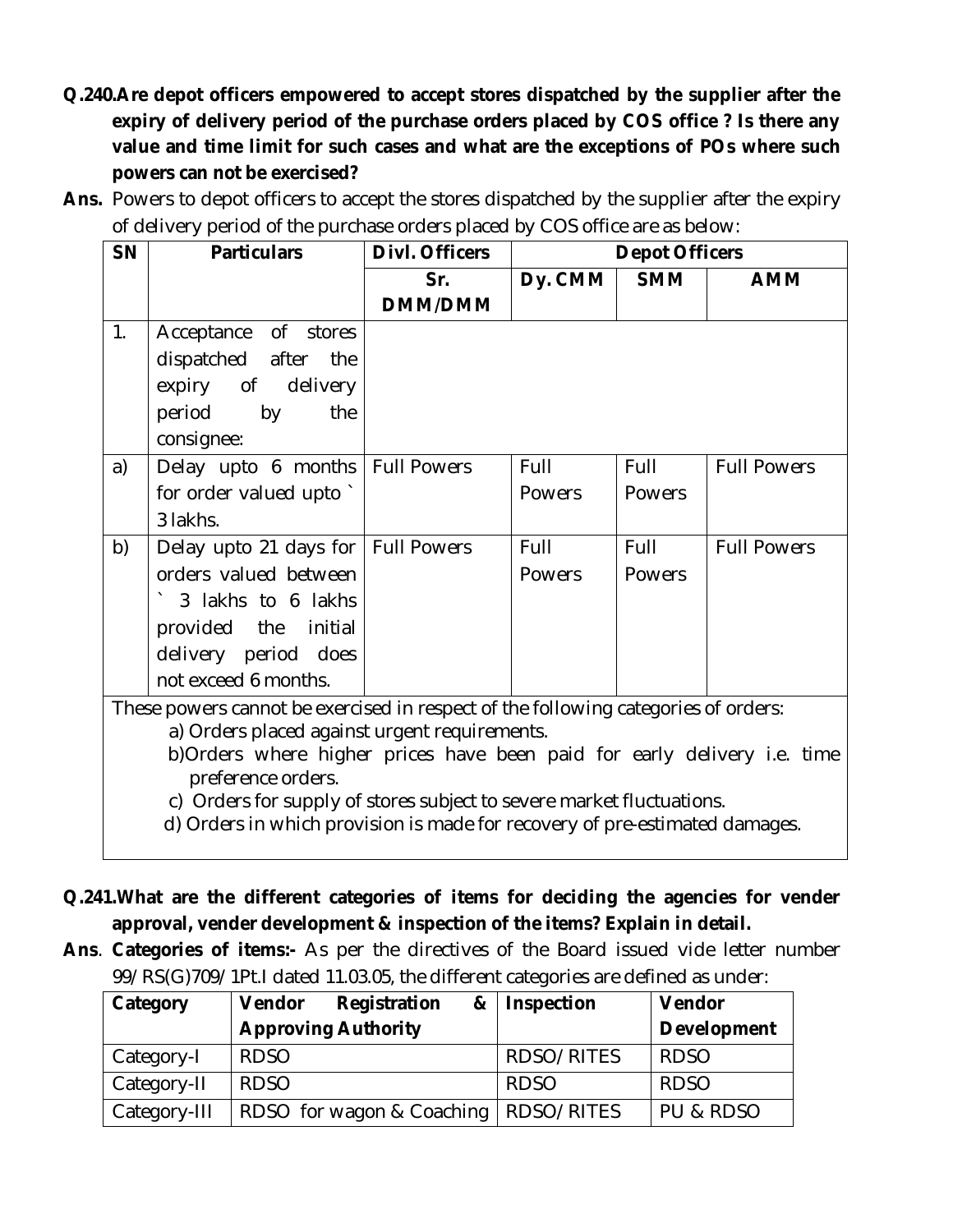**Q.240. Are depot officers empowered to accept stores dispatched by the supplier after the expiry of delivery period of the purchase orders placed by COS office ? Is there any value and time limit for such cases and what are the exceptions of POs where such powers can not be exercised?**

**Ans.** Powers to depot officers to accept the stores dispatched by the supplier after the expiry of delivery period of the purchase orders placed by COS office are as below:

| SN | Particulars | Divl. Officers | Depot Officers | | |
|---|---|---|---|---|---|
| | | Sr. DMM/DMM | Dy. CMM | SMM | AMM |
| 1. | Acceptance of stores dispatched after the expiry of delivery period by the consignee: | | | | |
| a) | Delay upto 6 months for order valued upto ` 3 lakhs. | Full Powers | Full Powers | Full Powers | Full Powers |
| b) | Delay upto 21 days for orders valued between ` 3 lakhs to 6 lakhs provided the initial delivery period does not exceed 6 months. | Full Powers | Full Powers | Full Powers | Full Powers |

These powers cannot be exercised in respect of the following categories of orders:

a) Orders placed against urgent requirements.

b) Orders where higher prices have been paid for early delivery i.e. time preference orders.

c) Orders for supply of stores subject to severe market fluctuations.

d) Orders in which provision is made for recovery of pre-estimated damages.

**Q.241. What are the different categories of items for deciding the agencies for vender approval, vender development & inspection of the items? Explain in detail.**

**Ans**. **Categories of items:-** As per the directives of the Board issued vide letter number 99/RS(G)709/1Pt.I dated 11.03.05, the different categories are defined as under:

| Category | Vendor Registration & Approving Authority | Inspection | Vendor Development |
|---|---|---|---|
| Category-I | RDSO | RDSO/RITES | RDSO |
| Category-II | RDSO | RDSO | RDSO |
| Category-III | RDSO for wagon & Coaching | RDSO/RITES | PU & RDSO |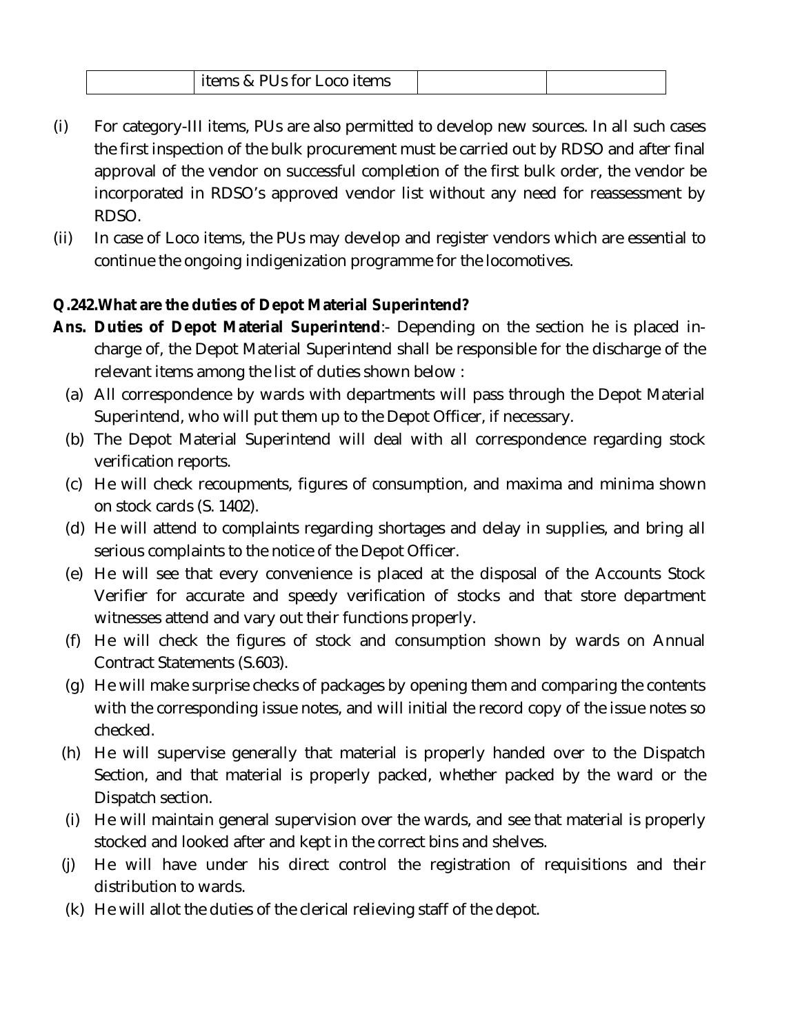|  | items & PUs for Loco items |  |  |
|---|---|---|---|

(i) For category-III items, PUs are also permitted to develop new sources. In all such cases the first inspection of the bulk procurement must be carried out by RDSO and after final approval of the vendor on successful completion of the first bulk order, the vendor be incorporated in RDSO's approved vendor list without any need for reassessment by RDSO.

(ii) In case of Loco items, the PUs may develop and register vendors which are essential to continue the ongoing indigenization programme for the locomotives.

**Q.242.What are the duties of Depot Material Superintend?**

**Ans. Duties of Depot Material Superintend**:- Depending on the section he is placed in-charge of, the Depot Material Superintend shall be responsible for the discharge of the relevant items among the list of duties shown below :

(a) All correspondence by wards with departments will pass through the Depot Material Superintend, who will put them up to the Depot Officer, if necessary.

(b) The Depot Material Superintend will deal with all correspondence regarding stock verification reports.

(c) He will check recoupments, figures of consumption, and maxima and minima shown on stock cards (S. 1402).

(d) He will attend to complaints regarding shortages and delay in supplies, and bring all serious complaints to the notice of the Depot Officer.

(e) He will see that every convenience is placed at the disposal of the Accounts Stock Verifier for accurate and speedy verification of stocks and that store department witnesses attend and vary out their functions properly.

(f) He will check the figures of stock and consumption shown by wards on Annual Contract Statements (S.603).

(g) He will make surprise checks of packages by opening them and comparing the contents with the corresponding issue notes, and will initial the record copy of the issue notes so checked.

(h) He will supervise generally that material is properly handed over to the Dispatch Section, and that material is properly packed, whether packed by the ward or the Dispatch section.

(i) He will maintain general supervision over the wards, and see that material is properly stocked and looked after and kept in the correct bins and shelves.

(j) He will have under his direct control the registration of requisitions and their distribution to wards.

(k) He will allot the duties of the clerical relieving staff of the depot.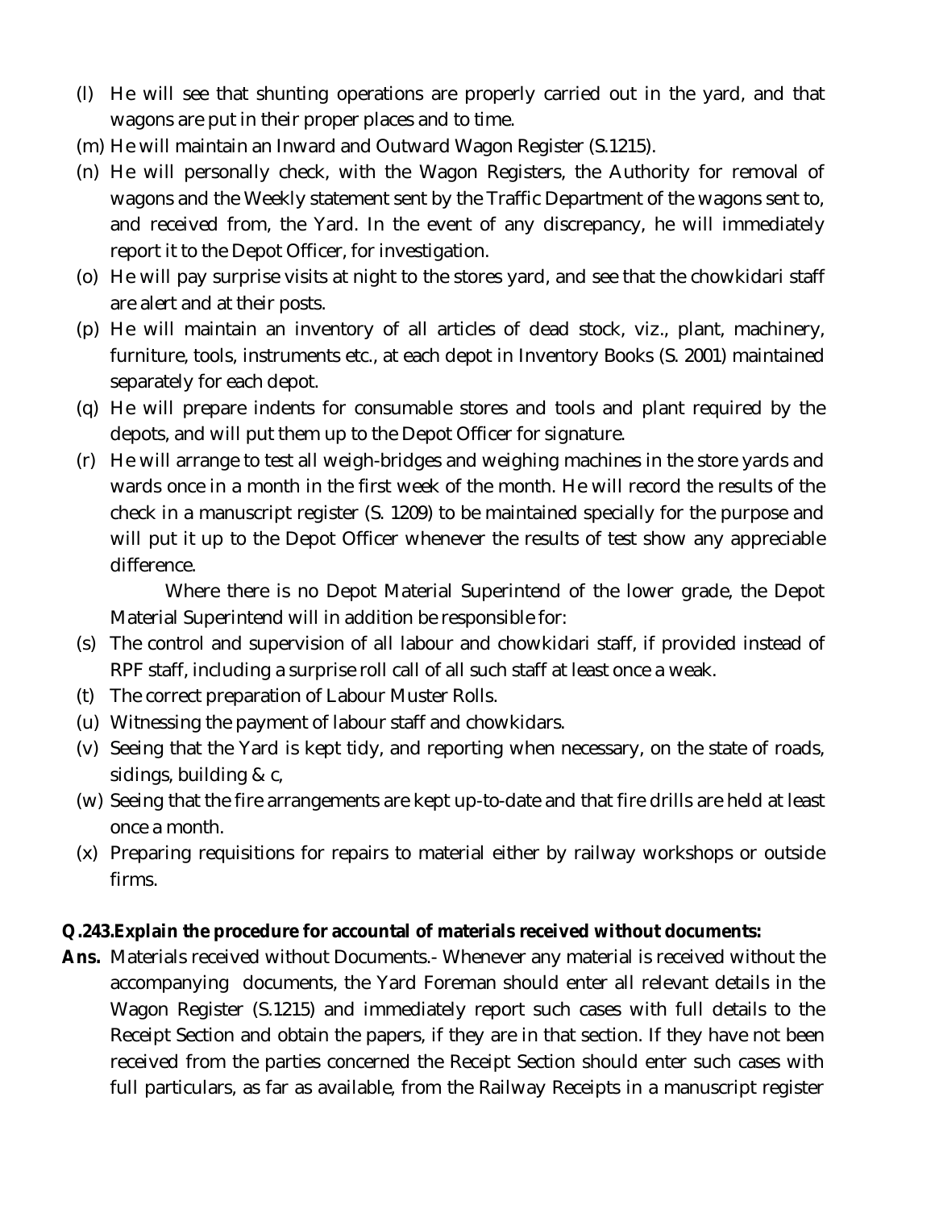(l) He will see that shunting operations are properly carried out in the yard, and that wagons are put in their proper places and to time.

(m) He will maintain an Inward and Outward Wagon Register (S.1215).

(n) He will personally check, with the Wagon Registers, the Authority for removal of wagons and the Weekly statement sent by the Traffic Department of the wagons sent to, and received from, the Yard. In the event of any discrepancy, he will immediately report it to the Depot Officer, for investigation.

(o) He will pay surprise visits at night to the stores yard, and see that the chowkidari staff are alert and at their posts.

(p) He will maintain an inventory of all articles of dead stock, viz., plant, machinery, furniture, tools, instruments etc., at each depot in Inventory Books (S. 2001) maintained separately for each depot.

(q) He will prepare indents for consumable stores and tools and plant required by the depots, and will put them up to the Depot Officer for signature.

(r) He will arrange to test all weigh-bridges and weighing machines in the store yards and wards once in a month in the first week of the month. He will record the results of the check in a manuscript register (S. 1209) to be maintained specially for the purpose and will put it up to the Depot Officer whenever the results of test show any appreciable difference.

Where there is no Depot Material Superintend of the lower grade, the Depot Material Superintend will in addition be responsible for:

(s) The control and supervision of all labour and chowkidari staff, if provided instead of RPF staff, including a surprise roll call of all such staff at least once a weak.

(t) The correct preparation of Labour Muster Rolls.

(u) Witnessing the payment of labour staff and chowkidars.

(v) Seeing that the Yard is kept tidy, and reporting when necessary, on the state of roads, sidings, building & c,

(w) Seeing that the fire arrangements are kept up-to-date and that fire drills are held at least once a month.

(x) Preparing requisitions for repairs to material either by railway workshops or outside firms.

**Q.243.Explain the procedure for accountal of materials received without documents:**

**Ans.** Materials received without Documents.- Whenever any material is received without the accompanying documents, the Yard Foreman should enter all relevant details in the Wagon Register (S.1215) and immediately report such cases with full details to the Receipt Section and obtain the papers, if they are in that section. If they have not been received from the parties concerned the Receipt Section should enter such cases with full particulars, as far as available, from the Railway Receipts in a manuscript register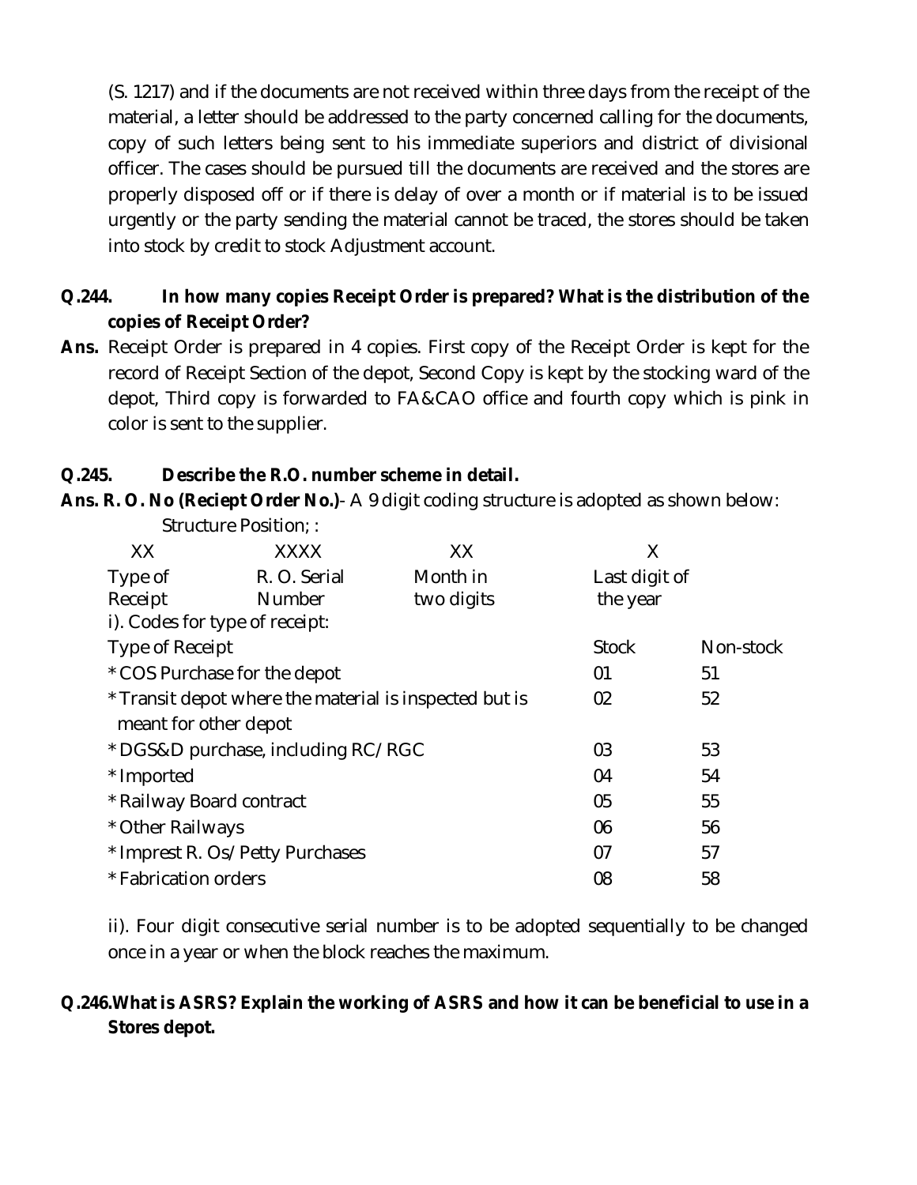(S. 1217) and if the documents are not received within three days from the receipt of the material, a letter should be addressed to the party concerned calling for the documents, copy of such letters being sent to his immediate superiors and district of divisional officer. The cases should be pursued till the documents are received and the stores are properly disposed off or if there is delay of over a month or if material is to be issued urgently or the party sending the material cannot be traced, the stores should be taken into stock by credit to stock Adjustment account.

**Q.244. In how many copies Receipt Order is prepared? What is the distribution of the copies of Receipt Order?**

**Ans.** Receipt Order is prepared in 4 copies. First copy of the Receipt Order is kept for the record of Receipt Section of the depot, Second Copy is kept by the stocking ward of the depot, Third copy is forwarded to FA&CAO office and fourth copy which is pink in color is sent to the supplier.

**Q.245. Describe the R.O. number scheme in detail.**

**Ans. R. O. No (Reciept Order No.)**- A 9 digit coding structure is adopted as shown below:

Structure Position; :

| XX | XXXX | XX | X |
|---|---|---|---|
| Type of Receipt | R. O. Serial Number | Month in two digits | Last digit of the year |

i). Codes for type of receipt:

| Type of Receipt | Stock | Non-stock |
|---|---|---|
| * COS Purchase for the depot | 01 | 51 |
| * Transit depot where the material is inspected but is meant for other depot | 02 | 52 |
| * DGS&D purchase, including RC/RGC | 03 | 53 |
| * Imported | 04 | 54 |
| * Railway Board contract | 05 | 55 |
| * Other Railways | 06 | 56 |
| * Imprest R. Os/Petty Purchases | 07 | 57 |
| * Fabrication orders | 08 | 58 |

ii). Four digit consecutive serial number is to be adopted sequentially to be changed once in a year or when the block reaches the maximum.

**Q.246.What is ASRS? Explain the working of ASRS and how it can be beneficial to use in a Stores depot.**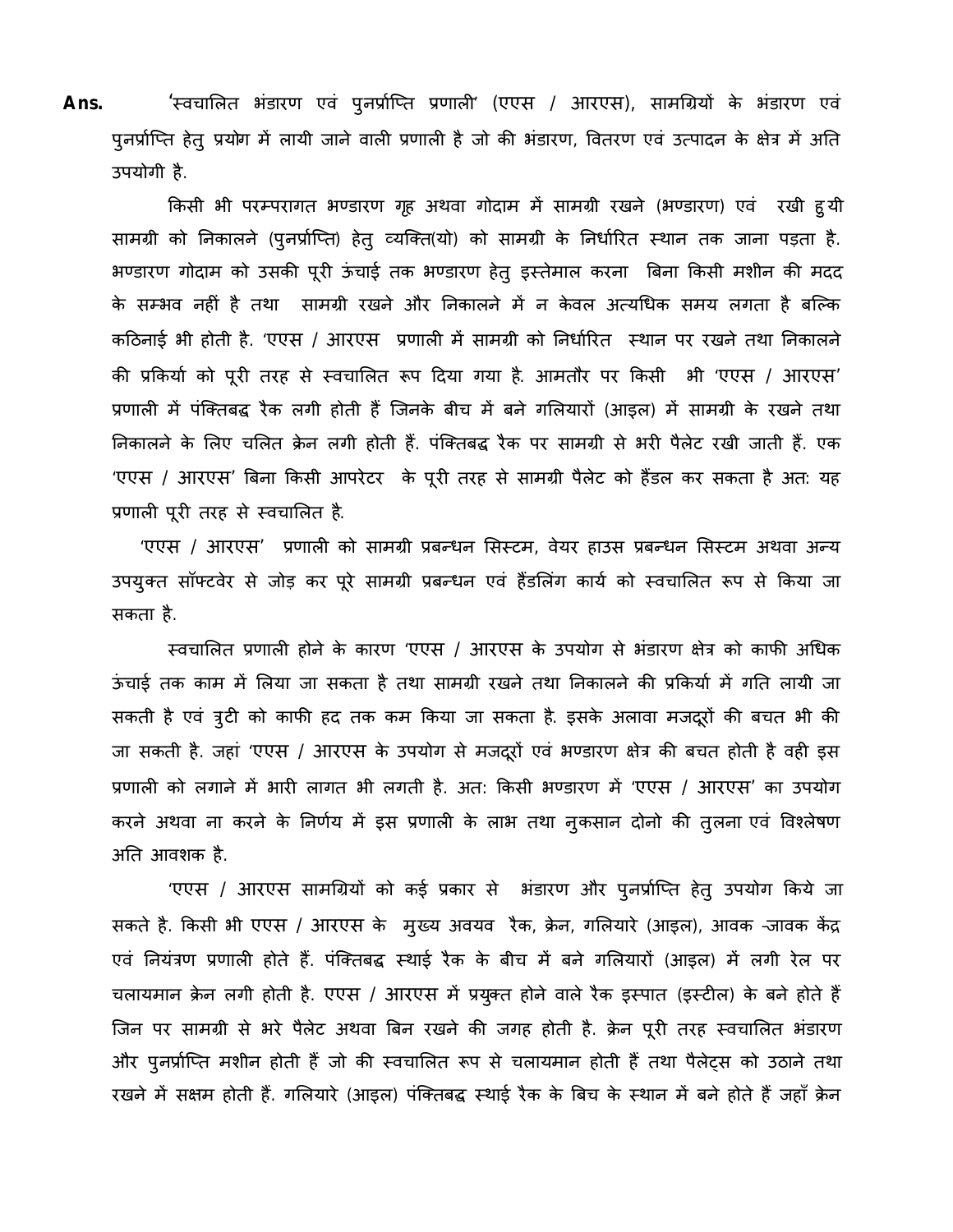**Ans.** 'स्वचालित भंडारण एवं पुनर्प्राप्ति प्रणाली' (एएस / आरएस), सामग्रियों के भंडारण एवं पुनर्प्राप्ति हेतु प्रयोग में लायी जाने वाली प्रणाली है जो की भंडारण, वितरण एवं उत्पादन के क्षेत्र में अति उपयोगी है.

किसी भी परम्परागत भण्डारण गृह अथवा गोदाम में सामग्री रखने (भण्डारण) एवं रखी हुयी सामग्री को निकालने (पुनर्प्राप्ति) हेतु व्यक्ति(यो) को सामग्री के निर्धारित स्थान तक जाना पड़ता है. भण्डारण गोदाम को उसकी पूरी ऊंचाई तक भण्डारण हेतु इस्तेमाल करना बिना किसी मशीन की मदद के सम्भव नहीं है तथा सामग्री रखने और निकालने में न केवल अत्यधिक समय लगता है बल्कि कठिनाई भी होती है. 'एएस / आरएस प्रणाली में सामग्री को निर्धारित स्थान पर रखने तथा निकालने की प्रकिर्या को पूरी तरह से स्वचालित रूप दिया गया है. आमतौर पर किसी भी 'एएस / आरएस' प्रणाली में पंक्तिबद्ध रैक लगी होती हैं जिनके बीच में बने गलियारों (आइल) में सामग्री के रखने तथा निकालने के लिए चलित क्रेन लगी होती हैं. पंक्तिबद्ध रैक पर सामग्री से भरी पैलेट रखी जाती हैं. एक 'एएस / आरएस' बिना किसी आपरेटर के पूरी तरह से सामग्री पैलेट को हैंडल कर सकता है अतः यह प्रणाली पूरी तरह से स्वचालित है.

'एएस / आरएस' प्रणाली को सामग्री प्रबन्धन सिस्टम, वेयर हाउस प्रबन्धन सिस्टम अथवा अन्य उपयुक्त सॉफ्टवेर से जोड़ कर पूरे सामग्री प्रबन्धन एवं हैंडलिंग कार्य को स्वचालित रूप से किया जा सकता है.

स्वचालित प्रणाली होने के कारण 'एएस / आरएस के उपयोग से भंडारण क्षेत्र को काफी अधिक ऊंचाई तक काम में लिया जा सकता है तथा सामग्री रखने तथा निकालने की प्रकिर्या में गति लायी जा सकती है एवं त्रुटी को काफी हद तक कम किया जा सकता है. इसके अलावा मजदूरों की बचत भी की जा सकती है. जहां 'एएस / आरएस के उपयोग से मजदूरों एवं भण्डारण क्षेत्र की बचत होती है वही इस प्रणाली को लगाने में भारी लागत भी लगती है. अतः किसी भण्डारण में 'एएस / आरएस' का उपयोग करने अथवा ना करने के निर्णय में इस प्रणाली के लाभ तथा नुकसान दोनो की तुलना एवं विश्लेषण अति आवशक है.

'एएस / आरएस सामग्रियों को कई प्रकार से भंडारण और पुनर्प्राप्ति हेतु उपयोग किये जा सकते है. किसी भी एएस / आरएस के मुख्य अवयव रैक, क्रेन, गलियारे (आइल), आवक -जावक केंद्र एवं नियंत्रण प्रणाली होते हैं. पंक्तिबद्ध स्थाई रैक के बीच में बने गलियारों (आइल) में लगी रेल पर चलायमान क्रेन लगी होती है. एएस / आरएस में प्रयुक्त होने वाले रैक इस्पात (इस्टील) के बने होते हैं जिन पर सामग्री से भरे पैलेट अथवा बिन रखने की जगह होती है. क्रेन पूरी तरह स्वचालित भंडारण और पुनर्प्राप्ति मशीन होती हैं जो की स्वचालित रूप से चलायमान होती हैं तथा पैलेट्स को उठाने तथा रखने में सक्षम होती हैं. गलियारे (आइल) पंक्तिबद्ध स्थाई रैक के बिच के स्थान में बने होते हैं जहाँ क्रेन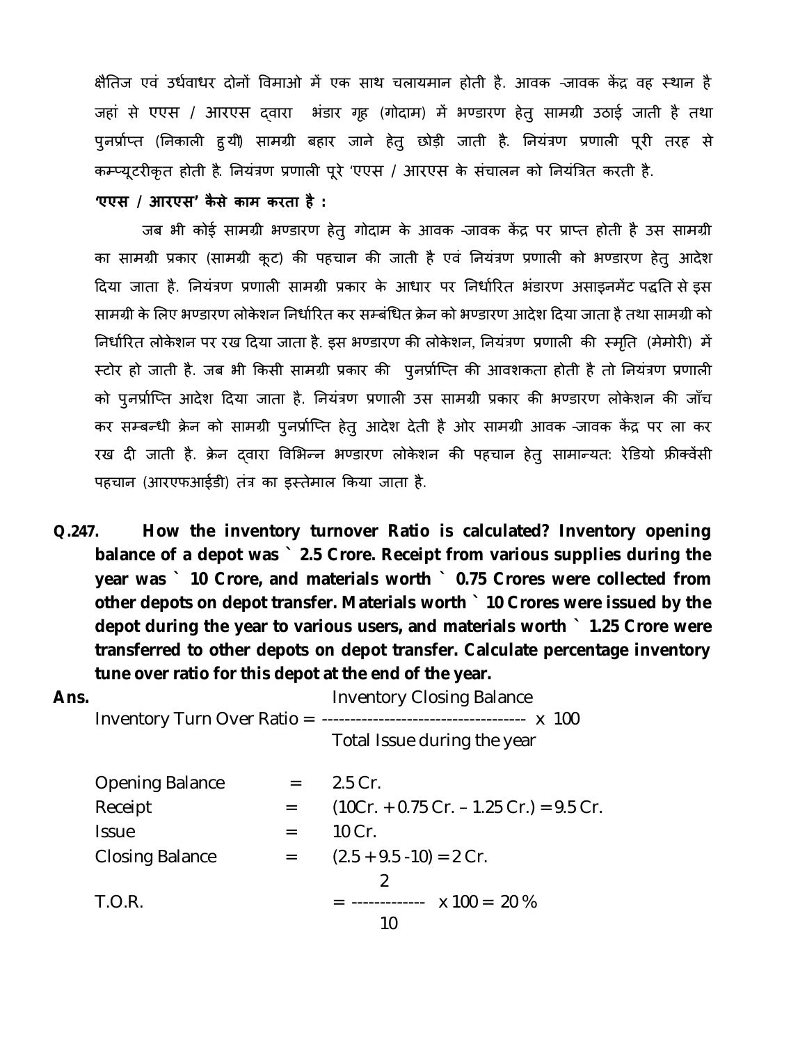क्षैतिज एवं उर्धवाधर दोनों विमाओ में एक साथ चलायमान होती है. आवक -जावक केंद्र वह स्थान है जहां से एएस / आरएस द्वारा भंडार गृह (गोदाम) में भण्डारण हेतु सामग्री उठाई जाती है तथा पुनर्प्राप्त (निकाली हुयी) सामग्री बहार जाने हेतु छोड़ी जाती है. नियंत्रण प्रणाली पूरी तरह से कम्प्यूटरीकृत होती है. नियंत्रण प्रणाली पूरे 'एएस / आरएस के संचालन को नियंत्रित करती है.

**'एएस / आरएस' कैसे काम करता है :**

जब भी कोई सामग्री भण्डारण हेतु गोदाम के आवक -जावक केंद्र पर प्राप्त होती है उस सामग्री का सामग्री प्रकार (सामग्री कूट) की पहचान की जाती है एवं नियंत्रण प्रणाली को भण्डारण हेतु आदेश दिया जाता है. नियंत्रण प्रणाली सामग्री प्रकार के आधार पर निर्धारित भंडारण असाइनमेंट पद्धति से इस सामग्री के लिए भण्डारण लोकेशन निर्धारित कर सम्बंधित क्रेन को भण्डारण आदेश दिया जाता है तथा सामग्री को निर्धारित लोकेशन पर रख दिया जाता है. इस भण्डारण की लोकेशन, नियंत्रण प्रणाली की स्मृति (मेमोरी) में स्टोर हो जाती है. जब भी किसी सामग्री प्रकार की पुनर्प्राप्ति की आवशकता होती है तो नियंत्रण प्रणाली को पुनर्प्राप्ति आदेश दिया जाता है. नियंत्रण प्रणाली उस सामग्री प्रकार की भण्डारण लोकेशन की जाँच कर सम्बन्धी क्रेन को सामग्री पुनर्प्राप्ति हेतु आदेश देती है ओर सामग्री आवक -जावक केंद्र पर ला कर रख दी जाती है. क्रेन द्वारा विभिन्न भण्डारण लोकेशन की पहचान हेतु सामान्यत: रेडियो फ्रीक्वेंसी पहचान (आरएफआईडी) तंत्र का इस्तेमाल किया जाता है.

**Q.247. How the inventory turnover Ratio is calculated? Inventory opening balance of a depot was ` 2.5 Crore. Receipt from various supplies during the year was ` 10 Crore, and materials worth ` 0.75 Crores were collected from other depots on depot transfer. Materials worth ` 10 Crores were issued by the depot during the year to various users, and materials worth ` 1.25 Crore were transferred to other depots on depot transfer. Calculate percentage inventory tune over ratio for this depot at the end of the year.**

**Ans.**

$$\text{Inventory Turn Over Ratio} = \frac{\text{Inventory Closing Balance}}{\text{Total Issue during the year}} \times 100$$

| | | |
|---|---|---|
| Opening Balance | = | 2.5 Cr. |
| Receipt | = | (10Cr. + 0.75 Cr. – 1.25 Cr.) = 9.5 Cr. |
| Issue | = | 10 Cr. |
| Closing Balance | = | (2.5 + 9.5 -10) = 2 Cr. |

$$\text{T.O.R.} = \frac{2}{10} \times 100 = 20\%$$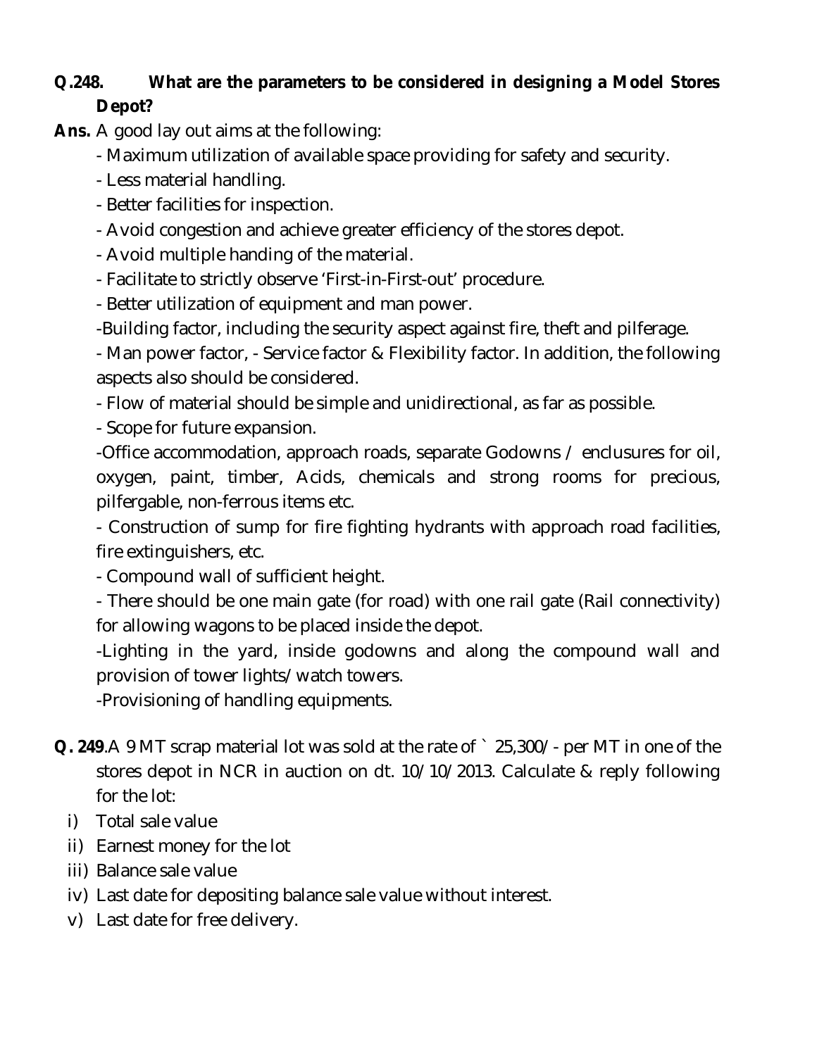**Q.248. What are the parameters to be considered in designing a Model Stores Depot?**

**Ans.** A good lay out aims at the following:

- Maximum utilization of available space providing for safety and security.
- Less material handling.
- Better facilities for inspection.
- Avoid congestion and achieve greater efficiency of the stores depot.
- Avoid multiple handing of the material.
- Facilitate to strictly observe 'First-in-First-out' procedure.
- Better utilization of equipment and man power.
- Building factor, including the security aspect against fire, theft and pilferage.
- Man power factor, - Service factor & Flexibility factor. In addition, the following aspects also should be considered.
- Flow of material should be simple and unidirectional, as far as possible.
- Scope for future expansion.
- Office accommodation, approach roads, separate Godowns / enclusures for oil, oxygen, paint, timber, Acids, chemicals and strong rooms for precious, pilfergable, non-ferrous items etc.
- Construction of sump for fire fighting hydrants with approach road facilities, fire extinguishers, etc.
- Compound wall of sufficient height.
- There should be one main gate (for road) with one rail gate (Rail connectivity) for allowing wagons to be placed inside the depot.
- Lighting in the yard, inside godowns and along the compound wall and provision of tower lights/watch towers.
- Provisioning of handling equipments.

**Q. 249**.A 9 MT scrap material lot was sold at the rate of ` 25,300/- per MT in one of the stores depot in NCR in auction on dt. 10/10/2013. Calculate & reply following for the lot:

i) Total sale value
ii) Earnest money for the lot
iii) Balance sale value
iv) Last date for depositing balance sale value without interest.
v) Last date for free delivery.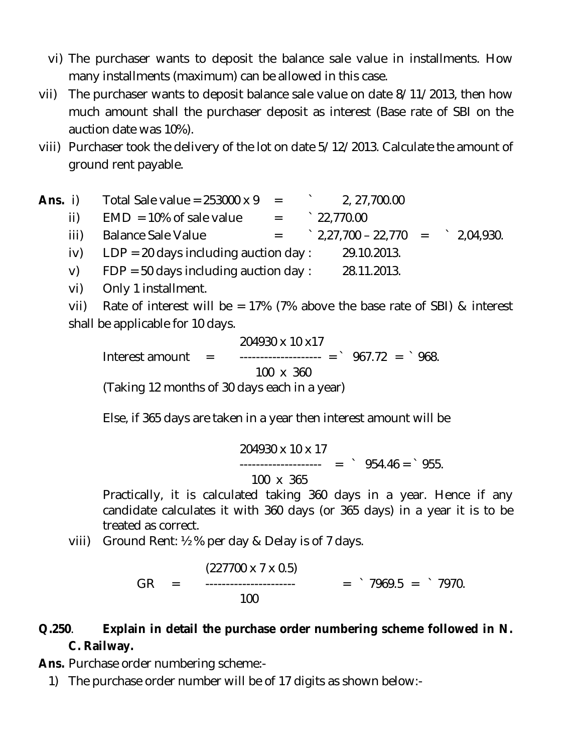vi) The purchaser wants to deposit the balance sale value in installments. How many installments (maximum) can be allowed in this case.

vii) The purchaser wants to deposit balance sale value on date 8/11/2013, then how much amount shall the purchaser deposit as interest (Base rate of SBI on the auction date was 10%).

viii) Purchaser took the delivery of the lot on date 5/12/2013. Calculate the amount of ground rent payable.

**Ans.** i) Total Sale value = 253000 x 9 = ` 2, 27,700.00

ii) EMD = 10% of sale value = ` 22,770.00

iii) Balance Sale Value = ` 2,27,700 – 22,770 = ` 2,04,930.

iv) LDP = 20 days including auction day : 29.10.2013.

v) FDP = 50 days including auction day : 28.11.2013.

vi) Only 1 installment.

vii) Rate of interest will be = 17% (7% above the base rate of SBI) & interest shall be applicable for 10 days.

$$\text{Interest amount} = \frac{204930 \times 10 \times 17}{100 \times 360} = ` \ 967.72 = ` \ 968.$$

(Taking 12 months of 30 days each in a year)

Else, if 365 days are taken in a year then interest amount will be

$$\frac{204930 \times 10 \times 17}{100 \times 365} = ` \ 954.46 = ` \ 955.$$

Practically, it is calculated taking 360 days in a year. Hence if any candidate calculates it with 360 days (or 365 days) in a year it is to be treated as correct.

viii) Ground Rent: ½ % per day & Delay is of 7 days.

$$GR = \frac{(227700 \times 7 \times 0.5)}{100} = ` \ 7969.5 = ` \ 7970.$$

**Q.250. Explain in detail the purchase order numbering scheme followed in N. C. Railway.**

**Ans.** Purchase order numbering scheme:-

1) The purchase order number will be of 17 digits as shown below:-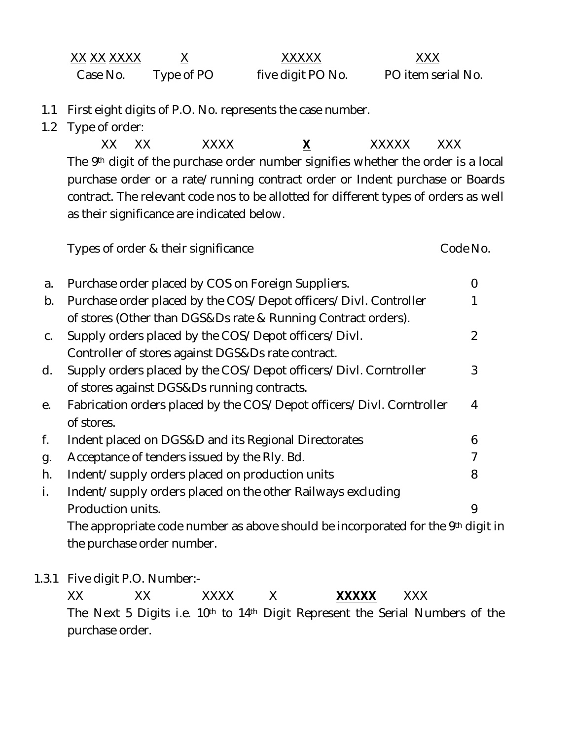| <u>XX</u> <u>XX</u> <u>XXXX</u> | <u>X</u> | <u>XXXXX</u> | <u>XXX</u> |
|---|---|---|---|
| Case No. | Type of PO | five digit PO No. | PO item serial No. |

1.1 First eight digits of P.O. No. represents the case number.

1.2 Type of order:

XX XX XXXX **<u>X</u>** XXXXX XXX

The 9th digit of the purchase order number signifies whether the order is a local purchase order or a rate/running contract order or Indent purchase or Boards contract. The relevant code nos to be allotted for different types of orders as well as their significance are indicated below.

| | Types of order & their significance | Code No. |
|---|---|---|
| a. | Purchase order placed by COS on Foreign Suppliers. | 0 |
| b. | Purchase order placed by the COS/Depot officers/Divl. Controller of stores (Other than DGS&Ds rate & Running Contract orders). | 1 |
| c. | Supply orders placed by the COS/Depot officers/Divl. Controller of stores against DGS&Ds rate contract. | 2 |
| d. | Supply orders placed by the COS/Depot officers/Divl. Corntroller of stores against DGS&Ds running contracts. | 3 |
| e. | Fabrication orders placed by the COS/Depot officers/Divl. Corntroller of stores. | 4 |
| f. | Indent placed on DGS&D and its Regional Directorates | 6 |
| g. | Acceptance of tenders issued by the Rly. Bd. | 7 |
| h. | Indent/supply orders placed on production units | 8 |
| i. | Indent/supply orders placed on the other Railways excluding Production units. | 9 |

The appropriate code number as above should be incorporated for the 9th digit in the purchase order number.

1.3.1 Five digit P.O. Number:-

XX XX XXXX X **<u>XXXXX</u>** XXX

The Next 5 Digits i.e. 10th to 14th Digit Represent the Serial Numbers of the purchase order.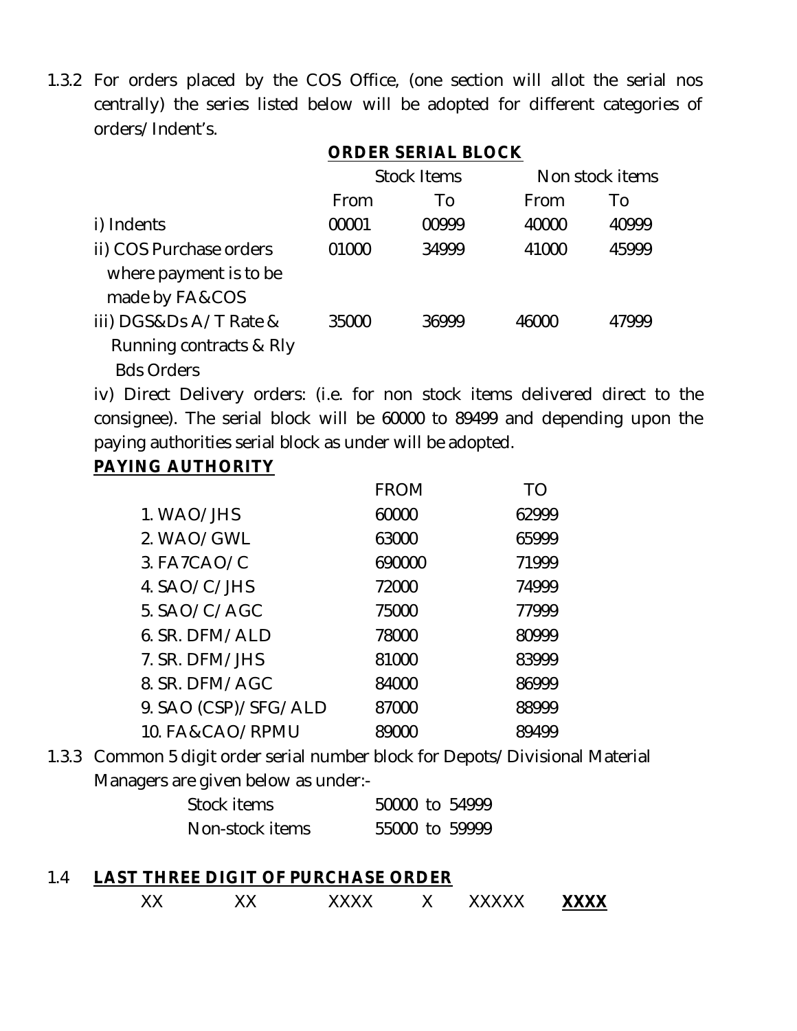1.3.2 For orders placed by the COS Office, (one section will allot the serial nos centrally) the series listed below will be adopted for different categories of orders/Indent's.

**ORDER SERIAL BLOCK**

| | Stock Items | | Non stock items | |
|---|---|---|---|---|
| | From | To | From | To |
| i) Indents | 00001 | 00999 | 40000 | 40999 |
| ii) COS Purchase orders where payment is to be made by FA&COS | 01000 | 34999 | 41000 | 45999 |
| iii) DGS&Ds A/T Rate & Running contracts & Rly Bds Orders | 35000 | 36999 | 46000 | 47999 |

iv) Direct Delivery orders: (i.e. for non stock items delivered direct to the consignee). The serial block will be 60000 to 89499 and depending upon the paying authorities serial block as under will be adopted.

**PAYING AUTHORITY**

| | FROM | TO |
|---|---|---|
| 1. WAO/JHS | 60000 | 62999 |
| 2. WAO/GWL | 63000 | 65999 |
| 3. FA7CAO/C | 690000 | 71999 |
| 4. SAO/C/JHS | 72000 | 74999 |
| 5. SAO/C/AGC | 75000 | 77999 |
| 6. SR. DFM/ALD | 78000 | 80999 |
| 7. SR. DFM/JHS | 81000 | 83999 |
| 8. SR. DFM/AGC | 84000 | 86999 |
| 9. SAO (CSP)/SFG/ALD | 87000 | 88999 |
| 10. FA&CAO/RPMU | 89000 | 89499 |

1.3.3 Common 5 digit order serial number block for Depots/Divisional Material Managers are given below as under:-

| | |
|---|---|
| Stock items | 50000 to 54999 |
| Non-stock items | 55000 to 59999 |

## 1.4 LAST THREE DIGIT OF PURCHASE ORDER

XX XX XXXX X XXXXX **XXXX**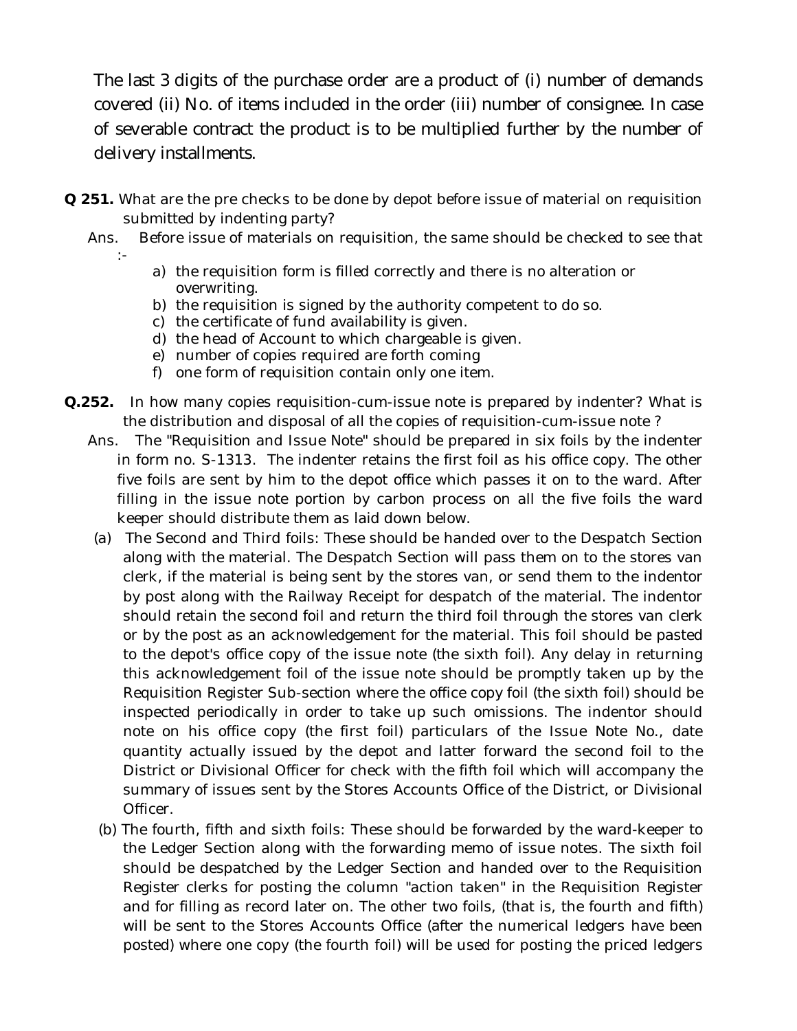The last 3 digits of the purchase order are a product of (i) number of demands covered (ii) No. of items included in the order (iii) number of consignee. In case of severable contract the product is to be multiplied further by the number of delivery installments.

**Q 251.** What are the pre checks to be done by depot before issue of material on requisition submitted by indenting party?

Ans. Before issue of materials on requisition, the same should be checked to see that :-

a) the requisition form is filled correctly and there is no alteration or overwriting.
b) the requisition is signed by the authority competent to do so.
c) the certificate of fund availability is given.
d) the head of Account to which chargeable is given.
e) number of copies required are forth coming
f) one form of requisition contain only one item.

**Q.252.** In how many copies requisition-cum-issue note is prepared by indenter? What is the distribution and disposal of all the copies of requisition-cum-issue note ?

Ans. The "Requisition and Issue Note" should be prepared in six foils by the indenter in form no. S-1313. The indenter retains the first foil as his office copy. The other five foils are sent by him to the depot office which passes it on to the ward. After filling in the issue note portion by carbon process on all the five foils the ward keeper should distribute them as laid down below.

(a) The Second and Third foils: These should be handed over to the Despatch Section along with the material. The Despatch Section will pass them on to the stores van clerk, if the material is being sent by the stores van, or send them to the indentor by post along with the Railway Receipt for despatch of the material. The indentor should retain the second foil and return the third foil through the stores van clerk or by the post as an acknowledgement for the material. This foil should be pasted to the depot's office copy of the issue note (the sixth foil). Any delay in returning this acknowledgement foil of the issue note should be promptly taken up by the Requisition Register Sub-section where the office copy foil (the sixth foil) should be inspected periodically in order to take up such omissions. The indentor should note on his office copy (the first foil) particulars of the Issue Note No., date quantity actually issued by the depot and latter forward the second foil to the District or Divisional Officer for check with the fifth foil which will accompany the summary of issues sent by the Stores Accounts Office of the District, or Divisional Officer.

(b) The fourth, fifth and sixth foils: These should be forwarded by the ward-keeper to the Ledger Section along with the forwarding memo of issue notes. The sixth foil should be despatched by the Ledger Section and handed over to the Requisition Register clerks for posting the column "action taken" in the Requisition Register and for filling as record later on. The other two foils, (that is, the fourth and fifth) will be sent to the Stores Accounts Office (after the numerical ledgers have been posted) where one copy (the fourth foil) will be used for posting the priced ledgers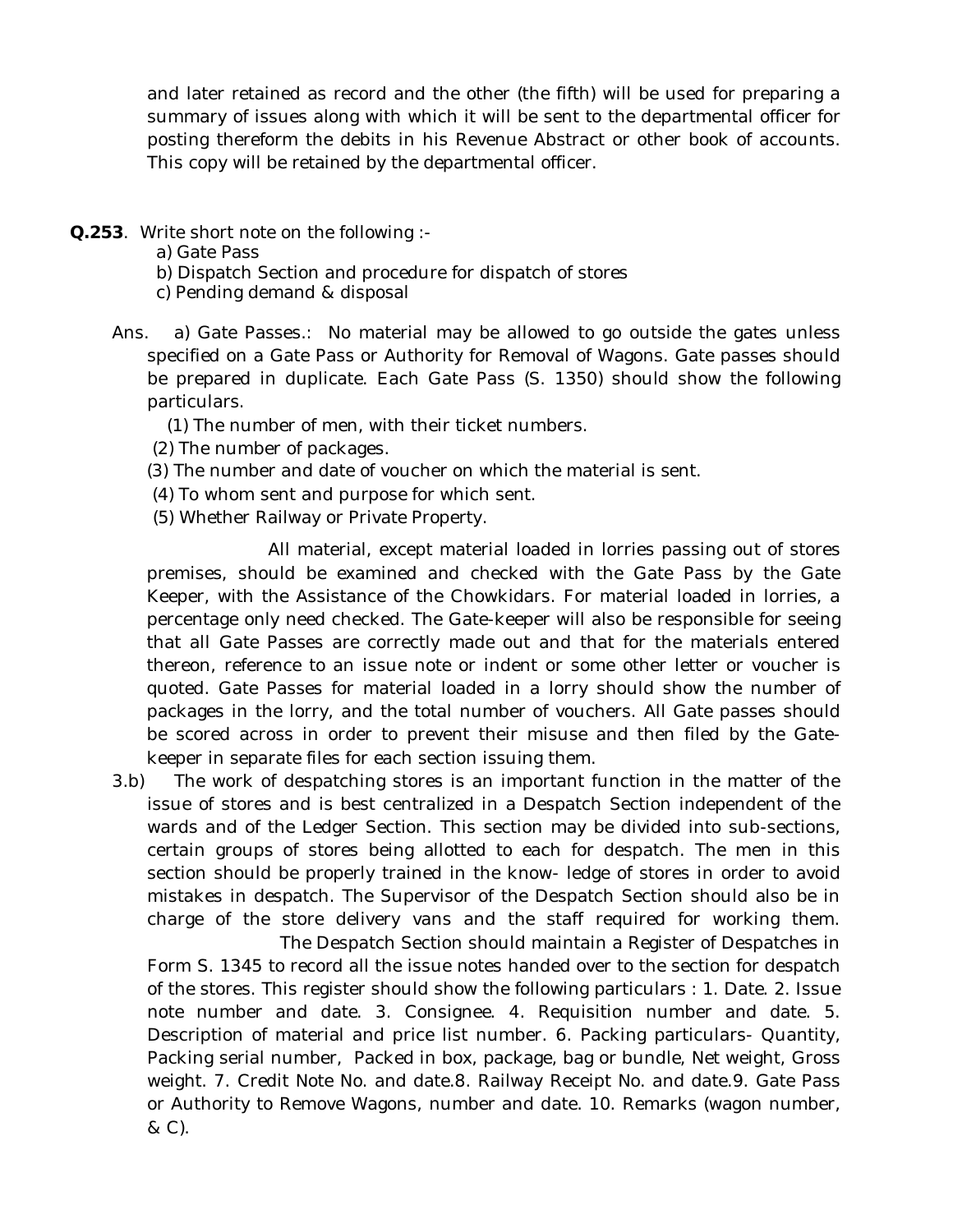and later retained as record and the other (the fifth) will be used for preparing a summary of issues along with which it will be sent to the departmental officer for posting thereform the debits in his Revenue Abstract or other book of accounts. This copy will be retained by the departmental officer.

**Q.253**. Write short note on the following :-

a) Gate Pass

b) Dispatch Section and procedure for dispatch of stores

c) Pending demand & disposal

Ans. a) Gate Passes.: No material may be allowed to go outside the gates unless specified on a Gate Pass or Authority for Removal of Wagons. Gate passes should be prepared in duplicate. Each Gate Pass (S. 1350) should show the following particulars.

(1) The number of men, with their ticket numbers.

(2) The number of packages.

(3) The number and date of voucher on which the material is sent.

(4) To whom sent and purpose for which sent.

(5) Whether Railway or Private Property.

All material, except material loaded in lorries passing out of stores premises, should be examined and checked with the Gate Pass by the Gate Keeper, with the Assistance of the Chowkidars. For material loaded in lorries, a percentage only need checked. The Gate-keeper will also be responsible for seeing that all Gate Passes are correctly made out and that for the materials entered thereon, reference to an issue note or indent or some other letter or voucher is quoted. Gate Passes for material loaded in a lorry should show the number of packages in the lorry, and the total number of vouchers. All Gate passes should be scored across in order to prevent their misuse and then filed by the Gate-keeper in separate files for each section issuing them.

3.b) The work of despatching stores is an important function in the matter of the issue of stores and is best centralized in a Despatch Section independent of the wards and of the Ledger Section. This section may be divided into sub-sections, certain groups of stores being allotted to each for despatch. The men in this section should be properly trained in the know- ledge of stores in order to avoid mistakes in despatch. The Supervisor of the Despatch Section should also be in charge of the store delivery vans and the staff required for working them.

The Despatch Section should maintain a Register of Despatches in Form S. 1345 to record all the issue notes handed over to the section for despatch of the stores. This register should show the following particulars : 1. Date. 2. Issue note number and date. 3. Consignee. 4. Requisition number and date. 5. Description of material and price list number. 6. Packing particulars- Quantity, Packing serial number, Packed in box, package, bag or bundle, Net weight, Gross weight. 7. Credit Note No. and date.8. Railway Receipt No. and date.9. Gate Pass or Authority to Remove Wagons, number and date. 10. Remarks (wagon number, & C).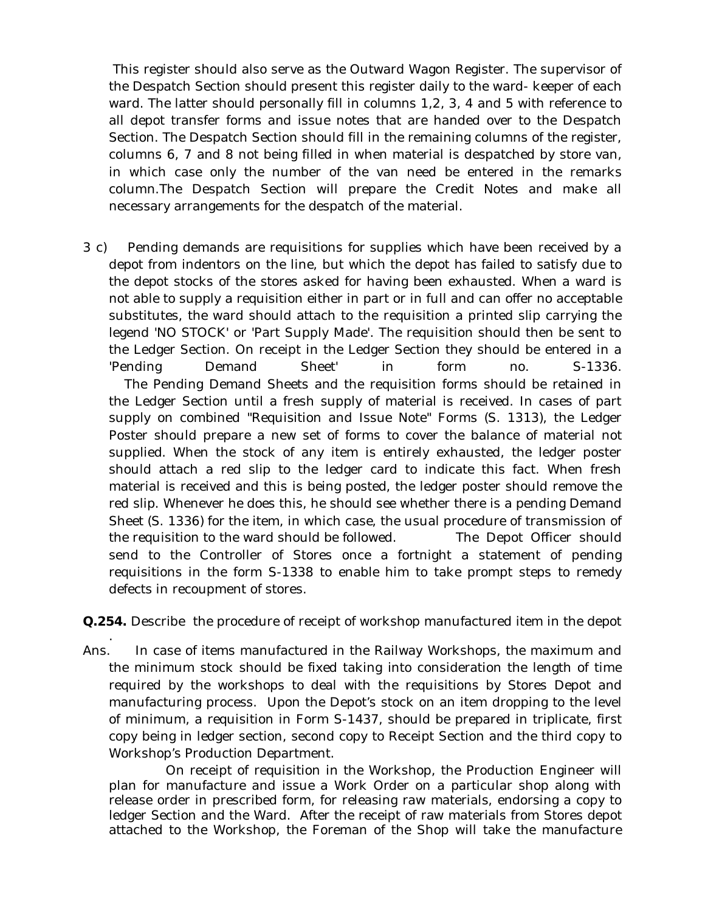This register should also serve as the Outward Wagon Register. The supervisor of the Despatch Section should present this register daily to the ward- keeper of each ward. The latter should personally fill in columns 1,2, 3, 4 and 5 with reference to all depot transfer forms and issue notes that are handed over to the Despatch Section. The Despatch Section should fill in the remaining columns of the register, columns 6, 7 and 8 not being filled in when material is despatched by store van, in which case only the number of the van need be entered in the remarks column.The Despatch Section will prepare the Credit Notes and make all necessary arrangements for the despatch of the material.

3 c) Pending demands are requisitions for supplies which have been received by a depot from indentors on the line, but which the depot has failed to satisfy due to the depot stocks of the stores asked for having been exhausted. When a ward is not able to supply a requisition either in part or in full and can offer no acceptable substitutes, the ward should attach to the requisition a printed slip carrying the legend 'NO STOCK' or 'Part Supply Made'. The requisition should then be sent to the Ledger Section. On receipt in the Ledger Section they should be entered in a 'Pending Demand Sheet' in form no. S-1336.

The Pending Demand Sheets and the requisition forms should be retained in the Ledger Section until a fresh supply of material is received. In cases of part supply on combined "Requisition and Issue Note" Forms (S. 1313), the Ledger Poster should prepare a new set of forms to cover the balance of material not supplied. When the stock of any item is entirely exhausted, the ledger poster should attach a red slip to the ledger card to indicate this fact. When fresh material is received and this is being posted, the ledger poster should remove the red slip. Whenever he does this, he should see whether there is a pending Demand Sheet (S. 1336) for the item, in which case, the usual procedure of transmission of the requisition to the ward should be followed. The Depot Officer should send to the Controller of Stores once a fortnight a statement of pending requisitions in the form S-1338 to enable him to take prompt steps to remedy defects in recoupment of stores.

**Q.254.** Describe the procedure of receipt of workshop manufactured item in the depot .

Ans. In case of items manufactured in the Railway Workshops, the maximum and the minimum stock should be fixed taking into consideration the length of time required by the workshops to deal with the requisitions by Stores Depot and manufacturing process. Upon the Depot's stock on an item dropping to the level of minimum, a requisition in Form S-1437, should be prepared in triplicate, first copy being in ledger section, second copy to Receipt Section and the third copy to Workshop's Production Department.

On receipt of requisition in the Workshop, the Production Engineer will plan for manufacture and issue a Work Order on a particular shop along with release order in prescribed form, for releasing raw materials, endorsing a copy to ledger Section and the Ward. After the receipt of raw materials from Stores depot attached to the Workshop, the Foreman of the Shop will take the manufacture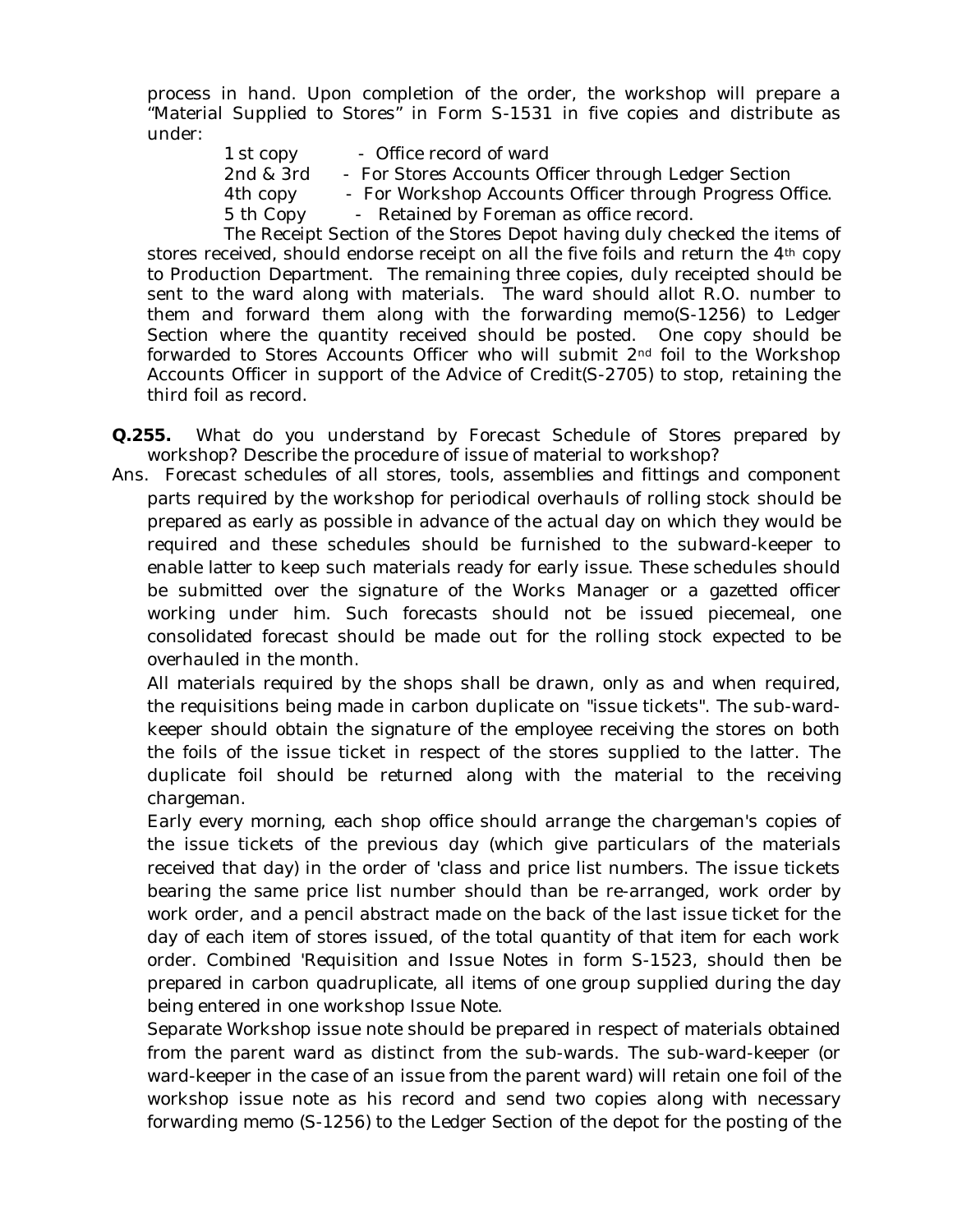process in hand. Upon completion of the order, the workshop will prepare a "Material Supplied to Stores" in Form S-1531 in five copies and distribute as under:

1 st copy - Office record of ward
2nd & 3rd - For Stores Accounts Officer through Ledger Section
4th copy - For Workshop Accounts Officer through Progress Office.
5 th Copy - Retained by Foreman as office record.

The Receipt Section of the Stores Depot having duly checked the items of stores received, should endorse receipt on all the five foils and return the 4th copy to Production Department. The remaining three copies, duly receipted should be sent to the ward along with materials. The ward should allot R.O. number to them and forward them along with the forwarding memo(S-1256) to Ledger Section where the quantity received should be posted. One copy should be forwarded to Stores Accounts Officer who will submit 2nd foil to the Workshop Accounts Officer in support of the Advice of Credit(S-2705) to stop, retaining the third foil as record.

**Q.255.** What do you understand by Forecast Schedule of Stores prepared by workshop? Describe the procedure of issue of material to workshop?

Ans. Forecast schedules of all stores, tools, assemblies and fittings and component parts required by the workshop for periodical overhauls of rolling stock should be prepared as early as possible in advance of the actual day on which they would be required and these schedules should be furnished to the subward-keeper to enable latter to keep such materials ready for early issue. These schedules should be submitted over the signature of the Works Manager or a gazetted officer working under him. Such forecasts should not be issued piecemeal, one consolidated forecast should be made out for the rolling stock expected to be overhauled in the month.

All materials required by the shops shall be drawn, only as and when required, the requisitions being made in carbon duplicate on "issue tickets". The sub-ward-keeper should obtain the signature of the employee receiving the stores on both the foils of the issue ticket in respect of the stores supplied to the latter. The duplicate foil should be returned along with the material to the receiving chargeman.

Early every morning, each shop office should arrange the chargeman's copies of the issue tickets of the previous day (which give particulars of the materials received that day) in the order of 'class and price list numbers. The issue tickets bearing the same price list number should than be re-arranged, work order by work order, and a pencil abstract made on the back of the last issue ticket for the day of each item of stores issued, of the total quantity of that item for each work order. Combined 'Requisition and Issue Notes in form S-1523, should then be prepared in carbon quadruplicate, all items of one group supplied during the day being entered in one workshop Issue Note.

Separate Workshop issue note should be prepared in respect of materials obtained from the parent ward as distinct from the sub-wards. The sub-ward-keeper (or ward-keeper in the case of an issue from the parent ward) will retain one foil of the workshop issue note as his record and send two copies along with necessary forwarding memo (S-1256) to the Ledger Section of the depot for the posting of the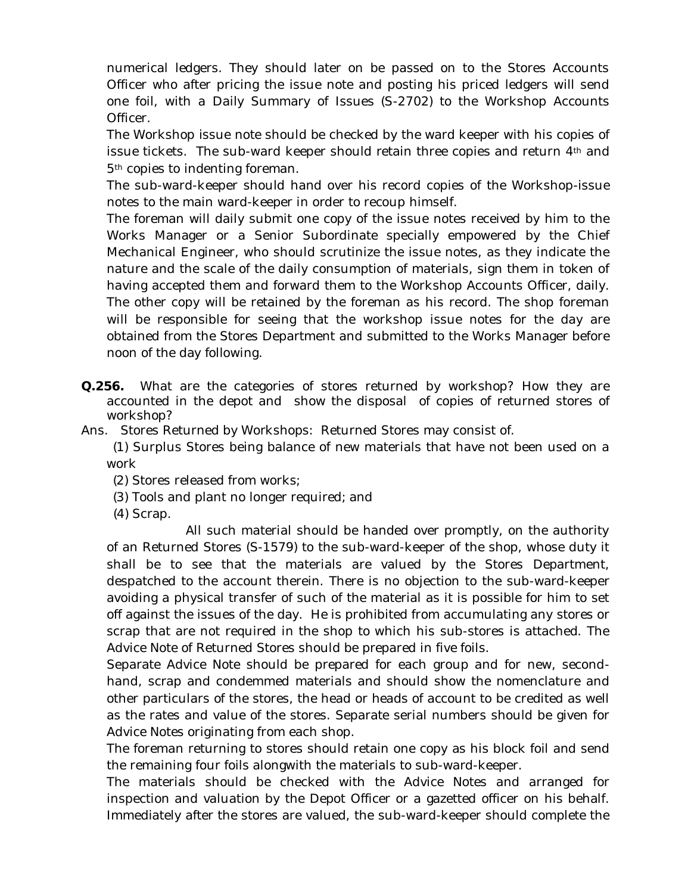numerical ledgers. They should later on be passed on to the Stores Accounts Officer who after pricing the issue note and posting his priced ledgers will send one foil, with a Daily Summary of Issues (S-2702) to the Workshop Accounts Officer.

The Workshop issue note should be checked by the ward keeper with his copies of issue tickets. The sub-ward keeper should retain three copies and return 4th and 5th copies to indenting foreman.

The sub-ward-keeper should hand over his record copies of the Workshop-issue notes to the main ward-keeper in order to recoup himself.

The foreman will daily submit one copy of the issue notes received by him to the Works Manager or a Senior Subordinate specially empowered by the Chief Mechanical Engineer, who should scrutinize the issue notes, as they indicate the nature and the scale of the daily consumption of materials, sign them in token of having accepted them and forward them to the Workshop Accounts Officer, daily. The other copy will be retained by the foreman as his record. The shop foreman will be responsible for seeing that the workshop issue notes for the day are obtained from the Stores Department and submitted to the Works Manager before noon of the day following.

**Q.256.** What are the categories of stores returned by workshop? How they are accounted in the depot and show the disposal of copies of returned stores of workshop?

Ans. Stores Returned by Workshops: Returned Stores may consist of.

(1) Surplus Stores being balance of new materials that have not been used on a work

(2) Stores released from works;

(3) Tools and plant no longer required; and

(4) Scrap.

All such material should be handed over promptly, on the authority of an Returned Stores (S-1579) to the sub-ward-keeper of the shop, whose duty it shall be to see that the materials are valued by the Stores Department, despatched to the account therein. There is no objection to the sub-ward-keeper avoiding a physical transfer of such of the material as it is possible for him to set off against the issues of the day. He is prohibited from accumulating any stores or scrap that are not required in the shop to which his sub-stores is attached. The Advice Note of Returned Stores should be prepared in five foils.

Separate Advice Note should be prepared for each group and for new, second-hand, scrap and condemmed materials and should show the nomenclature and other particulars of the stores, the head or heads of account to be credited as well as the rates and value of the stores. Separate serial numbers should be given for Advice Notes originating from each shop.

The foreman returning to stores should retain one copy as his block foil and send the remaining four foils alongwith the materials to sub-ward-keeper.

The materials should be checked with the Advice Notes and arranged for inspection and valuation by the Depot Officer or a gazetted officer on his behalf. Immediately after the stores are valued, the sub-ward-keeper should complete the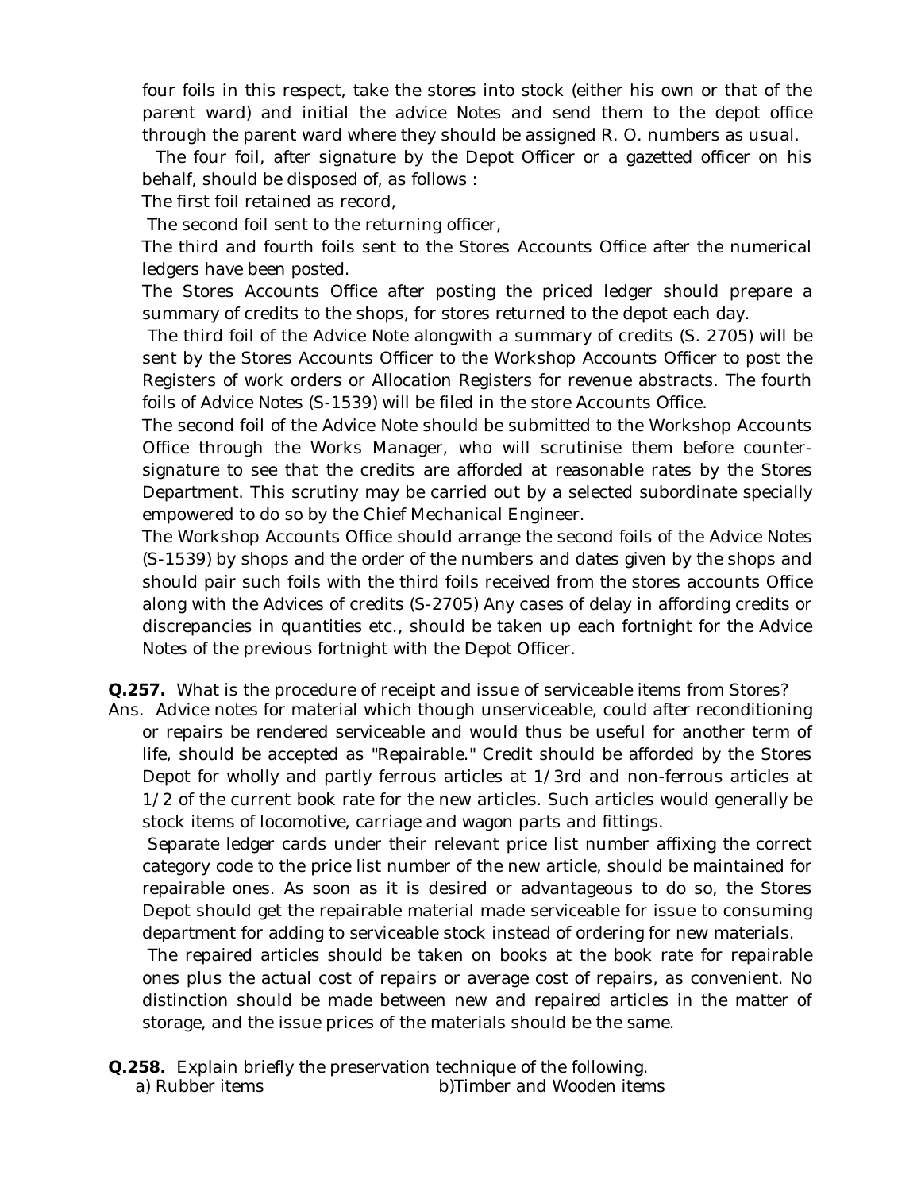four foils in this respect, take the stores into stock (either his own or that of the parent ward) and initial the advice Notes and send them to the depot office through the parent ward where they should be assigned R. O. numbers as usual.

The four foil, after signature by the Depot Officer or a gazetted officer on his behalf, should be disposed of, as follows :

The first foil retained as record,

The second foil sent to the returning officer,

The third and fourth foils sent to the Stores Accounts Office after the numerical ledgers have been posted.

The Stores Accounts Office after posting the priced ledger should prepare a summary of credits to the shops, for stores returned to the depot each day.

The third foil of the Advice Note alongwith a summary of credits (S. 2705) will be sent by the Stores Accounts Officer to the Workshop Accounts Officer to post the Registers of work orders or Allocation Registers for revenue abstracts. The fourth foils of Advice Notes (S-1539) will be filed in the store Accounts Office.

The second foil of the Advice Note should be submitted to the Workshop Accounts Office through the Works Manager, who will scrutinise them before countersignature to see that the credits are afforded at reasonable rates by the Stores Department. This scrutiny may be carried out by a selected subordinate specially empowered to do so by the Chief Mechanical Engineer.

The Workshop Accounts Office should arrange the second foils of the Advice Notes (S-1539) by shops and the order of the numbers and dates given by the shops and should pair such foils with the third foils received from the stores accounts Office along with the Advices of credits (S-2705) Any cases of delay in affording credits or discrepancies in quantities etc., should be taken up each fortnight for the Advice Notes of the previous fortnight with the Depot Officer.

**Q.257.** What is the procedure of receipt and issue of serviceable items from Stores?

Ans. Advice notes for material which though unserviceable, could after reconditioning or repairs be rendered serviceable and would thus be useful for another term of life, should be accepted as "Repairable." Credit should be afforded by the Stores Depot for wholly and partly ferrous articles at 1/3rd and non-ferrous articles at 1/2 of the current book rate for the new articles. Such articles would generally be stock items of locomotive, carriage and wagon parts and fittings.

Separate ledger cards under their relevant price list number affixing the correct category code to the price list number of the new article, should be maintained for repairable ones. As soon as it is desired or advantageous to do so, the Stores Depot should get the repairable material made serviceable for issue to consuming department for adding to serviceable stock instead of ordering for new materials.

The repaired articles should be taken on books at the book rate for repairable ones plus the actual cost of repairs or average cost of repairs, as convenient. No distinction should be made between new and repaired articles in the matter of storage, and the issue prices of the materials should be the same.

**Q.258.** Explain briefly the preservation technique of the following.

a) Rubber items b)Timber and Wooden items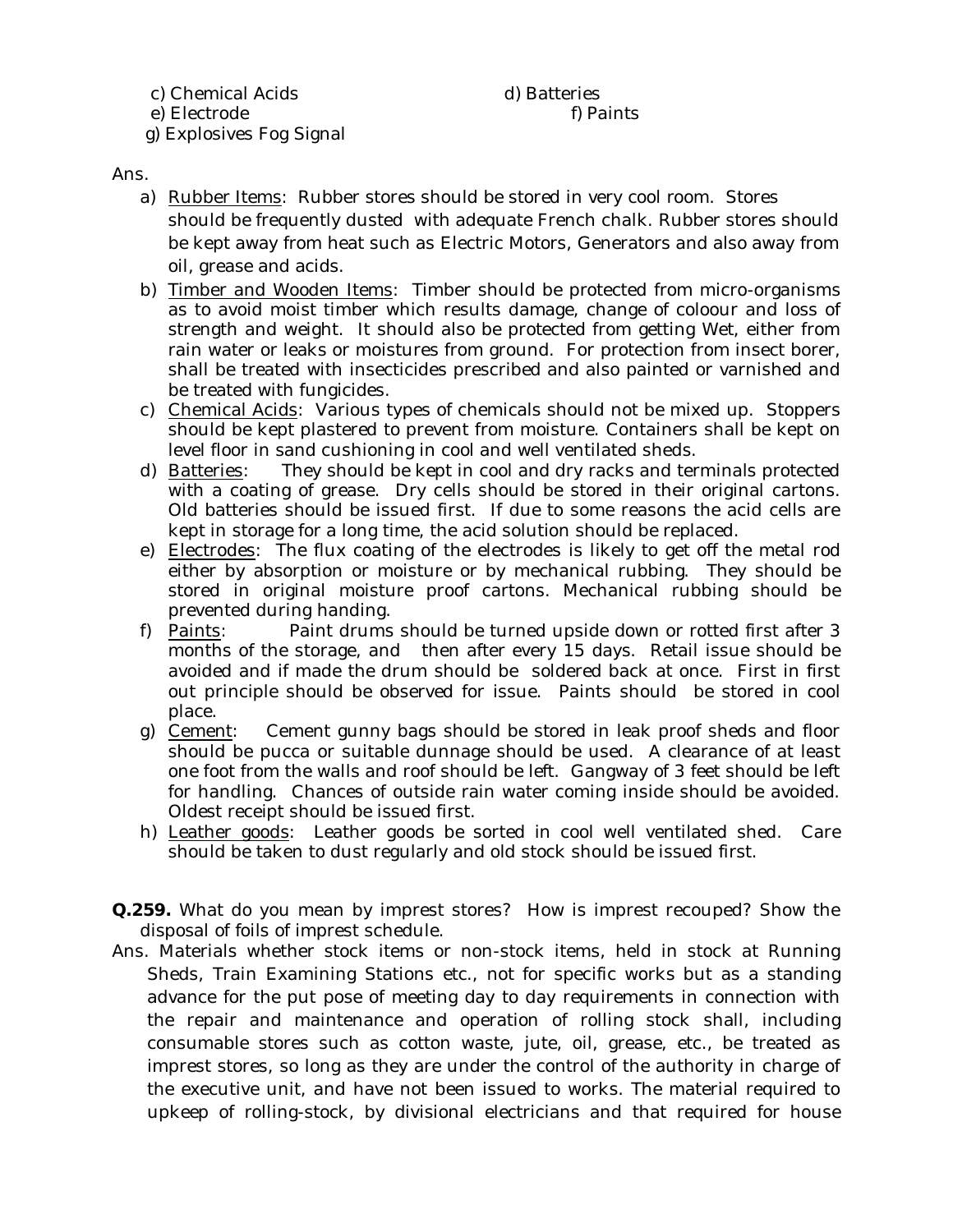c) Chemical Acids                                    d) Batteries
e) Electrode                                              f) Paints
g) Explosives Fog Signal

Ans.

a) Rubber Items: Rubber stores should be stored in very cool room. Stores should be frequently dusted with adequate French chalk. Rubber stores should be kept away from heat such as Electric Motors, Generators and also away from oil, grease and acids.
b) Timber and Wooden Items: Timber should be protected from micro-organisms as to avoid moist timber which results damage, change of coloour and loss of strength and weight. It should also be protected from getting Wet, either from rain water or leaks or moistures from ground. For protection from insect borer, shall be treated with insecticides prescribed and also painted or varnished and be treated with fungicides.
c) Chemical Acids: Various types of chemicals should not be mixed up. Stoppers should be kept plastered to prevent from moisture. Containers shall be kept on level floor in sand cushioning in cool and well ventilated sheds.
d) Batteries: They should be kept in cool and dry racks and terminals protected with a coating of grease. Dry cells should be stored in their original cartons. Old batteries should be issued first. If due to some reasons the acid cells are kept in storage for a long time, the acid solution should be replaced.
e) Electrodes: The flux coating of the electrodes is likely to get off the metal rod either by absorption or moisture or by mechanical rubbing. They should be stored in original moisture proof cartons. Mechanical rubbing should be prevented during handing.
f) Paints: Paint drums should be turned upside down or rotted first after 3 months of the storage, and then after every 15 days. Retail issue should be avoided and if made the drum should be soldered back at once. First in first out principle should be observed for issue. Paints should be stored in cool place.
g) Cement: Cement gunny bags should be stored in leak proof sheds and floor should be pucca or suitable dunnage should be used. A clearance of at least one foot from the walls and roof should be left. Gangway of 3 feet should be left for handling. Chances of outside rain water coming inside should be avoided. Oldest receipt should be issued first.
h) Leather goods: Leather goods be sorted in cool well ventilated shed. Care should be taken to dust regularly and old stock should be issued first.

**Q.259.** What do you mean by imprest stores? How is imprest recouped? Show the disposal of foils of imprest schedule.

Ans. Materials whether stock items or non-stock items, held in stock at Running Sheds, Train Examining Stations etc., not for specific works but as a standing advance for the put pose of meeting day to day requirements in connection with the repair and maintenance and operation of rolling stock shall, including consumable stores such as cotton waste, jute, oil, grease, etc., be treated as imprest stores, so long as they are under the control of the authority in charge of the executive unit, and have not been issued to works. The material required to upkeep of rolling-stock, by divisional electricians and that required for house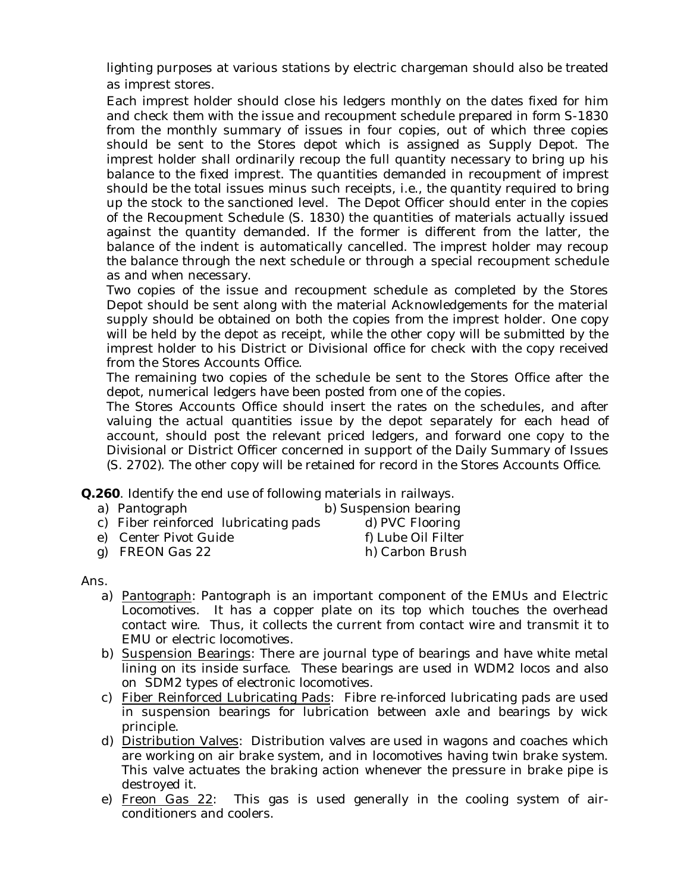lighting purposes at various stations by electric chargeman should also be treated as imprest stores.

Each imprest holder should close his ledgers monthly on the dates fixed for him and check them with the issue and recoupment schedule prepared in form S-1830 from the monthly summary of issues in four copies, out of which three copies should be sent to the Stores depot which is assigned as Supply Depot. The imprest holder shall ordinarily recoup the full quantity necessary to bring up his balance to the fixed imprest. The quantities demanded in recoupment of imprest should be the total issues minus such receipts, i.e., the quantity required to bring up the stock to the sanctioned level. The Depot Officer should enter in the copies of the Recoupment Schedule (S. 1830) the quantities of materials actually issued against the quantity demanded. If the former is different from the latter, the balance of the indent is automatically cancelled. The imprest holder may recoup the balance through the next schedule or through a special recoupment schedule as and when necessary.

Two copies of the issue and recoupment schedule as completed by the Stores Depot should be sent along with the material Acknowledgements for the material supply should be obtained on both the copies from the imprest holder. One copy will be held by the depot as receipt, while the other copy will be submitted by the imprest holder to his District or Divisional office for check with the copy received from the Stores Accounts Office.

The remaining two copies of the schedule be sent to the Stores Office after the depot, numerical ledgers have been posted from one of the copies.

The Stores Accounts Office should insert the rates on the schedules, and after valuing the actual quantities issue by the depot separately for each head of account, should post the relevant priced ledgers, and forward one copy to the Divisional or District Officer concerned in support of the Daily Summary of Issues (S. 2702). The other copy will be retained for record in the Stores Accounts Office.

**Q.260**. Identify the end use of following materials in railways.

a) Pantograph
b) Suspension bearing
c) Fiber reinforced lubricating pads
d) PVC Flooring
e) Center Pivot Guide
f) Lube Oil Filter
g) FREON Gas 22
h) Carbon Brush

Ans.

a) Pantograph: Pantograph is an important component of the EMUs and Electric Locomotives. It has a copper plate on its top which touches the overhead contact wire. Thus, it collects the current from contact wire and transmit it to EMU or electric locomotives.
b) Suspension Bearings: There are journal type of bearings and have white metal lining on its inside surface. These bearings are used in WDM2 locos and also on SDM2 types of electronic locomotives.
c) Fiber Reinforced Lubricating Pads: Fibre re-inforced lubricating pads are used in suspension bearings for lubrication between axle and bearings by wick principle.
d) Distribution Valves: Distribution valves are used in wagons and coaches which are working on air brake system, and in locomotives having twin brake system. This valve actuates the braking action whenever the pressure in brake pipe is destroyed it.
e) Freon Gas 22: This gas is used generally in the cooling system of air-conditioners and coolers.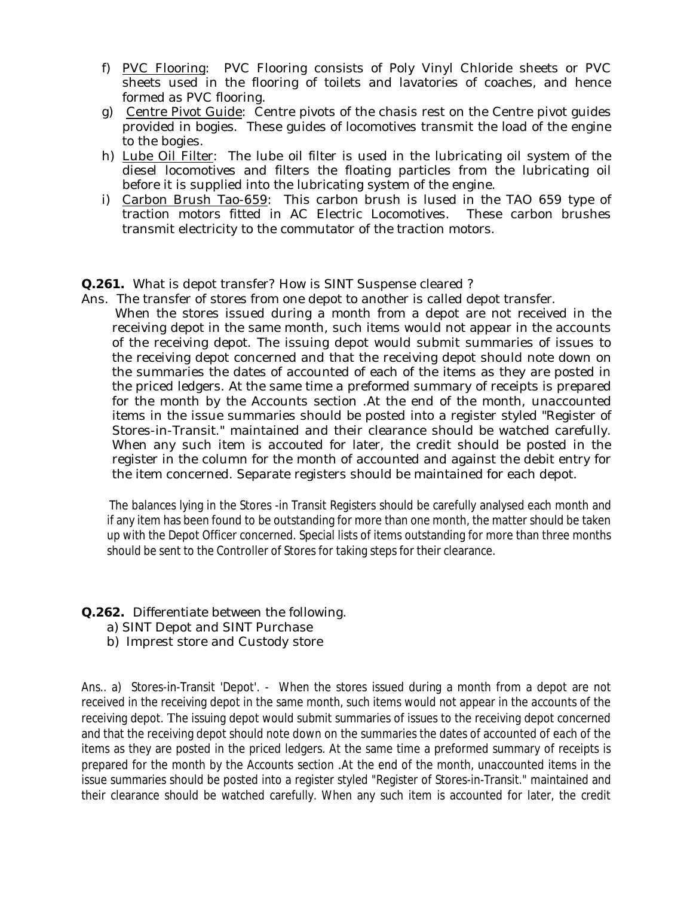f) PVC Flooring: PVC Flooring consists of Poly Vinyl Chloride sheets or PVC sheets used in the flooring of toilets and lavatories of coaches, and hence formed as PVC flooring.

g) Centre Pivot Guide: Centre pivots of the chasis rest on the Centre pivot guides provided in bogies. These guides of locomotives transmit the load of the engine to the bogies.

h) Lube Oil Filter: The lube oil filter is used in the lubricating oil system of the diesel locomotives and filters the floating particles from the lubricating oil before it is supplied into the lubricating system of the engine.

i) Carbon Brush Tao-659: This carbon brush is lused in the TAO 659 type of traction motors fitted in AC Electric Locomotives. These carbon brushes transmit electricity to the commutator of the traction motors.

**Q.261.** What is depot transfer? How is SINT Suspense cleared ?

Ans. The transfer of stores from one depot to another is called depot transfer.

When the stores issued during a month from a depot are not received in the receiving depot in the same month, such items would not appear in the accounts of the receiving depot. The issuing depot would submit summaries of issues to the receiving depot concerned and that the receiving depot should note down on the summaries the dates of accounted of each of the items as they are posted in the priced ledgers. At the same time a preformed summary of receipts is prepared for the month by the Accounts section .At the end of the month, unaccounted items in the issue summaries should be posted into a register styled "Register of Stores-in-Transit." maintained and their clearance should be watched carefully. When any such item is accouted for later, the credit should be posted in the register in the column for the month of accounted and against the debit entry for the item concerned. Separate registers should be maintained for each depot.

The balances lying in the Stores -in Transit Registers should be carefully analysed each month and if any item has been found to be outstanding for more than one month, the matter should be taken up with the Depot Officer concerned. Special lists of items outstanding for more than three months should be sent to the Controller of Stores for taking steps for their clearance.

**Q.262.** Differentiate between the following.

a) SINT Depot and SINT Purchase

b) Imprest store and Custody store

Ans.. a) Stores-in-Transit 'Depot'. - When the stores issued during a month from a depot are not received in the receiving depot in the same month, such items would not appear in the accounts of the receiving depot. The issuing depot would submit summaries of issues to the receiving depot concerned and that the receiving depot should note down on the summaries the dates of accounted of each of the items as they are posted in the priced ledgers. At the same time a preformed summary of receipts is prepared for the month by the Accounts section .At the end of the month, unaccounted items in the issue summaries should be posted into a register styled "Register of Stores-in-Transit." maintained and their clearance should be watched carefully. When any such item is accounted for later, the credit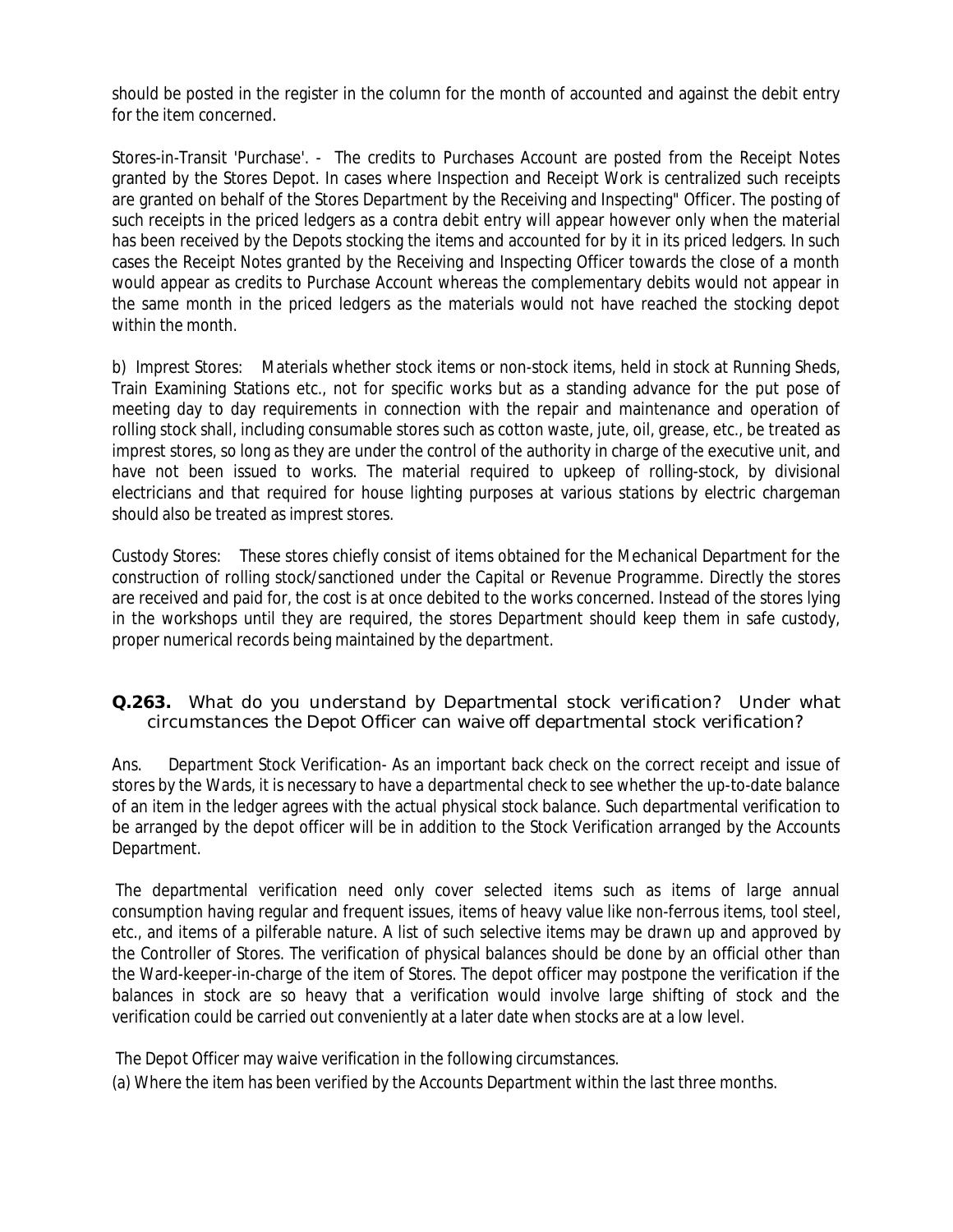should be posted in the register in the column for the month of accounted and against the debit entry for the item concerned.

Stores-in-Transit 'Purchase'. - The credits to Purchases Account are posted from the Receipt Notes granted by the Stores Depot. In cases where Inspection and Receipt Work is centralized such receipts are granted on behalf of the Stores Department by the Receiving and Inspecting" Officer. The posting of such receipts in the priced ledgers as a contra debit entry will appear however only when the material has been received by the Depots stocking the items and accounted for by it in its priced ledgers. In such cases the Receipt Notes granted by the Receiving and Inspecting Officer towards the close of a month would appear as credits to Purchase Account whereas the complementary debits would not appear in the same month in the priced ledgers as the materials would not have reached the stocking depot within the month.

b) Imprest Stores: Materials whether stock items or non-stock items, held in stock at Running Sheds, Train Examining Stations etc., not for specific works but as a standing advance for the put pose of meeting day to day requirements in connection with the repair and maintenance and operation of rolling stock shall, including consumable stores such as cotton waste, jute, oil, grease, etc., be treated as imprest stores, so long as they are under the control of the authority in charge of the executive unit, and have not been issued to works. The material required to upkeep of rolling-stock, by divisional electricians and that required for house lighting purposes at various stations by electric chargeman should also be treated as imprest stores.

Custody Stores: These stores chiefly consist of items obtained for the Mechanical Department for the construction of rolling stock/sanctioned under the Capital or Revenue Programme. Directly the stores are received and paid for, the cost is at once debited to the works concerned. Instead of the stores lying in the workshops until they are required, the stores Department should keep them in safe custody, proper numerical records being maintained by the department.

**Q.263.** What do you understand by Departmental stock verification? Under what circumstances the Depot Officer can waive off departmental stock verification?

Ans. Department Stock Verification- As an important back check on the correct receipt and issue of stores by the Wards, it is necessary to have a departmental check to see whether the up-to-date balance of an item in the ledger agrees with the actual physical stock balance. Such departmental verification to be arranged by the depot officer will be in addition to the Stock Verification arranged by the Accounts Department.

The departmental verification need only cover selected items such as items of large annual consumption having regular and frequent issues, items of heavy value like non-ferrous items, tool steel, etc., and items of a pilferable nature. A list of such selective items may be drawn up and approved by the Controller of Stores. The verification of physical balances should be done by an official other than the Ward-keeper-in-charge of the item of Stores. The depot officer may postpone the verification if the balances in stock are so heavy that a verification would involve large shifting of stock and the verification could be carried out conveniently at a later date when stocks are at a low level.

The Depot Officer may waive verification in the following circumstances.

(a) Where the item has been verified by the Accounts Department within the last three months.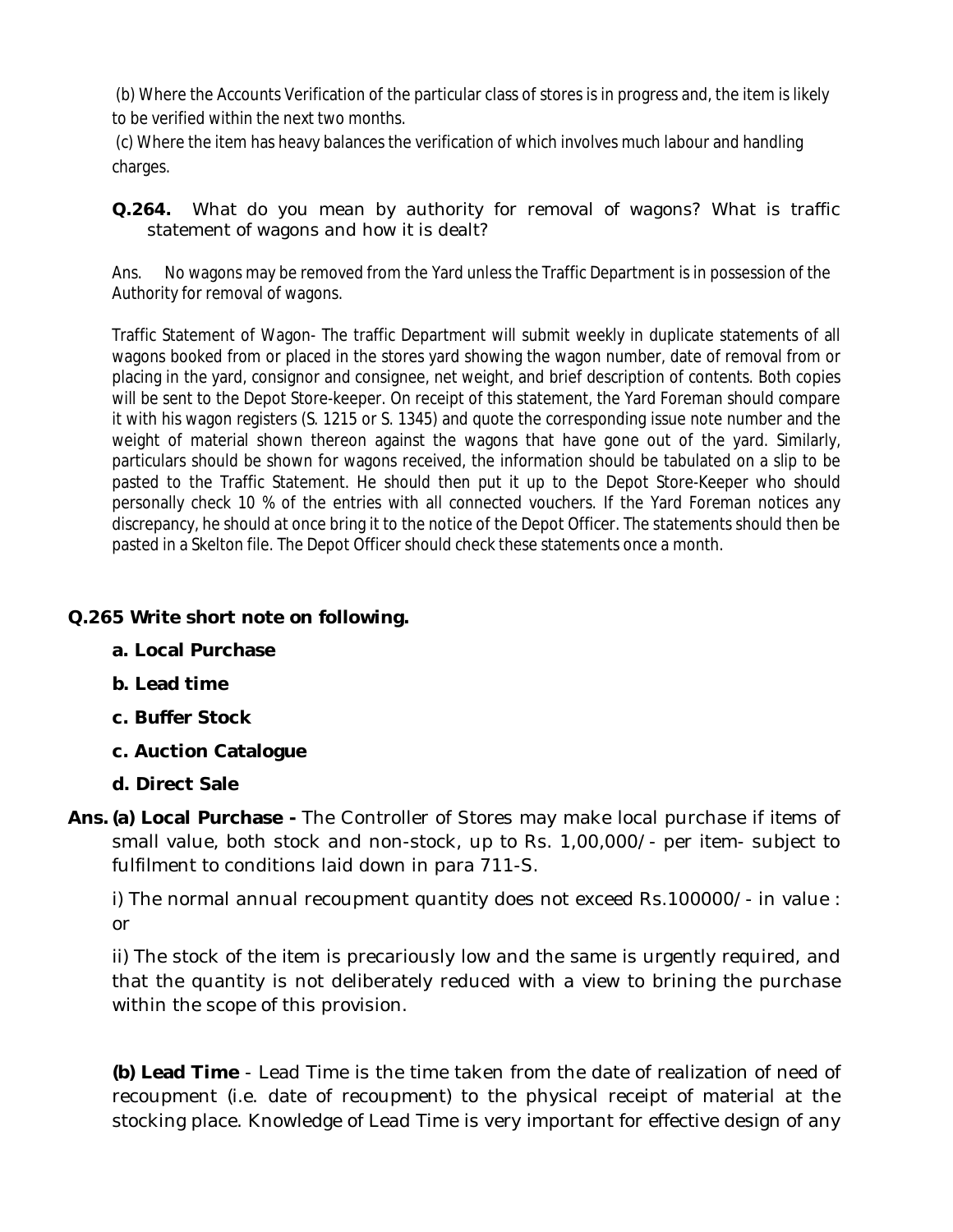(b) Where the Accounts Verification of the particular class of stores is in progress and, the item is likely to be verified within the next two months.

(c) Where the item has heavy balances the verification of which involves much labour and handling charges.

**Q.264.** What do you mean by authority for removal of wagons? What is traffic statement of wagons and how it is dealt?

Ans. No wagons may be removed from the Yard unless the Traffic Department is in possession of the Authority for removal of wagons.

Traffic Statement of Wagon- The traffic Department will submit weekly in duplicate statements of all wagons booked from or placed in the stores yard showing the wagon number, date of removal from or placing in the yard, consignor and consignee, net weight, and brief description of contents. Both copies will be sent to the Depot Store-keeper. On receipt of this statement, the Yard Foreman should compare it with his wagon registers (S. 1215 or S. 1345) and quote the corresponding issue note number and the weight of material shown thereon against the wagons that have gone out of the yard. Similarly, particulars should be shown for wagons received, the information should be tabulated on a slip to be pasted to the Traffic Statement. He should then put it up to the Depot Store-Keeper who should personally check 10 % of the entries with all connected vouchers. If the Yard Foreman notices any discrepancy, he should at once bring it to the notice of the Depot Officer. The statements should then be pasted in a Skelton file. The Depot Officer should check these statements once a month.

**Q.265 Write short note on following.**

- **a. Local Purchase**
- **b. Lead time**
- **c. Buffer Stock**
- **c. Auction Catalogue**
- **d. Direct Sale**

**Ans. (a) Local Purchase -** The Controller of Stores may make local purchase if items of small value, both stock and non-stock, up to Rs. 1,00,000/- per item- subject to fulfilment to conditions laid down in para 711-S.

i) The normal annual recoupment quantity does not exceed Rs.100000/- in value : or

ii) The stock of the item is precariously low and the same is urgently required, and that the quantity is not deliberately reduced with a view to brining the purchase within the scope of this provision.

**(b) Lead Time** - Lead Time is the time taken from the date of realization of need of recoupment (i.e. date of recoupment) to the physical receipt of material at the stocking place. Knowledge of Lead Time is very important for effective design of any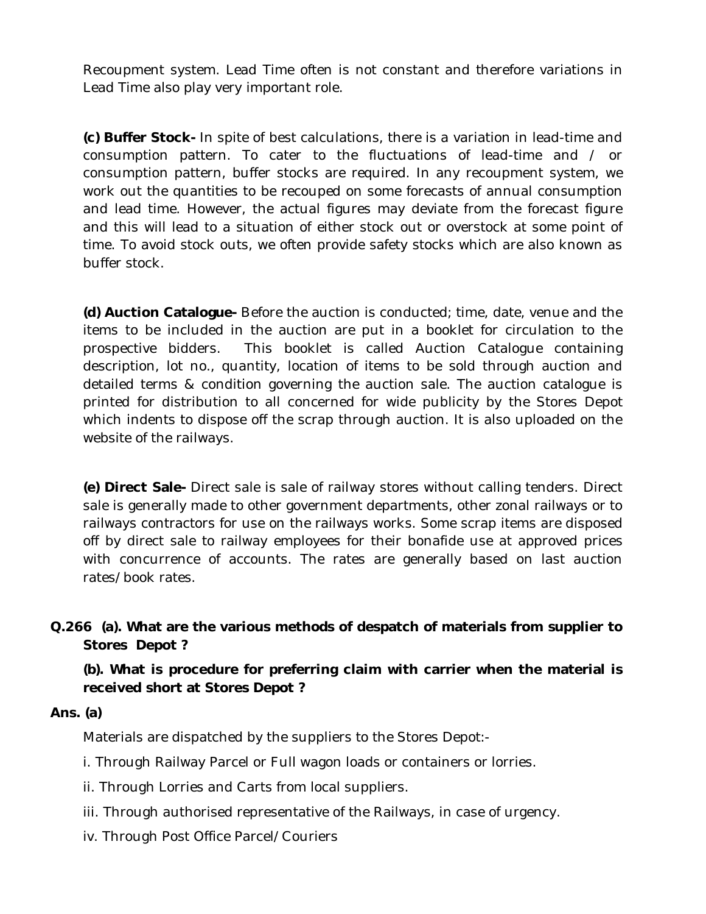Recoupment system. Lead Time often is not constant and therefore variations in Lead Time also play very important role.

**(c) Buffer Stock-** In spite of best calculations, there is a variation in lead-time and consumption pattern. To cater to the fluctuations of lead-time and / or consumption pattern, buffer stocks are required. In any recoupment system, we work out the quantities to be recouped on some forecasts of annual consumption and lead time. However, the actual figures may deviate from the forecast figure and this will lead to a situation of either stock out or overstock at some point of time. To avoid stock outs, we often provide safety stocks which are also known as buffer stock.

**(d) Auction Catalogue-** Before the auction is conducted; time, date, venue and the items to be included in the auction are put in a booklet for circulation to the prospective bidders. This booklet is called Auction Catalogue containing description, lot no., quantity, location of items to be sold through auction and detailed terms & condition governing the auction sale. The auction catalogue is printed for distribution to all concerned for wide publicity by the Stores Depot which indents to dispose off the scrap through auction. It is also uploaded on the website of the railways.

**(e) Direct Sale-** Direct sale is sale of railway stores without calling tenders. Direct sale is generally made to other government departments, other zonal railways or to railways contractors for use on the railways works. Some scrap items are disposed off by direct sale to railway employees for their bonafide use at approved prices with concurrence of accounts. The rates are generally based on last auction rates/book rates.

**Q.266 (a). What are the various methods of despatch of materials from supplier to Stores Depot ?**

**(b). What is procedure for preferring claim with carrier when the material is received short at Stores Depot ?**

**Ans. (a)**

Materials are dispatched by the suppliers to the Stores Depot:-

i. Through Railway Parcel or Full wagon loads or containers or lorries.

ii. Through Lorries and Carts from local suppliers.

iii. Through authorised representative of the Railways, in case of urgency.

iv. Through Post Office Parcel/Couriers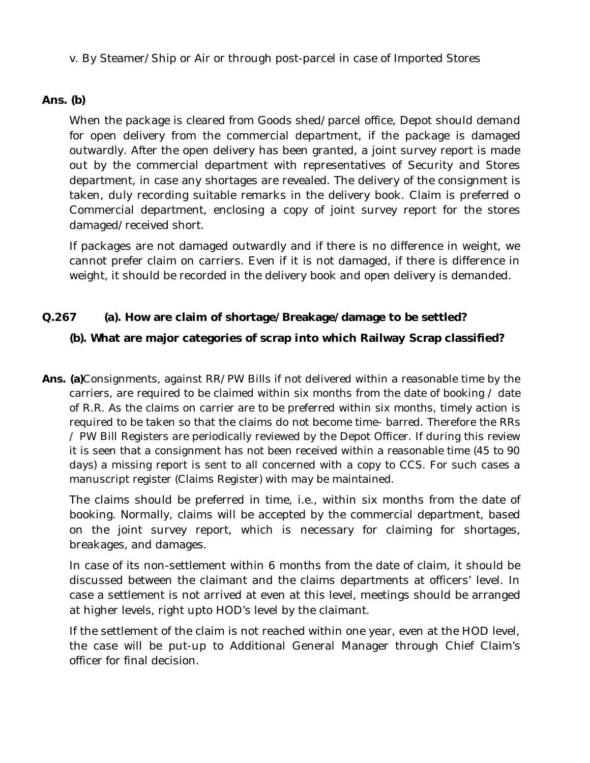v. By Steamer/Ship or Air or through post-parcel in case of Imported Stores

**Ans. (b)**

When the package is cleared from Goods shed/parcel office, Depot should demand for open delivery from the commercial department, if the package is damaged outwardly. After the open delivery has been granted, a joint survey report is made out by the commercial department with representatives of Security and Stores department, in case any shortages are revealed. The delivery of the consignment is taken, duly recording suitable remarks in the delivery book. Claim is preferred o Commercial department, enclosing a copy of joint survey report for the stores damaged/received short.

If packages are not damaged outwardly and if there is no difference in weight, we cannot prefer claim on carriers. Even if it is not damaged, if there is difference in weight, it should be recorded in the delivery book and open delivery is demanded.

**Q.267 (a). How are claim of shortage/Breakage/damage to be settled?**

**(b). What are major categories of scrap into which Railway Scrap classified?**

**Ans. (a)**Consignments, against RR/PW Bills if not delivered within a reasonable time by the carriers, are required to be claimed within six months from the date of booking / date of R.R. As the claims on carrier are to be preferred within six months, timely action is required to be taken so that the claims do not become time- barred. Therefore the RRs / PW Bill Registers are periodically reviewed by the Depot Officer. If during this review it is seen that a consignment has not been received within a reasonable time (45 to 90 days) a missing report is sent to all concerned with a copy to CCS. For such cases a manuscript register (Claims Register) with may be maintained.

The claims should be preferred in time, i.e., within six months from the date of booking. Normally, claims will be accepted by the commercial department, based on the joint survey report, which is necessary for claiming for shortages, breakages, and damages.

In case of its non-settlement within 6 months from the date of claim, it should be discussed between the claimant and the claims departments at officers' level. In case a settlement is not arrived at even at this level, meetings should be arranged at higher levels, right upto HOD's level by the claimant.

If the settlement of the claim is not reached within one year, even at the HOD level, the case will be put-up to Additional General Manager through Chief Claim's officer for final decision.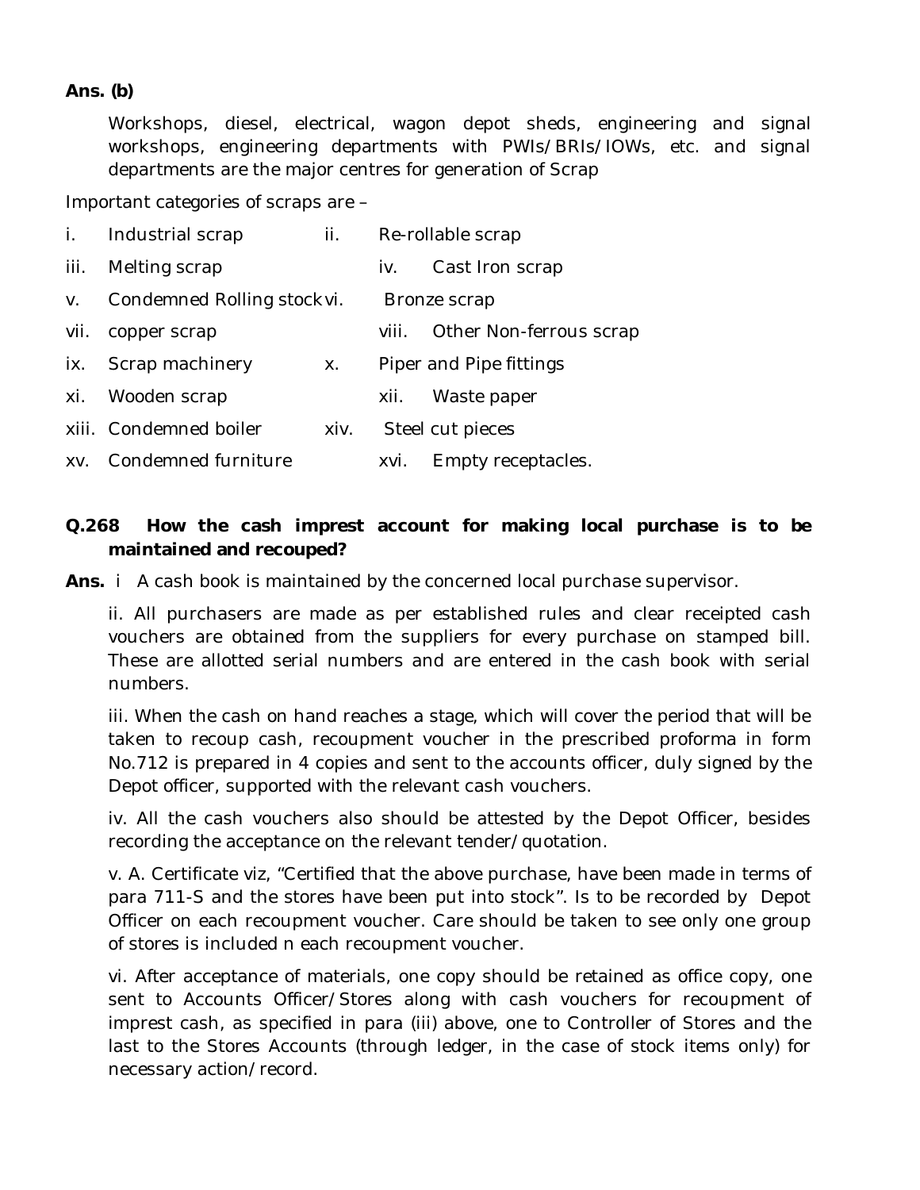**Ans. (b)**

Workshops, diesel, electrical, wagon depot sheds, engineering and signal workshops, engineering departments with PWIs/BRIs/IOWs, etc. and signal departments are the major centres for generation of Scrap

Important categories of scraps are –

i. Industrial scrap
ii. Re-rollable scrap
iii. Melting scrap
iv. Cast Iron scrap
v. Condemned Rolling stock
vi. Bronze scrap
vii. copper scrap
viii. Other Non-ferrous scrap
ix. Scrap machinery
x. Piper and Pipe fittings
xi. Wooden scrap
xii. Waste paper
xiii. Condemned boiler
xiv. Steel cut pieces
xv. Condemned furniture
xvi. Empty receptacles.

**Q.268 How the cash imprest account for making local purchase is to be maintained and recouped?**

**Ans.** i A cash book is maintained by the concerned local purchase supervisor.

ii. All purchasers are made as per established rules and clear receipted cash vouchers are obtained from the suppliers for every purchase on stamped bill. These are allotted serial numbers and are entered in the cash book with serial numbers.

iii. When the cash on hand reaches a stage, which will cover the period that will be taken to recoup cash, recoupment voucher in the prescribed proforma in form No.712 is prepared in 4 copies and sent to the accounts officer, duly signed by the Depot officer, supported with the relevant cash vouchers.

iv. All the cash vouchers also should be attested by the Depot Officer, besides recording the acceptance on the relevant tender/quotation.

v. A. Certificate viz, "Certified that the above purchase, have been made in terms of para 711-S and the stores have been put into stock". Is to be recorded by Depot Officer on each recoupment voucher. Care should be taken to see only one group of stores is included n each recoupment voucher.

vi. After acceptance of materials, one copy should be retained as office copy, one sent to Accounts Officer/Stores along with cash vouchers for recoupment of imprest cash, as specified in para (iii) above, one to Controller of Stores and the last to the Stores Accounts (through ledger, in the case of stock items only) for necessary action/record.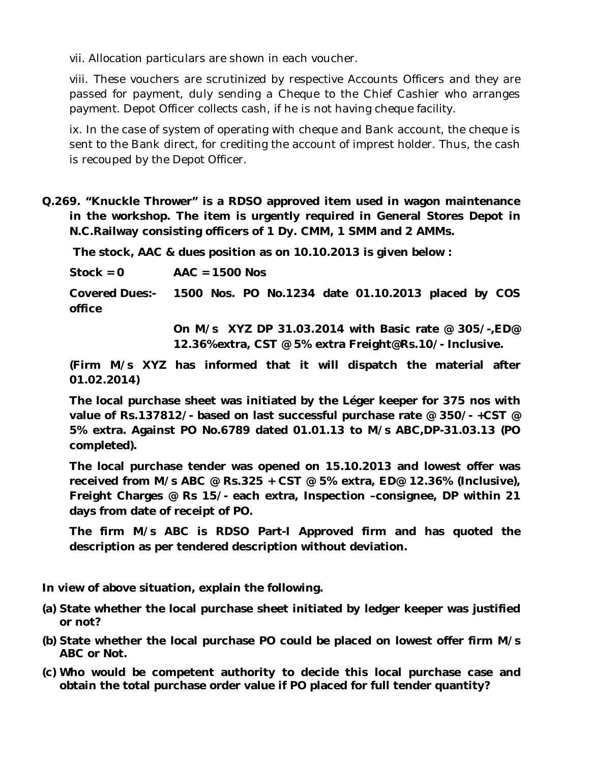vii. Allocation particulars are shown in each voucher.

viii. These vouchers are scrutinized by respective Accounts Officers and they are passed for payment, duly sending a Cheque to the Chief Cashier who arranges payment. Depot Officer collects cash, if he is not having cheque facility.

ix. In the case of system of operating with cheque and Bank account, the cheque is sent to the Bank direct, for crediting the account of imprest holder. Thus, the cash is recouped by the Depot Officer.

**Q.269. "Knuckle Thrower" is a RDSO approved item used in wagon maintenance in the workshop. The item is urgently required in General Stores Depot in N.C.Railway consisting officers of 1 Dy. CMM, 1 SMM and 2 AMMs.**

**The stock, AAC & dues position as on 10.10.2013 is given below :**

**Stock = 0    AAC = 1500 Nos**

**Covered Dues:- office    1500 Nos. PO No.1234 date 01.10.2013 placed by COS**

**On M/s XYZ DP 31.03.2014 with Basic rate @ 305/-,ED@ 12.36%extra, CST @ 5% extra Freight@Rs.10/- Inclusive.**

**(Firm M/s XYZ has informed that it will dispatch the material after 01.02.2014)**

**The local purchase sheet was initiated by the Léger keeper for 375 nos with value of Rs.137812/- based on last successful purchase rate @ 350/- +CST @ 5% extra. Against PO No.6789 dated 01.01.13 to M/s ABC,DP-31.03.13 (PO completed).**

**The local purchase tender was opened on 15.10.2013 and lowest offer was received from M/s ABC @ Rs.325 + CST @ 5% extra, ED@ 12.36% (Inclusive), Freight Charges @ Rs 15/- each extra, Inspection –consignee, DP within 21 days from date of receipt of PO.**

**The firm M/s ABC is RDSO Part-I Approved firm and has quoted the description as per tendered description without deviation.**

**In view of above situation, explain the following.**

**(a) State whether the local purchase sheet initiated by ledger keeper was justified or not?**

**(b) State whether the local purchase PO could be placed on lowest offer firm M/s ABC or Not.**

**(c) Who would be competent authority to decide this local purchase case and obtain the total purchase order value if PO placed for full tender quantity?**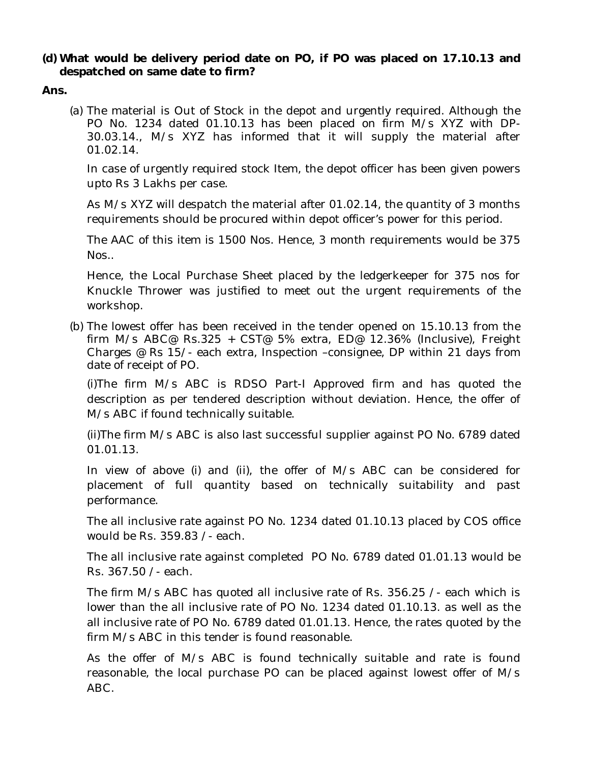**(d) What would be delivery period date on PO, if PO was placed on 17.10.13 and despatched on same date to firm?**

**Ans.**

(a) The material is Out of Stock in the depot and urgently required. Although the PO No. 1234 dated 01.10.13 has been placed on firm M/s XYZ with DP-30.03.14., M/s XYZ has informed that it will supply the material after 01.02.14.

In case of urgently required stock Item, the depot officer has been given powers upto Rs 3 Lakhs per case.

As M/s XYZ will despatch the material after 01.02.14, the quantity of 3 months requirements should be procured within depot officer's power for this period.

The AAC of this item is 1500 Nos. Hence, 3 month requirements would be 375 Nos..

Hence, the Local Purchase Sheet placed by the ledgerkeeper for 375 nos for Knuckle Thrower was justified to meet out the urgent requirements of the workshop.

(b) The lowest offer has been received in the tender opened on 15.10.13 from the firm M/s ABC@ Rs.325 + CST@ 5% extra, ED@ 12.36% (Inclusive), Freight Charges @ Rs 15/- each extra, Inspection –consignee, DP within 21 days from date of receipt of PO.

(i)The firm M/s ABC is RDSO Part-I Approved firm and has quoted the description as per tendered description without deviation. Hence, the offer of M/s ABC if found technically suitable.

(ii)The firm M/s ABC is also last successful supplier against PO No. 6789 dated 01.01.13.

In view of above (i) and (ii), the offer of M/s ABC can be considered for placement of full quantity based on technically suitability and past performance.

The all inclusive rate against PO No. 1234 dated 01.10.13 placed by COS office would be Rs. 359.83 /- each.

The all inclusive rate against completed PO No. 6789 dated 01.01.13 would be Rs. 367.50 /- each.

The firm M/s ABC has quoted all inclusive rate of Rs. 356.25 /- each which is lower than the all inclusive rate of PO No. 1234 dated 01.10.13. as well as the all inclusive rate of PO No. 6789 dated 01.01.13. Hence, the rates quoted by the firm M/s ABC in this tender is found reasonable.

As the offer of M/s ABC is found technically suitable and rate is found reasonable, the local purchase PO can be placed against lowest offer of M/s ABC.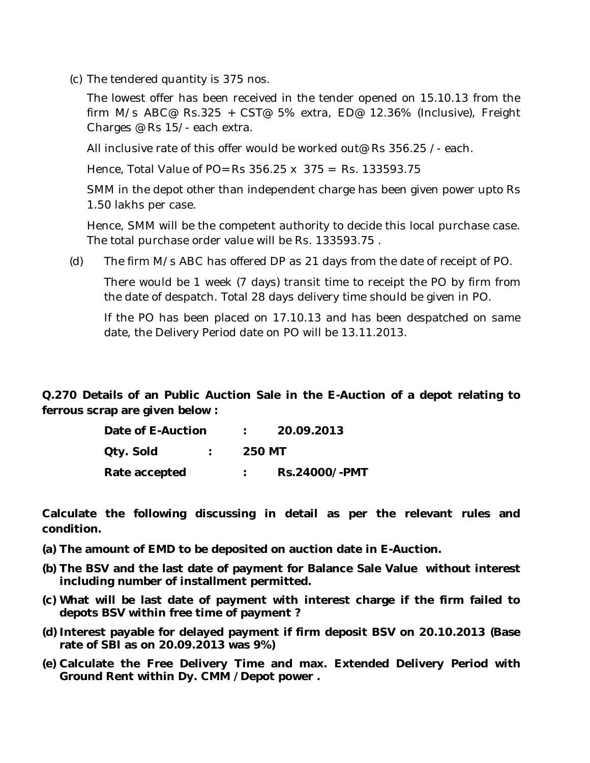(c) The tendered quantity is 375 nos.

The lowest offer has been received in the tender opened on 15.10.13 from the firm M/s ABC@ Rs.325 + CST@ 5% extra, ED@ 12.36% (Inclusive), Freight Charges @Rs 15/- each extra.

All inclusive rate of this offer would be worked out@ Rs 356.25 /- each.

Hence, Total Value of PO= Rs 356.25 x 375 = Rs. 133593.75

SMM in the depot other than independent charge has been given power upto Rs 1.50 lakhs per case.

Hence, SMM will be the competent authority to decide this local purchase case. The total purchase order value will be Rs. 133593.75 .

(d) The firm M/s ABC has offered DP as 21 days from the date of receipt of PO.

There would be 1 week (7 days) transit time to receipt the PO by firm from the date of despatch. Total 28 days delivery time should be given in PO.

If the PO has been placed on 17.10.13 and has been despatched on same date, the Delivery Period date on PO will be 13.11.2013.

**Q.270 Details of an Public Auction Sale in the E-Auction of a depot relating to ferrous scrap are given below :**

| | | |
|---|---|---|
| **Date of E-Auction** | **:** | **20.09.2013** |
| **Qty. Sold** | **:** | **250 MT** |
| **Rate accepted** | **:** | **Rs.24000/-PMT** |

**Calculate the following discussing in detail as per the relevant rules and condition.**

**(a) The amount of EMD to be deposited on auction date in E-Auction.**

**(b) The BSV and the last date of payment for Balance Sale Value without interest including number of installment permitted.**

**(c) What will be last date of payment with interest charge if the firm failed to depots BSV within free time of payment ?**

**(d) Interest payable for delayed payment if firm deposit BSV on 20.10.2013 (Base rate of SBI as on 20.09.2013 was 9%)**

**(e) Calculate the Free Delivery Time and max. Extended Delivery Period with Ground Rent within Dy. CMM /Depot power .**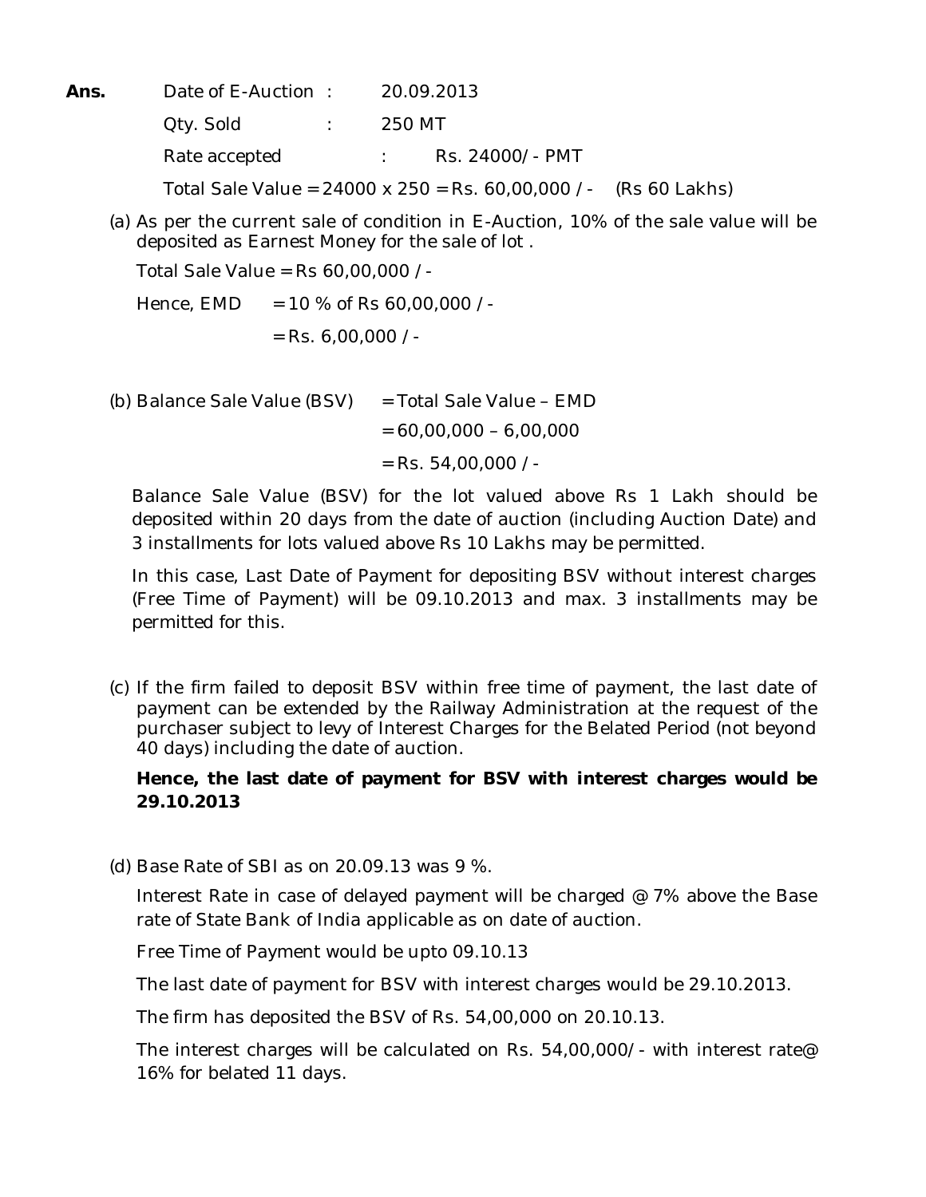**Ans.** Date of E-Auction : 20.09.2013

Qty. Sold : 250 MT

Rate accepted : Rs. 24000/- PMT

Total Sale Value = 24000 x 250 = Rs. 60,00,000 /- (Rs 60 Lakhs)

(a) As per the current sale of condition in E-Auction, 10% of the sale value will be deposited as Earnest Money for the sale of lot .

Total Sale Value = Rs 60,00,000 /-

Hence, EMD = 10 % of Rs 60,00,000 /-

= Rs. 6,00,000 /-

(b) Balance Sale Value (BSV) = Total Sale Value – EMD

= 60,00,000 – 6,00,000

= Rs. 54,00,000 /-

Balance Sale Value (BSV) for the lot valued above Rs 1 Lakh should be deposited within 20 days from the date of auction (including Auction Date) and 3 installments for lots valued above Rs 10 Lakhs may be permitted.

In this case, Last Date of Payment for depositing BSV without interest charges (Free Time of Payment) will be 09.10.2013 and max. 3 installments may be permitted for this.

(c) If the firm failed to deposit BSV within free time of payment, the last date of payment can be extended by the Railway Administration at the request of the purchaser subject to levy of Interest Charges for the Belated Period (not beyond 40 days) including the date of auction.

**Hence, the last date of payment for BSV with interest charges would be 29.10.2013**

(d) Base Rate of SBI as on 20.09.13 was 9 %.

Interest Rate in case of delayed payment will be charged @ 7% above the Base rate of State Bank of India applicable as on date of auction.

Free Time of Payment would be upto 09.10.13

The last date of payment for BSV with interest charges would be 29.10.2013.

The firm has deposited the BSV of Rs. 54,00,000 on 20.10.13.

The interest charges will be calculated on Rs. 54,00,000/- with interest rate@ 16% for belated 11 days.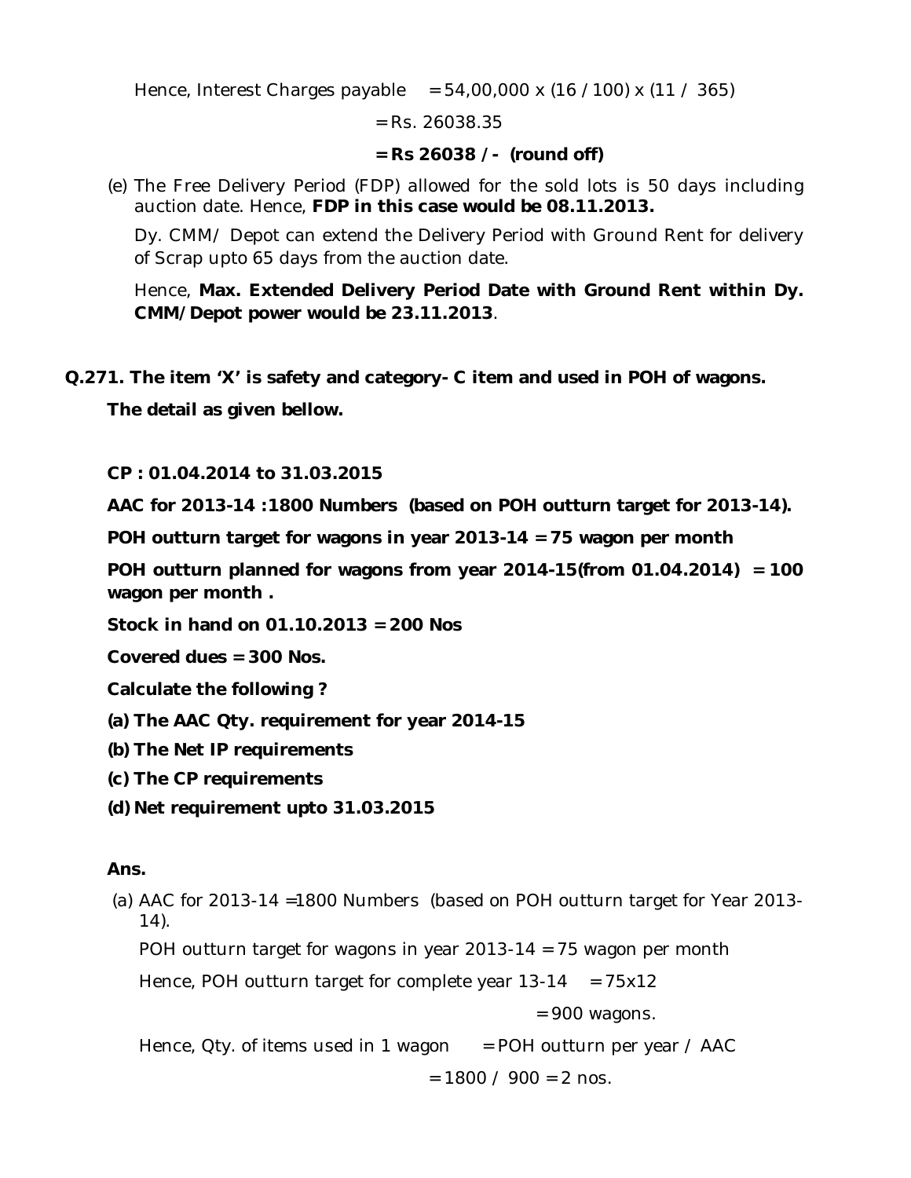Hence, Interest Charges payable $= 54,00,000 \times (16 / 100) \times (11 / 365)$

$= \text{Rs. } 26038.35$

**= Rs 26038 /- (round off)**

(e) The Free Delivery Period (FDP) allowed for the sold lots is 50 days including auction date. Hence, **FDP in this case would be 08.11.2013.**

Dy. CMM/ Depot can extend the Delivery Period with Ground Rent for delivery of Scrap upto 65 days from the auction date.

Hence, **Max. Extended Delivery Period Date with Ground Rent within Dy. CMM/Depot power would be 23.11.2013**.

**Q.271. The item 'X' is safety and category- C item and used in POH of wagons.**

**The detail as given bellow.**

**CP : 01.04.2014 to 31.03.2015**

**AAC for 2013-14 :1800 Numbers (based on POH outturn target for 2013-14).**

**POH outturn target for wagons in year 2013-14 = 75 wagon per month**

**POH outturn planned for wagons from year 2014-15(from 01.04.2014) = 100 wagon per month .**

**Stock in hand on 01.10.2013 = 200 Nos**

**Covered dues = 300 Nos.**

**Calculate the following ?**

**(a) The AAC Qty. requirement for year 2014-15**

**(b) The Net IP requirements**

**(c) The CP requirements**

**(d) Net requirement upto 31.03.2015**

**Ans.**

(a) AAC for 2013-14 =1800 Numbers (based on POH outturn target for Year 2013-14).

POH outturn target for wagons in year 2013-14 = 75 wagon per month

Hence, POH outturn target for complete year 13-14 $= 75 \times 12$

$= 900$ wagons.

Hence, Qty. of items used in 1 wagon = POH outturn per year / AAC

$= 1800 / 900 = 2$ nos.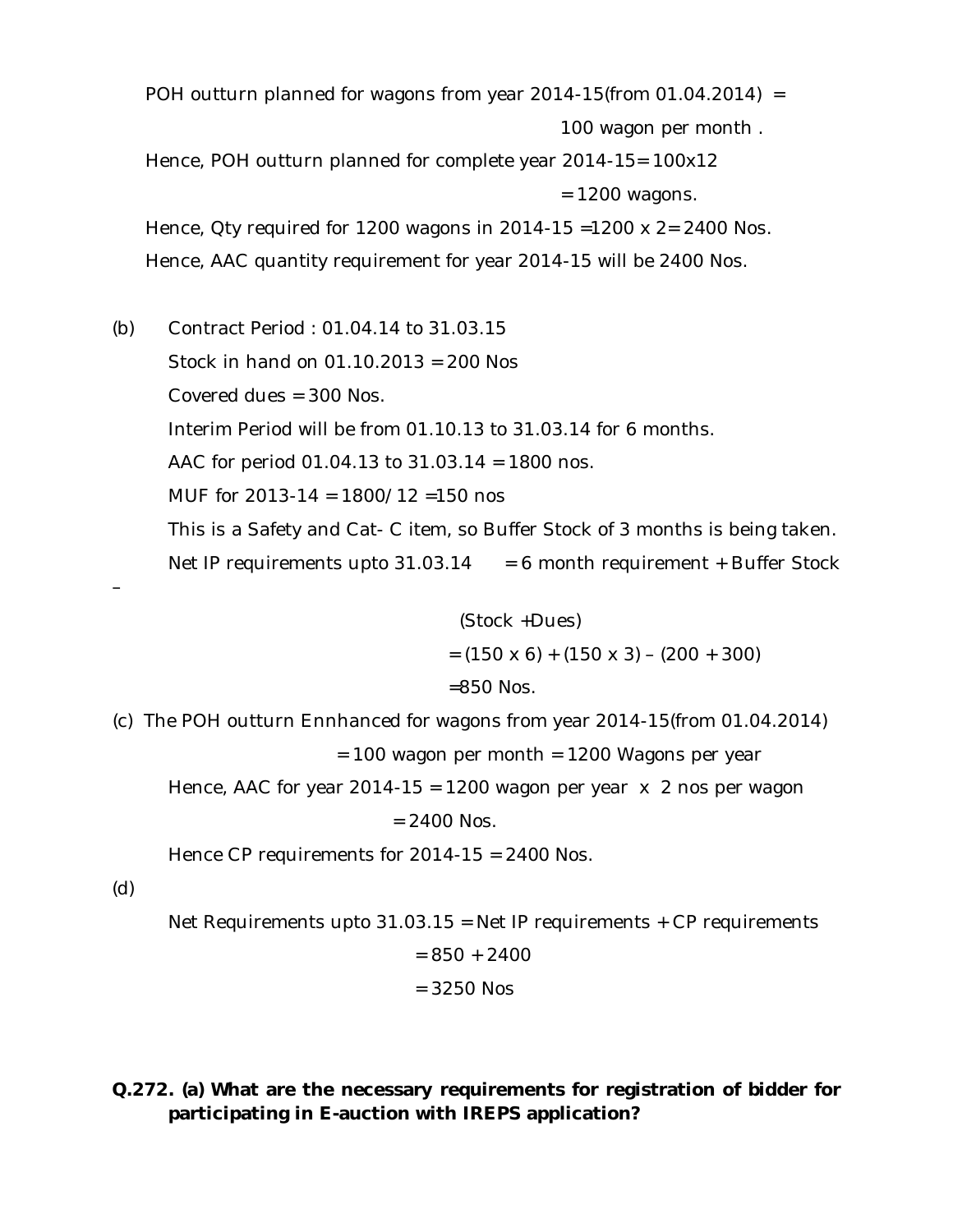POH outturn planned for wagons from year 2014-15(from 01.04.2014) = 100 wagon per month .

Hence, POH outturn planned for complete year 2014-15= 100x12 = 1200 wagons.

Hence, Qty required for 1200 wagons in 2014-15 =1200 x 2= 2400 Nos.

Hence, AAC quantity requirement for year 2014-15 will be 2400 Nos.

(b) Contract Period : 01.04.14 to 31.03.15

Stock in hand on 01.10.2013 = 200 Nos

Covered dues = 300 Nos.

Interim Period will be from 01.10.13 to 31.03.14 for 6 months.

AAC for period 01.04.13 to 31.03.14 = 1800 nos.

MUF for 2013-14 = 1800/12 =150 nos

This is a Safety and Cat- C item, so Buffer Stock of 3 months is being taken.

Net IP requirements upto 31.03.14 = 6 month requirement + Buffer Stock – (Stock +Dues)

= (150 x 6) + (150 x 3) – (200 + 300)

=850 Nos.

(c) The POH outturn Ennhanced for wagons from year 2014-15(from 01.04.2014) = 100 wagon per month = 1200 Wagons per year

Hence, AAC for year 2014-15 = 1200 wagon per year x 2 nos per wagon = 2400 Nos.

Hence CP requirements for 2014-15 = 2400 Nos.

(d)

Net Requirements upto 31.03.15 = Net IP requirements + CP requirements

= 850 + 2400

= 3250 Nos

**Q.272. (a) What are the necessary requirements for registration of bidder for participating in E-auction with IREPS application?**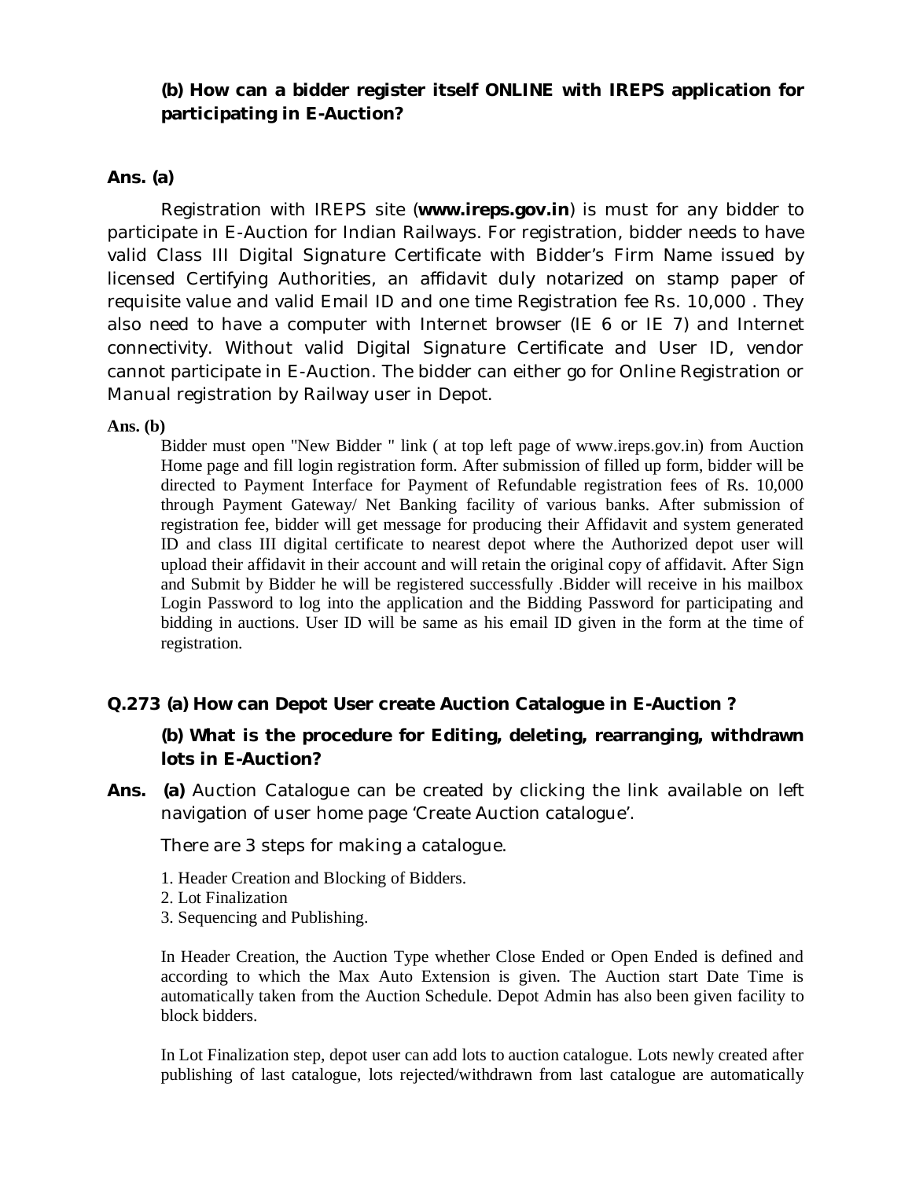**(b) How can a bidder register itself ONLINE with IREPS application for participating in E-Auction?**

**Ans. (a)**

Registration with IREPS site (**www.ireps.gov.in**) is must for any bidder to participate in E-Auction for Indian Railways. For registration, bidder needs to have valid Class III Digital Signature Certificate with Bidder's Firm Name issued by licensed Certifying Authorities, an affidavit duly notarized on stamp paper of requisite value and valid Email ID and one time Registration fee Rs. 10,000 . They also need to have a computer with Internet browser (IE 6 or IE 7) and Internet connectivity. Without valid Digital Signature Certificate and User ID, vendor cannot participate in E-Auction. The bidder can either go for Online Registration or Manual registration by Railway user in Depot.

**Ans. (b)**

Bidder must open "New Bidder " link ( at top left page of www.ireps.gov.in) from Auction Home page and fill login registration form. After submission of filled up form, bidder will be directed to Payment Interface for Payment of Refundable registration fees of Rs. 10,000 through Payment Gateway/ Net Banking facility of various banks. After submission of registration fee, bidder will get message for producing their Affidavit and system generated ID and class III digital certificate to nearest depot where the Authorized depot user will upload their affidavit in their account and will retain the original copy of affidavit. After Sign and Submit by Bidder he will be registered successfully .Bidder will receive in his mailbox Login Password to log into the application and the Bidding Password for participating and bidding in auctions. User ID will be same as his email ID given in the form at the time of registration.

**Q.273 (a) How can Depot User create Auction Catalogue in E-Auction ?**

**(b) What is the procedure for Editing, deleting, rearranging, withdrawn lots in E-Auction?**

**Ans. (a)** Auction Catalogue can be created by clicking the link available on left navigation of user home page 'Create Auction catalogue'.

There are 3 steps for making a catalogue.

1. Header Creation and Blocking of Bidders.
2. Lot Finalization
3. Sequencing and Publishing.

In Header Creation, the Auction Type whether Close Ended or Open Ended is defined and according to which the Max Auto Extension is given. The Auction start Date Time is automatically taken from the Auction Schedule. Depot Admin has also been given facility to block bidders.

In Lot Finalization step, depot user can add lots to auction catalogue. Lots newly created after publishing of last catalogue, lots rejected/withdrawn from last catalogue are automatically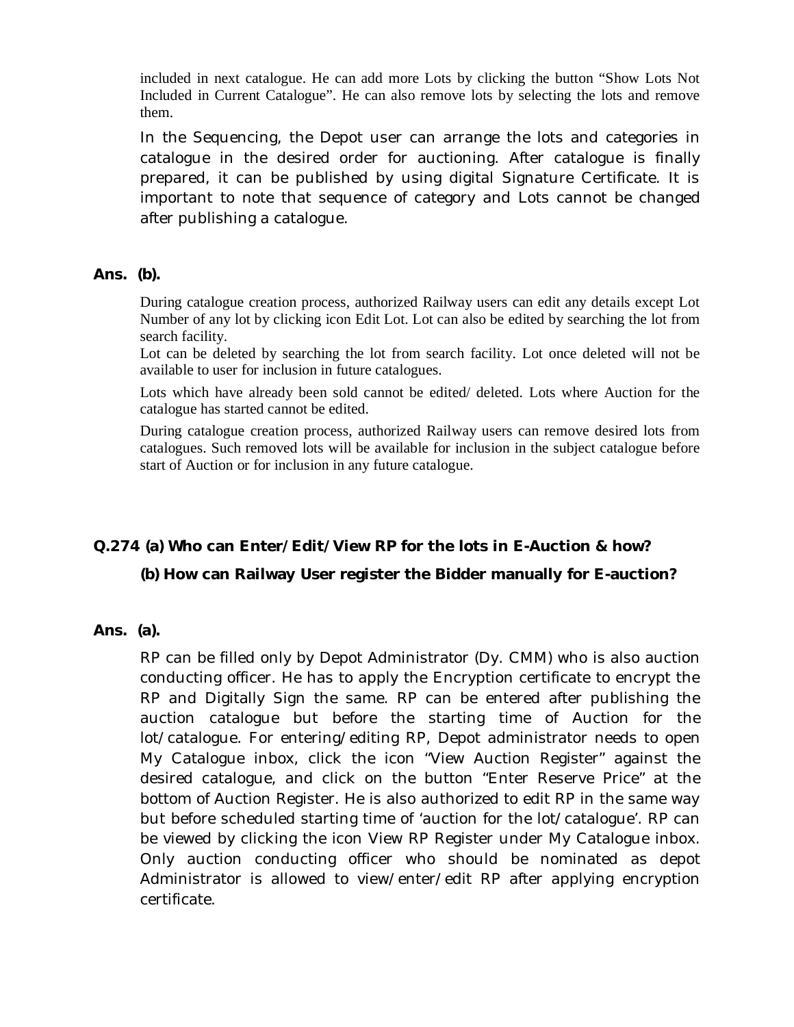included in next catalogue. He can add more Lots by clicking the button "Show Lots Not Included in Current Catalogue". He can also remove lots by selecting the lots and remove them.

In the Sequencing, the Depot user can arrange the lots and categories in catalogue in the desired order for auctioning. After catalogue is finally prepared, it can be published by using digital Signature Certificate. It is important to note that sequence of category and Lots cannot be changed after publishing a catalogue.

**Ans. (b).**

During catalogue creation process, authorized Railway users can edit any details except Lot Number of any lot by clicking icon Edit Lot. Lot can also be edited by searching the lot from search facility.

Lot can be deleted by searching the lot from search facility. Lot once deleted will not be available to user for inclusion in future catalogues.

Lots which have already been sold cannot be edited/ deleted. Lots where Auction for the catalogue has started cannot be edited.

During catalogue creation process, authorized Railway users can remove desired lots from catalogues. Such removed lots will be available for inclusion in the subject catalogue before start of Auction or for inclusion in any future catalogue.

**Q.274 (a) Who can Enter/Edit/View RP for the lots in E-Auction & how?**

**(b) How can Railway User register the Bidder manually for E-auction?**

**Ans. (a).**

RP can be filled only by Depot Administrator (Dy. CMM) who is also auction conducting officer. He has to apply the Encryption certificate to encrypt the RP and Digitally Sign the same. RP can be entered after publishing the auction catalogue but before the starting time of Auction for the lot/catalogue. For entering/editing RP, Depot administrator needs to open My Catalogue inbox, click the icon "View Auction Register" against the desired catalogue, and click on the button "Enter Reserve Price" at the bottom of Auction Register. He is also authorized to edit RP in the same way but before scheduled starting time of 'auction for the lot/catalogue'. RP can be viewed by clicking the icon View RP Register under My Catalogue inbox. Only auction conducting officer who should be nominated as depot Administrator is allowed to view/enter/edit RP after applying encryption certificate.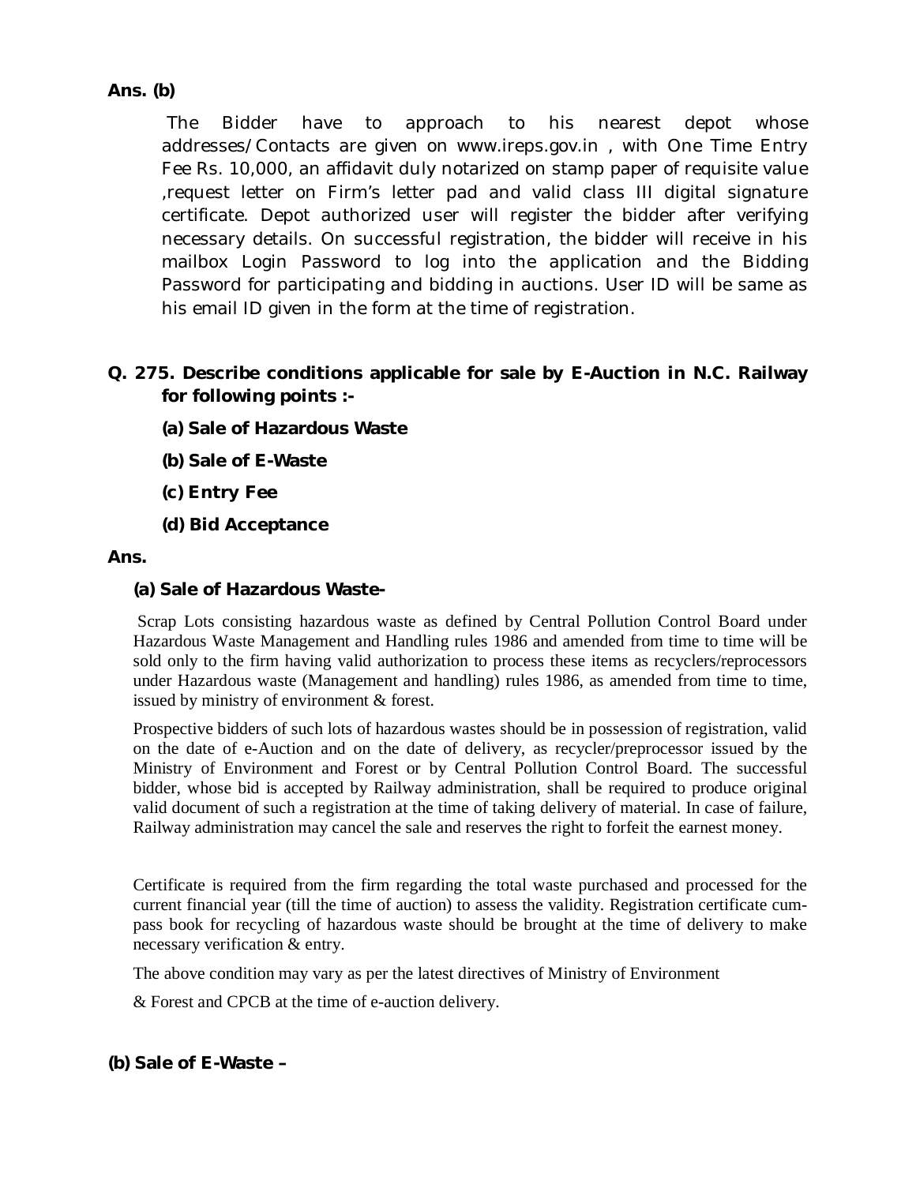**Ans. (b)**

The Bidder have to approach to his nearest depot whose addresses/Contacts are given on www.ireps.gov.in , with One Time Entry Fee Rs. 10,000, an affidavit duly notarized on stamp paper of requisite value ,request letter on Firm's letter pad and valid class III digital signature certificate. Depot authorized user will register the bidder after verifying necessary details. On successful registration, the bidder will receive in his mailbox Login Password to log into the application and the Bidding Password for participating and bidding in auctions. User ID will be same as his email ID given in the form at the time of registration.

**Q. 275. Describe conditions applicable for sale by E-Auction in N.C. Railway for following points :-**

**(a) Sale of Hazardous Waste**

**(b) Sale of E-Waste**

**(c) Entry Fee**

**(d) Bid Acceptance**

**Ans.**

**(a) Sale of Hazardous Waste-**

Scrap Lots consisting hazardous waste as defined by Central Pollution Control Board under Hazardous Waste Management and Handling rules 1986 and amended from time to time will be sold only to the firm having valid authorization to process these items as recyclers/reprocessors under Hazardous waste (Management and handling) rules 1986, as amended from time to time, issued by ministry of environment & forest.

Prospective bidders of such lots of hazardous wastes should be in possession of registration, valid on the date of e-Auction and on the date of delivery, as recycler/preprocessor issued by the Ministry of Environment and Forest or by Central Pollution Control Board. The successful bidder, whose bid is accepted by Railway administration, shall be required to produce original valid document of such a registration at the time of taking delivery of material. In case of failure, Railway administration may cancel the sale and reserves the right to forfeit the earnest money.

Certificate is required from the firm regarding the total waste purchased and processed for the current financial year (till the time of auction) to assess the validity. Registration certificate cum-pass book for recycling of hazardous waste should be brought at the time of delivery to make necessary verification & entry.

The above condition may vary as per the latest directives of Ministry of Environment

& Forest and CPCB at the time of e-auction delivery.

**(b) Sale of E-Waste –**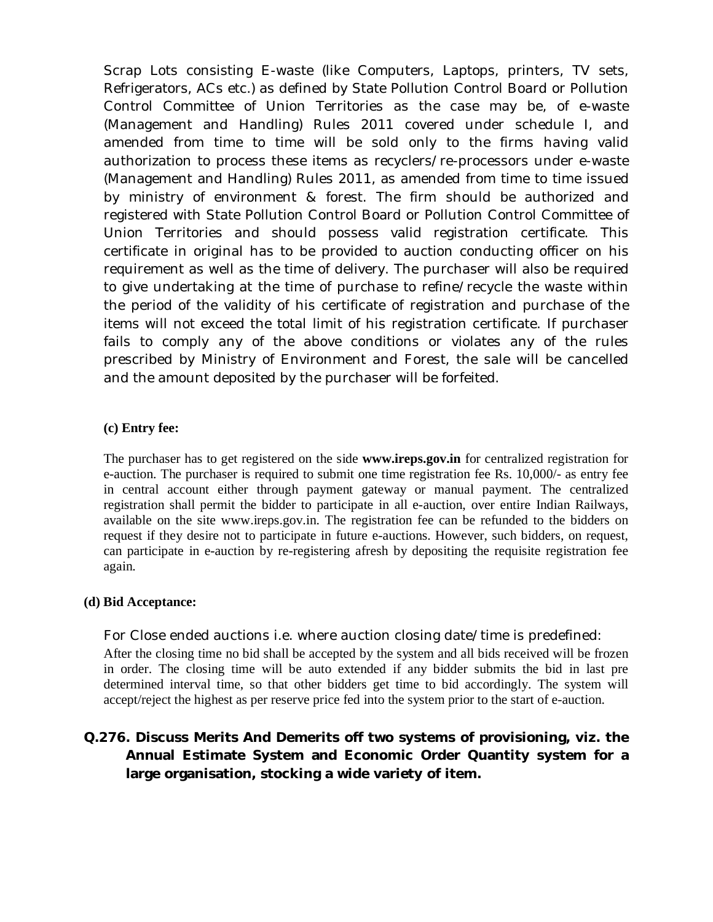Scrap Lots consisting E-waste (like Computers, Laptops, printers, TV sets, Refrigerators, ACs etc.) as defined by State Pollution Control Board or Pollution Control Committee of Union Territories as the case may be, of e-waste (Management and Handling) Rules 2011 covered under schedule I, and amended from time to time will be sold only to the firms having valid authorization to process these items as recyclers/re-processors under e-waste (Management and Handling) Rules 2011, as amended from time to time issued by ministry of environment & forest. The firm should be authorized and registered with State Pollution Control Board or Pollution Control Committee of Union Territories and should possess valid registration certificate. This certificate in original has to be provided to auction conducting officer on his requirement as well as the time of delivery. The purchaser will also be required to give undertaking at the time of purchase to refine/recycle the waste within the period of the validity of his certificate of registration and purchase of the items will not exceed the total limit of his registration certificate. If purchaser fails to comply any of the above conditions or violates any of the rules prescribed by Ministry of Environment and Forest, the sale will be cancelled and the amount deposited by the purchaser will be forfeited.

**(c) Entry fee:**

The purchaser has to get registered on the side **www.ireps.gov.in** for centralized registration for e-auction. The purchaser is required to submit one time registration fee Rs. 10,000/- as entry fee in central account either through payment gateway or manual payment. The centralized registration shall permit the bidder to participate in all e-auction, over entire Indian Railways, available on the site www.ireps.gov.in. The registration fee can be refunded to the bidders on request if they desire not to participate in future e-auctions. However, such bidders, on request, can participate in e-auction by re-registering afresh by depositing the requisite registration fee again.

**(d) Bid Acceptance:**

For Close ended auctions i.e. where auction closing date/time is predefined:

After the closing time no bid shall be accepted by the system and all bids received will be frozen in order. The closing time will be auto extended if any bidder submits the bid in last pre determined interval time, so that other bidders get time to bid accordingly. The system will accept/reject the highest as per reserve price fed into the system prior to the start of e-auction.

**Q.276. Discuss Merits And Demerits off two systems of provisioning, viz. the Annual Estimate System and Economic Order Quantity system for a large organisation, stocking a wide variety of item.**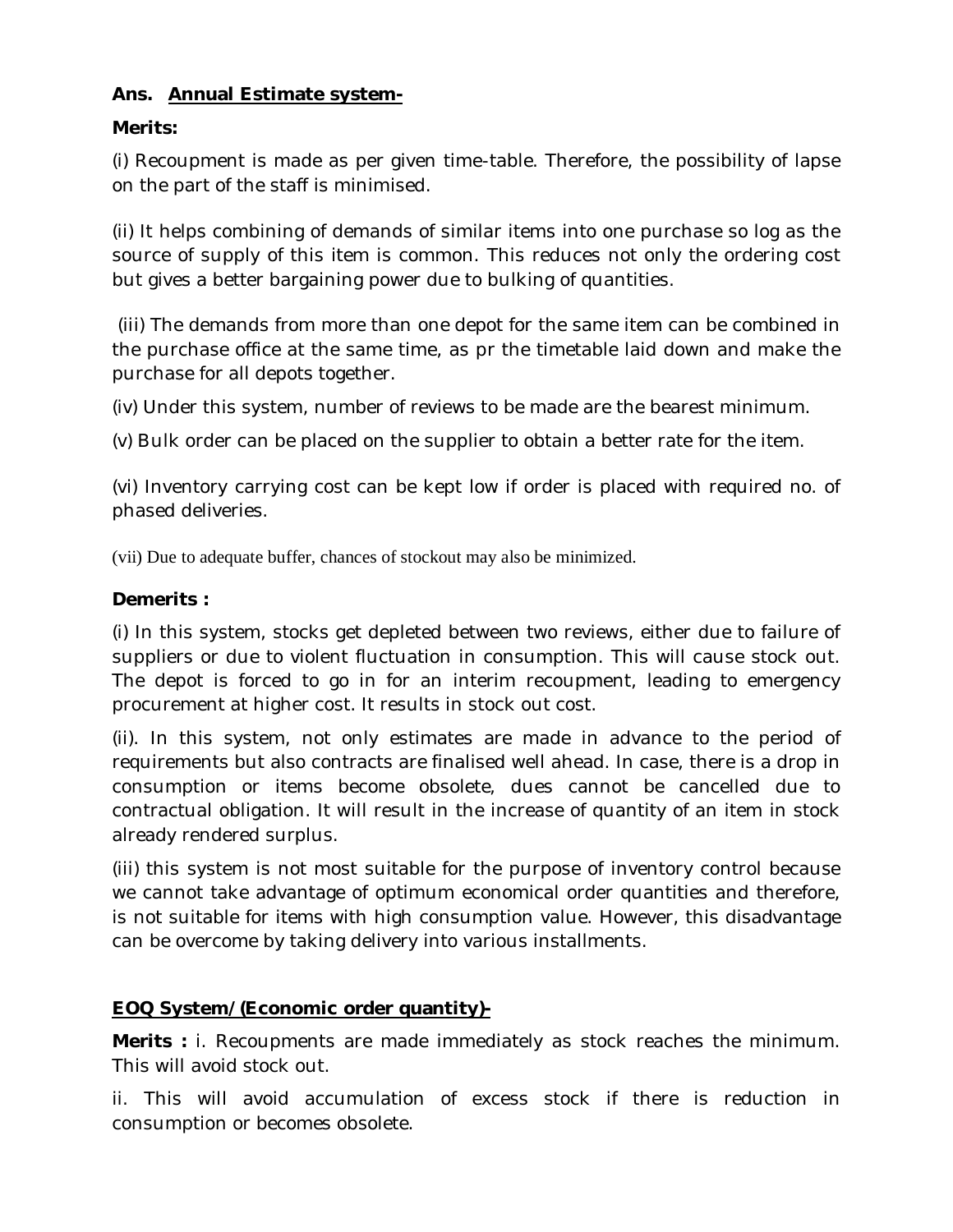**Ans. <u>Annual Estimate system-</u>**

**Merits:**

(i) Recoupment is made as per given time-table. Therefore, the possibility of lapse on the part of the staff is minimised.

(ii) It helps combining of demands of similar items into one purchase so log as the source of supply of this item is common. This reduces not only the ordering cost but gives a better bargaining power due to bulking of quantities.

(iii) The demands from more than one depot for the same item can be combined in the purchase office at the same time, as pr the timetable laid down and make the purchase for all depots together.

(iv) Under this system, number of reviews to be made are the bearest minimum.

(v) Bulk order can be placed on the supplier to obtain a better rate for the item.

(vi) Inventory carrying cost can be kept low if order is placed with required no. of phased deliveries.

(vii) Due to adequate buffer, chances of stockout may also be minimized.

**Demerits :**

(i) In this system, stocks get depleted between two reviews, either due to failure of suppliers or due to violent fluctuation in consumption. This will cause stock out. The depot is forced to go in for an interim recoupment, leading to emergency procurement at higher cost. It results in stock out cost.

(ii). In this system, not only estimates are made in advance to the period of requirements but also contracts are finalised well ahead. In case, there is a drop in consumption or items become obsolete, dues cannot be cancelled due to contractual obligation. It will result in the increase of quantity of an item in stock already rendered surplus.

(iii) this system is not most suitable for the purpose of inventory control because we cannot take advantage of optimum economical order quantities and therefore, is not suitable for items with high consumption value. However, this disadvantage can be overcome by taking delivery into various installments.

**<u>EOQ System/(Economic order quantity)-</u>**

**Merits :** i. Recoupments are made immediately as stock reaches the minimum. This will avoid stock out.

ii. This will avoid accumulation of excess stock if there is reduction in consumption or becomes obsolete.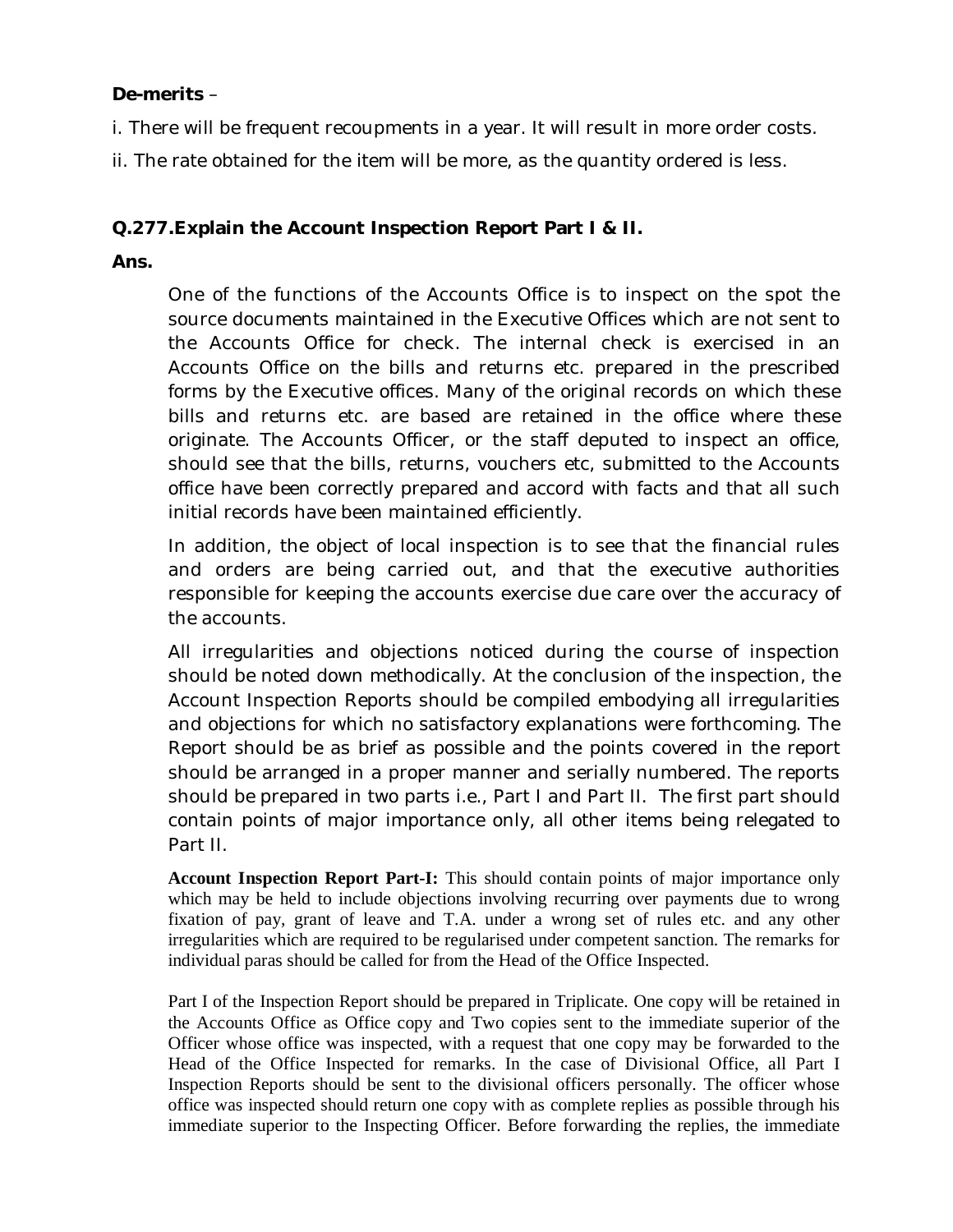**De-merits** –

i. There will be frequent recoupments in a year. It will result in more order costs.

ii. The rate obtained for the item will be more, as the quantity ordered is less.

**Q.277.Explain the Account Inspection Report Part I & II.**

**Ans.**

One of the functions of the Accounts Office is to inspect on the spot the source documents maintained in the Executive Offices which are not sent to the Accounts Office for check. The internal check is exercised in an Accounts Office on the bills and returns etc. prepared in the prescribed forms by the Executive offices. Many of the original records on which these bills and returns etc. are based are retained in the office where these originate. The Accounts Officer, or the staff deputed to inspect an office, should see that the bills, returns, vouchers etc, submitted to the Accounts office have been correctly prepared and accord with facts and that all such initial records have been maintained efficiently.

In addition, the object of local inspection is to see that the financial rules and orders are being carried out, and that the executive authorities responsible for keeping the accounts exercise due care over the accuracy of the accounts.

All irregularities and objections noticed during the course of inspection should be noted down methodically. At the conclusion of the inspection, the Account Inspection Reports should be compiled embodying all irregularities and objections for which no satisfactory explanations were forthcoming. The Report should be as brief as possible and the points covered in the report should be arranged in a proper manner and serially numbered. The reports should be prepared in two parts i.e., Part I and Part II. The first part should contain points of major importance only, all other items being relegated to Part II.

**Account Inspection Report Part-I:** This should contain points of major importance only which may be held to include objections involving recurring over payments due to wrong fixation of pay, grant of leave and T.A. under a wrong set of rules etc. and any other irregularities which are required to be regularised under competent sanction. The remarks for individual paras should be called for from the Head of the Office Inspected.

Part I of the Inspection Report should be prepared in Triplicate. One copy will be retained in the Accounts Office as Office copy and Two copies sent to the immediate superior of the Officer whose office was inspected, with a request that one copy may be forwarded to the Head of the Office Inspected for remarks. In the case of Divisional Office, all Part I Inspection Reports should be sent to the divisional officers personally. The officer whose office was inspected should return one copy with as complete replies as possible through his immediate superior to the Inspecting Officer. Before forwarding the replies, the immediate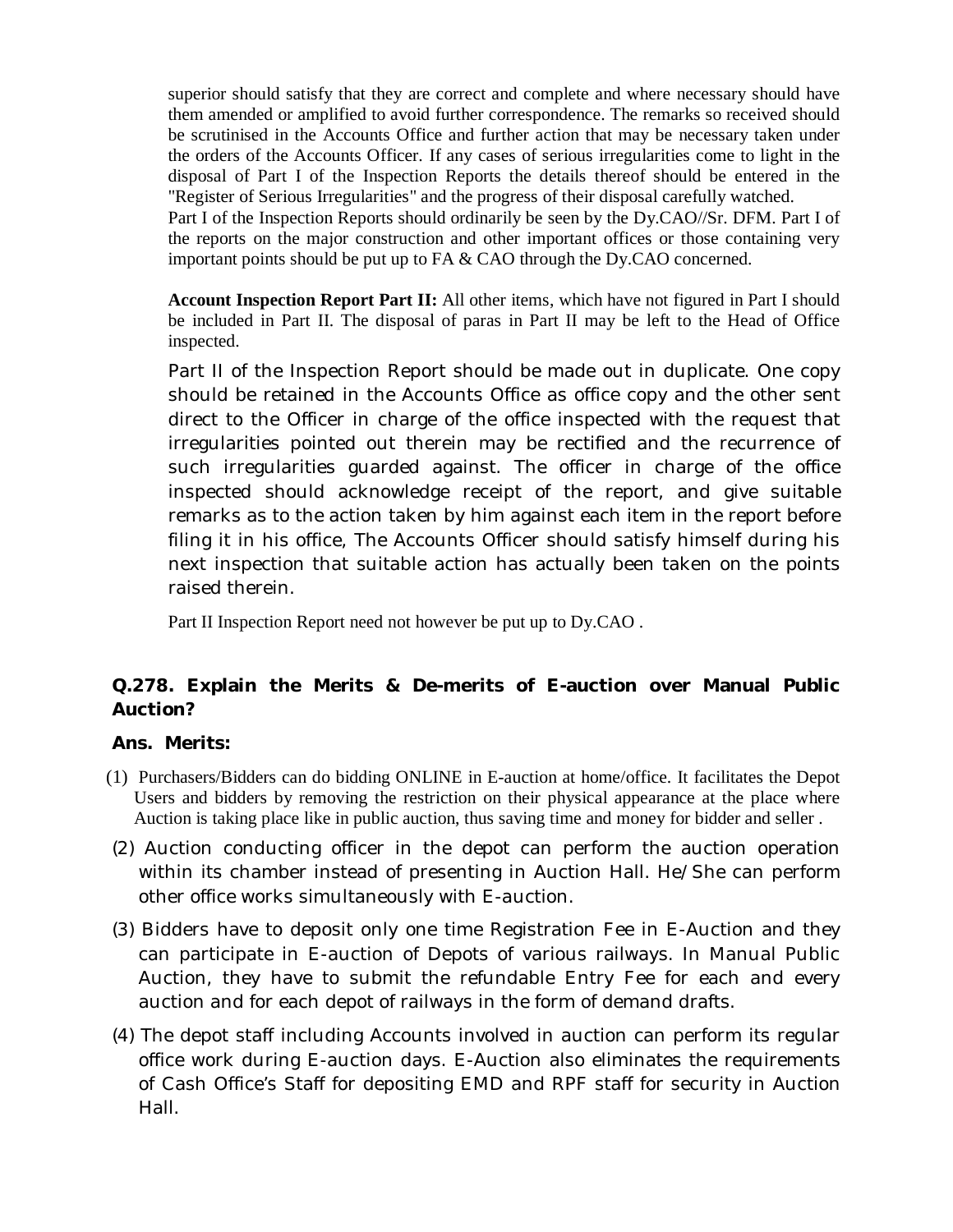superior should satisfy that they are correct and complete and where necessary should have them amended or amplified to avoid further correspondence. The remarks so received should be scrutinised in the Accounts Office and further action that may be necessary taken under the orders of the Accounts Officer. If any cases of serious irregularities come to light in the disposal of Part I of the Inspection Reports the details thereof should be entered in the "Register of Serious Irregularities" and the progress of their disposal carefully watched.

Part I of the Inspection Reports should ordinarily be seen by the Dy.CAO//Sr. DFM. Part I of the reports on the major construction and other important offices or those containing very important points should be put up to FA & CAO through the Dy.CAO concerned.

**Account Inspection Report Part II:** All other items, which have not figured in Part I should be included in Part II. The disposal of paras in Part II may be left to the Head of Office inspected.

Part II of the Inspection Report should be made out in duplicate. One copy should be retained in the Accounts Office as office copy and the other sent direct to the Officer in charge of the office inspected with the request that irregularities pointed out therein may be rectified and the recurrence of such irregularities guarded against. The officer in charge of the office inspected should acknowledge receipt of the report, and give suitable remarks as to the action taken by him against each item in the report before filing it in his office, The Accounts Officer should satisfy himself during his next inspection that suitable action has actually been taken on the points raised therein.

Part II Inspection Report need not however be put up to Dy.CAO .

**Q.278. Explain the Merits & De-merits of E-auction over Manual Public Auction?**

**Ans. Merits:**

(1) Purchasers/Bidders can do bidding ONLINE in E-auction at home/office. It facilitates the Depot Users and bidders by removing the restriction on their physical appearance at the place where Auction is taking place like in public auction, thus saving time and money for bidder and seller .

(2) Auction conducting officer in the depot can perform the auction operation within its chamber instead of presenting in Auction Hall. He/She can perform other office works simultaneously with E-auction.

(3) Bidders have to deposit only one time Registration Fee in E-Auction and they can participate in E-auction of Depots of various railways. In Manual Public Auction, they have to submit the refundable Entry Fee for each and every auction and for each depot of railways in the form of demand drafts.

(4) The depot staff including Accounts involved in auction can perform its regular office work during E-auction days. E-Auction also eliminates the requirements of Cash Office's Staff for depositing EMD and RPF staff for security in Auction Hall.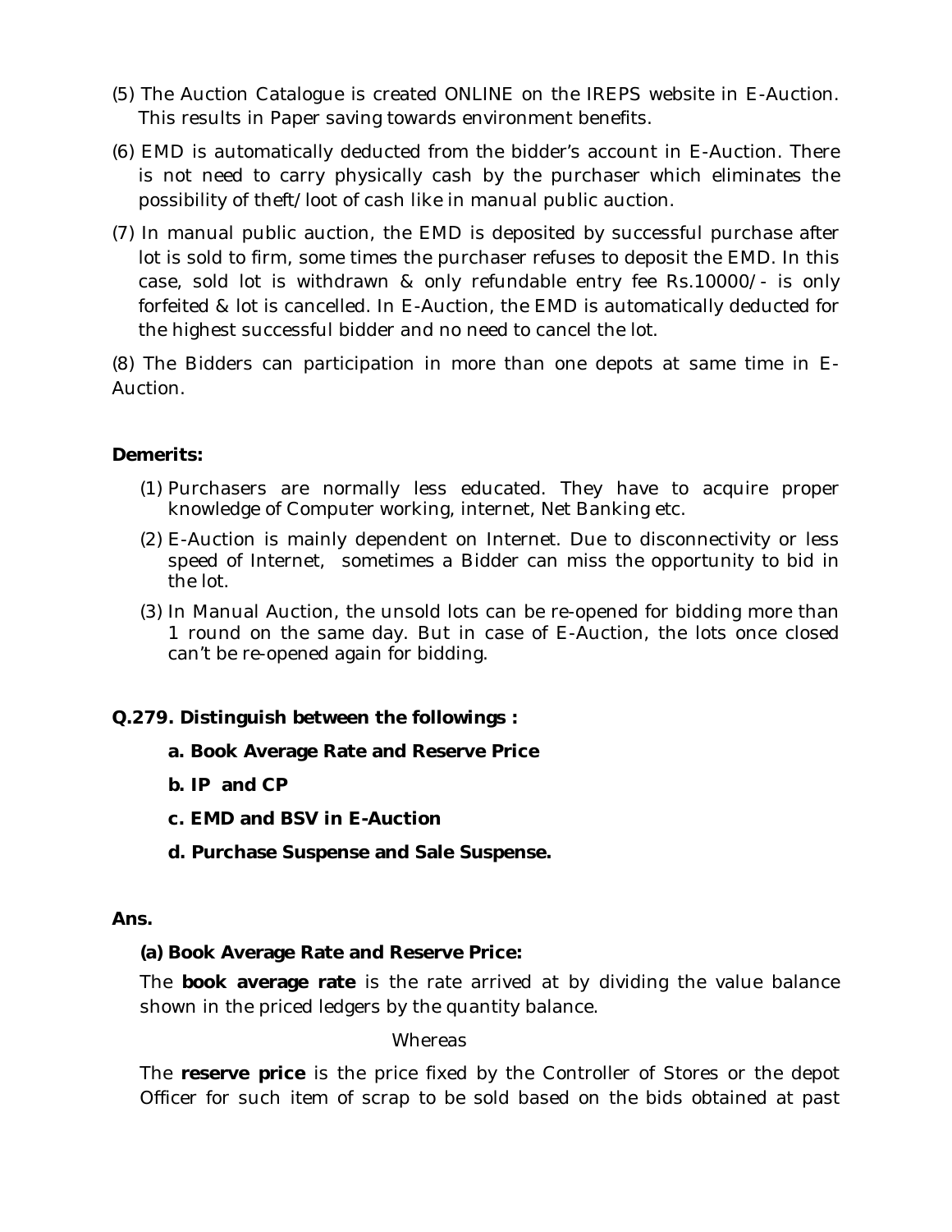(5) The Auction Catalogue is created ONLINE on the IREPS website in E-Auction. This results in Paper saving towards environment benefits.

(6) EMD is automatically deducted from the bidder's account in E-Auction. There is not need to carry physically cash by the purchaser which eliminates the possibility of theft/loot of cash like in manual public auction.

(7) In manual public auction, the EMD is deposited by successful purchase after lot is sold to firm, some times the purchaser refuses to deposit the EMD. In this case, sold lot is withdrawn & only refundable entry fee Rs.10000/- is only forfeited & lot is cancelled. In E-Auction, the EMD is automatically deducted for the highest successful bidder and no need to cancel the lot.

(8) The Bidders can participation in more than one depots at same time in E-Auction.

**Demerits:**

(1) Purchasers are normally less educated. They have to acquire proper knowledge of Computer working, internet, Net Banking etc.

(2) E-Auction is mainly dependent on Internet. Due to disconnectivity or less speed of Internet, sometimes a Bidder can miss the opportunity to bid in the lot.

(3) In Manual Auction, the unsold lots can be re-opened for bidding more than 1 round on the same day. But in case of E-Auction, the lots once closed can't be re-opened again for bidding.

**Q.279. Distinguish between the followings :**

**a. Book Average Rate and Reserve Price**

**b. IP and CP**

**c. EMD and BSV in E-Auction**

**d. Purchase Suspense and Sale Suspense.**

**Ans.**

**(a) Book Average Rate and Reserve Price:**

The **book average rate** is the rate arrived at by dividing the value balance shown in the priced ledgers by the quantity balance.

Whereas

The **reserve price** is the price fixed by the Controller of Stores or the depot Officer for such item of scrap to be sold based on the bids obtained at past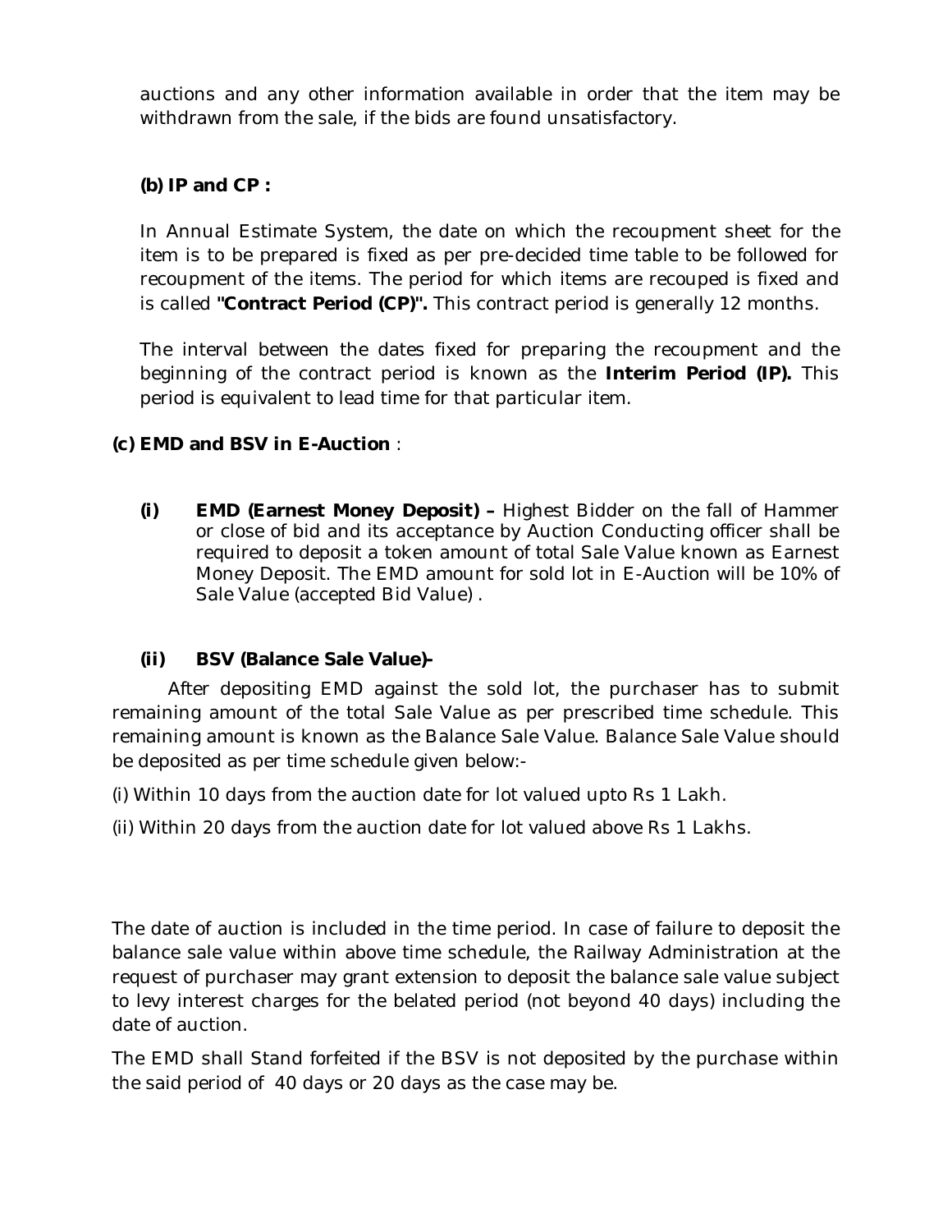auctions and any other information available in order that the item may be withdrawn from the sale, if the bids are found unsatisfactory.

**(b) IP and CP :**

In Annual Estimate System, the date on which the recoupment sheet for the item is to be prepared is fixed as per pre-decided time table to be followed for recoupment of the items. The period for which items are recouped is fixed and is called **"Contract Period (CP)".** This contract period is generally 12 months.

The interval between the dates fixed for preparing the recoupment and the beginning of the contract period is known as the **Interim Period (IP).** This period is equivalent to lead time for that particular item.

**(c) EMD and BSV in E-Auction** :

**(i) EMD (Earnest Money Deposit) –** Highest Bidder on the fall of Hammer or close of bid and its acceptance by Auction Conducting officer shall be required to deposit a token amount of total Sale Value known as Earnest Money Deposit. The EMD amount for sold lot in E-Auction will be 10% of Sale Value (accepted Bid Value) .

**(ii) BSV (Balance Sale Value)-**

After depositing EMD against the sold lot, the purchaser has to submit remaining amount of the total Sale Value as per prescribed time schedule. This remaining amount is known as the Balance Sale Value. Balance Sale Value should be deposited as per time schedule given below:-

(i) Within 10 days from the auction date for lot valued upto Rs 1 Lakh.

(ii) Within 20 days from the auction date for lot valued above Rs 1 Lakhs.

The date of auction is included in the time period. In case of failure to deposit the balance sale value within above time schedule, the Railway Administration at the request of purchaser may grant extension to deposit the balance sale value subject to levy interest charges for the belated period (not beyond 40 days) including the date of auction.

The EMD shall Stand forfeited if the BSV is not deposited by the purchase within the said period of 40 days or 20 days as the case may be.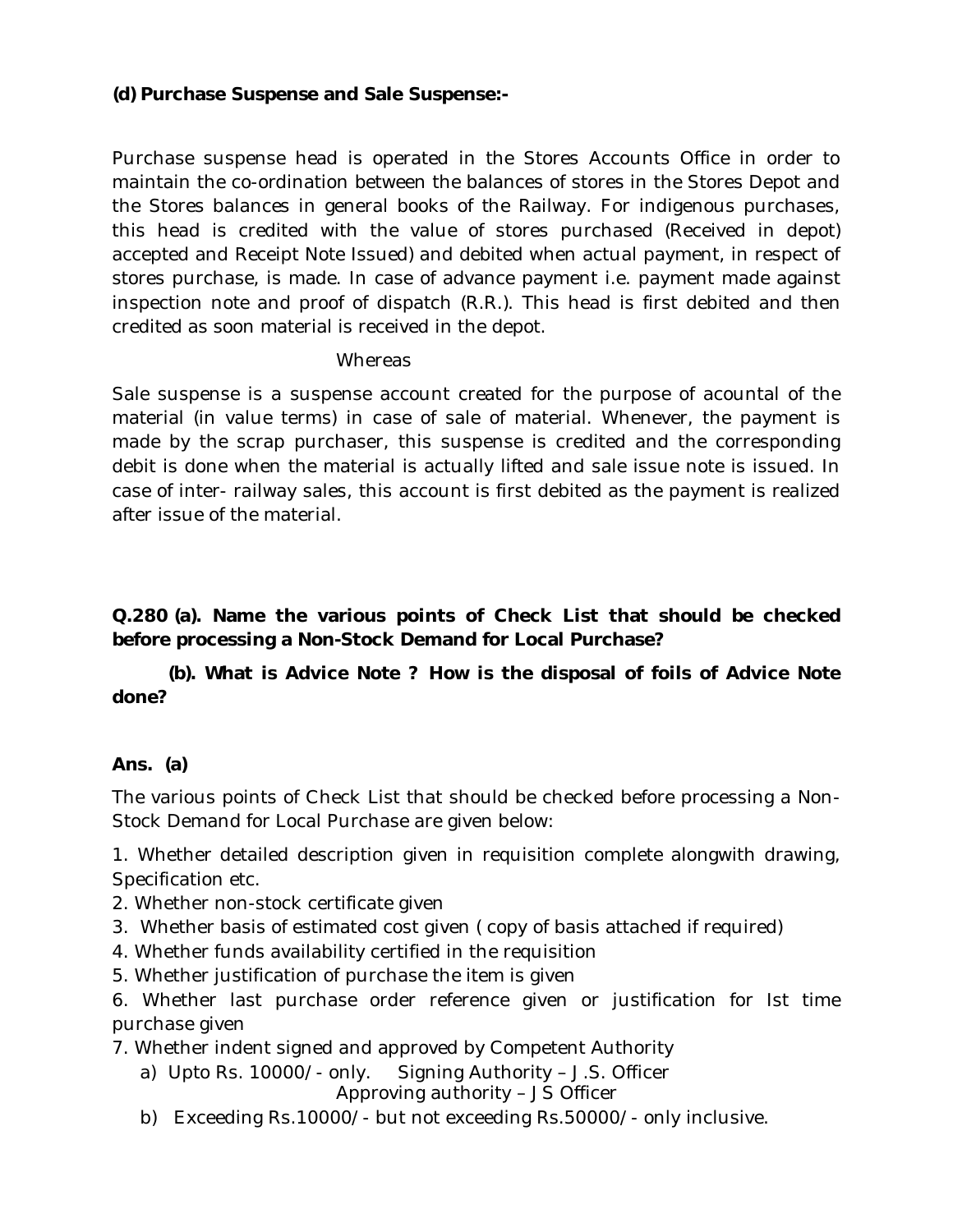**(d) Purchase Suspense and Sale Suspense:-**

Purchase suspense head is operated in the Stores Accounts Office in order to maintain the co-ordination between the balances of stores in the Stores Depot and the Stores balances in general books of the Railway. For indigenous purchases, this head is credited with the value of stores purchased (Received in depot) accepted and Receipt Note Issued) and debited when actual payment, in respect of stores purchase, is made. In case of advance payment i.e. payment made against inspection note and proof of dispatch (R.R.). This head is first debited and then credited as soon material is received in the depot.

Whereas

Sale suspense is a suspense account created for the purpose of acountal of the material (in value terms) in case of sale of material. Whenever, the payment is made by the scrap purchaser, this suspense is credited and the corresponding debit is done when the material is actually lifted and sale issue note is issued. In case of inter- railway sales, this account is first debited as the payment is realized after issue of the material.

**Q.280 (a). Name the various points of Check List that should be checked before processing a Non-Stock Demand for Local Purchase?**

**(b). What is Advice Note ? How is the disposal of foils of Advice Note done?**

**Ans. (a)**

The various points of Check List that should be checked before processing a Non-Stock Demand for Local Purchase are given below:

1. Whether detailed description given in requisition complete alongwith drawing, Specification etc.
2. Whether non-stock certificate given
3. Whether basis of estimated cost given ( copy of basis attached if required)
4. Whether funds availability certified in the requisition
5. Whether justification of purchase the item is given
6. Whether last purchase order reference given or justification for Ist time purchase given
7. Whether indent signed and approved by Competent Authority
   a) Upto Rs. 10000/- only. Signing Authority – J.S. Officer
      Approving authority – JS Officer
   b) Exceeding Rs.10000/- but not exceeding Rs.50000/- only inclusive.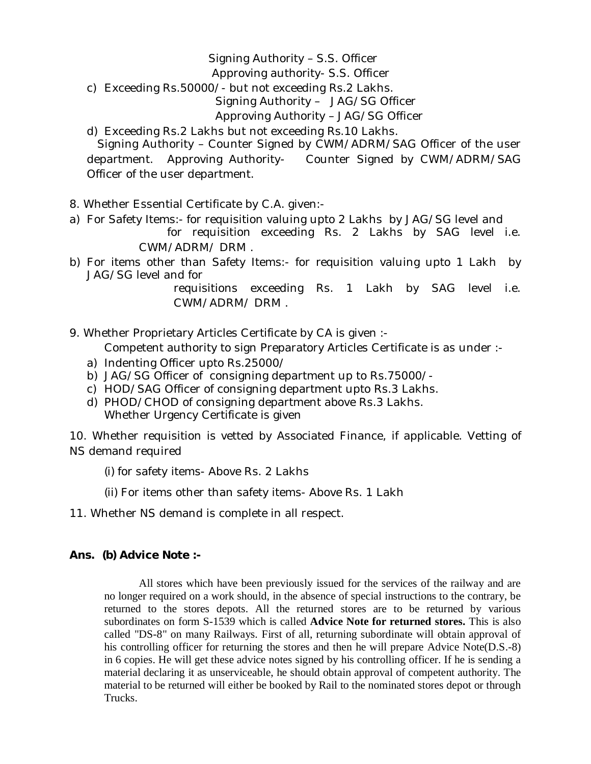Signing Authority – S.S. Officer

Approving authority- S.S. Officer

c) Exceeding Rs.50000/- but not exceeding Rs.2 Lakhs.

Signing Authority – JAG/SG Officer

Approving Authority – JAG/SG Officer

d) Exceeding Rs.2 Lakhs but not exceeding Rs.10 Lakhs.

Signing Authority – Counter Signed by CWM/ADRM/SAG Officer of the user department. Approving Authority- Counter Signed by CWM/ADRM/SAG Officer of the user department.

8. Whether Essential Certificate by C.A. given:-

a) For Safety Items:- for requisition valuing upto 2 Lakhs by JAG/SG level and for requisition exceeding Rs. 2 Lakhs by SAG level i.e. CWM/ADRM/ DRM .

b) For items other than Safety Items:- for requisition valuing upto 1 Lakh by JAG/SG level and for requisitions exceeding Rs. 1 Lakh by SAG level i.e. CWM/ADRM/ DRM .

9. Whether Proprietary Articles Certificate by CA is given :-

Competent authority to sign Preparatory Articles Certificate is as under :-

a) Indenting Officer upto Rs.25000/
b) JAG/SG Officer of consigning department up to Rs.75000/-
c) HOD/SAG Officer of consigning department upto Rs.3 Lakhs.
d) PHOD/CHOD of consigning department above Rs.3 Lakhs.

Whether Urgency Certificate is given

10. Whether requisition is vetted by Associated Finance, if applicable. Vetting of NS demand required

(i) for safety items- Above Rs. 2 Lakhs

(ii) For items other than safety items- Above Rs. 1 Lakh

11. Whether NS demand is complete in all respect.

**Ans. (b) Advice Note :-**

All stores which have been previously issued for the services of the railway and are no longer required on a work should, in the absence of special instructions to the contrary, be returned to the stores depots. All the returned stores are to be returned by various subordinates on form S-1539 which is called **Advice Note for returned stores.** This is also called "DS-8" on many Railways. First of all, returning subordinate will obtain approval of his controlling officer for returning the stores and then he will prepare Advice Note(D.S.-8) in 6 copies. He will get these advice notes signed by his controlling officer. If he is sending a material declaring it as unserviceable, he should obtain approval of competent authority. The material to be returned will either be booked by Rail to the nominated stores depot or through Trucks.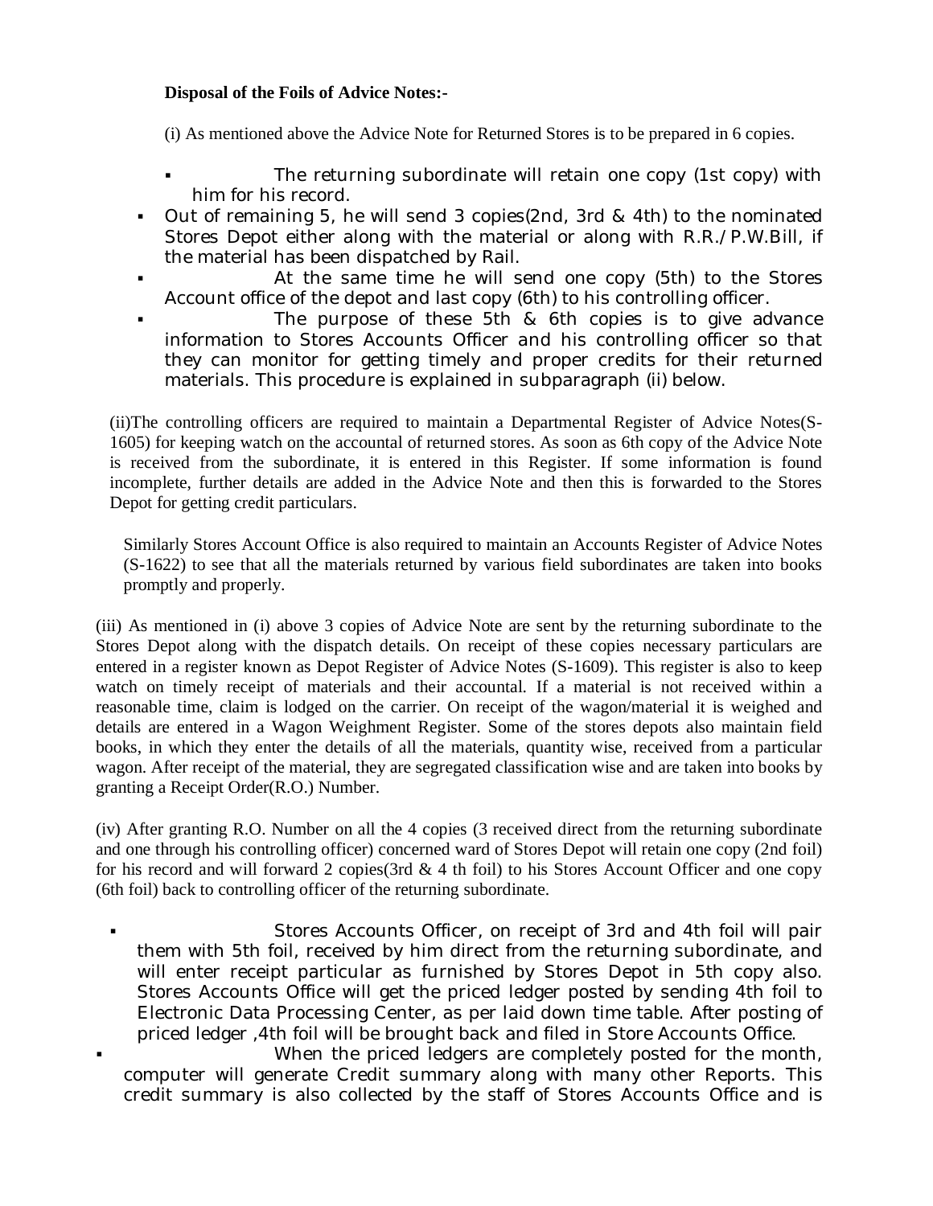**Disposal of the Foils of Advice Notes:-**

(i) As mentioned above the Advice Note for Returned Stores is to be prepared in 6 copies.

- The returning subordinate will retain one copy (1st copy) with him for his record.
- Out of remaining 5, he will send 3 copies(2nd, 3rd & 4th) to the nominated Stores Depot either along with the material or along with R.R./P.W.Bill, if the material has been dispatched by Rail.
- At the same time he will send one copy (5th) to the Stores Account office of the depot and last copy (6th) to his controlling officer.
- The purpose of these 5th & 6th copies is to give advance information to Stores Accounts Officer and his controlling officer so that they can monitor for getting timely and proper credits for their returned materials. This procedure is explained in subparagraph (ii) below.

(ii)The controlling officers are required to maintain a Departmental Register of Advice Notes(S-1605) for keeping watch on the accountal of returned stores. As soon as 6th copy of the Advice Note is received from the subordinate, it is entered in this Register. If some information is found incomplete, further details are added in the Advice Note and then this is forwarded to the Stores Depot for getting credit particulars.

Similarly Stores Account Office is also required to maintain an Accounts Register of Advice Notes (S-1622) to see that all the materials returned by various field subordinates are taken into books promptly and properly.

(iii) As mentioned in (i) above 3 copies of Advice Note are sent by the returning subordinate to the Stores Depot along with the dispatch details. On receipt of these copies necessary particulars are entered in a register known as Depot Register of Advice Notes (S-1609). This register is also to keep watch on timely receipt of materials and their accountal. If a material is not received within a reasonable time, claim is lodged on the carrier. On receipt of the wagon/material it is weighed and details are entered in a Wagon Weighment Register. Some of the stores depots also maintain field books, in which they enter the details of all the materials, quantity wise, received from a particular wagon. After receipt of the material, they are segregated classification wise and are taken into books by granting a Receipt Order(R.O.) Number.

(iv) After granting R.O. Number on all the 4 copies (3 received direct from the returning subordinate and one through his controlling officer) concerned ward of Stores Depot will retain one copy (2nd foil) for his record and will forward 2 copies(3rd & 4 th foil) to his Stores Account Officer and one copy (6th foil) back to controlling officer of the returning subordinate.

- Stores Accounts Officer, on receipt of 3rd and 4th foil will pair them with 5th foil, received by him direct from the returning subordinate, and will enter receipt particular as furnished by Stores Depot in 5th copy also. Stores Accounts Office will get the priced ledger posted by sending 4th foil to Electronic Data Processing Center, as per laid down time table. After posting of priced ledger ,4th foil will be brought back and filed in Store Accounts Office.
- When the priced ledgers are completely posted for the month, computer will generate Credit summary along with many other Reports. This credit summary is also collected by the staff of Stores Accounts Office and is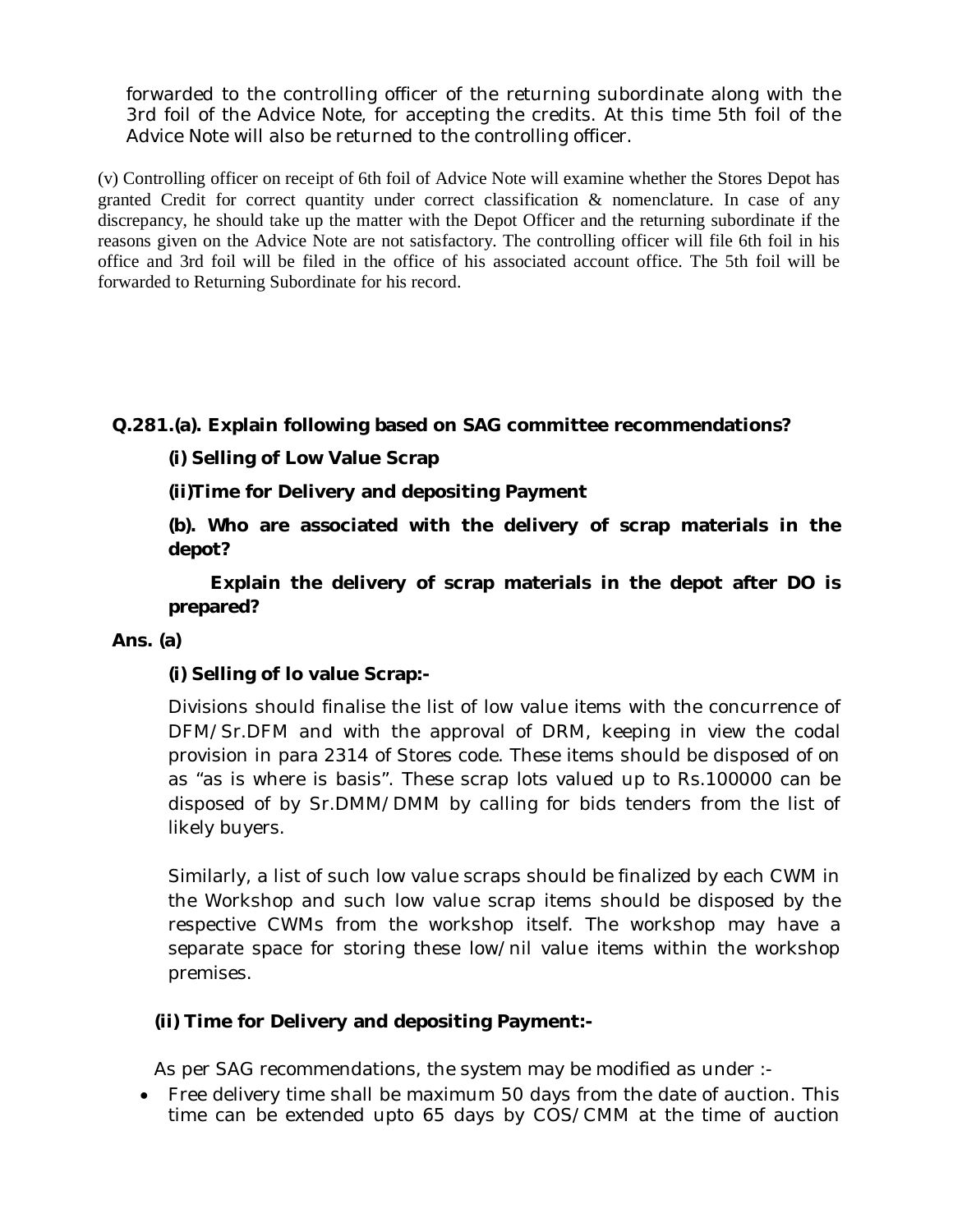forwarded to the controlling officer of the returning subordinate along with the 3rd foil of the Advice Note, for accepting the credits. At this time 5th foil of the Advice Note will also be returned to the controlling officer.

(v) Controlling officer on receipt of 6th foil of Advice Note will examine whether the Stores Depot has granted Credit for correct quantity under correct classification & nomenclature. In case of any discrepancy, he should take up the matter with the Depot Officer and the returning subordinate if the reasons given on the Advice Note are not satisfactory. The controlling officer will file 6th foil in his office and 3rd foil will be filed in the office of his associated account office. The 5th foil will be forwarded to Returning Subordinate for his record.

**Q.281.(a). Explain following based on SAG committee recommendations?**

**(i) Selling of Low Value Scrap**

**(ii)Time for Delivery and depositing Payment**

**(b). Who are associated with the delivery of scrap materials in the depot?**

**Explain the delivery of scrap materials in the depot after DO is prepared?**

**Ans. (a)**

**(i) Selling of lo value Scrap:-**

Divisions should finalise the list of low value items with the concurrence of DFM/Sr.DFM and with the approval of DRM, keeping in view the codal provision in para 2314 of Stores code. These items should be disposed of on as "as is where is basis". These scrap lots valued up to Rs.100000 can be disposed of by Sr.DMM/DMM by calling for bids tenders from the list of likely buyers.

Similarly, a list of such low value scraps should be finalized by each CWM in the Workshop and such low value scrap items should be disposed by the respective CWMs from the workshop itself. The workshop may have a separate space for storing these low/nil value items within the workshop premises.

**(ii) Time for Delivery and depositing Payment:-**

As per SAG recommendations, the system may be modified as under :-

- Free delivery time shall be maximum 50 days from the date of auction. This time can be extended upto 65 days by COS/CMM at the time of auction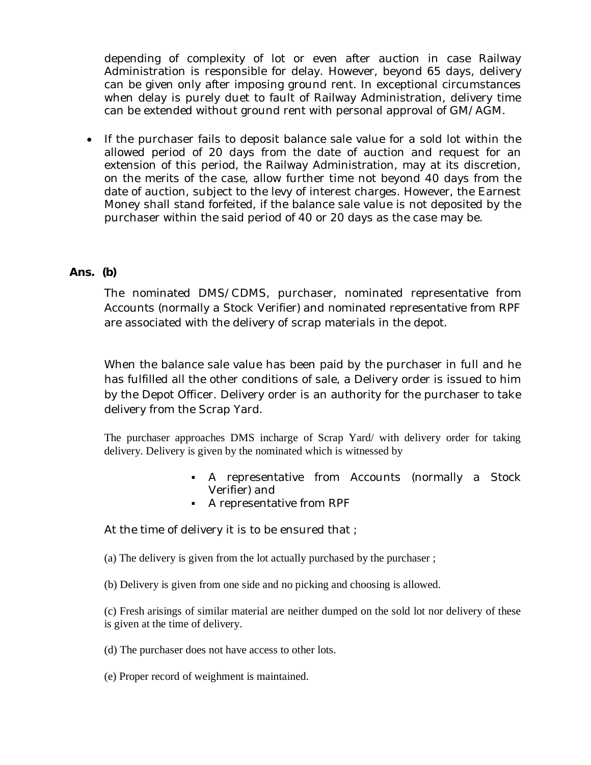depending of complexity of lot or even after auction in case Railway Administration is responsible for delay. However, beyond 65 days, delivery can be given only after imposing ground rent. In exceptional circumstances when delay is purely duet to fault of Railway Administration, delivery time can be extended without ground rent with personal approval of GM/AGM.

- If the purchaser fails to deposit balance sale value for a sold lot within the allowed period of 20 days from the date of auction and request for an extension of this period, the Railway Administration, may at its discretion, on the merits of the case, allow further time not beyond 40 days from the date of auction, subject to the levy of interest charges. However, the Earnest Money shall stand forfeited, if the balance sale value is not deposited by the purchaser within the said period of 40 or 20 days as the case may be.

**Ans. (b)**

The nominated DMS/CDMS, purchaser, nominated representative from Accounts (normally a Stock Verifier) and nominated representative from RPF are associated with the delivery of scrap materials in the depot.

When the balance sale value has been paid by the purchaser in full and he has fulfilled all the other conditions of sale, a Delivery order is issued to him by the Depot Officer. Delivery order is an authority for the purchaser to take delivery from the Scrap Yard.

The purchaser approaches DMS incharge of Scrap Yard/ with delivery order for taking delivery. Delivery is given by the nominated which is witnessed by

- A representative from Accounts (normally a Stock Verifier) and
- A representative from RPF

At the time of delivery it is to be ensured that ;

(a) The delivery is given from the lot actually purchased by the purchaser ;

(b) Delivery is given from one side and no picking and choosing is allowed.

(c) Fresh arisings of similar material are neither dumped on the sold lot nor delivery of these is given at the time of delivery.

(d) The purchaser does not have access to other lots.

(e) Proper record of weighment is maintained.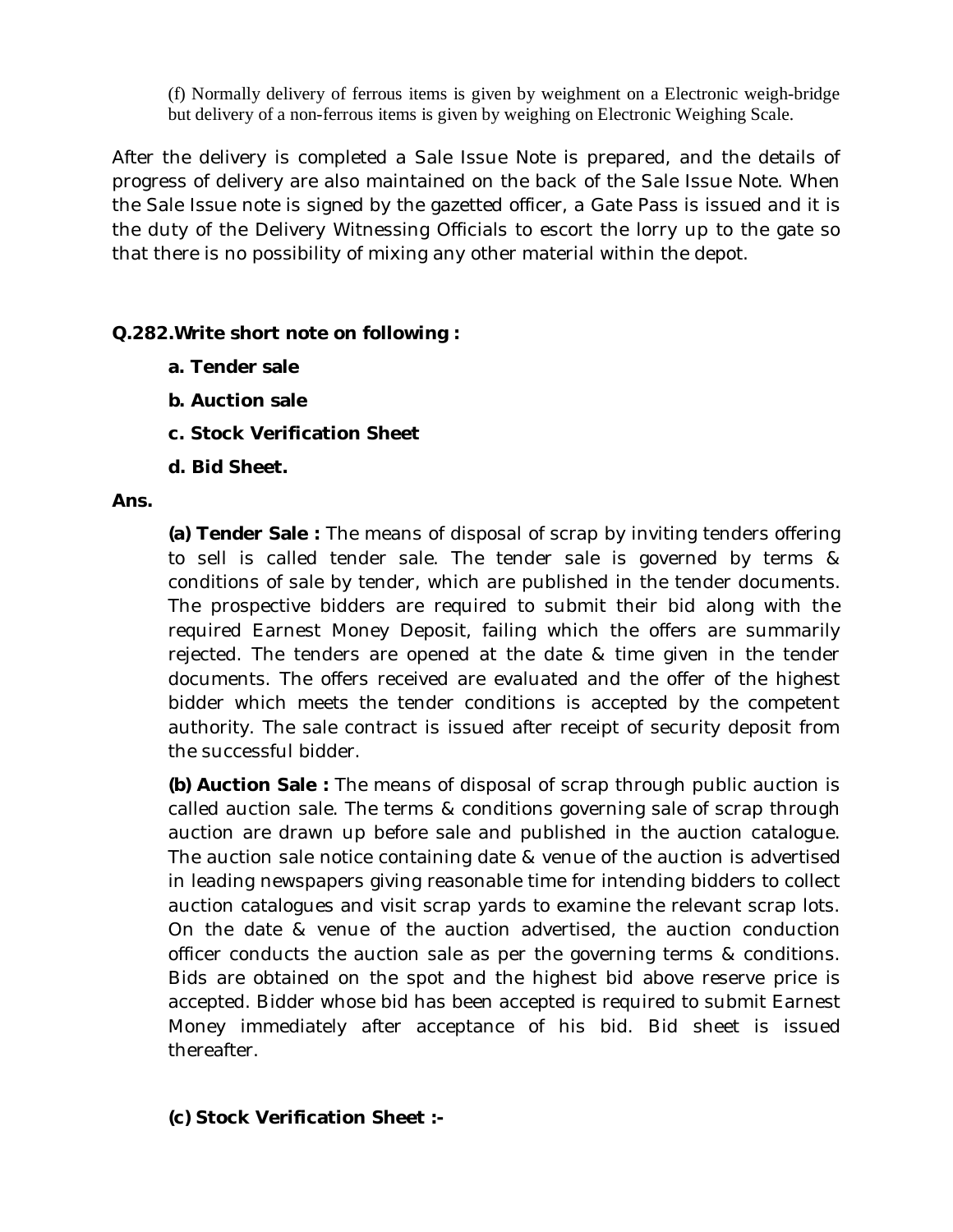(f) Normally delivery of ferrous items is given by weighment on a Electronic weigh-bridge but delivery of a non-ferrous items is given by weighing on Electronic Weighing Scale.

After the delivery is completed a Sale Issue Note is prepared, and the details of progress of delivery are also maintained on the back of the Sale Issue Note. When the Sale Issue note is signed by the gazetted officer, a Gate Pass is issued and it is the duty of the Delivery Witnessing Officials to escort the lorry up to the gate so that there is no possibility of mixing any other material within the depot.

**Q.282.Write short note on following :**

**a. Tender sale**

**b. Auction sale**

**c. Stock Verification Sheet**

**d. Bid Sheet.**

**Ans.**

**(a) Tender Sale :** The means of disposal of scrap by inviting tenders offering to sell is called tender sale. The tender sale is governed by terms & conditions of sale by tender, which are published in the tender documents. The prospective bidders are required to submit their bid along with the required Earnest Money Deposit, failing which the offers are summarily rejected. The tenders are opened at the date & time given in the tender documents. The offers received are evaluated and the offer of the highest bidder which meets the tender conditions is accepted by the competent authority. The sale contract is issued after receipt of security deposit from the successful bidder.

**(b) Auction Sale :** The means of disposal of scrap through public auction is called auction sale. The terms & conditions governing sale of scrap through auction are drawn up before sale and published in the auction catalogue. The auction sale notice containing date & venue of the auction is advertised in leading newspapers giving reasonable time for intending bidders to collect auction catalogues and visit scrap yards to examine the relevant scrap lots. On the date & venue of the auction advertised, the auction conduction officer conducts the auction sale as per the governing terms & conditions. Bids are obtained on the spot and the highest bid above reserve price is accepted. Bidder whose bid has been accepted is required to submit Earnest Money immediately after acceptance of his bid. Bid sheet is issued thereafter.

**(c) Stock Verification Sheet :-**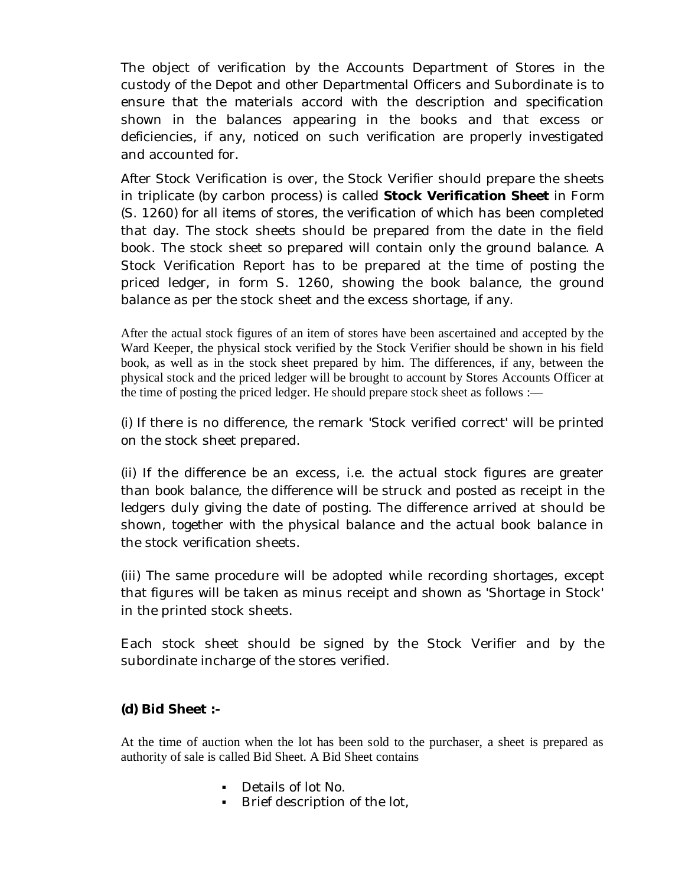The object of verification by the Accounts Department of Stores in the custody of the Depot and other Departmental Officers and Subordinate is to ensure that the materials accord with the description and specification shown in the balances appearing in the books and that excess or deficiencies, if any, noticed on such verification are properly investigated and accounted for.

After Stock Verification is over, the Stock Verifier should prepare the sheets in triplicate (by carbon process) is called **Stock Verification Sheet** in Form (S. 1260) for all items of stores, the verification of which has been completed that day. The stock sheets should be prepared from the date in the field book. The stock sheet so prepared will contain only the ground balance. A Stock Verification Report has to be prepared at the time of posting the priced ledger, in form S. 1260, showing the book balance, the ground balance as per the stock sheet and the excess shortage, if any.

After the actual stock figures of an item of stores have been ascertained and accepted by the Ward Keeper, the physical stock verified by the Stock Verifier should be shown in his field book, as well as in the stock sheet prepared by him. The differences, if any, between the physical stock and the priced ledger will be brought to account by Stores Accounts Officer at the time of posting the priced ledger. He should prepare stock sheet as follows :—

(i) If there is no difference, the remark 'Stock verified correct' will be printed on the stock sheet prepared.

(ii) If the difference be an excess, i.e. the actual stock figures are greater than book balance, the difference will be struck and posted as receipt in the ledgers duly giving the date of posting. The difference arrived at should be shown, together with the physical balance and the actual book balance in the stock verification sheets.

(iii) The same procedure will be adopted while recording shortages, except that figures will be taken as minus receipt and shown as 'Shortage in Stock' in the printed stock sheets.

Each stock sheet should be signed by the Stock Verifier and by the subordinate incharge of the stores verified.

**(d) Bid Sheet :-**

At the time of auction when the lot has been sold to the purchaser, a sheet is prepared as authority of sale is called Bid Sheet. A Bid Sheet contains

- Details of lot No.
- Brief description of the lot,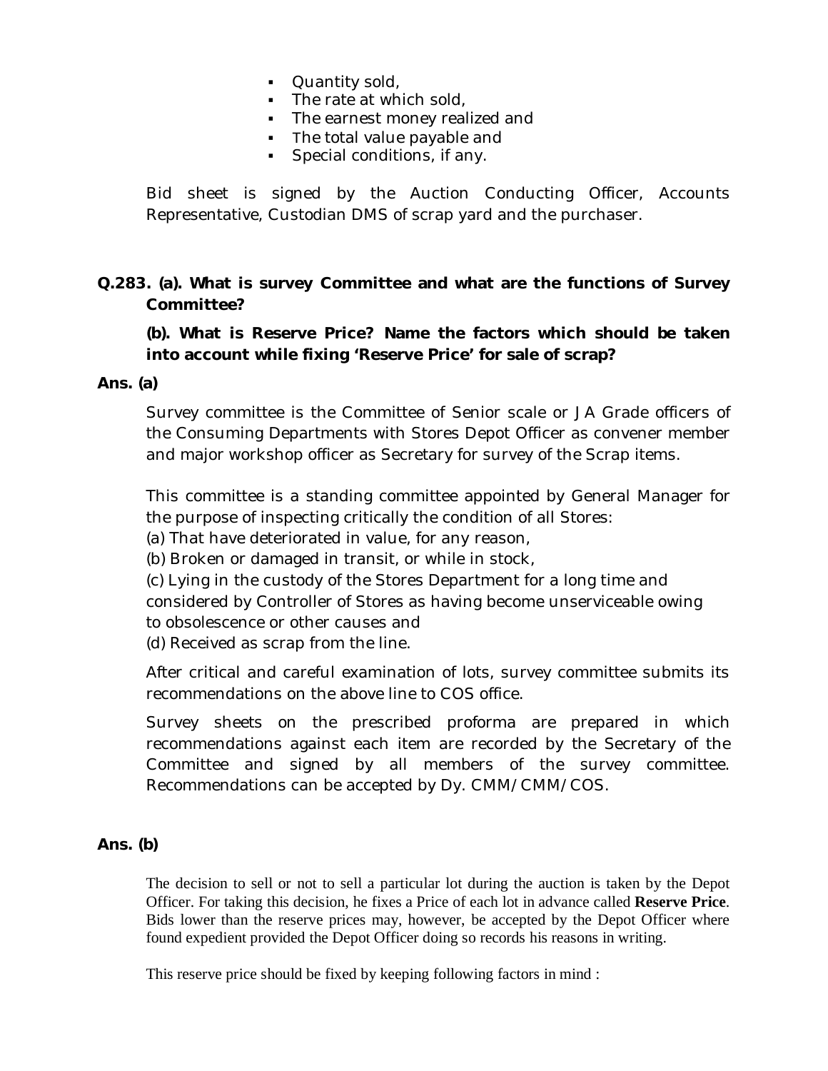- Quantity sold,
- The rate at which sold,
- The earnest money realized and
- The total value payable and
- Special conditions, if any.

Bid sheet is signed by the Auction Conducting Officer, Accounts Representative, Custodian DMS of scrap yard and the purchaser.

**Q.283. (a). What is survey Committee and what are the functions of Survey Committee?**

**(b). What is Reserve Price? Name the factors which should be taken into account while fixing 'Reserve Price' for sale of scrap?**

**Ans. (a)**

Survey committee is the Committee of Senior scale or JA Grade officers of the Consuming Departments with Stores Depot Officer as convener member and major workshop officer as Secretary for survey of the Scrap items.

This committee is a standing committee appointed by General Manager for the purpose of inspecting critically the condition of all Stores:
(a) That have deteriorated in value, for any reason,
(b) Broken or damaged in transit, or while in stock,
(c) Lying in the custody of the Stores Department for a long time and considered by Controller of Stores as having become unserviceable owing to obsolescence or other causes and
(d) Received as scrap from the line.

After critical and careful examination of lots, survey committee submits its recommendations on the above line to COS office.

Survey sheets on the prescribed proforma are prepared in which recommendations against each item are recorded by the Secretary of the Committee and signed by all members of the survey committee. Recommendations can be accepted by Dy. CMM/CMM/COS.

**Ans. (b)**

The decision to sell or not to sell a particular lot during the auction is taken by the Depot Officer. For taking this decision, he fixes a Price of each lot in advance called **Reserve Price**. Bids lower than the reserve prices may, however, be accepted by the Depot Officer where found expedient provided the Depot Officer doing so records his reasons in writing.

This reserve price should be fixed by keeping following factors in mind :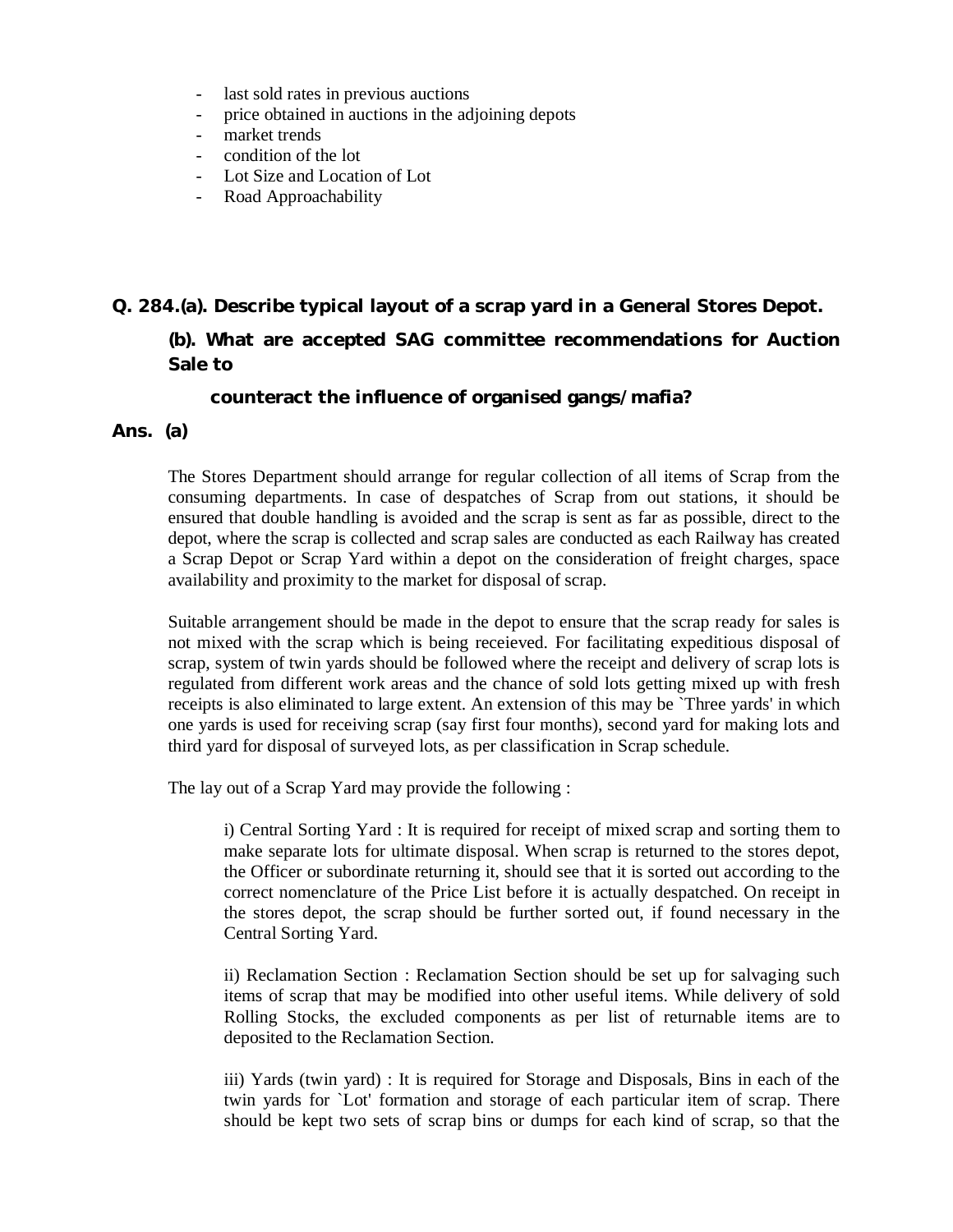- last sold rates in previous auctions
- price obtained in auctions in the adjoining depots
- market trends
- condition of the lot
- Lot Size and Location of Lot
- Road Approachability

**Q. 284.(a). Describe typical layout of a scrap yard in a General Stores Depot.**

**(b). What are accepted SAG committee recommendations for Auction Sale to counteract the influence of organised gangs/mafia?**

**Ans. (a)**

The Stores Department should arrange for regular collection of all items of Scrap from the consuming departments. In case of despatches of Scrap from out stations, it should be ensured that double handling is avoided and the scrap is sent as far as possible, direct to the depot, where the scrap is collected and scrap sales are conducted as each Railway has created a Scrap Depot or Scrap Yard within a depot on the consideration of freight charges, space availability and proximity to the market for disposal of scrap.

Suitable arrangement should be made in the depot to ensure that the scrap ready for sales is not mixed with the scrap which is being receieved. For facilitating expeditious disposal of scrap, system of twin yards should be followed where the receipt and delivery of scrap lots is regulated from different work areas and the chance of sold lots getting mixed up with fresh receipts is also eliminated to large extent. An extension of this may be `Three yards' in which one yards is used for receiving scrap (say first four months), second yard for making lots and third yard for disposal of surveyed lots, as per classification in Scrap schedule.

The lay out of a Scrap Yard may provide the following :

i) Central Sorting Yard : It is required for receipt of mixed scrap and sorting them to make separate lots for ultimate disposal. When scrap is returned to the stores depot, the Officer or subordinate returning it, should see that it is sorted out according to the correct nomenclature of the Price List before it is actually despatched. On receipt in the stores depot, the scrap should be further sorted out, if found necessary in the Central Sorting Yard.

ii) Reclamation Section : Reclamation Section should be set up for salvaging such items of scrap that may be modified into other useful items. While delivery of sold Rolling Stocks, the excluded components as per list of returnable items are to deposited to the Reclamation Section.

iii) Yards (twin yard) : It is required for Storage and Disposals, Bins in each of the twin yards for `Lot' formation and storage of each particular item of scrap. There should be kept two sets of scrap bins or dumps for each kind of scrap, so that the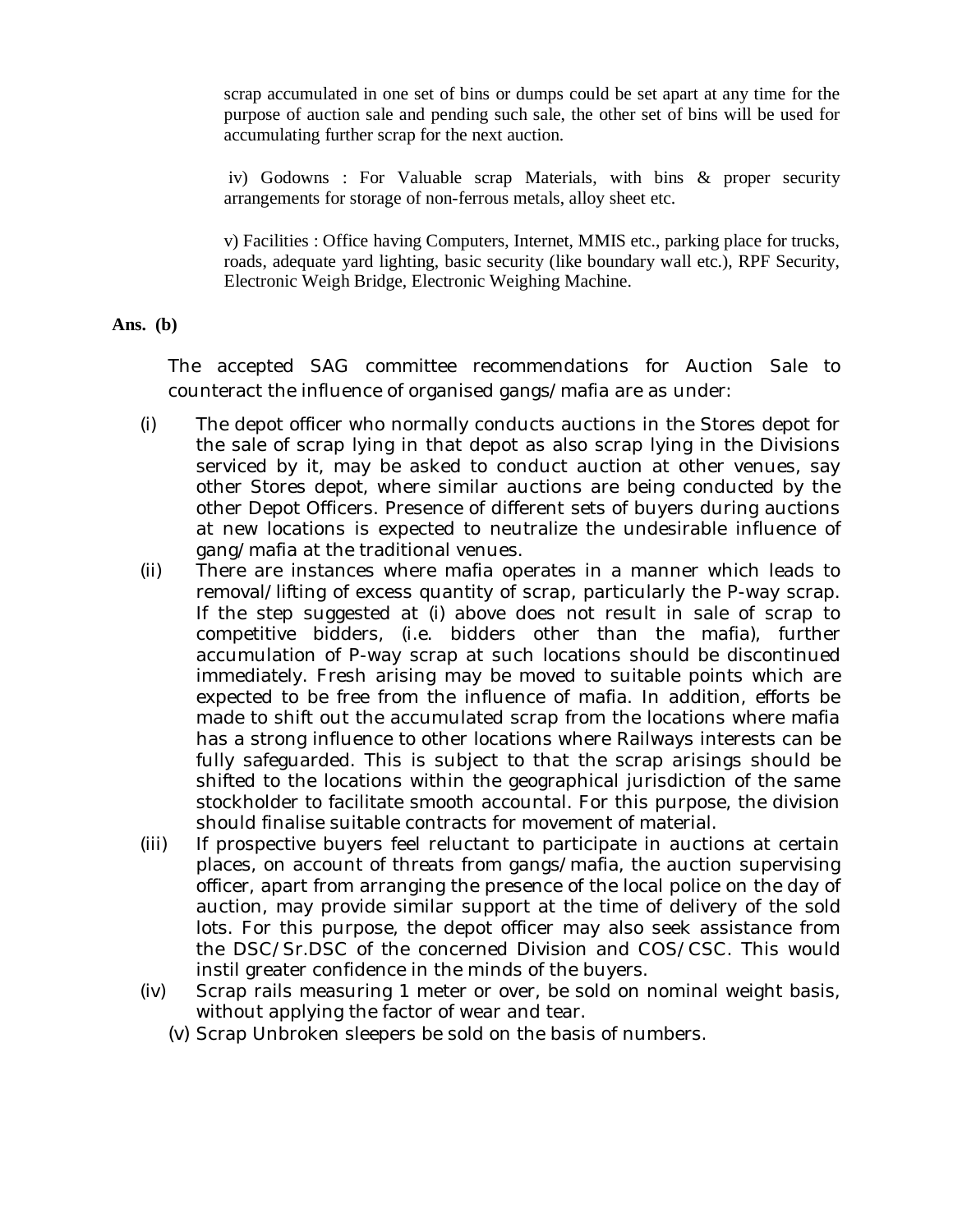scrap accumulated in one set of bins or dumps could be set apart at any time for the purpose of auction sale and pending such sale, the other set of bins will be used for accumulating further scrap for the next auction.

iv) Godowns : For Valuable scrap Materials, with bins & proper security arrangements for storage of non-ferrous metals, alloy sheet etc.

v) Facilities : Office having Computers, Internet, MMIS etc., parking place for trucks, roads, adequate yard lighting, basic security (like boundary wall etc.), RPF Security, Electronic Weigh Bridge, Electronic Weighing Machine.

**Ans. (b)**

The accepted SAG committee recommendations for Auction Sale to counteract the influence of organised gangs/mafia are as under:

(i) The depot officer who normally conducts auctions in the Stores depot for the sale of scrap lying in that depot as also scrap lying in the Divisions serviced by it, may be asked to conduct auction at other venues, say other Stores depot, where similar auctions are being conducted by the other Depot Officers. Presence of different sets of buyers during auctions at new locations is expected to neutralize the undesirable influence of gang/mafia at the traditional venues.

(ii) There are instances where mafia operates in a manner which leads to removal/lifting of excess quantity of scrap, particularly the P-way scrap. If the step suggested at (i) above does not result in sale of scrap to competitive bidders, (i.e. bidders other than the mafia), further accumulation of P-way scrap at such locations should be discontinued immediately. Fresh arising may be moved to suitable points which are expected to be free from the influence of mafia. In addition, efforts be made to shift out the accumulated scrap from the locations where mafia has a strong influence to other locations where Railways interests can be fully safeguarded. This is subject to that the scrap arisings should be shifted to the locations within the geographical jurisdiction of the same stockholder to facilitate smooth accountal. For this purpose, the division should finalise suitable contracts for movement of material.

(iii) If prospective buyers feel reluctant to participate in auctions at certain places, on account of threats from gangs/mafia, the auction supervising officer, apart from arranging the presence of the local police on the day of auction, may provide similar support at the time of delivery of the sold lots. For this purpose, the depot officer may also seek assistance from the DSC/Sr.DSC of the concerned Division and COS/CSC. This would instil greater confidence in the minds of the buyers.

(iv) Scrap rails measuring 1 meter or over, be sold on nominal weight basis, without applying the factor of wear and tear.

(v) Scrap Unbroken sleepers be sold on the basis of numbers.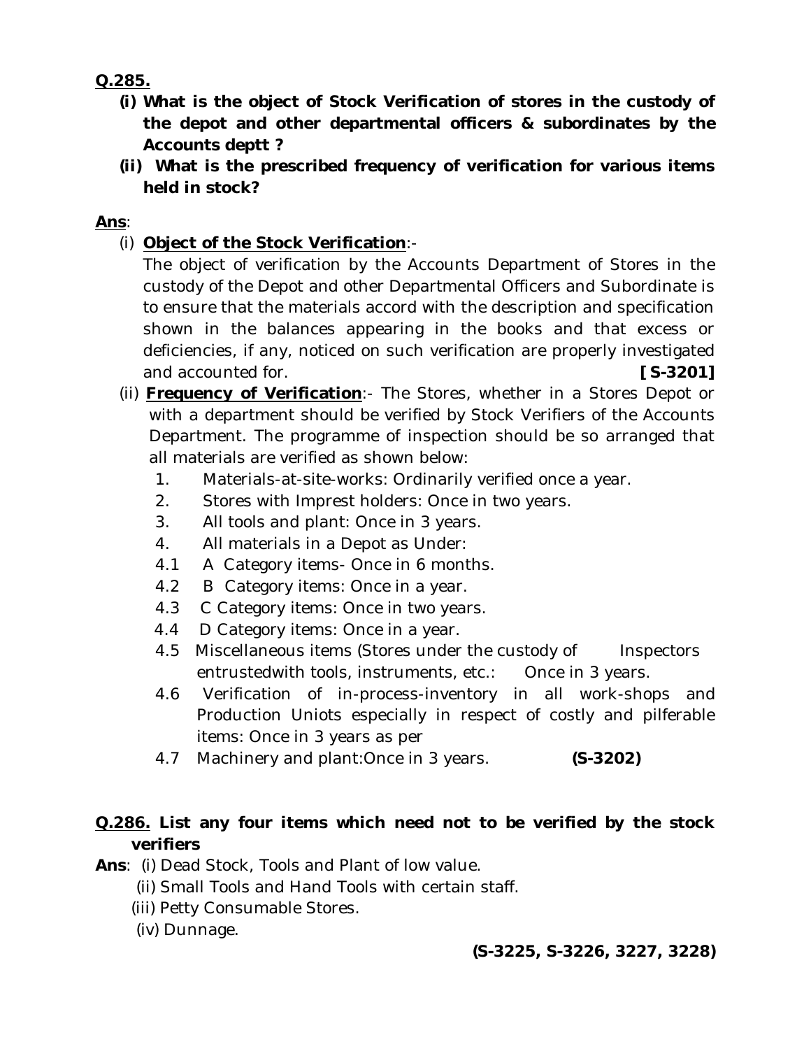**Q.285.**

**(i) What is the object of Stock Verification of stores in the custody of the depot and other departmental officers & subordinates by the Accounts deptt ?**

**(ii) What is the prescribed frequency of verification for various items held in stock?**

**Ans**:

(i) **Object of the Stock Verification**:-

The object of verification by the Accounts Department of Stores in the custody of the Depot and other Departmental Officers and Subordinate is to ensure that the materials accord with the description and specification shown in the balances appearing in the books and that excess or deficiencies, if any, noticed on such verification are properly investigated and accounted for. **[S-3201]**

(ii) **Frequency of Verification**:- The Stores, whether in a Stores Depot or with a department should be verified by Stock Verifiers of the Accounts Department. The programme of inspection should be so arranged that all materials are verified as shown below:

1. Materials-at-site-works: Ordinarily verified once a year.
2. Stores with Imprest holders: Once in two years.
3. All tools and plant: Once in 3 years.
4. All materials in a Depot as Under:

4.1 A Category items- Once in 6 months.

4.2 B Category items: Once in a year.

4.3 C Category items: Once in two years.

4.4 D Category items: Once in a year.

4.5 Miscellaneous items (Stores under the custody of Inspectors entrustedwith tools, instruments, etc.: Once in 3 years.

4.6 Verification of in-process-inventory in all work-shops and Production Uniots especially in respect of costly and pilferable items: Once in 3 years as per

4.7 Machinery and plant:Once in 3 years. **(S-3202)**

**Q.286. List any four items which need not to be verified by the stock verifiers**

**Ans**: (i) Dead Stock, Tools and Plant of low value.

(ii) Small Tools and Hand Tools with certain staff.

(iii) Petty Consumable Stores.

(iv) Dunnage.

**(S-3225, S-3226, 3227, 3228)**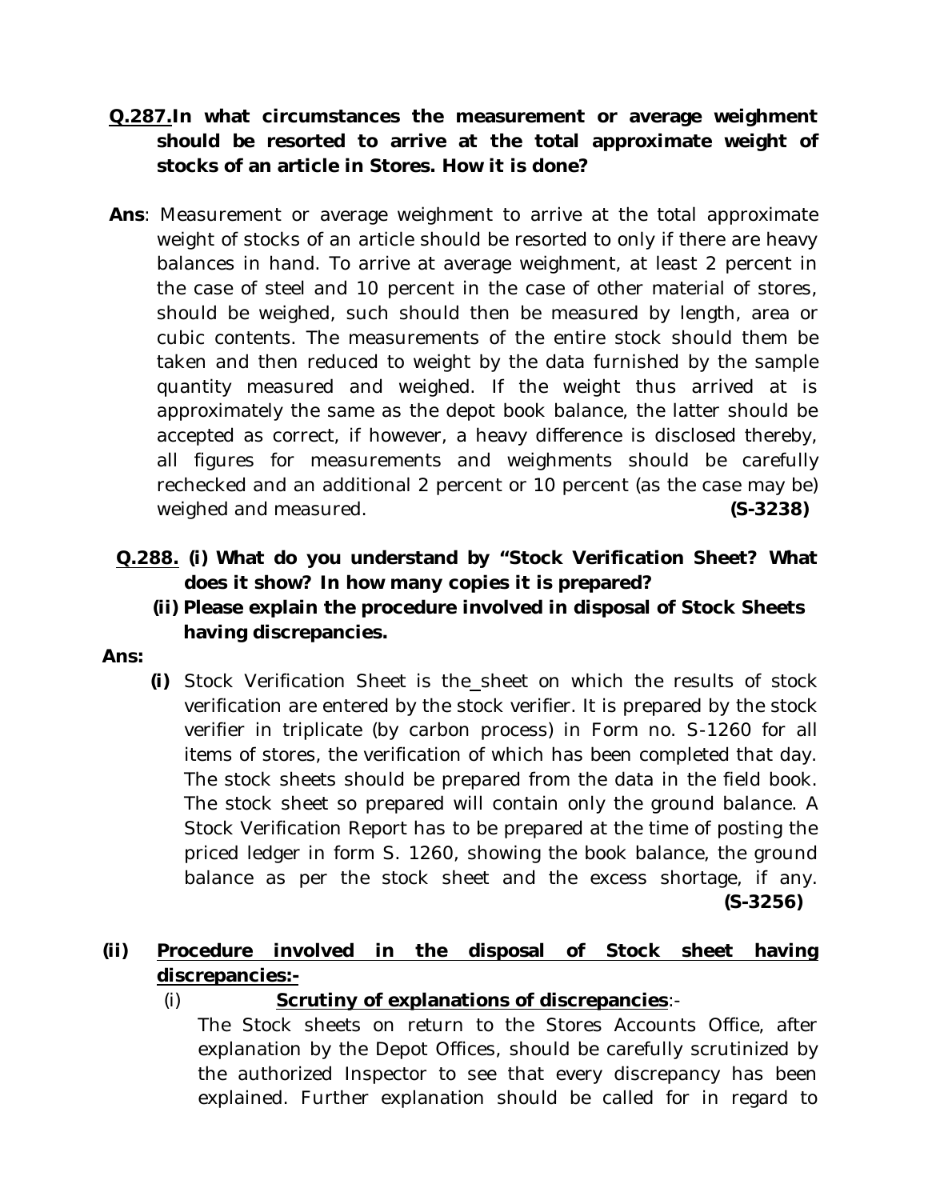**Q.287.In what circumstances the measurement or average weighment should be resorted to arrive at the total approximate weight of stocks of an article in Stores. How it is done?**

**Ans**: Measurement or average weighment to arrive at the total approximate weight of stocks of an article should be resorted to only if there are heavy balances in hand. To arrive at average weighment, at least 2 percent in the case of steel and 10 percent in the case of other material of stores, should be weighed, such should then be measured by length, area or cubic contents. The measurements of the entire stock should them be taken and then reduced to weight by the data furnished by the sample quantity measured and weighed. If the weight thus arrived at is approximately the same as the depot book balance, the latter should be accepted as correct, if however, a heavy difference is disclosed thereby, all figures for measurements and weighments should be carefully rechecked and an additional 2 percent or 10 percent (as the case may be) weighed and measured. **(S-3238)**

**Q.288. (i) What do you understand by "Stock Verification Sheet? What does it show? In how many copies it is prepared?**

**(ii) Please explain the procedure involved in disposal of Stock Sheets having discrepancies.**

**Ans:**

**(i)** Stock Verification Sheet is the_sheet on which the results of stock verification are entered by the stock verifier. It is prepared by the stock verifier in triplicate (by carbon process) in Form no. S-1260 for all items of stores, the verification of which has been completed that day. The stock sheets should be prepared from the data in the field book. The stock sheet so prepared will contain only the ground balance. A Stock Verification Report has to be prepared at the time of posting the priced ledger in form S. 1260, showing the book balance, the ground balance as per the stock sheet and the excess shortage, if any. **(S-3256)**

**(ii) Procedure involved in the disposal of Stock sheet having discrepancies:-**

(i) **Scrutiny of explanations of discrepancies**:-

The Stock sheets on return to the Stores Accounts Office, after explanation by the Depot Offices, should be carefully scrutinized by the authorized Inspector to see that every discrepancy has been explained. Further explanation should be called for in regard to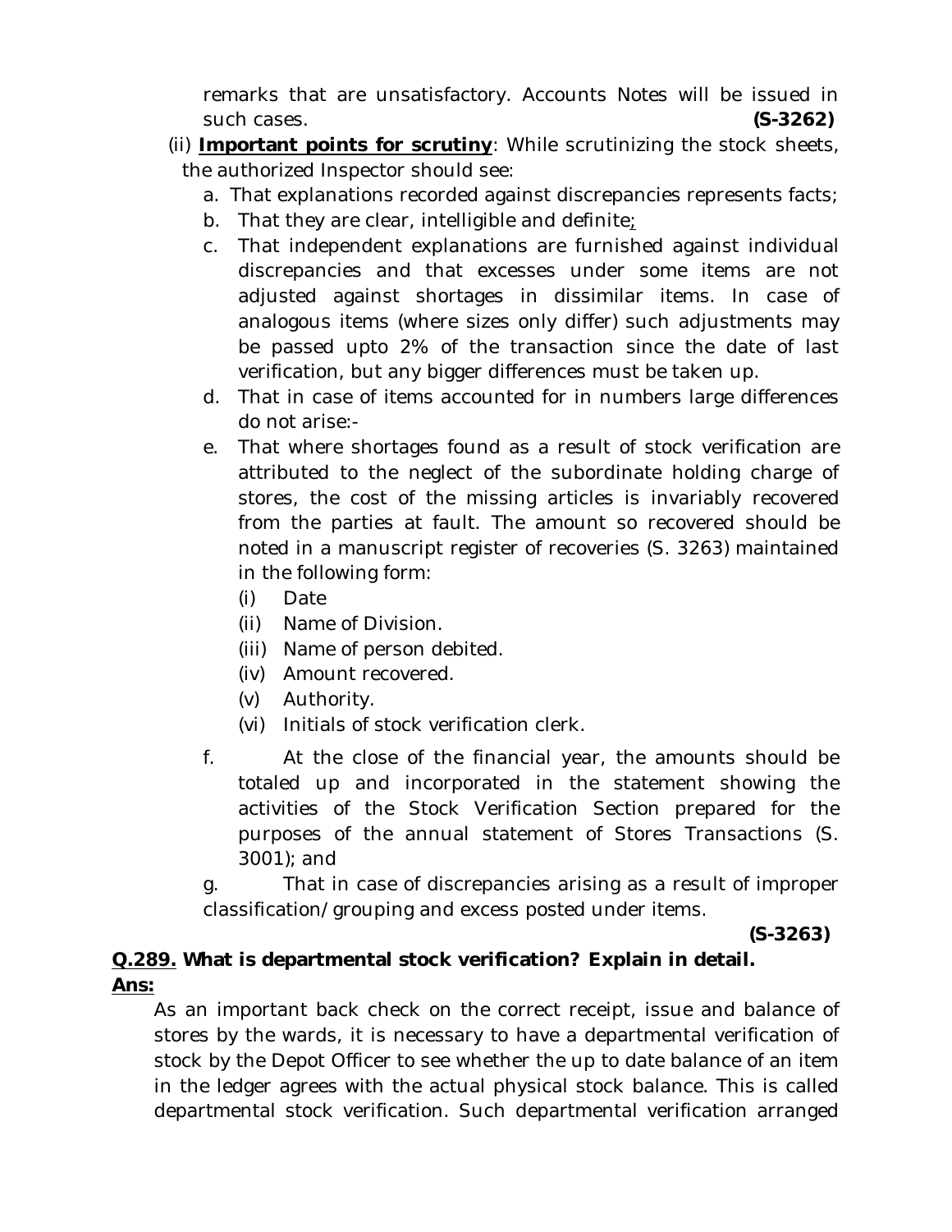remarks that are unsatisfactory. Accounts Notes will be issued in such cases. **(S-3262)**

(ii) **Important points for scrutiny**: While scrutinizing the stock sheets, the authorized Inspector should see:

a. That explanations recorded against discrepancies represents facts;

b. That they are clear, intelligible and definite;

c. That independent explanations are furnished against individual discrepancies and that excesses under some items are not adjusted against shortages in dissimilar items. In case of analogous items (where sizes only differ) such adjustments may be passed upto 2% of the transaction since the date of last verification, but any bigger differences must be taken up.

d. That in case of items accounted for in numbers large differences do not arise:-

e. That where shortages found as a result of stock verification are attributed to the neglect of the subordinate holding charge of stores, the cost of the missing articles is invariably recovered from the parties at fault. The amount so recovered should be noted in a manuscript register of recoveries (S. 3263) maintained in the following form:

   (i) Date
   (ii) Name of Division.
   (iii) Name of person debited.
   (iv) Amount recovered.
   (v) Authority.
   (vi) Initials of stock verification clerk.

f. At the close of the financial year, the amounts should be totaled up and incorporated in the statement showing the activities of the Stock Verification Section prepared for the purposes of the annual statement of Stores Transactions (S. 3001); and

g. That in case of discrepancies arising as a result of improper classification/grouping and excess posted under items.

**(S-3263)**

**Q.289. What is departmental stock verification? Explain in detail.**

**Ans:**

As an important back check on the correct receipt, issue and balance of stores by the wards, it is necessary to have a departmental verification of stock by the Depot Officer to see whether the up to date balance of an item in the ledger agrees with the actual physical stock balance. This is called departmental stock verification. Such departmental verification arranged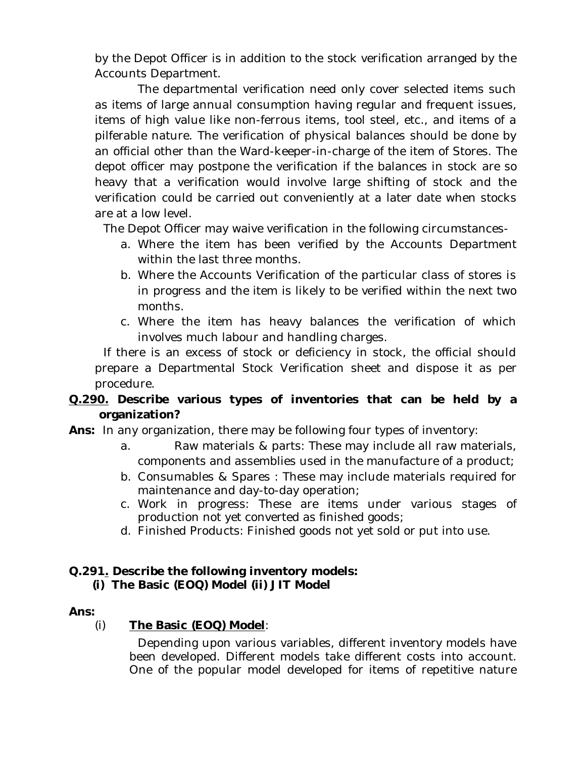by the Depot Officer is in addition to the stock verification arranged by the Accounts Department.

The departmental verification need only cover selected items such as items of large annual consumption having regular and frequent issues, items of high value like non-ferrous items, tool steel, etc., and items of a pilferable nature. The verification of physical balances should be done by an official other than the Ward-keeper-in-charge of the item of Stores. The depot officer may postpone the verification if the balances in stock are so heavy that a verification would involve large shifting of stock and the verification could be carried out conveniently at a later date when stocks are at a low level.

The Depot Officer may waive verification in the following circumstances-

a. Where the item has been verified by the Accounts Department within the last three months.
b. Where the Accounts Verification of the particular class of stores is in progress and the item is likely to be verified within the next two months.
c. Where the item has heavy balances the verification of which involves much labour and handling charges.

If there is an excess of stock or deficiency in stock, the official should prepare a Departmental Stock Verification sheet and dispose it as per procedure.

**Q.290. Describe various types of inventories that can be held by a organization?**

**Ans:** In any organization, there may be following four types of inventory:

a. Raw materials & parts: These may include all raw materials, components and assemblies used in the manufacture of a product;
b. Consumables & Spares : These may include materials required for maintenance and day-to-day operation;
c. Work in progress: These are items under various stages of production not yet converted as finished goods;
d. Finished Products: Finished goods not yet sold or put into use.

**Q.291. Describe the following inventory models:**
**(i) The Basic (EOQ) Model (ii) JIT Model**

**Ans:**

(i) **The Basic (EOQ) Model**:

Depending upon various variables, different inventory models have been developed. Different models take different costs into account. One of the popular model developed for items of repetitive nature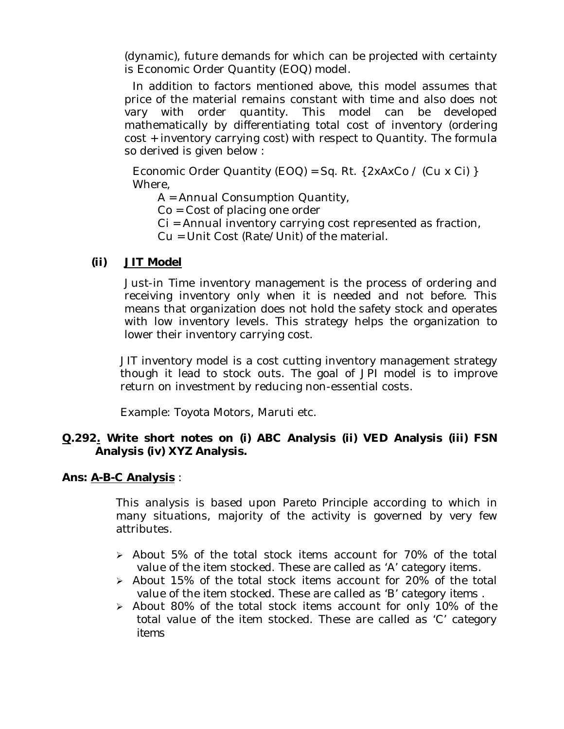(dynamic), future demands for which can be projected with certainty is Economic Order Quantity (EOQ) model.

In addition to factors mentioned above, this model assumes that price of the material remains constant with time and also does not vary with order quantity. This model can be developed mathematically by differentiating total cost of inventory (ordering cost + inventory carrying cost) with respect to Quantity. The formula so derived is given below :

Economic Order Quantity (EOQ) = Sq. Rt. {2xAxCo / (Cu x Ci) }
Where,

A = Annual Consumption Quantity,
Co = Cost of placing one order
Ci = Annual inventory carrying cost represented as fraction,
Cu = Unit Cost (Rate/Unit) of the material.

**(ii) JIT Model**

Just-in Time inventory management is the process of ordering and receiving inventory only when it is needed and not before. This means that organization does not hold the safety stock and operates with low inventory levels. This strategy helps the organization to lower their inventory carrying cost.

JIT inventory model is a cost cutting inventory management strategy though it lead to stock outs. The goal of JPI model is to improve return on investment by reducing non-essential costs.

Example: Toyota Motors, Maruti etc.

**Q.292. Write short notes on (i) ABC Analysis (ii) VED Analysis (iii) FSN Analysis (iv) XYZ Analysis.**

**Ans: A-B-C Analysis** :

This analysis is based upon Pareto Principle according to which in many situations, majority of the activity is governed by very few attributes.

- About 5% of the total stock items account for 70% of the total value of the item stocked. These are called as 'A' category items.
- About 15% of the total stock items account for 20% of the total value of the item stocked. These are called as 'B' category items .
- About 80% of the total stock items account for only 10% of the total value of the item stocked. These are called as 'C' category items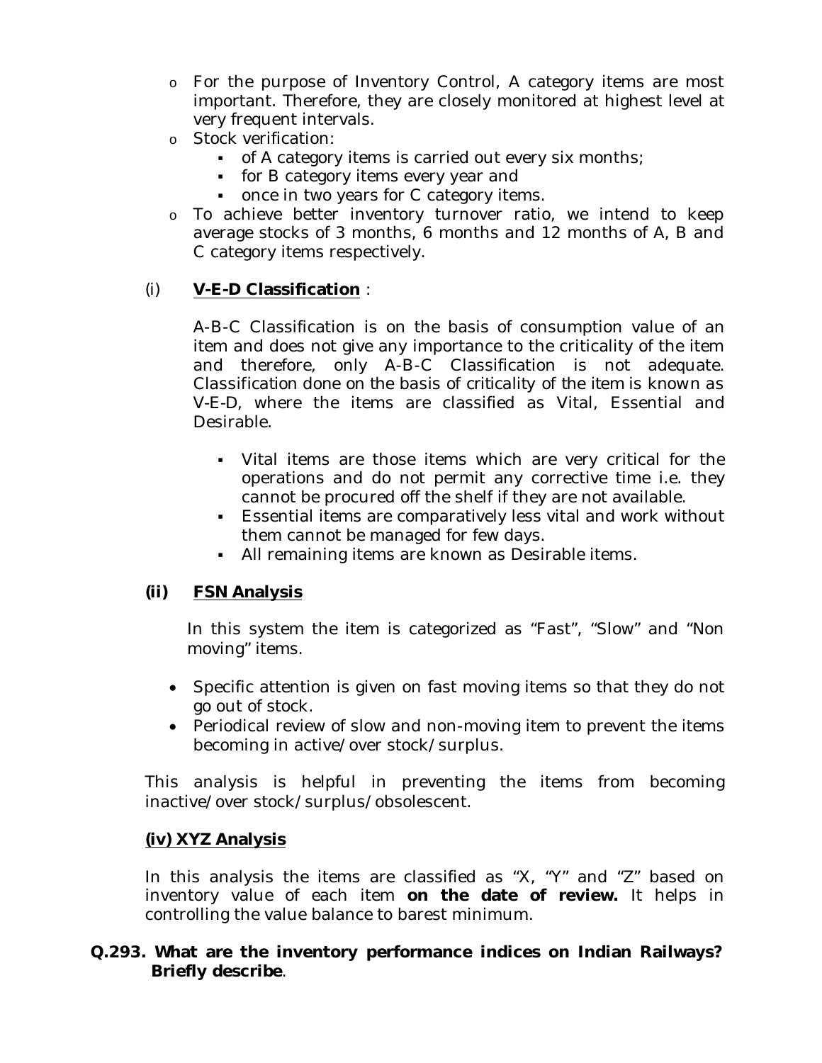- For the purpose of Inventory Control, A category items are most important. Therefore, they are closely monitored at highest level at very frequent intervals.
- Stock verification:
  - of A category items is carried out every six months;
  - for B category items every year and
  - once in two years for C category items.
- To achieve better inventory turnover ratio, we intend to keep average stocks of 3 months, 6 months and 12 months of A, B and C category items respectively.

(i) **V-E-D Classification** :

A-B-C Classification is on the basis of consumption value of an item and does not give any importance to the criticality of the item and therefore, only A-B-C Classification is not adequate. Classification done on the basis of criticality of the item is known as V-E-D, where the items are classified as Vital, Essential and Desirable.

- Vital items are those items which are very critical for the operations and do not permit any corrective time i.e. they cannot be procured off the shelf if they are not available.
- Essential items are comparatively less vital and work without them cannot be managed for few days.
- All remaining items are known as Desirable items.

**(ii) FSN Analysis**

In this system the item is categorized as "Fast", "Slow" and "Non moving" items.

- Specific attention is given on fast moving items so that they do not go out of stock.
- Periodical review of slow and non-moving item to prevent the items becoming in active/over stock/surplus.

This analysis is helpful in preventing the items from becoming inactive/over stock/surplus/obsolescent.

**(iv) XYZ Analysis**

In this analysis the items are classified as "X, "Y" and "Z" based on inventory value of each item **on the date of review.** It helps in controlling the value balance to barest minimum.

**Q.293. What are the inventory performance indices on Indian Railways? Briefly describe**.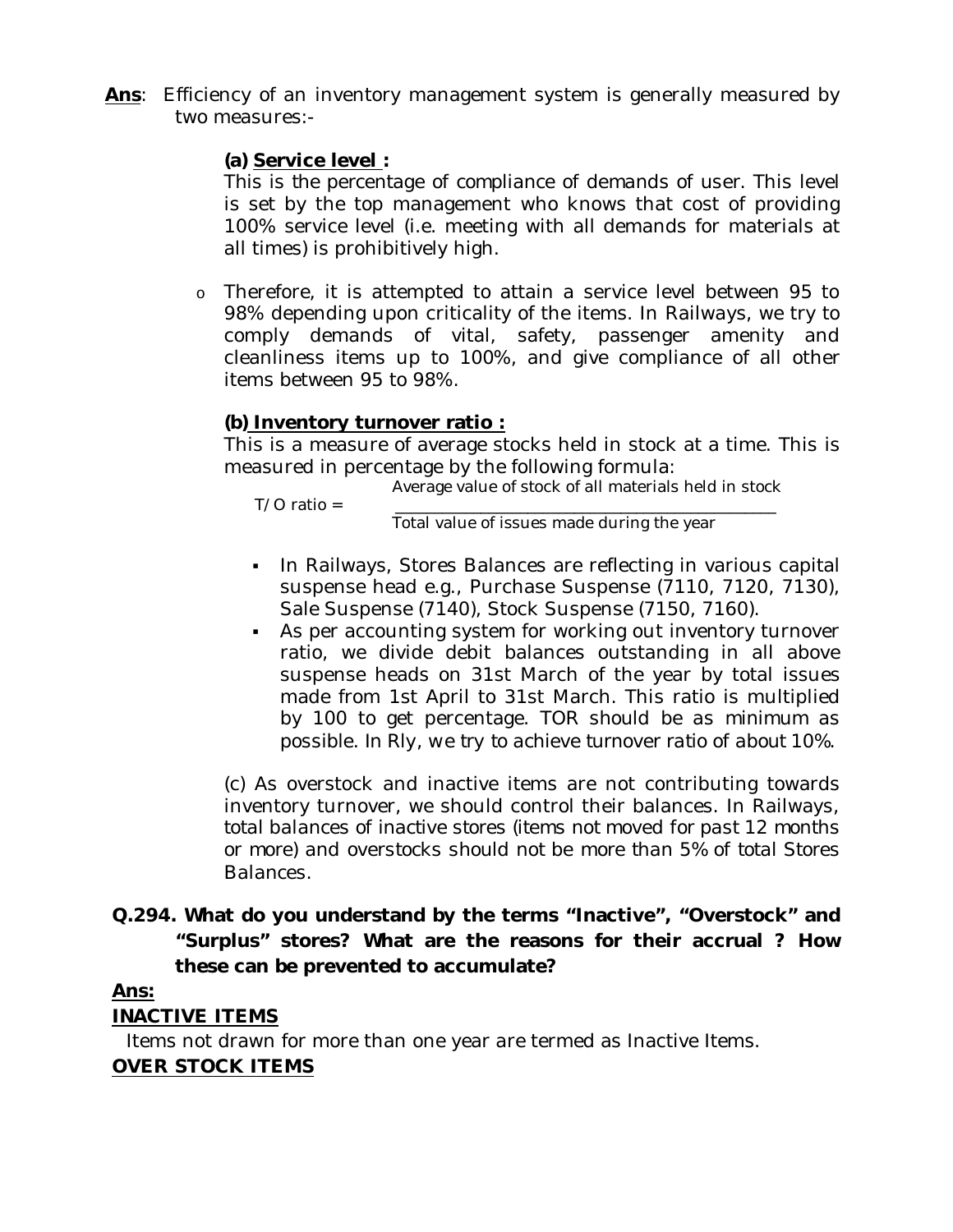**Ans**: Efficiency of an inventory management system is generally measured by two measures:-

**(a) Service level :**

This is the percentage of compliance of demands of user. This level is set by the top management who knows that cost of providing 100% service level (i.e. meeting with all demands for materials at all times) is prohibitively high.

- Therefore, it is attempted to attain a service level between 95 to 98% depending upon criticality of the items. In Railways, we try to comply demands of vital, safety, passenger amenity and cleanliness items up to 100%, and give compliance of all other items between 95 to 98%.

**(b) Inventory turnover ratio :**

This is a measure of average stocks held in stock at a time. This is measured in percentage by the following formula:

$$\text{T/O ratio} = \frac{\text{Average value of stock of all materials held in stock}}{\text{Total value of issues made during the year}}$$

- In Railways, Stores Balances are reflecting in various capital suspense head e.g., Purchase Suspense (7110, 7120, 7130), Sale Suspense (7140), Stock Suspense (7150, 7160).
- As per accounting system for working out inventory turnover ratio, we divide debit balances outstanding in all above suspense heads on 31st March of the year by total issues made from 1st April to 31st March. This ratio is multiplied by 100 to get percentage. TOR should be as minimum as possible. In Rly, we try to achieve turnover ratio of about 10%.

(c) As overstock and inactive items are not contributing towards inventory turnover, we should control their balances. In Railways, total balances of inactive stores (items not moved for past 12 months or more) and overstocks should not be more than 5% of total Stores Balances.

**Q.294. What do you understand by the terms "Inactive", "Overstock" and "Surplus" stores? What are the reasons for their accrual ? How these can be prevented to accumulate?**

**Ans:**

**INACTIVE ITEMS**

Items not drawn for more than one year are termed as Inactive Items.

**OVER STOCK ITEMS**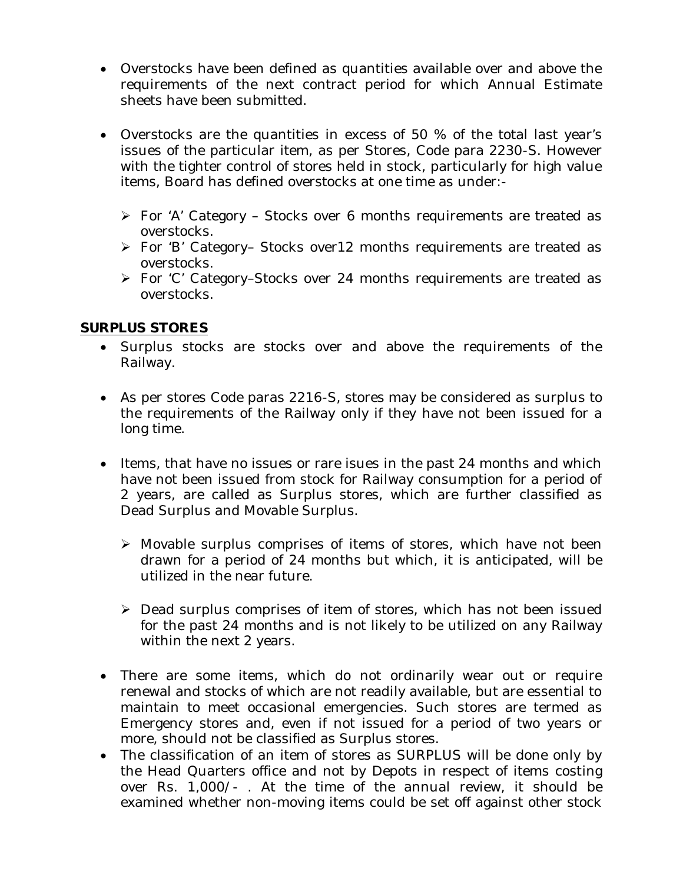- Overstocks have been defined as quantities available over and above the requirements of the next contract period for which Annual Estimate sheets have been submitted.

- Overstocks are the quantities in excess of 50 % of the total last year's issues of the particular item, as per Stores, Code para 2230-S. However with the tighter control of stores held in stock, particularly for high value items, Board has defined overstocks at one time as under:-

  - For 'A' Category – Stocks over 6 months requirements are treated as overstocks.
  - For 'B' Category– Stocks over12 months requirements are treated as overstocks.
  - For 'C' Category–Stocks over 24 months requirements are treated as overstocks.

## SURPLUS STORES

- Surplus stocks are stocks over and above the requirements of the Railway.

- As per stores Code paras 2216-S, stores may be considered as surplus to the requirements of the Railway only if they have not been issued for a long time.

- Items, that have no issues or rare isues in the past 24 months and which have not been issued from stock for Railway consumption for a period of 2 years, are called as Surplus stores, which are further classified as Dead Surplus and Movable Surplus.

  - Movable surplus comprises of items of stores, which have not been drawn for a period of 24 months but which, it is anticipated, will be utilized in the near future.

  - Dead surplus comprises of item of stores, which has not been issued for the past 24 months and is not likely to be utilized on any Railway within the next 2 years.

- There are some items, which do not ordinarily wear out or require renewal and stocks of which are not readily available, but are essential to maintain to meet occasional emergencies. Such stores are termed as Emergency stores and, even if not issued for a period of two years or more, should not be classified as Surplus stores.
- The classification of an item of stores as SURPLUS will be done only by the Head Quarters office and not by Depots in respect of items costing over Rs. 1,000/- . At the time of the annual review, it should be examined whether non-moving items could be set off against other stock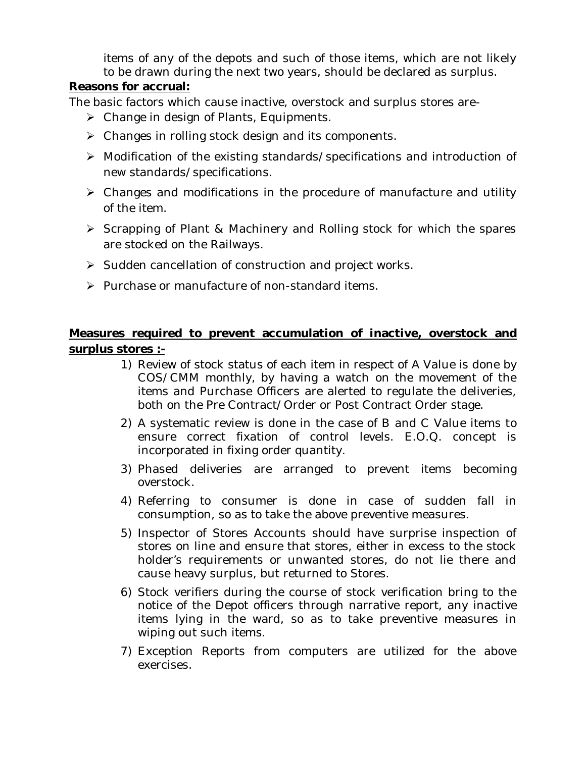items of any of the depots and such of those items, which are not likely to be drawn during the next two years, should be declared as surplus.

**Reasons for accrual:**

The basic factors which cause inactive, overstock and surplus stores are-

- Change in design of Plants, Equipments.
- Changes in rolling stock design and its components.
- Modification of the existing standards/specifications and introduction of new standards/specifications.
- Changes and modifications in the procedure of manufacture and utility of the item.
- Scrapping of Plant & Machinery and Rolling stock for which the spares are stocked on the Railways.
- Sudden cancellation of construction and project works.
- Purchase or manufacture of non-standard items.

**Measures required to prevent accumulation of inactive, overstock and surplus stores :-**

1) Review of stock status of each item in respect of A Value is done by COS/CMM monthly, by having a watch on the movement of the items and Purchase Officers are alerted to regulate the deliveries, both on the Pre Contract/Order or Post Contract Order stage.
2) A systematic review is done in the case of B and C Value items to ensure correct fixation of control levels. E.O.Q. concept is incorporated in fixing order quantity.
3) Phased deliveries are arranged to prevent items becoming overstock.
4) Referring to consumer is done in case of sudden fall in consumption, so as to take the above preventive measures.
5) Inspector of Stores Accounts should have surprise inspection of stores on line and ensure that stores, either in excess to the stock holder's requirements or unwanted stores, do not lie there and cause heavy surplus, but returned to Stores.
6) Stock verifiers during the course of stock verification bring to the notice of the Depot officers through narrative report, any inactive items lying in the ward, so as to take preventive measures in wiping out such items.
7) Exception Reports from computers are utilized for the above exercises.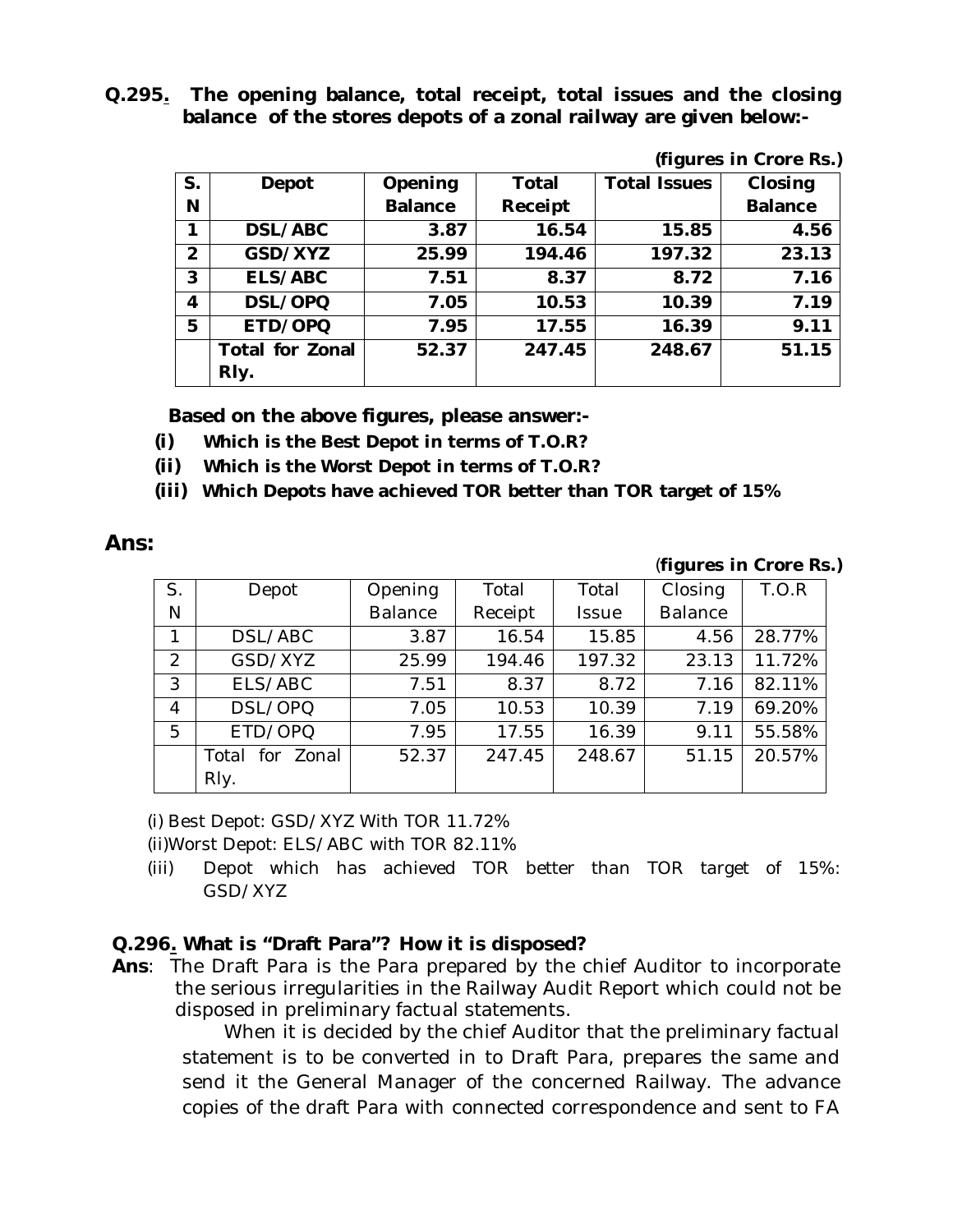**Q.295. The opening balance, total receipt, total issues and the closing balance of the stores depots of a zonal railway are given below:-**

**(figures in Crore Rs.)**

| S. N | Depot | Opening Balance | Total Receipt | Total Issues | Closing Balance |
|---|---|---|---|---|---|
| 1 | DSL/ABC | 3.87 | 16.54 | 15.85 | 4.56 |
| 2 | GSD/XYZ | 25.99 | 194.46 | 197.32 | 23.13 |
| 3 | ELS/ABC | 7.51 | 8.37 | 8.72 | 7.16 |
| 4 | DSL/OPQ | 7.05 | 10.53 | 10.39 | 7.19 |
| 5 | ETD/OPQ | 7.95 | 17.55 | 16.39 | 9.11 |
| | Total for Zonal Rly. | 52.37 | 247.45 | 248.67 | 51.15 |

**Based on the above figures, please answer:-**

**(i) Which is the Best Depot in terms of T.O.R?**

**(ii) Which is the Worst Depot in terms of T.O.R?**

**(iii) Which Depots have achieved TOR better than TOR target of 15%**

## Ans:

(**figures in Crore Rs.)**

| S. N | Depot | Opening Balance | Total Receipt | Total Issue | Closing Balance | T.O.R |
|---|---|---|---|---|---|---|
| 1 | DSL/ABC | 3.87 | 16.54 | 15.85 | 4.56 | 28.77% |
| 2 | GSD/XYZ | 25.99 | 194.46 | 197.32 | 23.13 | 11.72% |
| 3 | ELS/ABC | 7.51 | 8.37 | 8.72 | 7.16 | 82.11% |
| 4 | DSL/OPQ | 7.05 | 10.53 | 10.39 | 7.19 | 69.20% |
| 5 | ETD/OPQ | 7.95 | 17.55 | 16.39 | 9.11 | 55.58% |
| | Total for Zonal Rly. | 52.37 | 247.45 | 248.67 | 51.15 | 20.57% |

(i) Best Depot: GSD/XYZ With TOR 11.72%

(ii)Worst Depot: ELS/ABC with TOR 82.11%

(iii) Depot which has achieved TOR better than TOR target of 15%: GSD/XYZ

**Q.296. What is "Draft Para"? How it is disposed?**

**Ans**: The Draft Para is the Para prepared by the chief Auditor to incorporate the serious irregularities in the Railway Audit Report which could not be disposed in preliminary factual statements.

When it is decided by the chief Auditor that the preliminary factual statement is to be converted in to Draft Para, prepares the same and send it the General Manager of the concerned Railway. The advance copies of the draft Para with connected correspondence and sent to FA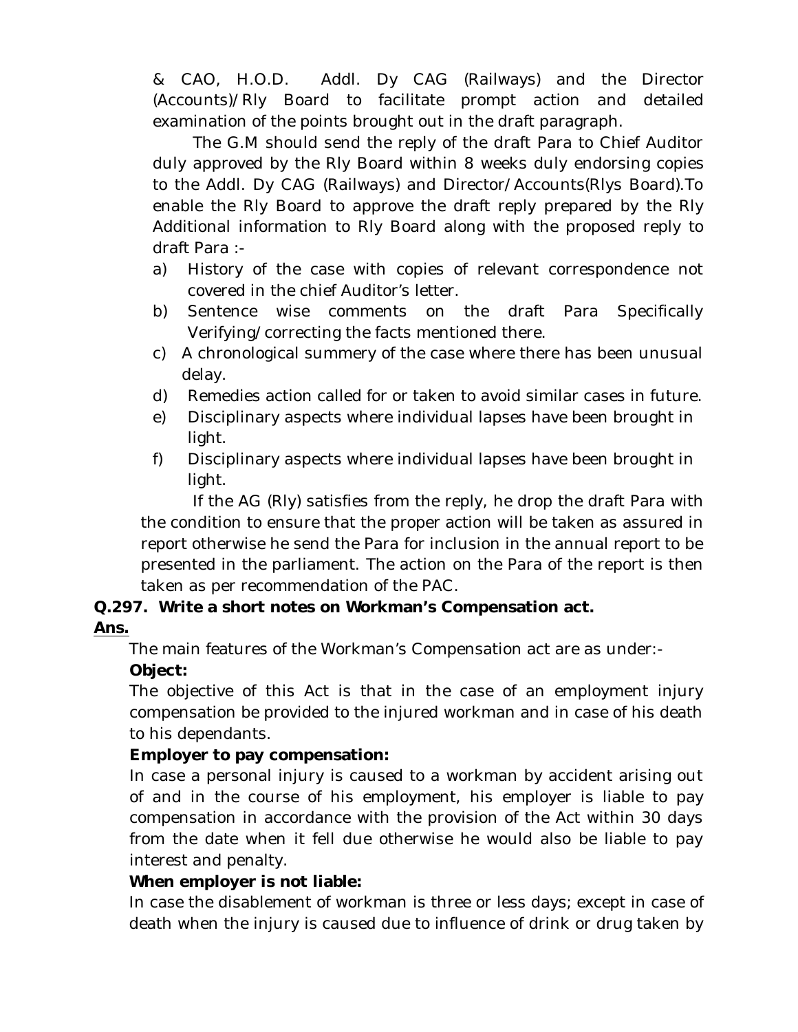& CAO, H.O.D. Addl. Dy CAG (Railways) and the Director (Accounts)/Rly Board to facilitate prompt action and detailed examination of the points brought out in the draft paragraph.

The G.M should send the reply of the draft Para to Chief Auditor duly approved by the Rly Board within 8 weeks duly endorsing copies to the Addl. Dy CAG (Railways) and Director/Accounts(Rlys Board).To enable the Rly Board to approve the draft reply prepared by the Rly Additional information to Rly Board along with the proposed reply to draft Para :-

a) History of the case with copies of relevant correspondence not covered in the chief Auditor's letter.
b) Sentence wise comments on the draft Para Specifically Verifying/correcting the facts mentioned there.
c) A chronological summery of the case where there has been unusual delay.
d) Remedies action called for or taken to avoid similar cases in future.
e) Disciplinary aspects where individual lapses have been brought in light.
f) Disciplinary aspects where individual lapses have been brought in light.

If the AG (Rly) satisfies from the reply, he drop the draft Para with the condition to ensure that the proper action will be taken as assured in report otherwise he send the Para for inclusion in the annual report to be presented in the parliament. The action on the Para of the report is then taken as per recommendation of the PAC.

**Q.297. Write a short notes on Workman's Compensation act.**

**Ans.**

The main features of the Workman's Compensation act are as under:-

**Object:**

The objective of this Act is that in the case of an employment injury compensation be provided to the injured workman and in case of his death to his dependants.

**Employer to pay compensation:**

In case a personal injury is caused to a workman by accident arising out of and in the course of his employment, his employer is liable to pay compensation in accordance with the provision of the Act within 30 days from the date when it fell due otherwise he would also be liable to pay interest and penalty.

**When employer is not liable:**

In case the disablement of workman is three or less days; except in case of death when the injury is caused due to influence of drink or drug taken by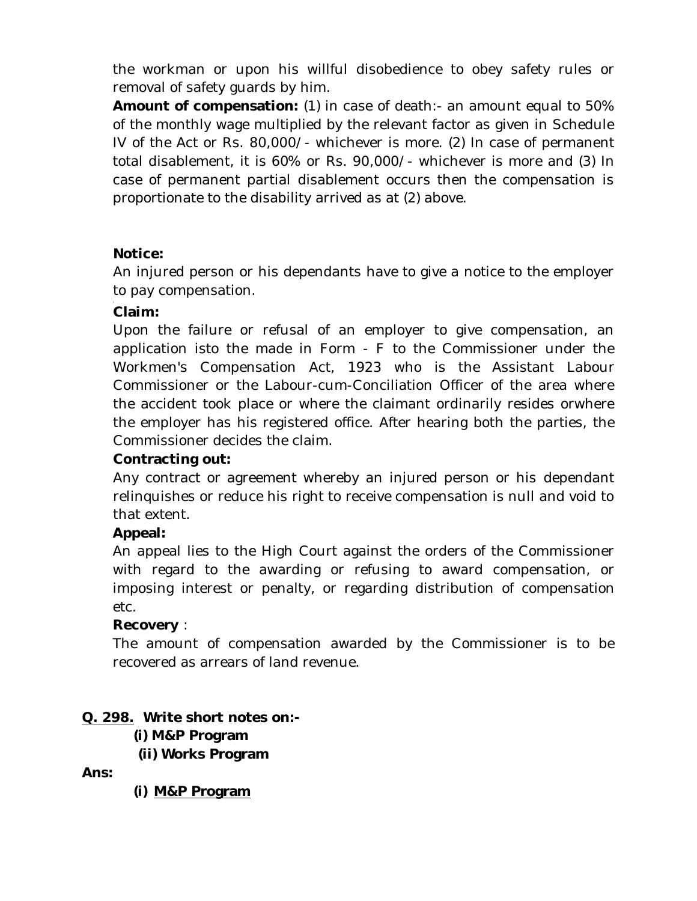the workman or upon his willful disobedience to obey safety rules or removal of safety guards by him.

**Amount of compensation:** (1) in case of death:- an amount equal to 50% of the monthly wage multiplied by the relevant factor as given in Schedule IV of the Act or Rs. 80,000/- whichever is more. (2) In case of permanent total disablement, it is 60% or Rs. 90,000/- whichever is more and (3) In case of permanent partial disablement occurs then the compensation is proportionate to the disability arrived as at (2) above.

**Notice:**

An injured person or his dependants have to give a notice to the employer to pay compensation.

**Claim:**

Upon the failure or refusal of an employer to give compensation, an application isto the made in Form - F to the Commissioner under the Workmen's Compensation Act, 1923 who is the Assistant Labour Commissioner or the Labour-cum-Conciliation Officer of the area where the accident took place or where the claimant ordinarily resides orwhere the employer has his registered office. After hearing both the parties, the Commissioner decides the claim.

**Contracting out:**

Any contract or agreement whereby an injured person or his dependant relinquishes or reduce his right to receive compensation is null and void to that extent.

**Appeal:**

An appeal lies to the High Court against the orders of the Commissioner with regard to the awarding or refusing to award compensation, or imposing interest or penalty, or regarding distribution of compensation etc.

**Recovery** :

The amount of compensation awarded by the Commissioner is to be recovered as arrears of land revenue.

**Q. 298. Write short notes on:-**

**(i) M&P Program**

**(ii) Works Program**

**Ans:**

**(i) M&P Program**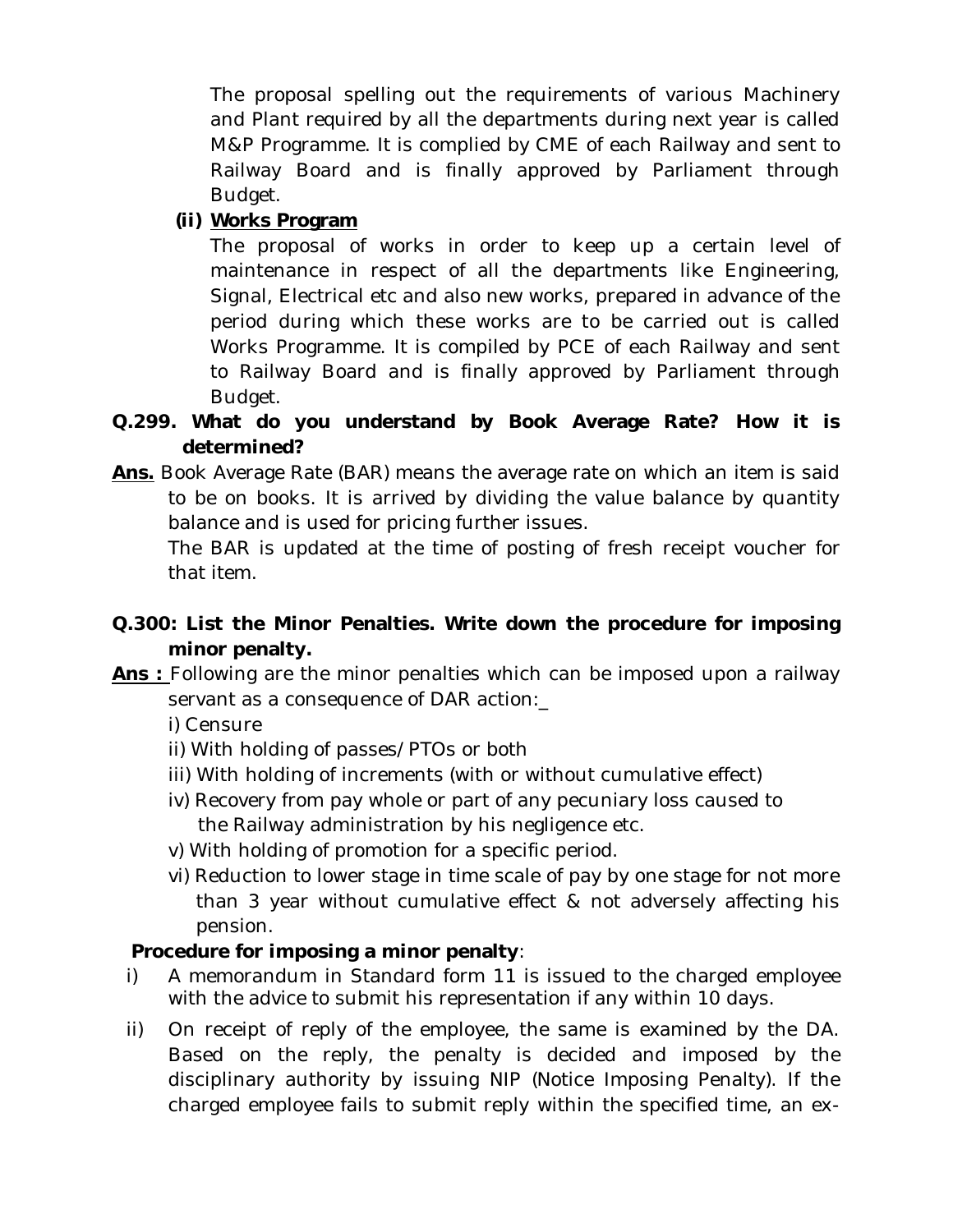The proposal spelling out the requirements of various Machinery and Plant required by all the departments during next year is called M&P Programme. It is complied by CME of each Railway and sent to Railway Board and is finally approved by Parliament through Budget.

**(ii) <u>Works Program</u>**

The proposal of works in order to keep up a certain level of maintenance in respect of all the departments like Engineering, Signal, Electrical etc and also new works, prepared in advance of the period during which these works are to be carried out is called Works Programme. It is compiled by PCE of each Railway and sent to Railway Board and is finally approved by Parliament through Budget.

**Q.299. What do you understand by Book Average Rate? How it is determined?**

**<u>Ans.</u>** Book Average Rate (BAR) means the average rate on which an item is said to be on books. It is arrived by dividing the value balance by quantity balance and is used for pricing further issues.

The BAR is updated at the time of posting of fresh receipt voucher for that item.

**Q.300: List the Minor Penalties. Write down the procedure for imposing minor penalty.**

**<u>Ans :</u>** Following are the minor penalties which can be imposed upon a railway servant as a consequence of DAR action:_

i) Censure
ii) With holding of passes/PTOs or both
iii) With holding of increments (with or without cumulative effect)
iv) Recovery from pay whole or part of any pecuniary loss caused to the Railway administration by his negligence etc.
v) With holding of promotion for a specific period.
vi) Reduction to lower stage in time scale of pay by one stage for not more than 3 year without cumulative effect & not adversely affecting his pension.

**Procedure for imposing a minor penalty**:

i) A memorandum in Standard form 11 is issued to the charged employee with the advice to submit his representation if any within 10 days.

ii) On receipt of reply of the employee, the same is examined by the DA. Based on the reply, the penalty is decided and imposed by the disciplinary authority by issuing NIP (Notice Imposing Penalty). If the charged employee fails to submit reply within the specified time, an ex-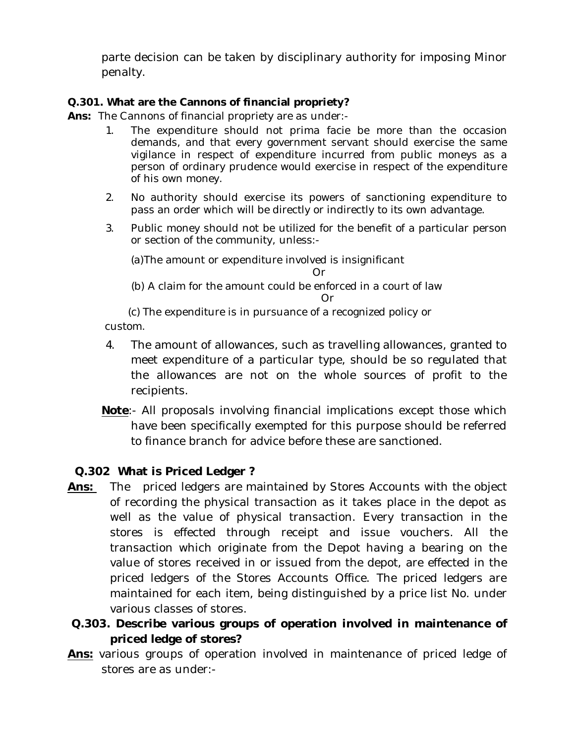parte decision can be taken by disciplinary authority for imposing Minor penalty.

**Q.301. What are the Cannons of financial propriety?**

**Ans:** The Cannons of financial propriety are as under:-

1. The expenditure should not prima facie be more than the occasion demands, and that every government servant should exercise the same vigilance in respect of expenditure incurred from public moneys as a person of ordinary prudence would exercise in respect of the expenditure of his own money.
2. No authority should exercise its powers of sanctioning expenditure to pass an order which will be directly or indirectly to its own advantage.
3. Public money should not be utilized for the benefit of a particular person or section of the community, unless:-

   (a)The amount or expenditure involved is insignificant

   Or

   (b) A claim for the amount could be enforced in a court of law

   Or

   (c) The expenditure is in pursuance of a recognized policy or custom.
4. The amount of allowances, such as travelling allowances, granted to meet expenditure of a particular type, should be so regulated that the allowances are not on the whole sources of profit to the recipients.

**Note**:- All proposals involving financial implications except those which have been specifically exempted for this purpose should be referred to finance branch for advice before these are sanctioned.

**Q.302 What is Priced Ledger ?**

**Ans:** The priced ledgers are maintained by Stores Accounts with the object of recording the physical transaction as it takes place in the depot as well as the value of physical transaction. Every transaction in the stores is effected through receipt and issue vouchers. All the transaction which originate from the Depot having a bearing on the value of stores received in or issued from the depot, are effected in the priced ledgers of the Stores Accounts Office. The priced ledgers are maintained for each item, being distinguished by a price list No. under various classes of stores.

**Q.303. Describe various groups of operation involved in maintenance of priced ledge of stores?**

**Ans:** various groups of operation involved in maintenance of priced ledge of stores are as under:-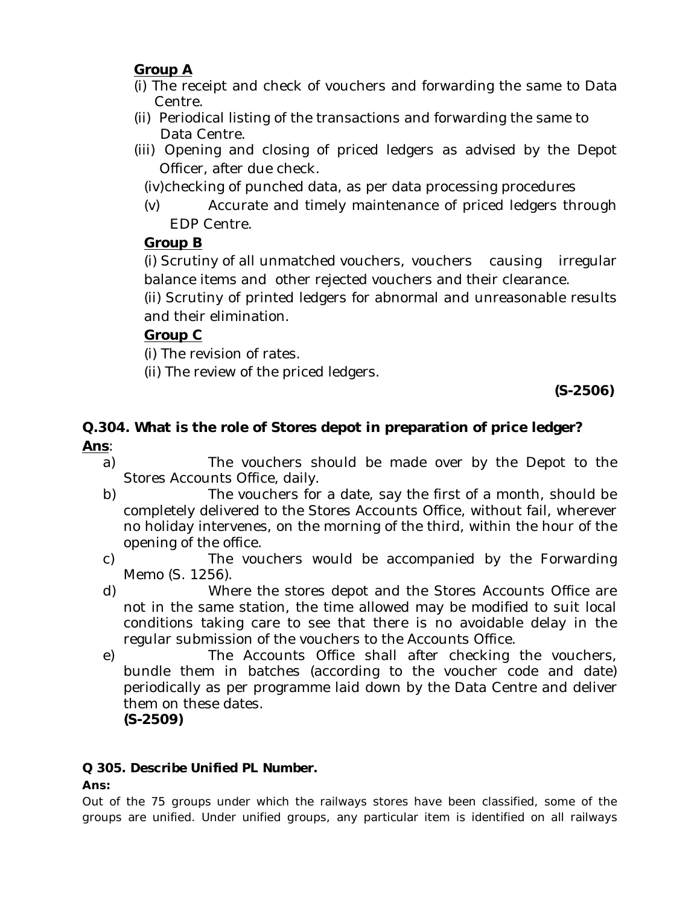**Group A**

(i) The receipt and check of vouchers and forwarding the same to Data Centre.

(ii) Periodical listing of the transactions and forwarding the same to Data Centre.

(iii) Opening and closing of priced ledgers as advised by the Depot Officer, after due check.

(iv)checking of punched data, as per data processing procedures

(v) Accurate and timely maintenance of priced ledgers through EDP Centre.

**Group B**

(i) Scrutiny of all unmatched vouchers, vouchers causing irregular balance items and other rejected vouchers and their clearance.

(ii) Scrutiny of printed ledgers for abnormal and unreasonable results and their elimination.

**Group C**

(i) The revision of rates.

(ii) The review of the priced ledgers.

**(S-2506)**

**Q.304. What is the role of Stores depot in preparation of price ledger?**

**Ans**:

a) The vouchers should be made over by the Depot to the Stores Accounts Office, daily.

b) The vouchers for a date, say the first of a month, should be completely delivered to the Stores Accounts Office, without fail, wherever no holiday intervenes, on the morning of the third, within the hour of the opening of the office.

c) The vouchers would be accompanied by the Forwarding Memo (S. 1256).

d) Where the stores depot and the Stores Accounts Office are not in the same station, the time allowed may be modified to suit local conditions taking care to see that there is no avoidable delay in the regular submission of the vouchers to the Accounts Office.

e) The Accounts Office shall after checking the vouchers, bundle them in batches (according to the voucher code and date) periodically as per programme laid down by the Data Centre and deliver them on these dates.
**(S-2509)**

**Q 305. Describe Unified PL Number.**

**Ans:**

Out of the 75 groups under which the railways stores have been classified, some of the groups are unified. Under unified groups, any particular item is identified on all railways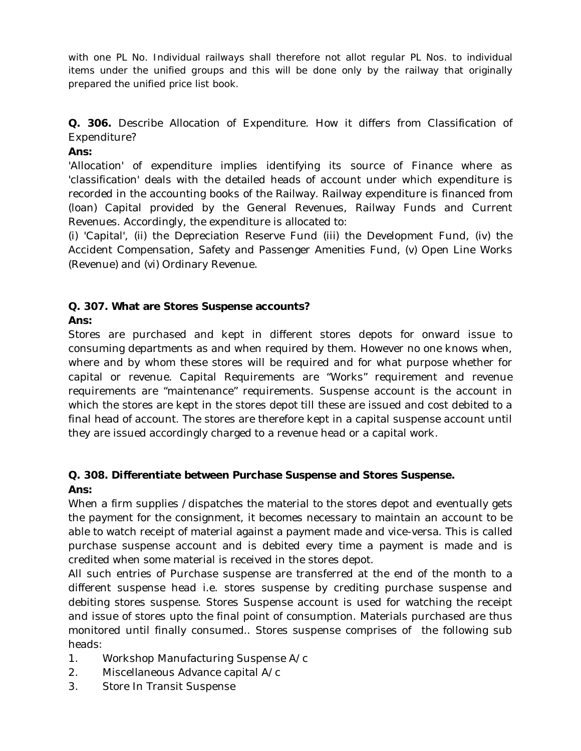with one PL No. Individual railways shall therefore not allot regular PL Nos. to individual items under the unified groups and this will be done only by the railway that originally prepared the unified price list book.

**Q. 306.** Describe Allocation of Expenditure. How it differs from Classification of Expenditure?

**Ans:**

'Allocation' of expenditure implies identifying its source of Finance where as 'classification' deals with the detailed heads of account under which expenditure is recorded in the accounting books of the Railway. Railway expenditure is financed from (loan) Capital provided by the General Revenues, Railway Funds and Current Revenues. Accordingly, the expenditure is allocated to:

(i) 'Capital', (ii) the Depreciation Reserve Fund (iii) the Development Fund, (iv) the Accident Compensation, Safety and Passenger Amenities Fund, (v) Open Line Works (Revenue) and (vi) Ordinary Revenue.

**Q. 307. What are Stores Suspense accounts?**

**Ans:**

Stores are purchased and kept in different stores depots for onward issue to consuming departments as and when required by them. However no one knows when, where and by whom these stores will be required and for what purpose whether for capital or revenue. Capital Requirements are "Works" requirement and revenue requirements are "maintenance" requirements. Suspense account is the account in which the stores are kept in the stores depot till these are issued and cost debited to a final head of account. The stores are therefore kept in a capital suspense account until they are issued accordingly charged to a revenue head or a capital work.

**Q. 308. Differentiate between Purchase Suspense and Stores Suspense.**

**Ans:**

When a firm supplies / dispatches the material to the stores depot and eventually gets the payment for the consignment, it becomes necessary to maintain an account to be able to watch receipt of material against a payment made and vice-versa. This is called purchase suspense account and is debited every time a payment is made and is credited when some material is received in the stores depot.

All such entries of Purchase suspense are transferred at the end of the month to a different suspense head i.e. stores suspense by crediting purchase suspense and debiting stores suspense. Stores Suspense account is used for watching the receipt and issue of stores upto the final point of consumption. Materials purchased are thus monitored until finally consumed.. Stores suspense comprises of the following sub heads:

1. Workshop Manufacturing Suspense A/c
2. Miscellaneous Advance capital A/c
3. Store In Transit Suspense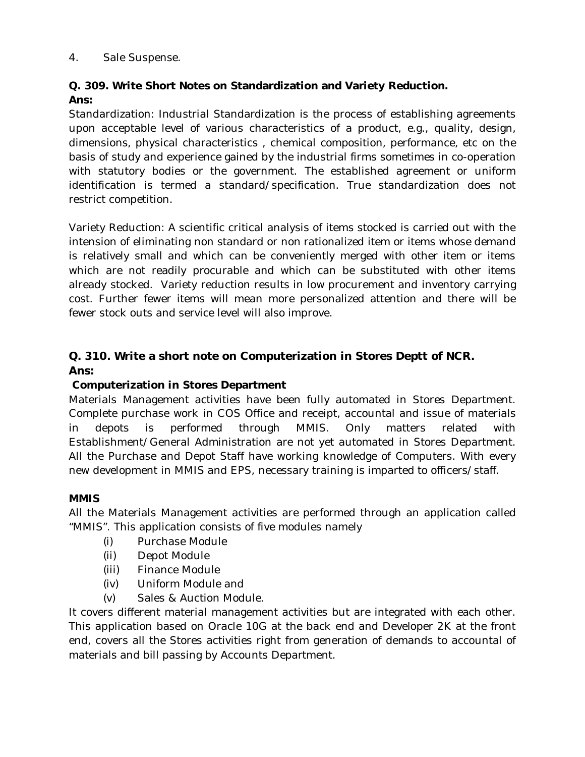4. Sale Suspense.

**Q. 309. Write Short Notes on Standardization and Variety Reduction.**
**Ans:**

Standardization: Industrial Standardization is the process of establishing agreements upon acceptable level of various characteristics of a product, e.g., quality, design, dimensions, physical characteristics , chemical composition, performance, etc on the basis of study and experience gained by the industrial firms sometimes in co-operation with statutory bodies or the government. The established agreement or uniform identification is termed a standard/specification. True standardization does not restrict competition.

Variety Reduction: A scientific critical analysis of items stocked is carried out with the intension of eliminating non standard or non rationalized item or items whose demand is relatively small and which can be conveniently merged with other item or items which are not readily procurable and which can be substituted with other items already stocked. Variety reduction results in low procurement and inventory carrying cost. Further fewer items will mean more personalized attention and there will be fewer stock outs and service level will also improve.

**Q. 310. Write a short note on Computerization in Stores Deptt of NCR.**
**Ans:**

**Computerization in Stores Department**

Materials Management activities have been fully automated in Stores Department. Complete purchase work in COS Office and receipt, accountal and issue of materials in depots is performed through MMIS. Only matters related with Establishment/General Administration are not yet automated in Stores Department. All the Purchase and Depot Staff have working knowledge of Computers. With every new development in MMIS and EPS, necessary training is imparted to officers/staff.

**MMIS**

All the Materials Management activities are performed through an application called "MMIS". This application consists of five modules namely

(i) Purchase Module
(ii) Depot Module
(iii) Finance Module
(iv) Uniform Module and
(v) Sales & Auction Module.

It covers different material management activities but are integrated with each other. This application based on Oracle 10G at the back end and Developer 2K at the front end, covers all the Stores activities right from generation of demands to accountal of materials and bill passing by Accounts Department.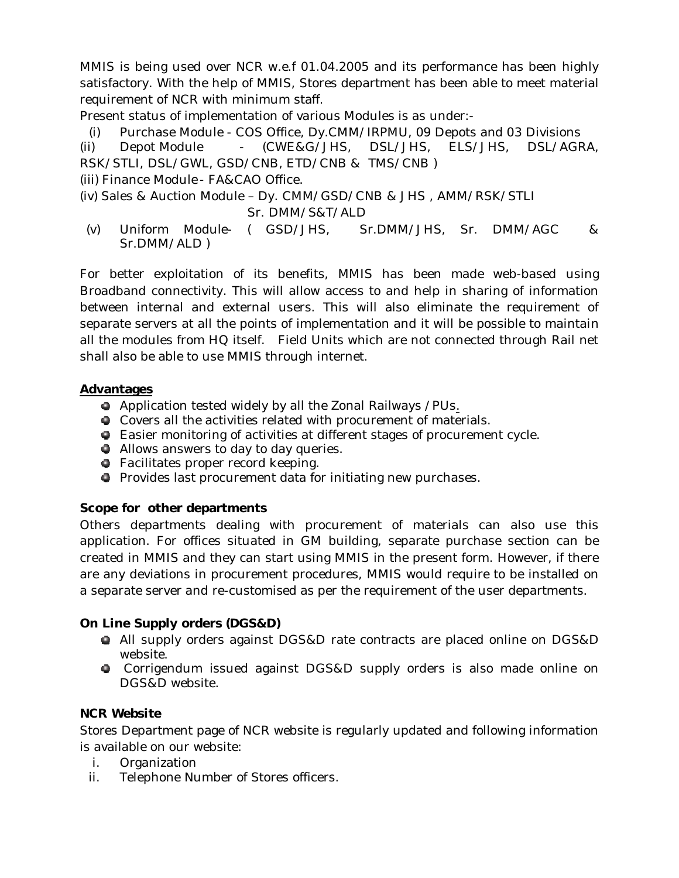MMIS is being used over NCR w.e.f 01.04.2005 and its performance has been highly satisfactory. With the help of MMIS, Stores department has been able to meet material requirement of NCR with minimum staff.

Present status of implementation of various Modules is as under:-

(i) Purchase Module - COS Office, Dy.CMM/IRPMU, 09 Depots and 03 Divisions

(ii) Depot Module - (CWE&G/JHS, DSL/JHS, ELS/JHS, DSL/AGRA, RSK/STLI, DSL/GWL, GSD/CNB, ETD/CNB & TMS/CNB )

(iii) Finance Module - FA&CAO Office.

(iv) Sales & Auction Module – Dy. CMM/GSD/CNB & JHS , AMM/RSK/STLI Sr. DMM/S&T/ALD

(v) Uniform Module- ( GSD/JHS, Sr.DMM/JHS, Sr. DMM/AGC & Sr.DMM/ALD )

For better exploitation of its benefits, MMIS has been made web-based using Broadband connectivity. This will allow access to and help in sharing of information between internal and external users. This will also eliminate the requirement of separate servers at all the points of implementation and it will be possible to maintain all the modules from HQ itself. Field Units which are not connected through Rail net shall also be able to use MMIS through internet.

**Advantages**

- Application tested widely by all the Zonal Railways /PUs.
- Covers all the activities related with procurement of materials.
- Easier monitoring of activities at different stages of procurement cycle.
- Allows answers to day to day queries.
- Facilitates proper record keeping.
- Provides last procurement data for initiating new purchases.

**Scope for other departments**

Others departments dealing with procurement of materials can also use this application. For offices situated in GM building, separate purchase section can be created in MMIS and they can start using MMIS in the present form. However, if there are any deviations in procurement procedures, MMIS would require to be installed on a separate server and re-customised as per the requirement of the user departments.

**On Line Supply orders (DGS&D)**

- All supply orders against DGS&D rate contracts are placed online on DGS&D website.
- Corrigendum issued against DGS&D supply orders is also made online on DGS&D website.

**NCR Website**

Stores Department page of NCR website is regularly updated and following information is available on our website:

i. Organization
ii. Telephone Number of Stores officers.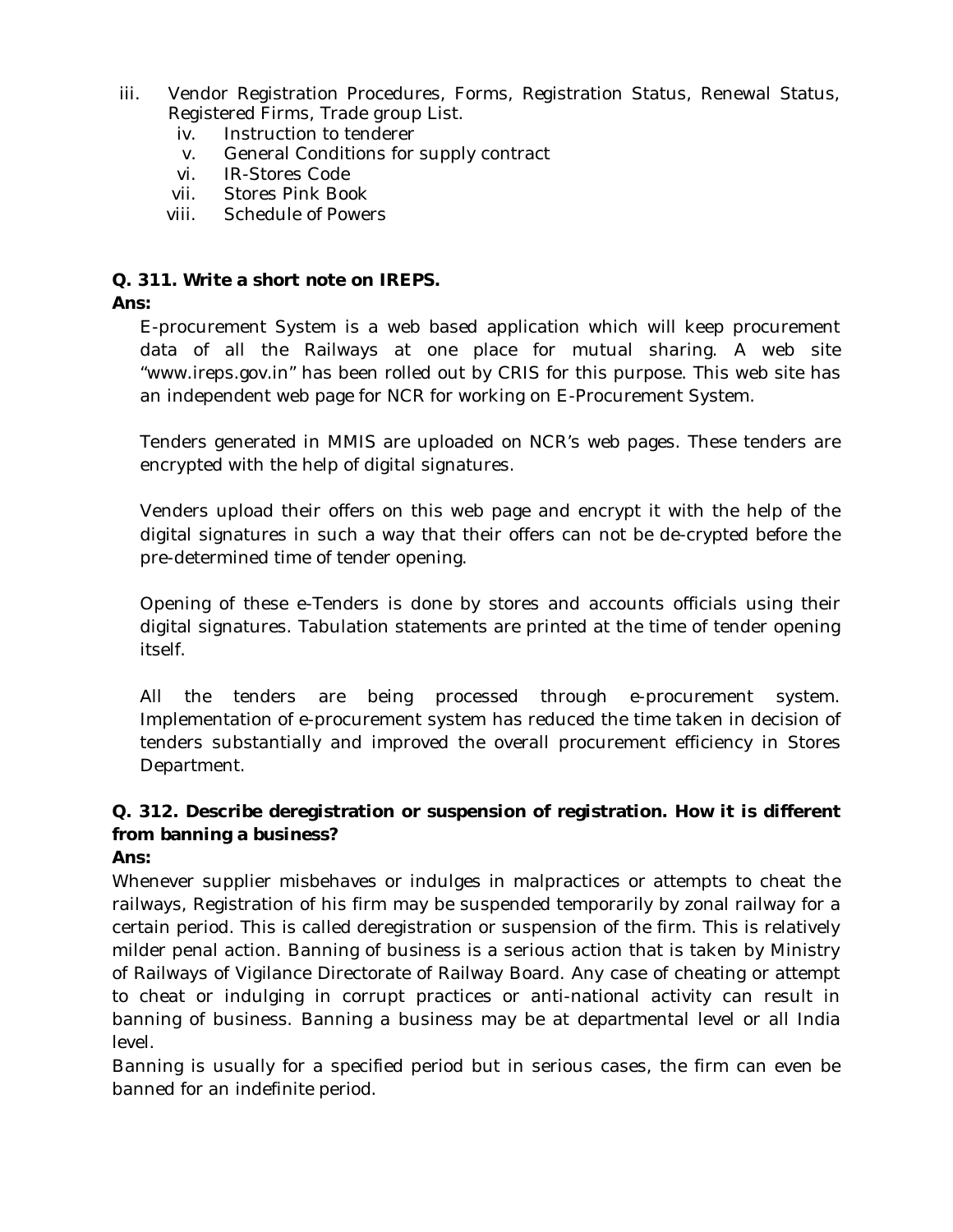iii. Vendor Registration Procedures, Forms, Registration Status, Renewal Status, Registered Firms, Trade group List.
iv. Instruction to tenderer
v. General Conditions for supply contract
vi. IR-Stores Code
vii. Stores Pink Book
viii. Schedule of Powers

**Q. 311. Write a short note on IREPS.**

**Ans:**

E-procurement System is a web based application which will keep procurement data of all the Railways at one place for mutual sharing. A web site "www.ireps.gov.in" has been rolled out by CRIS for this purpose. This web site has an independent web page for NCR for working on E-Procurement System.

Tenders generated in MMIS are uploaded on NCR's web pages. These tenders are encrypted with the help of digital signatures.

Venders upload their offers on this web page and encrypt it with the help of the digital signatures in such a way that their offers can not be de-crypted before the pre-determined time of tender opening.

Opening of these e-Tenders is done by stores and accounts officials using their digital signatures. Tabulation statements are printed at the time of tender opening itself.

All the tenders are being processed through e-procurement system. Implementation of e-procurement system has reduced the time taken in decision of tenders substantially and improved the overall procurement efficiency in Stores Department.

**Q. 312. Describe deregistration or suspension of registration. How it is different from banning a business?**

**Ans:**

Whenever supplier misbehaves or indulges in malpractices or attempts to cheat the railways, Registration of his firm may be suspended temporarily by zonal railway for a certain period. This is called deregistration or suspension of the firm. This is relatively milder penal action. Banning of business is a serious action that is taken by Ministry of Railways of Vigilance Directorate of Railway Board. Any case of cheating or attempt to cheat or indulging in corrupt practices or anti-national activity can result in banning of business. Banning a business may be at departmental level or all India level.

Banning is usually for a specified period but in serious cases, the firm can even be banned for an indefinite period.